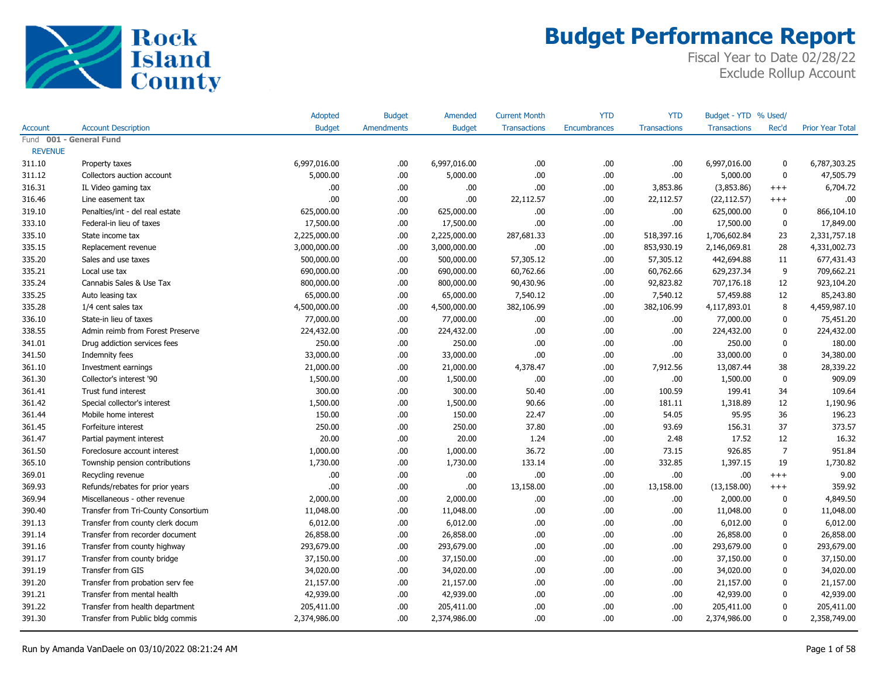# Budget Performance Report

Fiscal Year to Date 02/28/22
Exclude Rollup Account

| Account | Account Description | Adopted Budget | Budget Amendments | Amended Budget | Current Month Transactions | YTD Encumbrances | YTD Transactions | Budget - YTD Transactions | % Used/ Rec'd | Prior Year Total |
|---|---|---|---|---|---|---|---|---|---|---|
| Fund **001 - General Fund** | | | | | | | | | | |
| REVENUE | | | | | | | | | | |
| 311.10 | Property taxes | 6,997,016.00 | .00 | 6,997,016.00 | .00 | .00 | .00 | 6,997,016.00 | 0 | 6,787,303.25 |
| 311.12 | Collectors auction account | 5,000.00 | .00 | 5,000.00 | .00 | .00 | .00 | 5,000.00 | 0 | 47,505.79 |
| 316.31 | IL Video gaming tax | .00 | .00 | .00 | .00 | .00 | 3,853.86 | (3,853.86) | +++ | 6,704.72 |
| 316.46 | Line easement tax | .00 | .00 | .00 | 22,112.57 | .00 | 22,112.57 | (22,112.57) | +++ | .00 |
| 319.10 | Penalties/int - del real estate | 625,000.00 | .00 | 625,000.00 | .00 | .00 | .00 | 625,000.00 | 0 | 866,104.10 |
| 333.10 | Federal-in lieu of taxes | 17,500.00 | .00 | 17,500.00 | .00 | .00 | .00 | 17,500.00 | 0 | 17,849.00 |
| 335.10 | State income tax | 2,225,000.00 | .00 | 2,225,000.00 | 287,681.33 | .00 | 518,397.16 | 1,706,602.84 | 23 | 2,331,757.18 |
| 335.15 | Replacement revenue | 3,000,000.00 | .00 | 3,000,000.00 | .00 | .00 | 853,930.19 | 2,146,069.81 | 28 | 4,331,002.73 |
| 335.20 | Sales and use taxes | 500,000.00 | .00 | 500,000.00 | 57,305.12 | .00 | 57,305.12 | 442,694.88 | 11 | 677,431.43 |
| 335.21 | Local use tax | 690,000.00 | .00 | 690,000.00 | 60,762.66 | .00 | 60,762.66 | 629,237.34 | 9 | 709,662.21 |
| 335.24 | Cannabis Sales & Use Tax | 800,000.00 | .00 | 800,000.00 | 90,430.96 | .00 | 92,823.82 | 707,176.18 | 12 | 923,104.20 |
| 335.25 | Auto leasing tax | 65,000.00 | .00 | 65,000.00 | 7,540.12 | .00 | 7,540.12 | 57,459.88 | 12 | 85,243.80 |
| 335.28 | 1/4 cent sales tax | 4,500,000.00 | .00 | 4,500,000.00 | 382,106.99 | .00 | 382,106.99 | 4,117,893.01 | 8 | 4,459,987.10 |
| 336.10 | State-in lieu of taxes | 77,000.00 | .00 | 77,000.00 | .00 | .00 | .00 | 77,000.00 | 0 | 75,451.20 |
| 338.55 | Admin reimb from Forest Preserve | 224,432.00 | .00 | 224,432.00 | .00 | .00 | .00 | 224,432.00 | 0 | 224,432.00 |
| 341.01 | Drug addiction services fees | 250.00 | .00 | 250.00 | .00 | .00 | .00 | 250.00 | 0 | 180.00 |
| 341.50 | Indemnity fees | 33,000.00 | .00 | 33,000.00 | .00 | .00 | .00 | 33,000.00 | 0 | 34,380.00 |
| 361.10 | Investment earnings | 21,000.00 | .00 | 21,000.00 | 4,378.47 | .00 | 7,912.56 | 13,087.44 | 38 | 28,339.22 |
| 361.30 | Collector's interest '90 | 1,500.00 | .00 | 1,500.00 | .00 | .00 | .00 | 1,500.00 | 0 | 909.09 |
| 361.41 | Trust fund interest | 300.00 | .00 | 300.00 | 50.40 | .00 | 100.59 | 199.41 | 34 | 109.64 |
| 361.42 | Special collector's interest | 1,500.00 | .00 | 1,500.00 | 90.66 | .00 | 181.11 | 1,318.89 | 12 | 1,190.96 |
| 361.44 | Mobile home interest | 150.00 | .00 | 150.00 | 22.47 | .00 | 54.05 | 95.95 | 36 | 196.23 |
| 361.45 | Forfeiture interest | 250.00 | .00 | 250.00 | 37.80 | .00 | 93.69 | 156.31 | 37 | 373.57 |
| 361.47 | Partial payment interest | 20.00 | .00 | 20.00 | 1.24 | .00 | 2.48 | 17.52 | 12 | 16.32 |
| 361.50 | Foreclosure account interest | 1,000.00 | .00 | 1,000.00 | 36.72 | .00 | 73.15 | 926.85 | 7 | 951.84 |
| 365.10 | Township pension contributions | 1,730.00 | .00 | 1,730.00 | 133.14 | .00 | 332.85 | 1,397.15 | 19 | 1,730.82 |
| 369.01 | Recycling revenue | .00 | .00 | .00 | .00 | .00 | .00 | .00 | +++ | 9.00 |
| 369.93 | Refunds/rebates for prior years | .00 | .00 | .00 | 13,158.00 | .00 | 13,158.00 | (13,158.00) | +++ | 359.92 |
| 369.94 | Miscellaneous - other revenue | 2,000.00 | .00 | 2,000.00 | .00 | .00 | .00 | 2,000.00 | 0 | 4,849.50 |
| 390.40 | Transfer from Tri-County Consortium | 11,048.00 | .00 | 11,048.00 | .00 | .00 | .00 | 11,048.00 | 0 | 11,048.00 |
| 391.13 | Transfer from county clerk docum | 6,012.00 | .00 | 6,012.00 | .00 | .00 | .00 | 6,012.00 | 0 | 6,012.00 |
| 391.14 | Transfer from recorder document | 26,858.00 | .00 | 26,858.00 | .00 | .00 | .00 | 26,858.00 | 0 | 26,858.00 |
| 391.16 | Transfer from county highway | 293,679.00 | .00 | 293,679.00 | .00 | .00 | .00 | 293,679.00 | 0 | 293,679.00 |
| 391.17 | Transfer from county bridge | 37,150.00 | .00 | 37,150.00 | .00 | .00 | .00 | 37,150.00 | 0 | 37,150.00 |
| 391.19 | Transfer from GIS | 34,020.00 | .00 | 34,020.00 | .00 | .00 | .00 | 34,020.00 | 0 | 34,020.00 |
| 391.20 | Transfer from probation serv fee | 21,157.00 | .00 | 21,157.00 | .00 | .00 | .00 | 21,157.00 | 0 | 21,157.00 |
| 391.21 | Transfer from mental health | 42,939.00 | .00 | 42,939.00 | .00 | .00 | .00 | 42,939.00 | 0 | 42,939.00 |
| 391.22 | Transfer from health department | 205,411.00 | .00 | 205,411.00 | .00 | .00 | .00 | 205,411.00 | 0 | 205,411.00 |
| 391.30 | Transfer from Public bldg commis | 2,374,986.00 | .00 | 2,374,986.00 | .00 | .00 | .00 | 2,374,986.00 | 0 | 2,358,749.00 |

Run by Amanda VanDaele on 03/10/2022 08:21:24 AM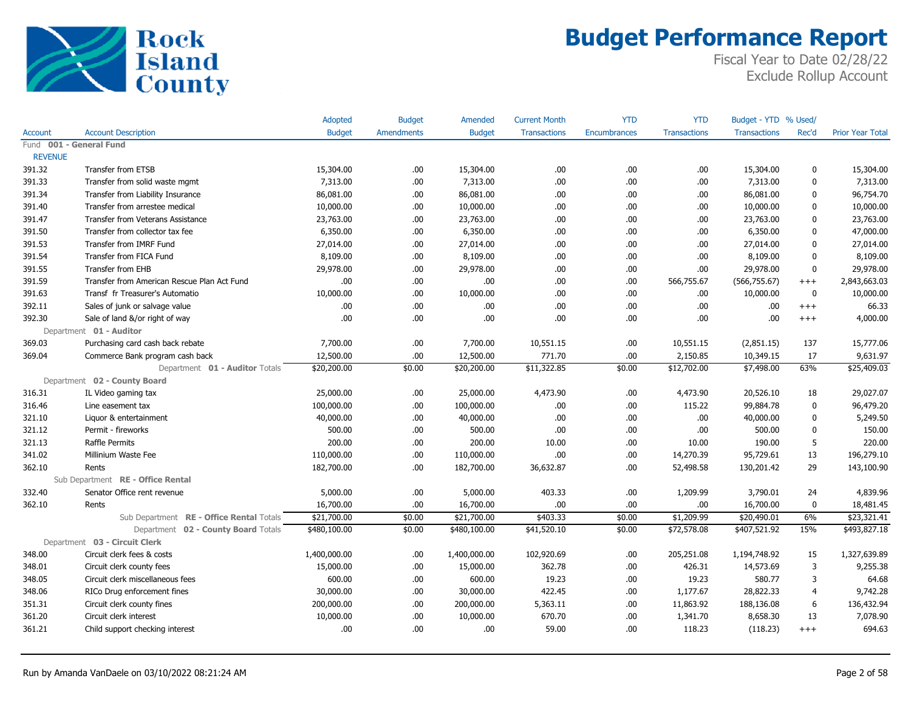# Budget Performance Report

Fiscal Year to Date 02/28/22
Exclude Rollup Account

| Account | Account Description | Adopted Budget | Budget Amendments | Amended Budget | Current Month Transactions | YTD Encumbrances | YTD Transactions | Budget - YTD Transactions | % Used/ Rec'd | Prior Year Total |
|---|---|---|---|---|---|---|---|---|---|---|
| Fund **001 - General Fund** | | | | | | | | | | |
| REVENUE | | | | | | | | | | |
| 391.32 | Transfer from ETSB | 15,304.00 | .00 | 15,304.00 | .00 | .00 | .00 | 15,304.00 | 0 | 15,304.00 |
| 391.33 | Transfer from solid waste mgmt | 7,313.00 | .00 | 7,313.00 | .00 | .00 | .00 | 7,313.00 | 0 | 7,313.00 |
| 391.34 | Transfer from Liability Insurance | 86,081.00 | .00 | 86,081.00 | .00 | .00 | .00 | 86,081.00 | 0 | 96,754.70 |
| 391.40 | Transfer from arrestee medical | 10,000.00 | .00 | 10,000.00 | .00 | .00 | .00 | 10,000.00 | 0 | 10,000.00 |
| 391.47 | Transfer from Veterans Assistance | 23,763.00 | .00 | 23,763.00 | .00 | .00 | .00 | 23,763.00 | 0 | 23,763.00 |
| 391.50 | Transfer from collector tax fee | 6,350.00 | .00 | 6,350.00 | .00 | .00 | .00 | 6,350.00 | 0 | 47,000.00 |
| 391.53 | Transfer from IMRF Fund | 27,014.00 | .00 | 27,014.00 | .00 | .00 | .00 | 27,014.00 | 0 | 27,014.00 |
| 391.54 | Transfer from FICA Fund | 8,109.00 | .00 | 8,109.00 | .00 | .00 | .00 | 8,109.00 | 0 | 8,109.00 |
| 391.55 | Transfer from EHB | 29,978.00 | .00 | 29,978.00 | .00 | .00 | .00 | 29,978.00 | 0 | 29,978.00 |
| 391.59 | Transfer from American Rescue Plan Act Fund | .00 | .00 | .00 | .00 | .00 | 566,755.67 | (566,755.67) | +++ | 2,843,663.03 |
| 391.63 | Transf fr Treasurer's Automatio | 10,000.00 | .00 | 10,000.00 | .00 | .00 | .00 | 10,000.00 | 0 | 10,000.00 |
| 392.11 | Sales of junk or salvage value | .00 | .00 | .00 | .00 | .00 | .00 | .00 | +++ | 66.33 |
| 392.30 | Sale of land &/or right of way | .00 | .00 | .00 | .00 | .00 | .00 | .00 | +++ | 4,000.00 |
| Department **01 - Auditor** | | | | | | | | | | |
| 369.03 | Purchasing card cash back rebate | 7,700.00 | .00 | 7,700.00 | 10,551.15 | .00 | 10,551.15 | (2,851.15) | 137 | 15,777.06 |
| 369.04 | Commerce Bank program cash back | 12,500.00 | .00 | 12,500.00 | 771.70 | .00 | 2,150.85 | 10,349.15 | 17 | 9,631.97 |
| | Department **01 - Auditor** Totals | $20,200.00 | $0.00 | $20,200.00 | $11,322.85 | $0.00 | $12,702.00 | $7,498.00 | 63% | $25,409.03 |
| Department **02 - County Board** | | | | | | | | | | |
| 316.31 | IL Video gaming tax | 25,000.00 | .00 | 25,000.00 | 4,473.90 | .00 | 4,473.90 | 20,526.10 | 18 | 29,027.07 |
| 316.46 | Line easement tax | 100,000.00 | .00 | 100,000.00 | .00 | .00 | 115.22 | 99,884.78 | 0 | 96,479.20 |
| 321.10 | Liquor & entertainment | 40,000.00 | .00 | 40,000.00 | .00 | .00 | .00 | 40,000.00 | 0 | 5,249.50 |
| 321.12 | Permit - fireworks | 500.00 | .00 | 500.00 | .00 | .00 | .00 | 500.00 | 0 | 150.00 |
| 321.13 | Raffle Permits | 200.00 | .00 | 200.00 | 10.00 | .00 | 10.00 | 190.00 | 5 | 220.00 |
| 341.02 | Millinium Waste Fee | 110,000.00 | .00 | 110,000.00 | .00 | .00 | 14,270.39 | 95,729.61 | 13 | 196,279.10 |
| 362.10 | Rents | 182,700.00 | .00 | 182,700.00 | 36,632.87 | .00 | 52,498.58 | 130,201.42 | 29 | 143,100.90 |
| Sub Department **RE - Office Rental** | | | | | | | | | | |
| 332.40 | Senator Office rent revenue | 5,000.00 | .00 | 5,000.00 | 403.33 | .00 | 1,209.99 | 3,790.01 | 24 | 4,839.96 |
| 362.10 | Rents | 16,700.00 | .00 | 16,700.00 | .00 | .00 | .00 | 16,700.00 | 0 | 18,481.45 |
| | Sub Department **RE - Office Rental** Totals | $21,700.00 | $0.00 | $21,700.00 | $403.33 | $0.00 | $1,209.99 | $20,490.01 | 6% | $23,321.41 |
| | Department **02 - County Board** Totals | $480,100.00 | $0.00 | $480,100.00 | $41,520.10 | $0.00 | $72,578.08 | $407,521.92 | 15% | $493,827.18 |
| Department **03 - Circuit Clerk** | | | | | | | | | | |
| 348.00 | Circuit clerk fees & costs | 1,400,000.00 | .00 | 1,400,000.00 | 102,920.69 | .00 | 205,251.08 | 1,194,748.92 | 15 | 1,327,639.89 |
| 348.01 | Circuit clerk county fees | 15,000.00 | .00 | 15,000.00 | 362.78 | .00 | 426.31 | 14,573.69 | 3 | 9,255.38 |
| 348.05 | Circuit clerk miscellaneous fees | 600.00 | .00 | 600.00 | 19.23 | .00 | 19.23 | 580.77 | 3 | 64.68 |
| 348.06 | RICo Drug enforcement fines | 30,000.00 | .00 | 30,000.00 | 422.45 | .00 | 1,177.67 | 28,822.33 | 4 | 9,742.28 |
| 351.31 | Circuit clerk county fines | 200,000.00 | .00 | 200,000.00 | 5,363.11 | .00 | 11,863.92 | 188,136.08 | 6 | 136,432.94 |
| 361.20 | Circuit clerk interest | 10,000.00 | .00 | 10,000.00 | 670.70 | .00 | 1,341.70 | 8,658.30 | 13 | 7,078.90 |
| 361.21 | Child support checking interest | .00 | .00 | .00 | 59.00 | .00 | 118.23 | (118.23) | +++ | 694.63 |

Run by Amanda VanDaele on 03/10/2022 08:21:24 AM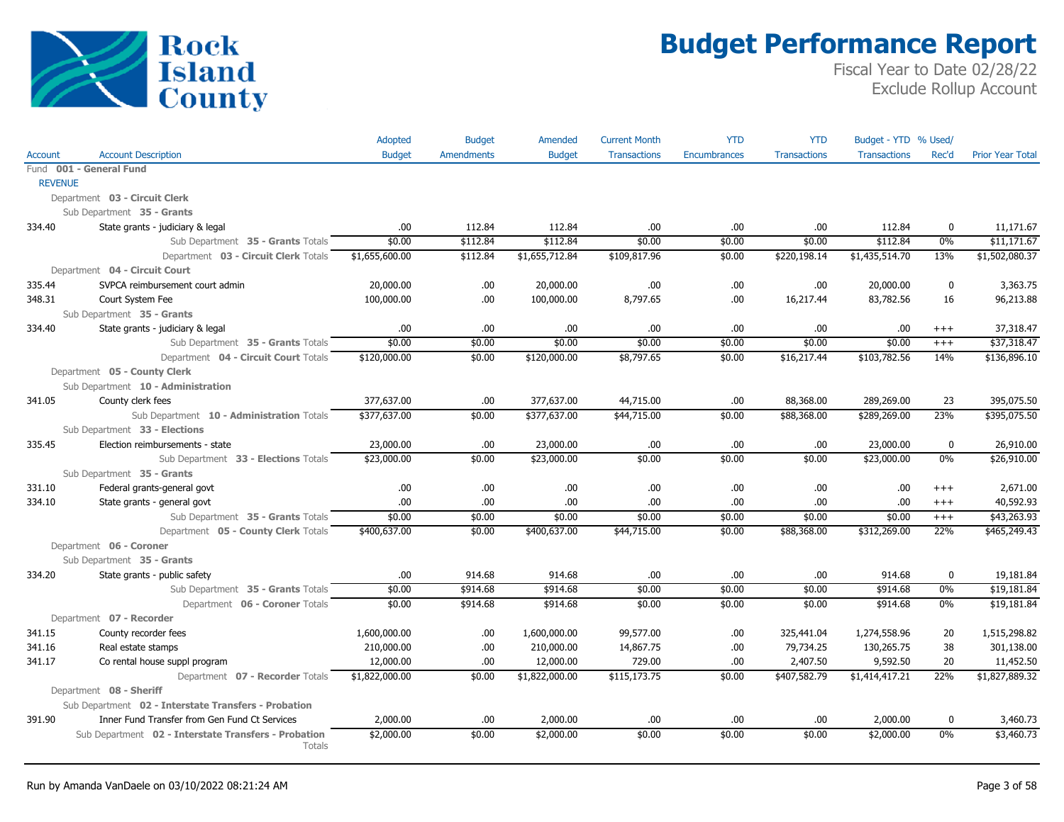# Budget Performance Report

Fiscal Year to Date 02/28/22
Exclude Rollup Account

| Account | Account Description | Adopted Budget | Budget Amendments | Amended Budget | Current Month Transactions | YTD Encumbrances | YTD Transactions | Budget - YTD Transactions | % Used/ Rec'd | Prior Year Total |
|---|---|---|---|---|---|---|---|---|---|---|
| Fund **001 - General Fund** | | | | | | | | | | |
| REVENUE | | | | | | | | | | |
| Department **03 - Circuit Clerk** | | | | | | | | | | |
| Sub Department **35 - Grants** | | | | | | | | | | |
| 334.40 | State grants - judiciary & legal | .00 | 112.84 | 112.84 | .00 | .00 | .00 | 112.84 | 0 | 11,171.67 |
| | Sub Department **35 - Grants** Totals | $0.00 | $112.84 | $112.84 | $0.00 | $0.00 | $0.00 | $112.84 | 0% | $11,171.67 |
| | Department **03 - Circuit Clerk** Totals | $1,655,600.00 | $112.84 | $1,655,712.84 | $109,817.96 | $0.00 | $220,198.14 | $1,435,514.70 | 13% | $1,502,080.37 |
| Department **04 - Circuit Court** | | | | | | | | | | |
| 335.44 | SVPCA reimbursement court admin | 20,000.00 | .00 | 20,000.00 | .00 | .00 | .00 | 20,000.00 | 0 | 3,363.75 |
| 348.31 | Court System Fee | 100,000.00 | .00 | 100,000.00 | 8,797.65 | .00 | 16,217.44 | 83,782.56 | 16 | 96,213.88 |
| Sub Department **35 - Grants** | | | | | | | | | | |
| 334.40 | State grants - judiciary & legal | .00 | .00 | .00 | .00 | .00 | .00 | .00 | +++ | 37,318.47 |
| | Sub Department **35 - Grants** Totals | $0.00 | $0.00 | $0.00 | $0.00 | $0.00 | $0.00 | $0.00 | +++ | $37,318.47 |
| | Department **04 - Circuit Court** Totals | $120,000.00 | $0.00 | $120,000.00 | $8,797.65 | $0.00 | $16,217.44 | $103,782.56 | 14% | $136,896.10 |
| Department **05 - County Clerk** | | | | | | | | | | |
| Sub Department **10 - Administration** | | | | | | | | | | |
| 341.05 | County clerk fees | 377,637.00 | .00 | 377,637.00 | 44,715.00 | .00 | 88,368.00 | 289,269.00 | 23 | 395,075.50 |
| | Sub Department **10 - Administration** Totals | $377,637.00 | $0.00 | $377,637.00 | $44,715.00 | $0.00 | $88,368.00 | $289,269.00 | 23% | $395,075.50 |
| Sub Department **33 - Elections** | | | | | | | | | | |
| 335.45 | Election reimbursements - state | 23,000.00 | .00 | 23,000.00 | .00 | .00 | .00 | 23,000.00 | 0 | 26,910.00 |
| | Sub Department **33 - Elections** Totals | $23,000.00 | $0.00 | $23,000.00 | $0.00 | $0.00 | $0.00 | $23,000.00 | 0% | $26,910.00 |
| Sub Department **35 - Grants** | | | | | | | | | | |
| 331.10 | Federal grants-general govt | .00 | .00 | .00 | .00 | .00 | .00 | .00 | +++ | 2,671.00 |
| 334.10 | State grants - general govt | .00 | .00 | .00 | .00 | .00 | .00 | .00 | +++ | 40,592.93 |
| | Sub Department **35 - Grants** Totals | $0.00 | $0.00 | $0.00 | $0.00 | $0.00 | $0.00 | $0.00 | +++ | $43,263.93 |
| | Department **05 - County Clerk** Totals | $400,637.00 | $0.00 | $400,637.00 | $44,715.00 | $0.00 | $88,368.00 | $312,269.00 | 22% | $465,249.43 |
| Department **06 - Coroner** | | | | | | | | | | |
| Sub Department **35 - Grants** | | | | | | | | | | |
| 334.20 | State grants - public safety | .00 | 914.68 | 914.68 | .00 | .00 | .00 | 914.68 | 0 | 19,181.84 |
| | Sub Department **35 - Grants** Totals | $0.00 | $914.68 | $914.68 | $0.00 | $0.00 | $0.00 | $914.68 | 0% | $19,181.84 |
| | Department **06 - Coroner** Totals | $0.00 | $914.68 | $914.68 | $0.00 | $0.00 | $0.00 | $914.68 | 0% | $19,181.84 |
| Department **07 - Recorder** | | | | | | | | | | |
| 341.15 | County recorder fees | 1,600,000.00 | .00 | 1,600,000.00 | 99,577.00 | .00 | 325,441.04 | 1,274,558.96 | 20 | 1,515,298.82 |
| 341.16 | Real estate stamps | 210,000.00 | .00 | 210,000.00 | 14,867.75 | .00 | 79,734.25 | 130,265.75 | 38 | 301,138.00 |
| 341.17 | Co rental house suppl program | 12,000.00 | .00 | 12,000.00 | 729.00 | .00 | 2,407.50 | 9,592.50 | 20 | 11,452.50 |
| | Department **07 - Recorder** Totals | $1,822,000.00 | $0.00 | $1,822,000.00 | $115,173.75 | $0.00 | $407,582.79 | $1,414,417.21 | 22% | $1,827,889.32 |
| Department **08 - Sheriff** | | | | | | | | | | |
| Sub Department **02 - Interstate Transfers - Probation** | | | | | | | | | | |
| 391.90 | Inner Fund Transfer from Gen Fund Ct Services | 2,000.00 | .00 | 2,000.00 | .00 | .00 | .00 | 2,000.00 | 0 | 3,460.73 |
| | Sub Department **02 - Interstate Transfers - Probation** Totals | $2,000.00 | $0.00 | $2,000.00 | $0.00 | $0.00 | $0.00 | $2,000.00 | 0% | $3,460.73 |

Run by Amanda VanDaele on 03/10/2022 08:21:24 AM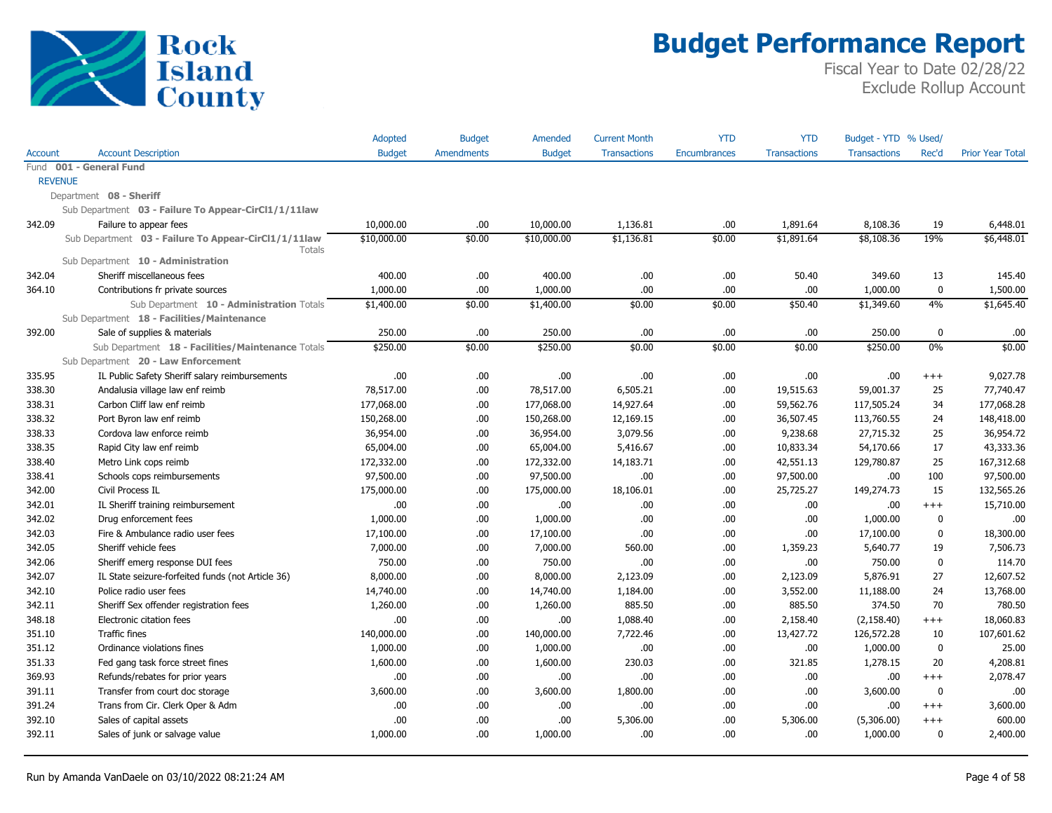# Budget Performance Report

Fiscal Year to Date 02/28/22
Exclude Rollup Account

Rock Island County

| Account | Account Description | Adopted Budget | Budget Amendments | Amended Budget | Current Month Transactions | YTD Encumbrances | YTD Transactions | Budget - YTD Transactions | % Used/ Rec'd | Prior Year Total |
|---|---|---|---|---|---|---|---|---|---|---|
| Fund **001 - General Fund** | | | | | | | | | | |
| REVENUE | | | | | | | | | | |
| Department **08 - Sheriff** | | | | | | | | | | |
| Sub Department **03 - Failure To Appear-CirCl1/1/11law** | | | | | | | | | | |
| 342.09 | Failure to appear fees | 10,000.00 | .00 | 10,000.00 | 1,136.81 | .00 | 1,891.64 | 8,108.36 | 19 | 6,448.01 |
| | Sub Department **03 - Failure To Appear-CirCl1/1/11law** Totals | $10,000.00 | $0.00 | $10,000.00 | $1,136.81 | $0.00 | $1,891.64 | $8,108.36 | 19% | $6,448.01 |
| Sub Department **10 - Administration** | | | | | | | | | | |
| 342.04 | Sheriff miscellaneous fees | 400.00 | .00 | 400.00 | .00 | .00 | 50.40 | 349.60 | 13 | 145.40 |
| 364.10 | Contributions fr private sources | 1,000.00 | .00 | 1,000.00 | .00 | .00 | .00 | 1,000.00 | 0 | 1,500.00 |
| | Sub Department **10 - Administration** Totals | $1,400.00 | $0.00 | $1,400.00 | $0.00 | $0.00 | $50.40 | $1,349.60 | 4% | $1,645.40 |
| Sub Department **18 - Facilities/Maintenance** | | | | | | | | | | |
| 392.00 | Sale of supplies & materials | 250.00 | .00 | 250.00 | .00 | .00 | .00 | 250.00 | 0 | .00 |
| | Sub Department **18 - Facilities/Maintenance** Totals | $250.00 | $0.00 | $250.00 | $0.00 | $0.00 | $0.00 | $250.00 | 0% | $0.00 |
| Sub Department **20 - Law Enforcement** | | | | | | | | | | |
| 335.95 | IL Public Safety Sheriff salary reimbursements | .00 | .00 | .00 | .00 | .00 | .00 | .00 | +++ | 9,027.78 |
| 338.30 | Andalusia village law enf reimb | 78,517.00 | .00 | 78,517.00 | 6,505.21 | .00 | 19,515.63 | 59,001.37 | 25 | 77,740.47 |
| 338.31 | Carbon Cliff law enf reimb | 177,068.00 | .00 | 177,068.00 | 14,927.64 | .00 | 59,562.76 | 117,505.24 | 34 | 177,068.28 |
| 338.32 | Port Byron law enf reimb | 150,268.00 | .00 | 150,268.00 | 12,169.15 | .00 | 36,507.45 | 113,760.55 | 24 | 148,418.00 |
| 338.33 | Cordova law enforce reimb | 36,954.00 | .00 | 36,954.00 | 3,079.56 | .00 | 9,238.68 | 27,715.32 | 25 | 36,954.72 |
| 338.35 | Rapid City law enf reimb | 65,004.00 | .00 | 65,004.00 | 5,416.67 | .00 | 10,833.34 | 54,170.66 | 17 | 43,333.36 |
| 338.40 | Metro Link cops reimb | 172,332.00 | .00 | 172,332.00 | 14,183.71 | .00 | 42,551.13 | 129,780.87 | 25 | 167,312.68 |
| 338.41 | Schools cops reimbursements | 97,500.00 | .00 | 97,500.00 | .00 | .00 | 97,500.00 | .00 | 100 | 97,500.00 |
| 342.00 | Civil Process IL | 175,000.00 | .00 | 175,000.00 | 18,106.01 | .00 | 25,725.27 | 149,274.73 | 15 | 132,565.26 |
| 342.01 | IL Sheriff training reimbursement | .00 | .00 | .00 | .00 | .00 | .00 | .00 | +++ | 15,710.00 |
| 342.02 | Drug enforcement fees | 1,000.00 | .00 | 1,000.00 | .00 | .00 | .00 | 1,000.00 | 0 | .00 |
| 342.03 | Fire & Ambulance radio user fees | 17,100.00 | .00 | 17,100.00 | .00 | .00 | .00 | 17,100.00 | 0 | 18,300.00 |
| 342.05 | Sheriff vehicle fees | 7,000.00 | .00 | 7,000.00 | 560.00 | .00 | 1,359.23 | 5,640.77 | 19 | 7,506.73 |
| 342.06 | Sheriff emerg response DUI fees | 750.00 | .00 | 750.00 | .00 | .00 | .00 | 750.00 | 0 | 114.70 |
| 342.07 | IL State seizure-forfeited funds (not Article 36) | 8,000.00 | .00 | 8,000.00 | 2,123.09 | .00 | 2,123.09 | 5,876.91 | 27 | 12,607.52 |
| 342.10 | Police radio user fees | 14,740.00 | .00 | 14,740.00 | 1,184.00 | .00 | 3,552.00 | 11,188.00 | 24 | 13,768.00 |
| 342.11 | Sheriff Sex offender registration fees | 1,260.00 | .00 | 1,260.00 | 885.50 | .00 | 885.50 | 374.50 | 70 | 780.50 |
| 348.18 | Electronic citation fees | .00 | .00 | .00 | 1,088.40 | .00 | 2,158.40 | (2,158.40) | +++ | 18,060.83 |
| 351.10 | Traffic fines | 140,000.00 | .00 | 140,000.00 | 7,722.46 | .00 | 13,427.72 | 126,572.28 | 10 | 107,601.62 |
| 351.12 | Ordinance violations fines | 1,000.00 | .00 | 1,000.00 | .00 | .00 | .00 | 1,000.00 | 0 | 25.00 |
| 351.33 | Fed gang task force street fines | 1,600.00 | .00 | 1,600.00 | 230.03 | .00 | 321.85 | 1,278.15 | 20 | 4,208.81 |
| 369.93 | Refunds/rebates for prior years | .00 | .00 | .00 | .00 | .00 | .00 | .00 | +++ | 2,078.47 |
| 391.11 | Transfer from court doc storage | 3,600.00 | .00 | 3,600.00 | 1,800.00 | .00 | .00 | 3,600.00 | 0 | .00 |
| 391.24 | Trans from Cir. Clerk Oper & Adm | .00 | .00 | .00 | .00 | .00 | .00 | .00 | +++ | 3,600.00 |
| 392.10 | Sales of capital assets | .00 | .00 | .00 | 5,306.00 | .00 | 5,306.00 | (5,306.00) | +++ | 600.00 |
| 392.11 | Sales of junk or salvage value | 1,000.00 | .00 | 1,000.00 | .00 | .00 | .00 | 1,000.00 | 0 | 2,400.00 |

Run by Amanda VanDaele on 03/10/2022 08:21:24 AM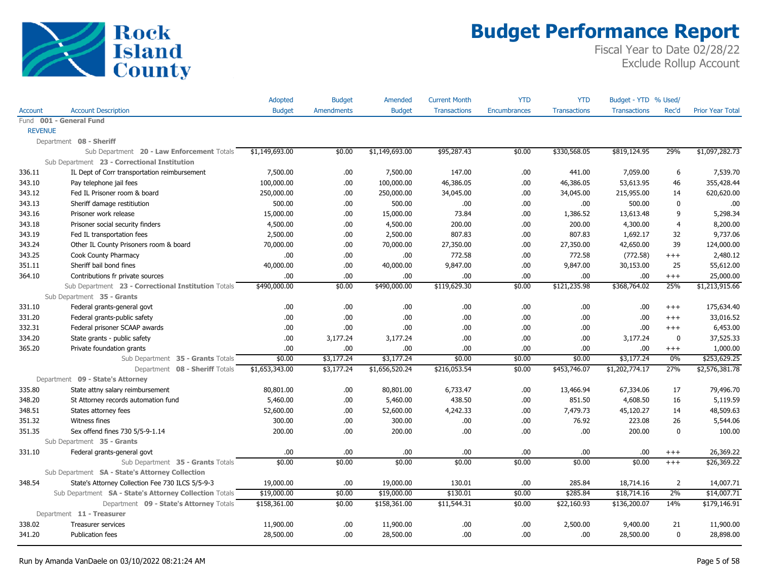# Budget Performance Report

Fiscal Year to Date 02/28/22
Exclude Rollup Account

| Account | Account Description | Adopted Budget | Budget Amendments | Amended Budget | Current Month Transactions | YTD Encumbrances | YTD Transactions | Budget - YTD Transactions | % Used/ Rec'd | Prior Year Total |
|---|---|---|---|---|---|---|---|---|---|---|
| Fund **001 - General Fund** | | | | | | | | | | |
| REVENUE | | | | | | | | | | |
| Department **08 - Sheriff** | | | | | | | | | | |
| | Sub Department **20 - Law Enforcement** Totals | $1,149,693.00 | $0.00 | $1,149,693.00 | $95,287.43 | $0.00 | $330,568.05 | $819,124.95 | 29% | $1,097,282.73 |
| Sub Department **23 - Correctional Institution** | | | | | | | | | | |
| 336.11 | IL Dept of Corr transportation reimbursement | 7,500.00 | .00 | 7,500.00 | 147.00 | .00 | 441.00 | 7,059.00 | 6 | 7,539.70 |
| 343.10 | Pay telephone jail fees | 100,000.00 | .00 | 100,000.00 | 46,386.05 | .00 | 46,386.05 | 53,613.95 | 46 | 355,428.44 |
| 343.12 | Fed IL Prisoner room & board | 250,000.00 | .00 | 250,000.00 | 34,045.00 | .00 | 34,045.00 | 215,955.00 | 14 | 620,620.00 |
| 343.13 | Sheriff damage restitiution | 500.00 | .00 | 500.00 | .00 | .00 | .00 | 500.00 | 0 | .00 |
| 343.16 | Prisoner work release | 15,000.00 | .00 | 15,000.00 | 73.84 | .00 | 1,386.52 | 13,613.48 | 9 | 5,298.34 |
| 343.18 | Prisoner social security finders | 4,500.00 | .00 | 4,500.00 | 200.00 | .00 | 200.00 | 4,300.00 | 4 | 8,200.00 |
| 343.19 | Fed IL transportation fees | 2,500.00 | .00 | 2,500.00 | 807.83 | .00 | 807.83 | 1,692.17 | 32 | 9,737.06 |
| 343.24 | Other IL County Prisoners room & board | 70,000.00 | .00 | 70,000.00 | 27,350.00 | .00 | 27,350.00 | 42,650.00 | 39 | 124,000.00 |
| 343.25 | Cook County Pharmacy | .00 | .00 | .00 | 772.58 | .00 | 772.58 | (772.58) | +++ | 2,480.12 |
| 351.11 | Sheriff bail bond fines | 40,000.00 | .00 | 40,000.00 | 9,847.00 | .00 | 9,847.00 | 30,153.00 | 25 | 55,612.00 |
| 364.10 | Contributions fr private sources | .00 | .00 | .00 | .00 | .00 | .00 | .00 | +++ | 25,000.00 |
| | Sub Department **23 - Correctional Institution** Totals | $490,000.00 | $0.00 | $490,000.00 | $119,629.30 | $0.00 | $121,235.98 | $368,764.02 | 25% | $1,213,915.66 |
| Sub Department **35 - Grants** | | | | | | | | | | |
| 331.10 | Federal grants-general govt | .00 | .00 | .00 | .00 | .00 | .00 | .00 | +++ | 175,634.40 |
| 331.20 | Federal grants-public safety | .00 | .00 | .00 | .00 | .00 | .00 | .00 | +++ | 33,016.52 |
| 332.31 | Federal prisoner SCAAP awards | .00 | .00 | .00 | .00 | .00 | .00 | .00 | +++ | 6,453.00 |
| 334.20 | State grants - public safety | .00 | 3,177.24 | 3,177.24 | .00 | .00 | .00 | 3,177.24 | 0 | 37,525.33 |
| 365.20 | Private foundation grants | .00 | .00 | .00 | .00 | .00 | .00 | .00 | +++ | 1,000.00 |
| | Sub Department **35 - Grants** Totals | $0.00 | $3,177.24 | $3,177.24 | $0.00 | $0.00 | $0.00 | $3,177.24 | 0% | $253,629.25 |
| | Department **08 - Sheriff** Totals | $1,653,343.00 | $3,177.24 | $1,656,520.24 | $216,053.54 | $0.00 | $453,746.07 | $1,202,774.17 | 27% | $2,576,381.78 |
| Department **09 - State's Attorney** | | | | | | | | | | |
| 335.80 | State attny salary reimbursement | 80,801.00 | .00 | 80,801.00 | 6,733.47 | .00 | 13,466.94 | 67,334.06 | 17 | 79,496.70 |
| 348.20 | St Attorney records automation fund | 5,460.00 | .00 | 5,460.00 | 438.50 | .00 | 851.50 | 4,608.50 | 16 | 5,119.59 |
| 348.51 | States attorney fees | 52,600.00 | .00 | 52,600.00 | 4,242.33 | .00 | 7,479.73 | 45,120.27 | 14 | 48,509.63 |
| 351.32 | Witness fines | 300.00 | .00 | 300.00 | .00 | .00 | 76.92 | 223.08 | 26 | 5,544.06 |
| 351.35 | Sex offend fines 730 5/5-9-1.14 | 200.00 | .00 | 200.00 | .00 | .00 | .00 | 200.00 | 0 | 100.00 |
| Sub Department **35 - Grants** | | | | | | | | | | |
| 331.10 | Federal grants-general govt | .00 | .00 | .00 | .00 | .00 | .00 | .00 | +++ | 26,369.22 |
| | Sub Department **35 - Grants** Totals | $0.00 | $0.00 | $0.00 | $0.00 | $0.00 | $0.00 | $0.00 | +++ | $26,369.22 |
| Sub Department **SA - State's Attorney Collection** | | | | | | | | | | |
| 348.54 | State's Attorney Collection Fee 730 ILCS 5/5-9-3 | 19,000.00 | .00 | 19,000.00 | 130.01 | .00 | 285.84 | 18,714.16 | 2 | 14,007.71 |
| | Sub Department **SA - State's Attorney Collection** Totals | $19,000.00 | $0.00 | $19,000.00 | $130.01 | $0.00 | $285.84 | $18,714.16 | 2% | $14,007.71 |
| | Department **09 - State's Attorney** Totals | $158,361.00 | $0.00 | $158,361.00 | $11,544.31 | $0.00 | $22,160.93 | $136,200.07 | 14% | $179,146.91 |
| Department **11 - Treasurer** | | | | | | | | | | |
| 338.02 | Treasurer services | 11,900.00 | .00 | 11,900.00 | .00 | .00 | 2,500.00 | 9,400.00 | 21 | 11,900.00 |
| 341.20 | Publication fees | 28,500.00 | .00 | 28,500.00 | .00 | .00 | .00 | 28,500.00 | 0 | 28,898.00 |

Run by Amanda VanDaele on 03/10/2022 08:21:24 AM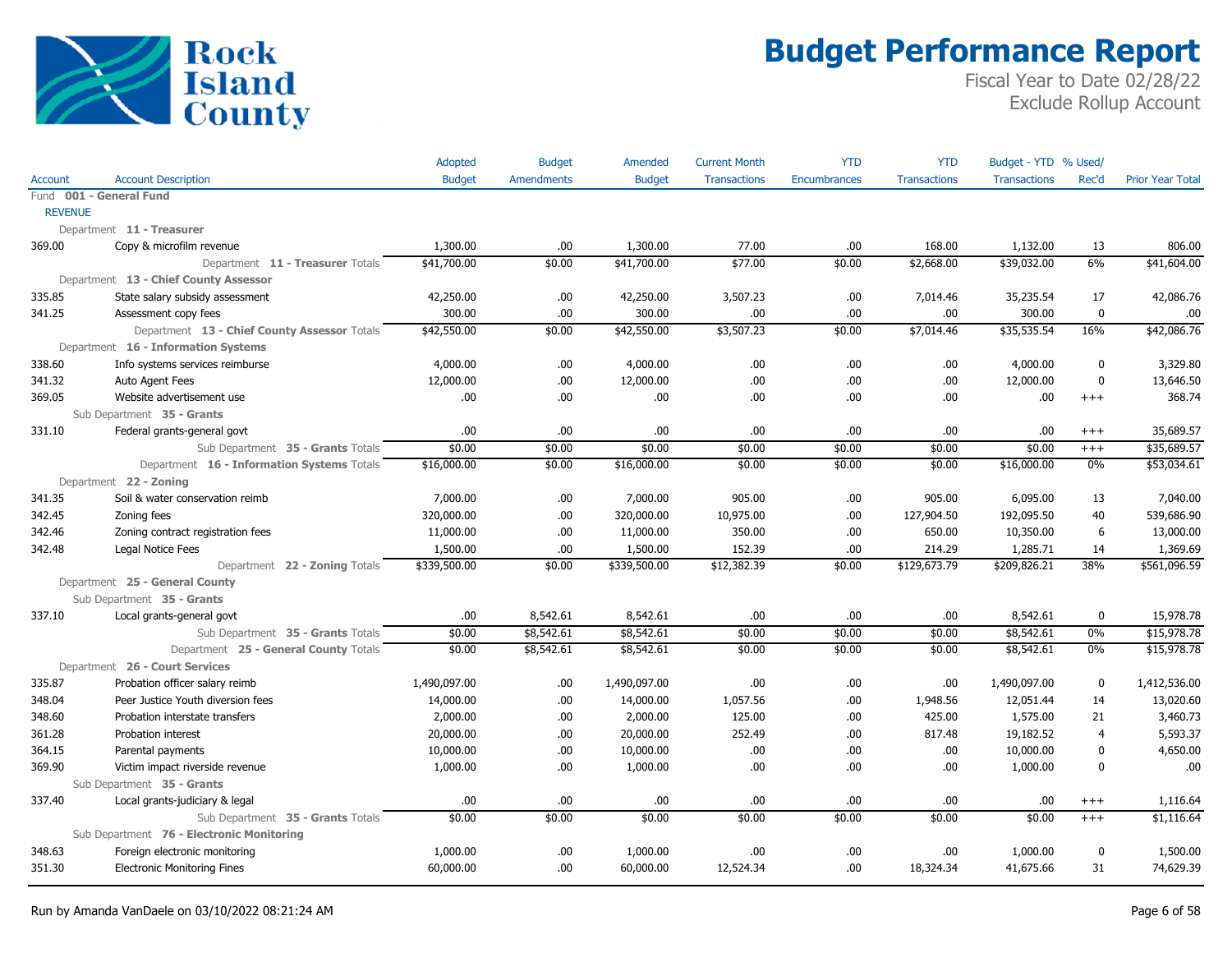# Budget Performance Report

Fiscal Year to Date 02/28/22
Exclude Rollup Account

| Account | Account Description | Adopted Budget | Budget Amendments | Amended Budget | Current Month Transactions | YTD Encumbrances | YTD Transactions | Budget - YTD Transactions | % Used/ Rec'd | Prior Year Total |
|---|---|---|---|---|---|---|---|---|---|---|
| Fund **001 - General Fund** | | | | | | | | | | |
| REVENUE | | | | | | | | | | |
| Department **11 - Treasurer** | | | | | | | | | | |
| 369.00 | Copy & microfilm revenue | 1,300.00 | .00 | 1,300.00 | 77.00 | .00 | 168.00 | 1,132.00 | 13 | 806.00 |
| | Department **11 - Treasurer** Totals | $41,700.00 | $0.00 | $41,700.00 | $77.00 | $0.00 | $2,668.00 | $39,032.00 | 6% | $41,604.00 |
| Department **13 - Chief County Assessor** | | | | | | | | | | |
| 335.85 | State salary subsidy assessment | 42,250.00 | .00 | 42,250.00 | 3,507.23 | .00 | 7,014.46 | 35,235.54 | 17 | 42,086.76 |
| 341.25 | Assessment copy fees | 300.00 | .00 | 300.00 | .00 | .00 | .00 | 300.00 | 0 | .00 |
| | Department **13 - Chief County Assessor** Totals | $42,550.00 | $0.00 | $42,550.00 | $3,507.23 | $0.00 | $7,014.46 | $35,535.54 | 16% | $42,086.76 |
| Department **16 - Information Systems** | | | | | | | | | | |
| 338.60 | Info systems services reimburse | 4,000.00 | .00 | 4,000.00 | .00 | .00 | .00 | 4,000.00 | 0 | 3,329.80 |
| 341.32 | Auto Agent Fees | 12,000.00 | .00 | 12,000.00 | .00 | .00 | .00 | 12,000.00 | 0 | 13,646.50 |
| 369.05 | Website advertisement use | .00 | .00 | .00 | .00 | .00 | .00 | .00 | +++ | 368.74 |
| Sub Department **35 - Grants** | | | | | | | | | | |
| 331.10 | Federal grants-general govt | .00 | .00 | .00 | .00 | .00 | .00 | .00 | +++ | 35,689.57 |
| | Sub Department **35 - Grants** Totals | $0.00 | $0.00 | $0.00 | $0.00 | $0.00 | $0.00 | $0.00 | +++ | $35,689.57 |
| | Department **16 - Information Systems** Totals | $16,000.00 | $0.00 | $16,000.00 | $0.00 | $0.00 | $0.00 | $16,000.00 | 0% | $53,034.61 |
| Department **22 - Zoning** | | | | | | | | | | |
| 341.35 | Soil & water conservation reimb | 7,000.00 | .00 | 7,000.00 | 905.00 | .00 | 905.00 | 6,095.00 | 13 | 7,040.00 |
| 342.45 | Zoning fees | 320,000.00 | .00 | 320,000.00 | 10,975.00 | .00 | 127,904.50 | 192,095.50 | 40 | 539,686.90 |
| 342.46 | Zoning contract registration fees | 11,000.00 | .00 | 11,000.00 | 350.00 | .00 | 650.00 | 10,350.00 | 6 | 13,000.00 |
| 342.48 | Legal Notice Fees | 1,500.00 | .00 | 1,500.00 | 152.39 | .00 | 214.29 | 1,285.71 | 14 | 1,369.69 |
| | Department **22 - Zoning** Totals | $339,500.00 | $0.00 | $339,500.00 | $12,382.39 | $0.00 | $129,673.79 | $209,826.21 | 38% | $561,096.59 |
| Department **25 - General County** | | | | | | | | | | |
| Sub Department **35 - Grants** | | | | | | | | | | |
| 337.10 | Local grants-general govt | .00 | 8,542.61 | 8,542.61 | .00 | .00 | .00 | 8,542.61 | 0 | 15,978.78 |
| | Sub Department **35 - Grants** Totals | $0.00 | $8,542.61 | $8,542.61 | $0.00 | $0.00 | $0.00 | $8,542.61 | 0% | $15,978.78 |
| | Department **25 - General County** Totals | $0.00 | $8,542.61 | $8,542.61 | $0.00 | $0.00 | $0.00 | $8,542.61 | 0% | $15,978.78 |
| Department **26 - Court Services** | | | | | | | | | | |
| 335.87 | Probation officer salary reimb | 1,490,097.00 | .00 | 1,490,097.00 | .00 | .00 | .00 | 1,490,097.00 | 0 | 1,412,536.00 |
| 348.04 | Peer Justice Youth diversion fees | 14,000.00 | .00 | 14,000.00 | 1,057.56 | .00 | 1,948.56 | 12,051.44 | 14 | 13,020.60 |
| 348.60 | Probation interstate transfers | 2,000.00 | .00 | 2,000.00 | 125.00 | .00 | 425.00 | 1,575.00 | 21 | 3,460.73 |
| 361.28 | Probation interest | 20,000.00 | .00 | 20,000.00 | 252.49 | .00 | 817.48 | 19,182.52 | 4 | 5,593.37 |
| 364.15 | Parental payments | 10,000.00 | .00 | 10,000.00 | .00 | .00 | .00 | 10,000.00 | 0 | 4,650.00 |
| 369.90 | Victim impact riverside revenue | 1,000.00 | .00 | 1,000.00 | .00 | .00 | .00 | 1,000.00 | 0 | .00 |
| Sub Department **35 - Grants** | | | | | | | | | | |
| 337.40 | Local grants-judiciary & legal | .00 | .00 | .00 | .00 | .00 | .00 | .00 | +++ | 1,116.64 |
| | Sub Department **35 - Grants** Totals | $0.00 | $0.00 | $0.00 | $0.00 | $0.00 | $0.00 | $0.00 | +++ | $1,116.64 |
| Sub Department **76 - Electronic Monitoring** | | | | | | | | | | |
| 348.63 | Foreign electronic monitoring | 1,000.00 | .00 | 1,000.00 | .00 | .00 | .00 | 1,000.00 | 0 | 1,500.00 |
| 351.30 | Electronic Monitoring Fines | 60,000.00 | .00 | 60,000.00 | 12,524.34 | .00 | 18,324.34 | 41,675.66 | 31 | 74,629.39 |

Run by Amanda VanDaele on 03/10/2022 08:21:24 AM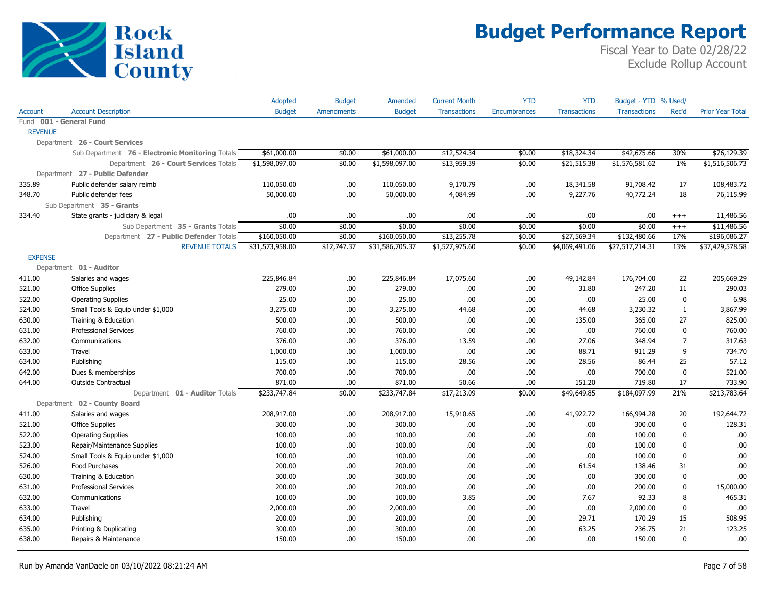# Budget Performance Report

Fiscal Year to Date 02/28/22
Exclude Rollup Account

| Account | Account Description | Adopted Budget | Budget Amendments | Amended Budget | Current Month Transactions | YTD Encumbrances | YTD Transactions | Budget - YTD Transactions | % Used/ Rec'd | Prior Year Total |
|---|---|---|---|---|---|---|---|---|---|---|
| Fund **001 - General Fund** | | | | | | | | | | |
| REVENUE | | | | | | | | | | |
| Department **26 - Court Services** | | | | | | | | | | |
| | Sub Department **76 - Electronic Monitoring** Totals | $61,000.00 | $0.00 | $61,000.00 | $12,524.34 | $0.00 | $18,324.34 | $42,675.66 | 30% | $76,129.39 |
| | Department **26 - Court Services** Totals | $1,598,097.00 | $0.00 | $1,598,097.00 | $13,959.39 | $0.00 | $21,515.38 | $1,576,581.62 | 1% | $1,516,506.73 |
| Department **27 - Public Defender** | | | | | | | | | | |
| 335.89 | Public defender salary reimb | 110,050.00 | .00 | 110,050.00 | 9,170.79 | .00 | 18,341.58 | 91,708.42 | 17 | 108,483.72 |
| 348.70 | Public defender fees | 50,000.00 | .00 | 50,000.00 | 4,084.99 | .00 | 9,227.76 | 40,772.24 | 18 | 76,115.99 |
| Sub Department **35 - Grants** | | | | | | | | | | |
| 334.40 | State grants - judiciary & legal | .00 | .00 | .00 | .00 | .00 | .00 | .00 | +++ | 11,486.56 |
| | Sub Department **35 - Grants** Totals | $0.00 | $0.00 | $0.00 | $0.00 | $0.00 | $0.00 | $0.00 | +++ | $11,486.56 |
| | Department **27 - Public Defender** Totals | $160,050.00 | $0.00 | $160,050.00 | $13,255.78 | $0.00 | $27,569.34 | $132,480.66 | 17% | $196,086.27 |
| | REVENUE TOTALS | $31,573,958.00 | $12,747.37 | $31,586,705.37 | $1,527,975.60 | $0.00 | $4,069,491.06 | $27,517,214.31 | 13% | $37,429,578.58 |
| EXPENSE | | | | | | | | | | |
| Department **01 - Auditor** | | | | | | | | | | |
| 411.00 | Salaries and wages | 225,846.84 | .00 | 225,846.84 | 17,075.60 | .00 | 49,142.84 | 176,704.00 | 22 | 205,669.29 |
| 521.00 | Office Supplies | 279.00 | .00 | 279.00 | .00 | .00 | 31.80 | 247.20 | 11 | 290.03 |
| 522.00 | Operating Supplies | 25.00 | .00 | 25.00 | .00 | .00 | .00 | 25.00 | 0 | 6.98 |
| 524.00 | Small Tools & Equip under $1,000 | 3,275.00 | .00 | 3,275.00 | 44.68 | .00 | 44.68 | 3,230.32 | 1 | 3,867.99 |
| 630.00 | Training & Education | 500.00 | .00 | 500.00 | .00 | .00 | 135.00 | 365.00 | 27 | 825.00 |
| 631.00 | Professional Services | 760.00 | .00 | 760.00 | .00 | .00 | .00 | 760.00 | 0 | 760.00 |
| 632.00 | Communications | 376.00 | .00 | 376.00 | 13.59 | .00 | 27.06 | 348.94 | 7 | 317.63 |
| 633.00 | Travel | 1,000.00 | .00 | 1,000.00 | .00 | .00 | 88.71 | 911.29 | 9 | 734.70 |
| 634.00 | Publishing | 115.00 | .00 | 115.00 | 28.56 | .00 | 28.56 | 86.44 | 25 | 57.12 |
| 642.00 | Dues & memberships | 700.00 | .00 | 700.00 | .00 | .00 | .00 | 700.00 | 0 | 521.00 |
| 644.00 | Outside Contractual | 871.00 | .00 | 871.00 | 50.66 | .00 | 151.20 | 719.80 | 17 | 733.90 |
| | Department **01 - Auditor** Totals | $233,747.84 | $0.00 | $233,747.84 | $17,213.09 | $0.00 | $49,649.85 | $184,097.99 | 21% | $213,783.64 |
| Department **02 - County Board** | | | | | | | | | | |
| 411.00 | Salaries and wages | 208,917.00 | .00 | 208,917.00 | 15,910.65 | .00 | 41,922.72 | 166,994.28 | 20 | 192,644.72 |
| 521.00 | Office Supplies | 300.00 | .00 | 300.00 | .00 | .00 | .00 | 300.00 | 0 | 128.31 |
| 522.00 | Operating Supplies | 100.00 | .00 | 100.00 | .00 | .00 | .00 | 100.00 | 0 | .00 |
| 523.00 | Repair/Maintenance Supplies | 100.00 | .00 | 100.00 | .00 | .00 | .00 | 100.00 | 0 | .00 |
| 524.00 | Small Tools & Equip under $1,000 | 100.00 | .00 | 100.00 | .00 | .00 | .00 | 100.00 | 0 | .00 |
| 526.00 | Food Purchases | 200.00 | .00 | 200.00 | .00 | .00 | 61.54 | 138.46 | 31 | .00 |
| 630.00 | Training & Education | 300.00 | .00 | 300.00 | .00 | .00 | .00 | 300.00 | 0 | .00 |
| 631.00 | Professional Services | 200.00 | .00 | 200.00 | .00 | .00 | .00 | 200.00 | 0 | 15,000.00 |
| 632.00 | Communications | 100.00 | .00 | 100.00 | 3.85 | .00 | 7.67 | 92.33 | 8 | 465.31 |
| 633.00 | Travel | 2,000.00 | .00 | 2,000.00 | .00 | .00 | .00 | 2,000.00 | 0 | .00 |
| 634.00 | Publishing | 200.00 | .00 | 200.00 | .00 | .00 | 29.71 | 170.29 | 15 | 508.95 |
| 635.00 | Printing & Duplicating | 300.00 | .00 | 300.00 | .00 | .00 | 63.25 | 236.75 | 21 | 123.25 |
| 638.00 | Repairs & Maintenance | 150.00 | .00 | 150.00 | .00 | .00 | .00 | 150.00 | 0 | .00 |

Run by Amanda VanDaele on 03/10/2022 08:21:24 AM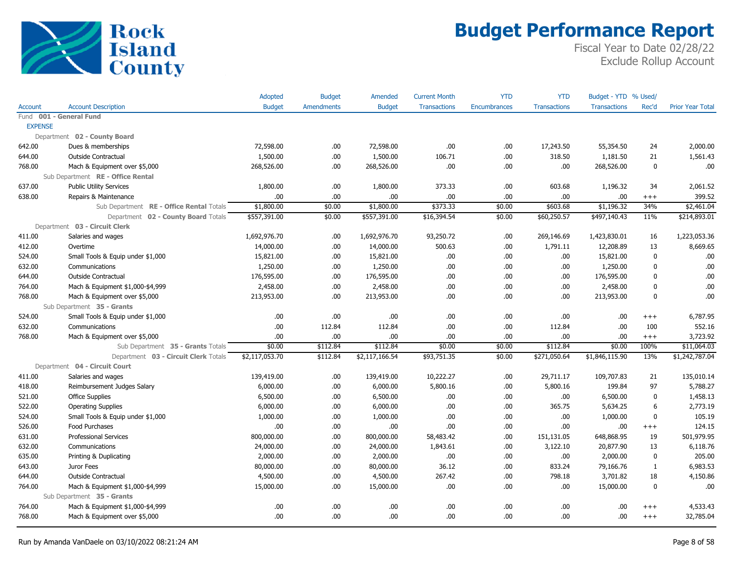# Budget Performance Report

Fiscal Year to Date 02/28/22
Exclude Rollup Account

| Account | Account Description | Adopted Budget | Budget Amendments | Amended Budget | Current Month Transactions | YTD Encumbrances | YTD Transactions | Budget - YTD Transactions | % Used/ Rec'd | Prior Year Total |
|---|---|---|---|---|---|---|---|---|---|---|
| Fund **001 - General Fund** | | | | | | | | | | |
| EXPENSE | | | | | | | | | | |
| Department **02 - County Board** | | | | | | | | | | |
| 642.00 | Dues & memberships | 72,598.00 | .00 | 72,598.00 | .00 | .00 | 17,243.50 | 55,354.50 | 24 | 2,000.00 |
| 644.00 | Outside Contractual | 1,500.00 | .00 | 1,500.00 | 106.71 | .00 | 318.50 | 1,181.50 | 21 | 1,561.43 |
| 768.00 | Mach & Equipment over $5,000 | 268,526.00 | .00 | 268,526.00 | .00 | .00 | .00 | 268,526.00 | 0 | .00 |
| Sub Department **RE - Office Rental** | | | | | | | | | | |
| 637.00 | Public Utility Services | 1,800.00 | .00 | 1,800.00 | 373.33 | .00 | 603.68 | 1,196.32 | 34 | 2,061.52 |
| 638.00 | Repairs & Maintenance | .00 | .00 | .00 | .00 | .00 | .00 | .00 | +++ | 399.52 |
| | Sub Department **RE - Office Rental** Totals | $1,800.00 | $0.00 | $1,800.00 | $373.33 | $0.00 | $603.68 | $1,196.32 | 34% | $2,461.04 |
| | Department **02 - County Board** Totals | $557,391.00 | $0.00 | $557,391.00 | $16,394.54 | $0.00 | $60,250.57 | $497,140.43 | 11% | $214,893.01 |
| Department **03 - Circuit Clerk** | | | | | | | | | | |
| 411.00 | Salaries and wages | 1,692,976.70 | .00 | 1,692,976.70 | 93,250.72 | .00 | 269,146.69 | 1,423,830.01 | 16 | 1,223,053.36 |
| 412.00 | Overtime | 14,000.00 | .00 | 14,000.00 | 500.63 | .00 | 1,791.11 | 12,208.89 | 13 | 8,669.65 |
| 524.00 | Small Tools & Equip under $1,000 | 15,821.00 | .00 | 15,821.00 | .00 | .00 | .00 | 15,821.00 | 0 | .00 |
| 632.00 | Communications | 1,250.00 | .00 | 1,250.00 | .00 | .00 | .00 | 1,250.00 | 0 | .00 |
| 644.00 | Outside Contractual | 176,595.00 | .00 | 176,595.00 | .00 | .00 | .00 | 176,595.00 | 0 | .00 |
| 764.00 | Mach & Equipment $1,000-$4,999 | 2,458.00 | .00 | 2,458.00 | .00 | .00 | .00 | 2,458.00 | 0 | .00 |
| 768.00 | Mach & Equipment over $5,000 | 213,953.00 | .00 | 213,953.00 | .00 | .00 | .00 | 213,953.00 | 0 | .00 |
| Sub Department **35 - Grants** | | | | | | | | | | |
| 524.00 | Small Tools & Equip under $1,000 | .00 | .00 | .00 | .00 | .00 | .00 | .00 | +++ | 6,787.95 |
| 632.00 | Communications | .00 | 112.84 | 112.84 | .00 | .00 | 112.84 | .00 | 100 | 552.16 |
| 768.00 | Mach & Equipment over $5,000 | .00 | .00 | .00 | .00 | .00 | .00 | .00 | +++ | 3,723.92 |
| | Sub Department **35 - Grants** Totals | $0.00 | $112.84 | $112.84 | $0.00 | $0.00 | $112.84 | $0.00 | 100% | $11,064.03 |
| | Department **03 - Circuit Clerk** Totals | $2,117,053.70 | $112.84 | $2,117,166.54 | $93,751.35 | $0.00 | $271,050.64 | $1,846,115.90 | 13% | $1,242,787.04 |
| Department **04 - Circuit Court** | | | | | | | | | | |
| 411.00 | Salaries and wages | 139,419.00 | .00 | 139,419.00 | 10,222.27 | .00 | 29,711.17 | 109,707.83 | 21 | 135,010.14 |
| 418.00 | Reimbursement Judges Salary | 6,000.00 | .00 | 6,000.00 | 5,800.16 | .00 | 5,800.16 | 199.84 | 97 | 5,788.27 |
| 521.00 | Office Supplies | 6,500.00 | .00 | 6,500.00 | .00 | .00 | .00 | 6,500.00 | 0 | 1,458.13 |
| 522.00 | Operating Supplies | 6,000.00 | .00 | 6,000.00 | .00 | .00 | 365.75 | 5,634.25 | 6 | 2,773.19 |
| 524.00 | Small Tools & Equip under $1,000 | 1,000.00 | .00 | 1,000.00 | .00 | .00 | .00 | 1,000.00 | 0 | 105.19 |
| 526.00 | Food Purchases | .00 | .00 | .00 | .00 | .00 | .00 | .00 | +++ | 124.15 |
| 631.00 | Professional Services | 800,000.00 | .00 | 800,000.00 | 58,483.42 | .00 | 151,131.05 | 648,868.95 | 19 | 501,979.95 |
| 632.00 | Communications | 24,000.00 | .00 | 24,000.00 | 1,843.61 | .00 | 3,122.10 | 20,877.90 | 13 | 6,118.76 |
| 635.00 | Printing & Duplicating | 2,000.00 | .00 | 2,000.00 | .00 | .00 | .00 | 2,000.00 | 0 | 205.00 |
| 643.00 | Juror Fees | 80,000.00 | .00 | 80,000.00 | 36.12 | .00 | 833.24 | 79,166.76 | 1 | 6,983.53 |
| 644.00 | Outside Contractual | 4,500.00 | .00 | 4,500.00 | 267.42 | .00 | 798.18 | 3,701.82 | 18 | 4,150.86 |
| 764.00 | Mach & Equipment $1,000-$4,999 | 15,000.00 | .00 | 15,000.00 | .00 | .00 | .00 | 15,000.00 | 0 | .00 |
| Sub Department **35 - Grants** | | | | | | | | | | |
| 764.00 | Mach & Equipment $1,000-$4,999 | .00 | .00 | .00 | .00 | .00 | .00 | .00 | +++ | 4,533.43 |
| 768.00 | Mach & Equipment over $5,000 | .00 | .00 | .00 | .00 | .00 | .00 | .00 | +++ | 32,785.04 |

Run by Amanda VanDaele on 03/10/2022 08:21:24 AM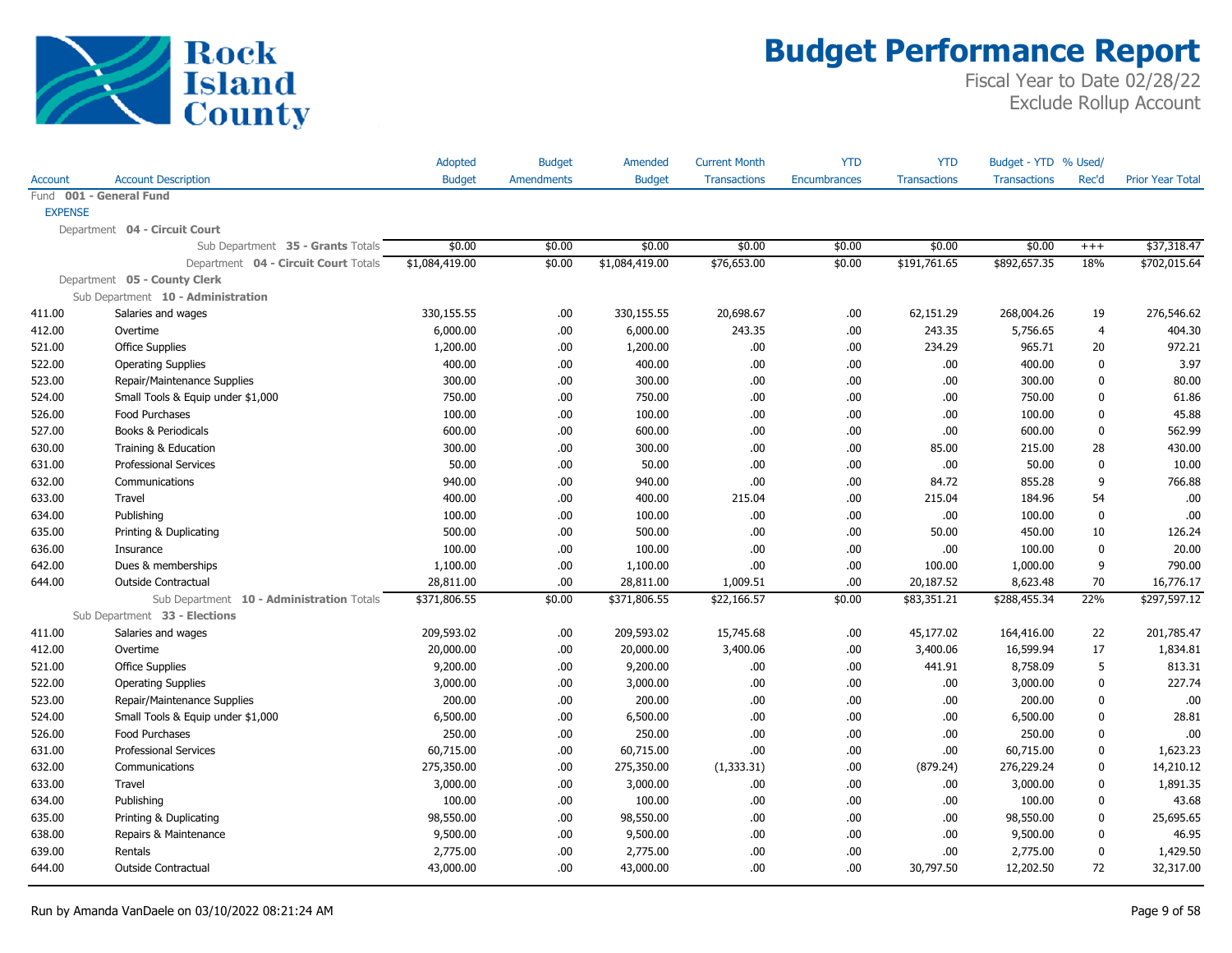# Budget Performance Report

Fiscal Year to Date 02/28/22
Exclude Rollup Account

Rock Island County

| Account | Account Description | Adopted Budget | Budget Amendments | Amended Budget | Current Month Transactions | YTD Encumbrances | YTD Transactions | Budget - YTD Transactions | % Used/ Rec'd | Prior Year Total |
|---|---|---|---|---|---|---|---|---|---|---|
| Fund **001 - General Fund** | | | | | | | | | | |
| EXPENSE | | | | | | | | | | |
| Department **04 - Circuit Court** | | | | | | | | | | |
| | Sub Department **35 - Grants** Totals | $0.00 | $0.00 | $0.00 | $0.00 | $0.00 | $0.00 | $0.00 | +++ | $37,318.47 |
| | Department **04 - Circuit Court** Totals | $1,084,419.00 | $0.00 | $1,084,419.00 | $76,653.00 | $0.00 | $191,761.65 | $892,657.35 | 18% | $702,015.64 |
| Department **05 - County Clerk** | | | | | | | | | | |
| Sub Department **10 - Administration** | | | | | | | | | | |
| 411.00 | Salaries and wages | 330,155.55 | .00 | 330,155.55 | 20,698.67 | .00 | 62,151.29 | 268,004.26 | 19 | 276,546.62 |
| 412.00 | Overtime | 6,000.00 | .00 | 6,000.00 | 243.35 | .00 | 243.35 | 5,756.65 | 4 | 404.30 |
| 521.00 | Office Supplies | 1,200.00 | .00 | 1,200.00 | .00 | .00 | 234.29 | 965.71 | 20 | 972.21 |
| 522.00 | Operating Supplies | 400.00 | .00 | 400.00 | .00 | .00 | .00 | 400.00 | 0 | 3.97 |
| 523.00 | Repair/Maintenance Supplies | 300.00 | .00 | 300.00 | .00 | .00 | .00 | 300.00 | 0 | 80.00 |
| 524.00 | Small Tools & Equip under $1,000 | 750.00 | .00 | 750.00 | .00 | .00 | .00 | 750.00 | 0 | 61.86 |
| 526.00 | Food Purchases | 100.00 | .00 | 100.00 | .00 | .00 | .00 | 100.00 | 0 | 45.88 |
| 527.00 | Books & Periodicals | 600.00 | .00 | 600.00 | .00 | .00 | .00 | 600.00 | 0 | 562.99 |
| 630.00 | Training & Education | 300.00 | .00 | 300.00 | .00 | .00 | 85.00 | 215.00 | 28 | 430.00 |
| 631.00 | Professional Services | 50.00 | .00 | 50.00 | .00 | .00 | .00 | 50.00 | 0 | 10.00 |
| 632.00 | Communications | 940.00 | .00 | 940.00 | .00 | .00 | 84.72 | 855.28 | 9 | 766.88 |
| 633.00 | Travel | 400.00 | .00 | 400.00 | 215.04 | .00 | 215.04 | 184.96 | 54 | .00 |
| 634.00 | Publishing | 100.00 | .00 | 100.00 | .00 | .00 | .00 | 100.00 | 0 | .00 |
| 635.00 | Printing & Duplicating | 500.00 | .00 | 500.00 | .00 | .00 | 50.00 | 450.00 | 10 | 126.24 |
| 636.00 | Insurance | 100.00 | .00 | 100.00 | .00 | .00 | .00 | 100.00 | 0 | 20.00 |
| 642.00 | Dues & memberships | 1,100.00 | .00 | 1,100.00 | .00 | .00 | 100.00 | 1,000.00 | 9 | 790.00 |
| 644.00 | Outside Contractual | 28,811.00 | .00 | 28,811.00 | 1,009.51 | .00 | 20,187.52 | 8,623.48 | 70 | 16,776.17 |
| | Sub Department **10 - Administration** Totals | $371,806.55 | $0.00 | $371,806.55 | $22,166.57 | $0.00 | $83,351.21 | $288,455.34 | 22% | $297,597.12 |
| Sub Department **33 - Elections** | | | | | | | | | | |
| 411.00 | Salaries and wages | 209,593.02 | .00 | 209,593.02 | 15,745.68 | .00 | 45,177.02 | 164,416.00 | 22 | 201,785.47 |
| 412.00 | Overtime | 20,000.00 | .00 | 20,000.00 | 3,400.06 | .00 | 3,400.06 | 16,599.94 | 17 | 1,834.81 |
| 521.00 | Office Supplies | 9,200.00 | .00 | 9,200.00 | .00 | .00 | 441.91 | 8,758.09 | 5 | 813.31 |
| 522.00 | Operating Supplies | 3,000.00 | .00 | 3,000.00 | .00 | .00 | .00 | 3,000.00 | 0 | 227.74 |
| 523.00 | Repair/Maintenance Supplies | 200.00 | .00 | 200.00 | .00 | .00 | .00 | 200.00 | 0 | .00 |
| 524.00 | Small Tools & Equip under $1,000 | 6,500.00 | .00 | 6,500.00 | .00 | .00 | .00 | 6,500.00 | 0 | 28.81 |
| 526.00 | Food Purchases | 250.00 | .00 | 250.00 | .00 | .00 | .00 | 250.00 | 0 | .00 |
| 631.00 | Professional Services | 60,715.00 | .00 | 60,715.00 | .00 | .00 | .00 | 60,715.00 | 0 | 1,623.23 |
| 632.00 | Communications | 275,350.00 | .00 | 275,350.00 | (1,333.31) | .00 | (879.24) | 276,229.24 | 0 | 14,210.12 |
| 633.00 | Travel | 3,000.00 | .00 | 3,000.00 | .00 | .00 | .00 | 3,000.00 | 0 | 1,891.35 |
| 634.00 | Publishing | 100.00 | .00 | 100.00 | .00 | .00 | .00 | 100.00 | 0 | 43.68 |
| 635.00 | Printing & Duplicating | 98,550.00 | .00 | 98,550.00 | .00 | .00 | .00 | 98,550.00 | 0 | 25,695.65 |
| 638.00 | Repairs & Maintenance | 9,500.00 | .00 | 9,500.00 | .00 | .00 | .00 | 9,500.00 | 0 | 46.95 |
| 639.00 | Rentals | 2,775.00 | .00 | 2,775.00 | .00 | .00 | .00 | 2,775.00 | 0 | 1,429.50 |
| 644.00 | Outside Contractual | 43,000.00 | .00 | 43,000.00 | .00 | .00 | 30,797.50 | 12,202.50 | 72 | 32,317.00 |

Run by Amanda VanDaele on 03/10/2022 08:21:24 AM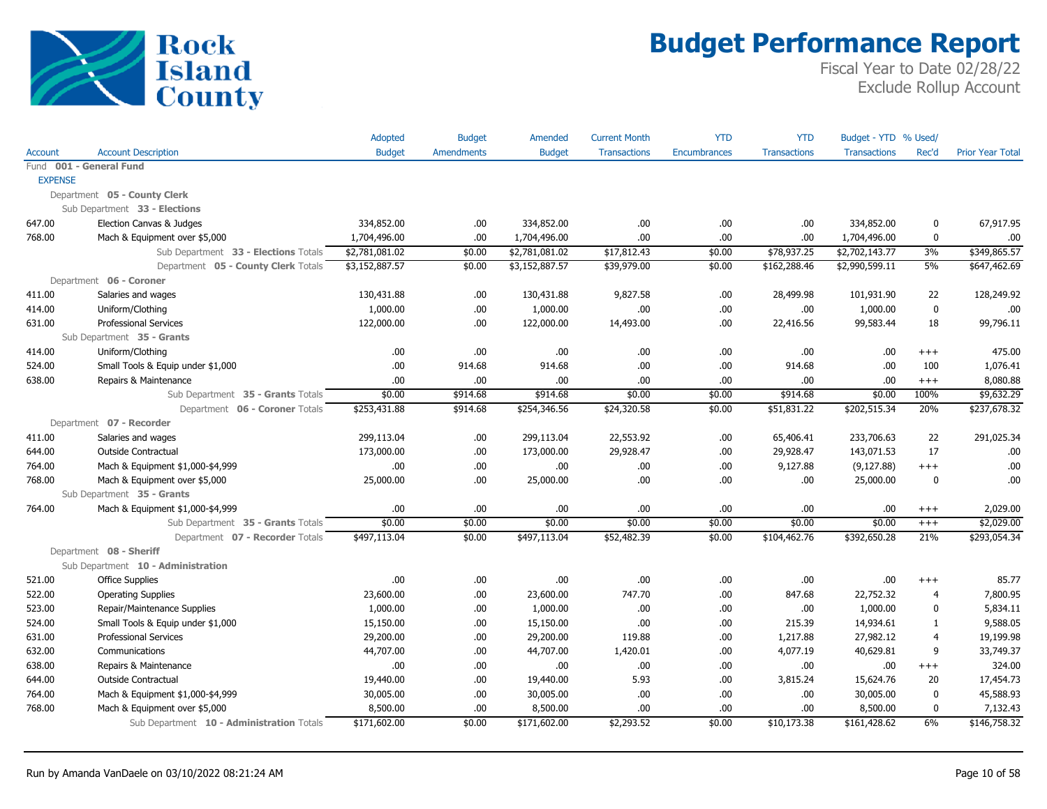# Budget Performance Report

Fiscal Year to Date 02/28/22
Exclude Rollup Account

| Account | Account Description | Adopted Budget | Budget Amendments | Amended Budget | Current Month Transactions | YTD Encumbrances | YTD Transactions | Budget - YTD Transactions | % Used/ Rec'd | Prior Year Total |
|---|---|---|---|---|---|---|---|---|---|---|
| Fund **001 - General Fund** | | | | | | | | | | |
| EXPENSE | | | | | | | | | | |
| Department **05 - County Clerk** | | | | | | | | | | |
| Sub Department **33 - Elections** | | | | | | | | | | |
| 647.00 | Election Canvas & Judges | 334,852.00 | .00 | 334,852.00 | .00 | .00 | .00 | 334,852.00 | 0 | 67,917.95 |
| 768.00 | Mach & Equipment over $5,000 | 1,704,496.00 | .00 | 1,704,496.00 | .00 | .00 | .00 | 1,704,496.00 | 0 | .00 |
| | Sub Department **33 - Elections** Totals | $2,781,081.02 | $0.00 | $2,781,081.02 | $17,812.43 | $0.00 | $78,937.25 | $2,702,143.77 | 3% | $349,865.57 |
| | Department **05 - County Clerk** Totals | $3,152,887.57 | $0.00 | $3,152,887.57 | $39,979.00 | $0.00 | $162,288.46 | $2,990,599.11 | 5% | $647,462.69 |
| Department **06 - Coroner** | | | | | | | | | | |
| 411.00 | Salaries and wages | 130,431.88 | .00 | 130,431.88 | 9,827.58 | .00 | 28,499.98 | 101,931.90 | 22 | 128,249.92 |
| 414.00 | Uniform/Clothing | 1,000.00 | .00 | 1,000.00 | .00 | .00 | .00 | 1,000.00 | 0 | .00 |
| 631.00 | Professional Services | 122,000.00 | .00 | 122,000.00 | 14,493.00 | .00 | 22,416.56 | 99,583.44 | 18 | 99,796.11 |
| Sub Department **35 - Grants** | | | | | | | | | | |
| 414.00 | Uniform/Clothing | .00 | .00 | .00 | .00 | .00 | .00 | .00 | +++ | 475.00 |
| 524.00 | Small Tools & Equip under $1,000 | .00 | 914.68 | 914.68 | .00 | .00 | 914.68 | .00 | 100 | 1,076.41 |
| 638.00 | Repairs & Maintenance | .00 | .00 | .00 | .00 | .00 | .00 | .00 | +++ | 8,080.88 |
| | Sub Department **35 - Grants** Totals | $0.00 | $914.68 | $914.68 | $0.00 | $0.00 | $914.68 | $0.00 | 100% | $9,632.29 |
| | Department **06 - Coroner** Totals | $253,431.88 | $914.68 | $254,346.56 | $24,320.58 | $0.00 | $51,831.22 | $202,515.34 | 20% | $237,678.32 |
| Department **07 - Recorder** | | | | | | | | | | |
| 411.00 | Salaries and wages | 299,113.04 | .00 | 299,113.04 | 22,553.92 | .00 | 65,406.41 | 233,706.63 | 22 | 291,025.34 |
| 644.00 | Outside Contractual | 173,000.00 | .00 | 173,000.00 | 29,928.47 | .00 | 29,928.47 | 143,071.53 | 17 | .00 |
| 764.00 | Mach & Equipment $1,000-$4,999 | .00 | .00 | .00 | .00 | .00 | 9,127.88 | (9,127.88) | +++ | .00 |
| 768.00 | Mach & Equipment over $5,000 | 25,000.00 | .00 | 25,000.00 | .00 | .00 | .00 | 25,000.00 | 0 | .00 |
| Sub Department **35 - Grants** | | | | | | | | | | |
| 764.00 | Mach & Equipment $1,000-$4,999 | .00 | .00 | .00 | .00 | .00 | .00 | .00 | +++ | 2,029.00 |
| | Sub Department **35 - Grants** Totals | $0.00 | $0.00 | $0.00 | $0.00 | $0.00 | $0.00 | $0.00 | +++ | $2,029.00 |
| | Department **07 - Recorder** Totals | $497,113.04 | $0.00 | $497,113.04 | $52,482.39 | $0.00 | $104,462.76 | $392,650.28 | 21% | $293,054.34 |
| Department **08 - Sheriff** | | | | | | | | | | |
| Sub Department **10 - Administration** | | | | | | | | | | |
| 521.00 | Office Supplies | .00 | .00 | .00 | .00 | .00 | .00 | .00 | +++ | 85.77 |
| 522.00 | Operating Supplies | 23,600.00 | .00 | 23,600.00 | 747.70 | .00 | 847.68 | 22,752.32 | 4 | 7,800.95 |
| 523.00 | Repair/Maintenance Supplies | 1,000.00 | .00 | 1,000.00 | .00 | .00 | .00 | 1,000.00 | 0 | 5,834.11 |
| 524.00 | Small Tools & Equip under $1,000 | 15,150.00 | .00 | 15,150.00 | .00 | .00 | 215.39 | 14,934.61 | 1 | 9,588.05 |
| 631.00 | Professional Services | 29,200.00 | .00 | 29,200.00 | 119.88 | .00 | 1,217.88 | 27,982.12 | 4 | 19,199.98 |
| 632.00 | Communications | 44,707.00 | .00 | 44,707.00 | 1,420.01 | .00 | 4,077.19 | 40,629.81 | 9 | 33,749.37 |
| 638.00 | Repairs & Maintenance | .00 | .00 | .00 | .00 | .00 | .00 | .00 | +++ | 324.00 |
| 644.00 | Outside Contractual | 19,440.00 | .00 | 19,440.00 | 5.93 | .00 | 3,815.24 | 15,624.76 | 20 | 17,454.73 |
| 764.00 | Mach & Equipment $1,000-$4,999 | 30,005.00 | .00 | 30,005.00 | .00 | .00 | .00 | 30,005.00 | 0 | 45,588.93 |
| 768.00 | Mach & Equipment over $5,000 | 8,500.00 | .00 | 8,500.00 | .00 | .00 | .00 | 8,500.00 | 0 | 7,132.43 |
| | Sub Department **10 - Administration** Totals | $171,602.00 | $0.00 | $171,602.00 | $2,293.52 | $0.00 | $10,173.38 | $161,428.62 | 6% | $146,758.32 |

Run by Amanda VanDaele on 03/10/2022 08:21:24 AM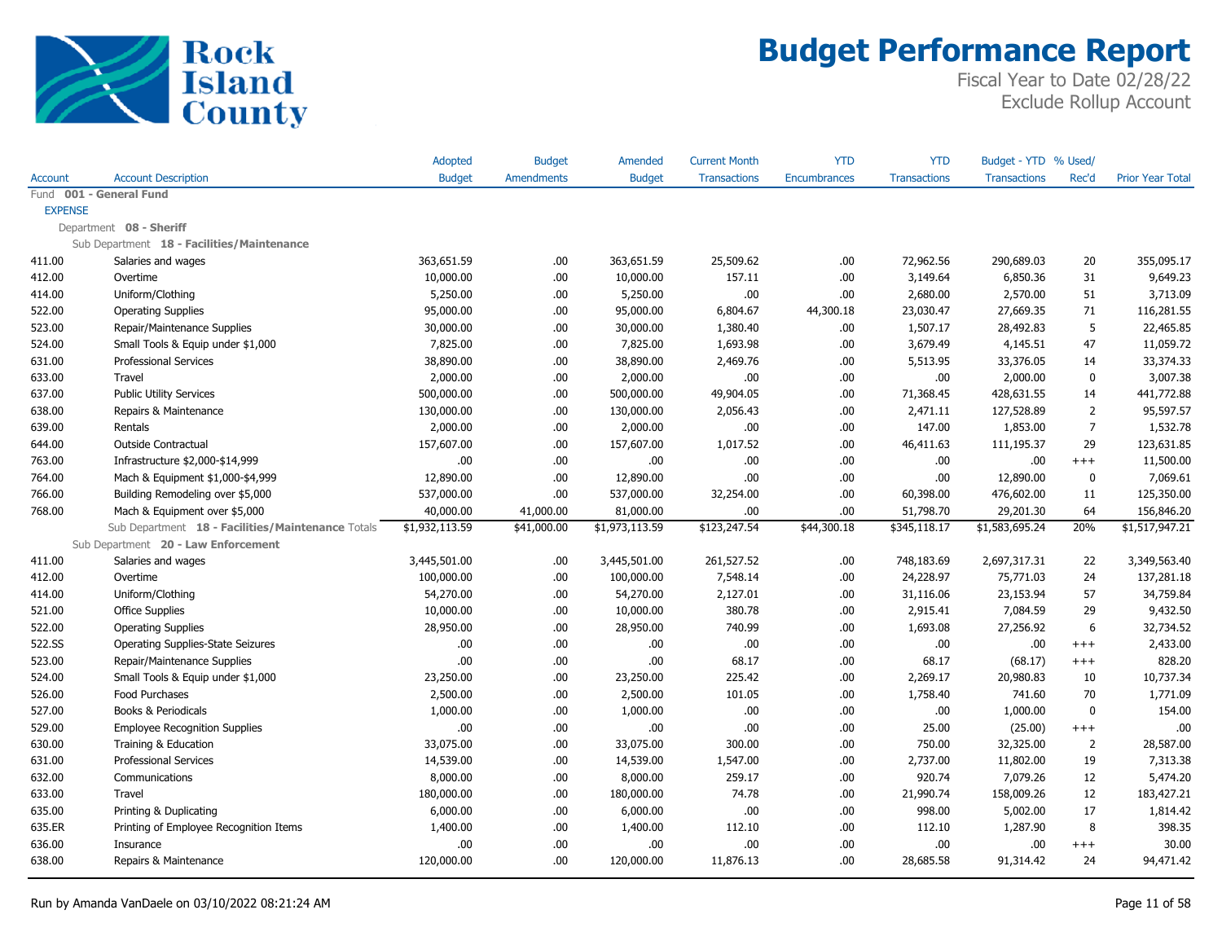# Budget Performance Report

Fiscal Year to Date 02/28/22
Exclude Rollup Account

Rock Island County

| Account | Account Description | Adopted Budget | Budget Amendments | Amended Budget | Current Month Transactions | YTD Encumbrances | YTD Transactions | Budget - YTD Transactions | % Used/ Rec'd | Prior Year Total |
|---|---|---|---|---|---|---|---|---|---|---|
| Fund **001 - General Fund** | | | | | | | | | | |
| EXPENSE | | | | | | | | | | |
| Department **08 - Sheriff** | | | | | | | | | | |
| Sub Department **18 - Facilities/Maintenance** | | | | | | | | | | |
| 411.00 | Salaries and wages | 363,651.59 | .00 | 363,651.59 | 25,509.62 | .00 | 72,962.56 | 290,689.03 | 20 | 355,095.17 |
| 412.00 | Overtime | 10,000.00 | .00 | 10,000.00 | 157.11 | .00 | 3,149.64 | 6,850.36 | 31 | 9,649.23 |
| 414.00 | Uniform/Clothing | 5,250.00 | .00 | 5,250.00 | .00 | .00 | 2,680.00 | 2,570.00 | 51 | 3,713.09 |
| 522.00 | Operating Supplies | 95,000.00 | .00 | 95,000.00 | 6,804.67 | 44,300.18 | 23,030.47 | 27,669.35 | 71 | 116,281.55 |
| 523.00 | Repair/Maintenance Supplies | 30,000.00 | .00 | 30,000.00 | 1,380.40 | .00 | 1,507.17 | 28,492.83 | 5 | 22,465.85 |
| 524.00 | Small Tools & Equip under $1,000 | 7,825.00 | .00 | 7,825.00 | 1,693.98 | .00 | 3,679.49 | 4,145.51 | 47 | 11,059.72 |
| 631.00 | Professional Services | 38,890.00 | .00 | 38,890.00 | 2,469.76 | .00 | 5,513.95 | 33,376.05 | 14 | 33,374.33 |
| 633.00 | Travel | 2,000.00 | .00 | 2,000.00 | .00 | .00 | .00 | 2,000.00 | 0 | 3,007.38 |
| 637.00 | Public Utility Services | 500,000.00 | .00 | 500,000.00 | 49,904.05 | .00 | 71,368.45 | 428,631.55 | 14 | 441,772.88 |
| 638.00 | Repairs & Maintenance | 130,000.00 | .00 | 130,000.00 | 2,056.43 | .00 | 2,471.11 | 127,528.89 | 2 | 95,597.57 |
| 639.00 | Rentals | 2,000.00 | .00 | 2,000.00 | .00 | .00 | 147.00 | 1,853.00 | 7 | 1,532.78 |
| 644.00 | Outside Contractual | 157,607.00 | .00 | 157,607.00 | 1,017.52 | .00 | 46,411.63 | 111,195.37 | 29 | 123,631.85 |
| 763.00 | Infrastructure $2,000-$14,999 | .00 | .00 | .00 | .00 | .00 | .00 | .00 | +++ | 11,500.00 |
| 764.00 | Mach & Equipment $1,000-$4,999 | 12,890.00 | .00 | 12,890.00 | .00 | .00 | .00 | 12,890.00 | 0 | 7,069.61 |
| 766.00 | Building Remodeling over $5,000 | 537,000.00 | .00 | 537,000.00 | 32,254.00 | .00 | 60,398.00 | 476,602.00 | 11 | 125,350.00 |
| 768.00 | Mach & Equipment over $5,000 | 40,000.00 | 41,000.00 | 81,000.00 | .00 | .00 | 51,798.70 | 29,201.30 | 64 | 156,846.20 |
| | Sub Department **18 - Facilities/Maintenance** Totals | $1,932,113.59 | $41,000.00 | $1,973,113.59 | $123,247.54 | $44,300.18 | $345,118.17 | $1,583,695.24 | 20% | $1,517,947.21 |
| Sub Department **20 - Law Enforcement** | | | | | | | | | | |
| 411.00 | Salaries and wages | 3,445,501.00 | .00 | 3,445,501.00 | 261,527.52 | .00 | 748,183.69 | 2,697,317.31 | 22 | 3,349,563.40 |
| 412.00 | Overtime | 100,000.00 | .00 | 100,000.00 | 7,548.14 | .00 | 24,228.97 | 75,771.03 | 24 | 137,281.18 |
| 414.00 | Uniform/Clothing | 54,270.00 | .00 | 54,270.00 | 2,127.01 | .00 | 31,116.06 | 23,153.94 | 57 | 34,759.84 |
| 521.00 | Office Supplies | 10,000.00 | .00 | 10,000.00 | 380.78 | .00 | 2,915.41 | 7,084.59 | 29 | 9,432.50 |
| 522.00 | Operating Supplies | 28,950.00 | .00 | 28,950.00 | 740.99 | .00 | 1,693.08 | 27,256.92 | 6 | 32,734.52 |
| 522.SS | Operating Supplies-State Seizures | .00 | .00 | .00 | .00 | .00 | .00 | .00 | +++ | 2,433.00 |
| 523.00 | Repair/Maintenance Supplies | .00 | .00 | .00 | 68.17 | .00 | 68.17 | (68.17) | +++ | 828.20 |
| 524.00 | Small Tools & Equip under $1,000 | 23,250.00 | .00 | 23,250.00 | 225.42 | .00 | 2,269.17 | 20,980.83 | 10 | 10,737.34 |
| 526.00 | Food Purchases | 2,500.00 | .00 | 2,500.00 | 101.05 | .00 | 1,758.40 | 741.60 | 70 | 1,771.09 |
| 527.00 | Books & Periodicals | 1,000.00 | .00 | 1,000.00 | .00 | .00 | .00 | 1,000.00 | 0 | 154.00 |
| 529.00 | Employee Recognition Supplies | .00 | .00 | .00 | .00 | .00 | 25.00 | (25.00) | +++ | .00 |
| 630.00 | Training & Education | 33,075.00 | .00 | 33,075.00 | 300.00 | .00 | 750.00 | 32,325.00 | 2 | 28,587.00 |
| 631.00 | Professional Services | 14,539.00 | .00 | 14,539.00 | 1,547.00 | .00 | 2,737.00 | 11,802.00 | 19 | 7,313.38 |
| 632.00 | Communications | 8,000.00 | .00 | 8,000.00 | 259.17 | .00 | 920.74 | 7,079.26 | 12 | 5,474.20 |
| 633.00 | Travel | 180,000.00 | .00 | 180,000.00 | 74.78 | .00 | 21,990.74 | 158,009.26 | 12 | 183,427.21 |
| 635.00 | Printing & Duplicating | 6,000.00 | .00 | 6,000.00 | .00 | .00 | 998.00 | 5,002.00 | 17 | 1,814.42 |
| 635.ER | Printing of Employee Recognition Items | 1,400.00 | .00 | 1,400.00 | 112.10 | .00 | 112.10 | 1,287.90 | 8 | 398.35 |
| 636.00 | Insurance | .00 | .00 | .00 | .00 | .00 | .00 | .00 | +++ | 30.00 |
| 638.00 | Repairs & Maintenance | 120,000.00 | .00 | 120,000.00 | 11,876.13 | .00 | 28,685.58 | 91,314.42 | 24 | 94,471.42 |

Run by Amanda VanDaele on 03/10/2022 08:21:24 AM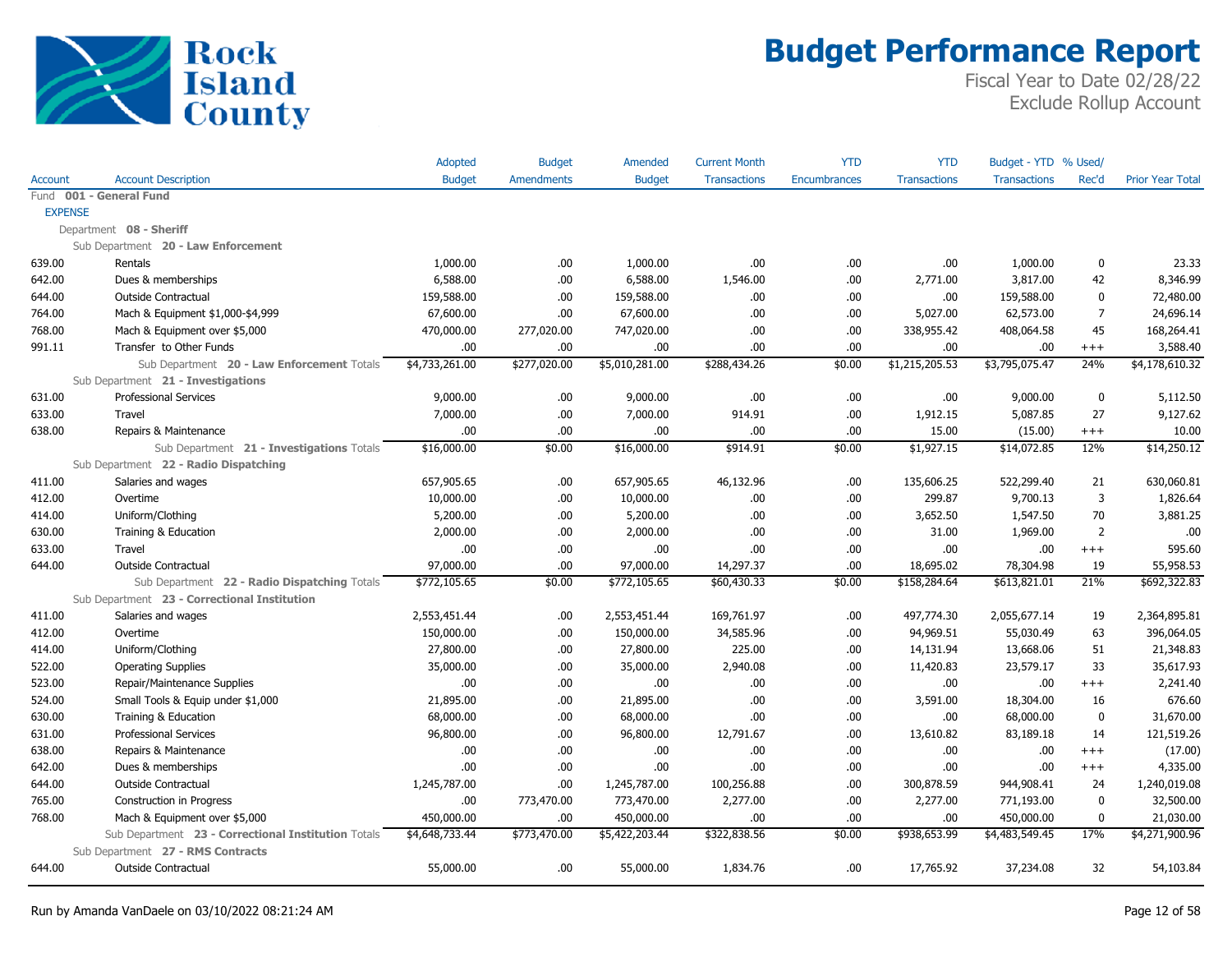# Budget Performance Report

Fiscal Year to Date 02/28/22
Exclude Rollup Account

Rock Island County

| Account | Account Description | Adopted Budget | Budget Amendments | Amended Budget | Current Month Transactions | YTD Encumbrances | YTD Transactions | Budget - YTD Transactions | % Used/ Rec'd | Prior Year Total |
|---|---|---|---|---|---|---|---|---|---|---|
| Fund **001 - General Fund** | | | | | | | | | | |
| EXPENSE | | | | | | | | | | |
| Department **08 - Sheriff** | | | | | | | | | | |
| Sub Department **20 - Law Enforcement** | | | | | | | | | | |
| 639.00 | Rentals | 1,000.00 | .00 | 1,000.00 | .00 | .00 | .00 | 1,000.00 | 0 | 23.33 |
| 642.00 | Dues & memberships | 6,588.00 | .00 | 6,588.00 | 1,546.00 | .00 | 2,771.00 | 3,817.00 | 42 | 8,346.99 |
| 644.00 | Outside Contractual | 159,588.00 | .00 | 159,588.00 | .00 | .00 | .00 | 159,588.00 | 0 | 72,480.00 |
| 764.00 | Mach & Equipment $1,000-$4,999 | 67,600.00 | .00 | 67,600.00 | .00 | .00 | 5,027.00 | 62,573.00 | 7 | 24,696.14 |
| 768.00 | Mach & Equipment over $5,000 | 470,000.00 | 277,020.00 | 747,020.00 | .00 | .00 | 338,955.42 | 408,064.58 | 45 | 168,264.41 |
| 991.11 | Transfer to Other Funds | .00 | .00 | .00 | .00 | .00 | .00 | .00 | +++ | 3,588.40 |
| | Sub Department **20 - Law Enforcement** Totals | $4,733,261.00 | $277,020.00 | $5,010,281.00 | $288,434.26 | $0.00 | $1,215,205.53 | $3,795,075.47 | 24% | $4,178,610.32 |
| Sub Department **21 - Investigations** | | | | | | | | | | |
| 631.00 | Professional Services | 9,000.00 | .00 | 9,000.00 | .00 | .00 | .00 | 9,000.00 | 0 | 5,112.50 |
| 633.00 | Travel | 7,000.00 | .00 | 7,000.00 | 914.91 | .00 | 1,912.15 | 5,087.85 | 27 | 9,127.62 |
| 638.00 | Repairs & Maintenance | .00 | .00 | .00 | .00 | .00 | 15.00 | (15.00) | +++ | 10.00 |
| | Sub Department **21 - Investigations** Totals | $16,000.00 | $0.00 | $16,000.00 | $914.91 | $0.00 | $1,927.15 | $14,072.85 | 12% | $14,250.12 |
| Sub Department **22 - Radio Dispatching** | | | | | | | | | | |
| 411.00 | Salaries and wages | 657,905.65 | .00 | 657,905.65 | 46,132.96 | .00 | 135,606.25 | 522,299.40 | 21 | 630,060.81 |
| 412.00 | Overtime | 10,000.00 | .00 | 10,000.00 | .00 | .00 | 299.87 | 9,700.13 | 3 | 1,826.64 |
| 414.00 | Uniform/Clothing | 5,200.00 | .00 | 5,200.00 | .00 | .00 | 3,652.50 | 1,547.50 | 70 | 3,881.25 |
| 630.00 | Training & Education | 2,000.00 | .00 | 2,000.00 | .00 | .00 | 31.00 | 1,969.00 | 2 | .00 |
| 633.00 | Travel | .00 | .00 | .00 | .00 | .00 | .00 | .00 | +++ | 595.60 |
| 644.00 | Outside Contractual | 97,000.00 | .00 | 97,000.00 | 14,297.37 | .00 | 18,695.02 | 78,304.98 | 19 | 55,958.53 |
| | Sub Department **22 - Radio Dispatching** Totals | $772,105.65 | $0.00 | $772,105.65 | $60,430.33 | $0.00 | $158,284.64 | $613,821.01 | 21% | $692,322.83 |
| Sub Department **23 - Correctional Institution** | | | | | | | | | | |
| 411.00 | Salaries and wages | 2,553,451.44 | .00 | 2,553,451.44 | 169,761.97 | .00 | 497,774.30 | 2,055,677.14 | 19 | 2,364,895.81 |
| 412.00 | Overtime | 150,000.00 | .00 | 150,000.00 | 34,585.96 | .00 | 94,969.51 | 55,030.49 | 63 | 396,064.05 |
| 414.00 | Uniform/Clothing | 27,800.00 | .00 | 27,800.00 | 225.00 | .00 | 14,131.94 | 13,668.06 | 51 | 21,348.83 |
| 522.00 | Operating Supplies | 35,000.00 | .00 | 35,000.00 | 2,940.08 | .00 | 11,420.83 | 23,579.17 | 33 | 35,617.93 |
| 523.00 | Repair/Maintenance Supplies | .00 | .00 | .00 | .00 | .00 | .00 | .00 | +++ | 2,241.40 |
| 524.00 | Small Tools & Equip under $1,000 | 21,895.00 | .00 | 21,895.00 | .00 | .00 | 3,591.00 | 18,304.00 | 16 | 676.60 |
| 630.00 | Training & Education | 68,000.00 | .00 | 68,000.00 | .00 | .00 | .00 | 68,000.00 | 0 | 31,670.00 |
| 631.00 | Professional Services | 96,800.00 | .00 | 96,800.00 | 12,791.67 | .00 | 13,610.82 | 83,189.18 | 14 | 121,519.26 |
| 638.00 | Repairs & Maintenance | .00 | .00 | .00 | .00 | .00 | .00 | .00 | +++ | (17.00) |
| 642.00 | Dues & memberships | .00 | .00 | .00 | .00 | .00 | .00 | .00 | +++ | 4,335.00 |
| 644.00 | Outside Contractual | 1,245,787.00 | .00 | 1,245,787.00 | 100,256.88 | .00 | 300,878.59 | 944,908.41 | 24 | 1,240,019.08 |
| 765.00 | Construction in Progress | .00 | 773,470.00 | 773,470.00 | 2,277.00 | .00 | 2,277.00 | 771,193.00 | 0 | 32,500.00 |
| 768.00 | Mach & Equipment over $5,000 | 450,000.00 | .00 | 450,000.00 | .00 | .00 | .00 | 450,000.00 | 0 | 21,030.00 |
| | Sub Department **23 - Correctional Institution** Totals | $4,648,733.44 | $773,470.00 | $5,422,203.44 | $322,838.56 | $0.00 | $938,653.99 | $4,483,549.45 | 17% | $4,271,900.96 |
| Sub Department **27 - RMS Contracts** | | | | | | | | | | |
| 644.00 | Outside Contractual | 55,000.00 | .00 | 55,000.00 | 1,834.76 | .00 | 17,765.92 | 37,234.08 | 32 | 54,103.84 |

Run by Amanda VanDaele on 03/10/2022 08:21:24 AM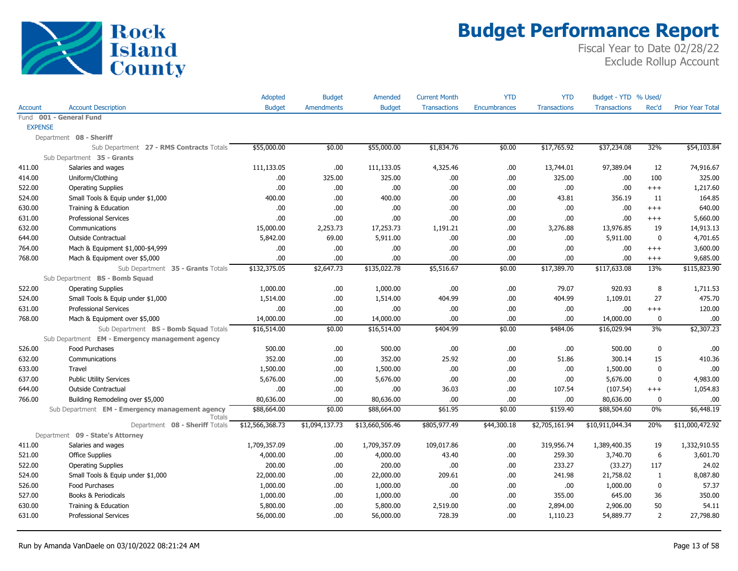# Budget Performance Report

Fiscal Year to Date 02/28/22
Exclude Rollup Account

Rock Island County

| Account | Account Description | Adopted Budget | Budget Amendments | Amended Budget | Current Month Transactions | YTD Encumbrances | YTD Transactions | Budget - YTD Transactions | % Used/ Rec'd | Prior Year Total |
|---|---|---|---|---|---|---|---|---|---|---|
| Fund **001 - General Fund** | | | | | | | | | | |
| EXPENSE | | | | | | | | | | |
| Department **08 - Sheriff** | | | | | | | | | | |
| | Sub Department **27 - RMS Contracts** Totals | $55,000.00 | $0.00 | $55,000.00 | $1,834.76 | $0.00 | $17,765.92 | $37,234.08 | 32% | $54,103.84 |
| Sub Department **35 - Grants** | | | | | | | | | | |
| 411.00 | Salaries and wages | 111,133.05 | .00 | 111,133.05 | 4,325.46 | .00 | 13,744.01 | 97,389.04 | 12 | 74,916.67 |
| 414.00 | Uniform/Clothing | .00 | 325.00 | 325.00 | .00 | .00 | 325.00 | .00 | 100 | 325.00 |
| 522.00 | Operating Supplies | .00 | .00 | .00 | .00 | .00 | .00 | .00 | +++ | 1,217.60 |
| 524.00 | Small Tools & Equip under $1,000 | 400.00 | .00 | 400.00 | .00 | .00 | 43.81 | 356.19 | 11 | 164.85 |
| 630.00 | Training & Education | .00 | .00 | .00 | .00 | .00 | .00 | .00 | +++ | 640.00 |
| 631.00 | Professional Services | .00 | .00 | .00 | .00 | .00 | .00 | .00 | +++ | 5,660.00 |
| 632.00 | Communications | 15,000.00 | 2,253.73 | 17,253.73 | 1,191.21 | .00 | 3,276.88 | 13,976.85 | 19 | 14,913.13 |
| 644.00 | Outside Contractual | 5,842.00 | 69.00 | 5,911.00 | .00 | .00 | .00 | 5,911.00 | 0 | 4,701.65 |
| 764.00 | Mach & Equipment $1,000-$4,999 | .00 | .00 | .00 | .00 | .00 | .00 | .00 | +++ | 3,600.00 |
| 768.00 | Mach & Equipment over $5,000 | .00 | .00 | .00 | .00 | .00 | .00 | .00 | +++ | 9,685.00 |
| | Sub Department **35 - Grants** Totals | $132,375.05 | $2,647.73 | $135,022.78 | $5,516.67 | $0.00 | $17,389.70 | $117,633.08 | 13% | $115,823.90 |
| Sub Department **BS - Bomb Squad** | | | | | | | | | | |
| 522.00 | Operating Supplies | 1,000.00 | .00 | 1,000.00 | .00 | .00 | 79.07 | 920.93 | 8 | 1,711.53 |
| 524.00 | Small Tools & Equip under $1,000 | 1,514.00 | .00 | 1,514.00 | 404.99 | .00 | 404.99 | 1,109.01 | 27 | 475.70 |
| 631.00 | Professional Services | .00 | .00 | .00 | .00 | .00 | .00 | .00 | +++ | 120.00 |
| 768.00 | Mach & Equipment over $5,000 | 14,000.00 | .00 | 14,000.00 | .00 | .00 | .00 | 14,000.00 | 0 | .00 |
| | Sub Department **BS - Bomb Squad** Totals | $16,514.00 | $0.00 | $16,514.00 | $404.99 | $0.00 | $484.06 | $16,029.94 | 3% | $2,307.23 |
| Sub Department **EM - Emergency management agency** | | | | | | | | | | |
| 526.00 | Food Purchases | 500.00 | .00 | 500.00 | .00 | .00 | .00 | 500.00 | 0 | .00 |
| 632.00 | Communications | 352.00 | .00 | 352.00 | 25.92 | .00 | 51.86 | 300.14 | 15 | 410.36 |
| 633.00 | Travel | 1,500.00 | .00 | 1,500.00 | .00 | .00 | .00 | 1,500.00 | 0 | .00 |
| 637.00 | Public Utility Services | 5,676.00 | .00 | 5,676.00 | .00 | .00 | .00 | 5,676.00 | 0 | 4,983.00 |
| 644.00 | Outside Contractual | .00 | .00 | .00 | 36.03 | .00 | 107.54 | (107.54) | +++ | 1,054.83 |
| 766.00 | Building Remodeling over $5,000 | 80,636.00 | .00 | 80,636.00 | .00 | .00 | .00 | 80,636.00 | 0 | .00 |
| | Sub Department **EM - Emergency management agency** Totals | $88,664.00 | $0.00 | $88,664.00 | $61.95 | $0.00 | $159.40 | $88,504.60 | 0% | $6,448.19 |
| | Department **08 - Sheriff** Totals | $12,566,368.73 | $1,094,137.73 | $13,660,506.46 | $805,977.49 | $44,300.18 | $2,705,161.94 | $10,911,044.34 | 20% | $11,000,472.92 |
| Department **09 - State's Attorney** | | | | | | | | | | |
| 411.00 | Salaries and wages | 1,709,357.09 | .00 | 1,709,357.09 | 109,017.86 | .00 | 319,956.74 | 1,389,400.35 | 19 | 1,332,910.55 |
| 521.00 | Office Supplies | 4,000.00 | .00 | 4,000.00 | 43.40 | .00 | 259.30 | 3,740.70 | 6 | 3,601.70 |
| 522.00 | Operating Supplies | 200.00 | .00 | 200.00 | .00 | .00 | 233.27 | (33.27) | 117 | 24.02 |
| 524.00 | Small Tools & Equip under $1,000 | 22,000.00 | .00 | 22,000.00 | 209.61 | .00 | 241.98 | 21,758.02 | 1 | 8,087.80 |
| 526.00 | Food Purchases | 1,000.00 | .00 | 1,000.00 | .00 | .00 | .00 | 1,000.00 | 0 | 57.37 |
| 527.00 | Books & Periodicals | 1,000.00 | .00 | 1,000.00 | .00 | .00 | 355.00 | 645.00 | 36 | 350.00 |
| 630.00 | Training & Education | 5,800.00 | .00 | 5,800.00 | 2,519.00 | .00 | 2,894.00 | 2,906.00 | 50 | 54.11 |
| 631.00 | Professional Services | 56,000.00 | .00 | 56,000.00 | 728.39 | .00 | 1,110.23 | 54,889.77 | 2 | 27,798.80 |

Run by Amanda VanDaele on 03/10/2022 08:21:24 AM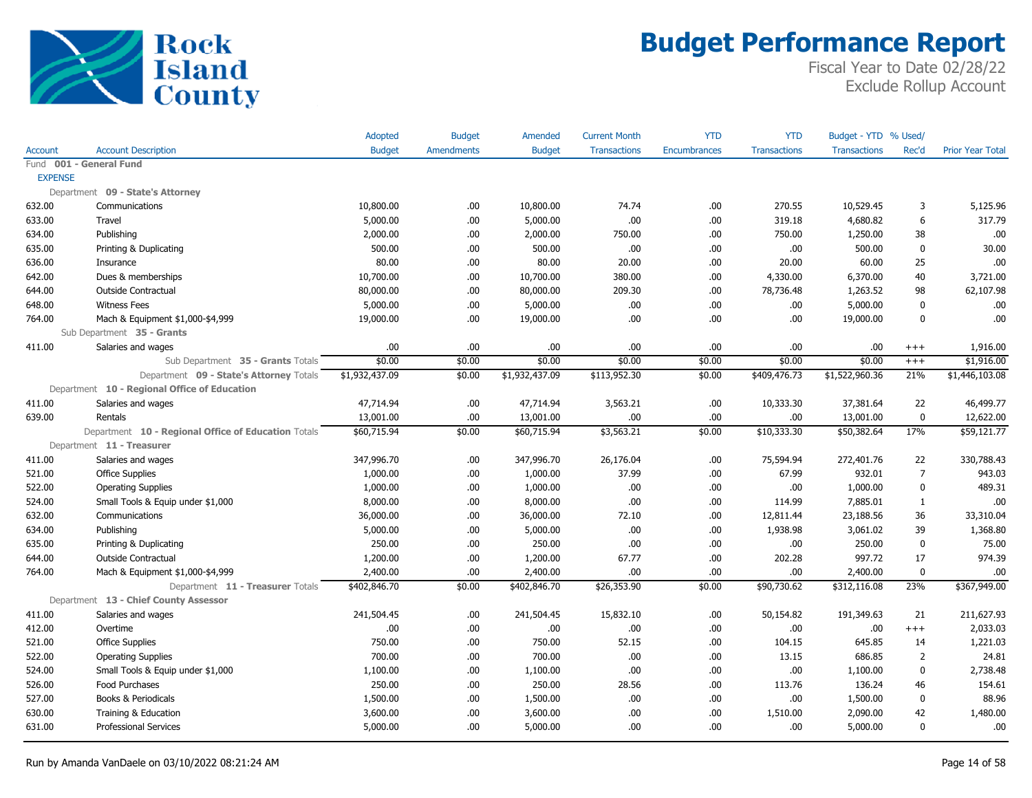# Budget Performance Report

Fiscal Year to Date 02/28/22
Exclude Rollup Account

Rock Island County

| Account | Account Description | Adopted Budget | Budget Amendments | Amended Budget | Current Month Transactions | YTD Encumbrances | YTD Transactions | Budget - YTD Transactions | % Used/ Rec'd | Prior Year Total |
|---|---|---|---|---|---|---|---|---|---|---|
| Fund **001 - General Fund** | | | | | | | | | | |
| EXPENSE | | | | | | | | | | |
| Department **09 - State's Attorney** | | | | | | | | | | |
| 632.00 | Communications | 10,800.00 | .00 | 10,800.00 | 74.74 | .00 | 270.55 | 10,529.45 | 3 | 5,125.96 |
| 633.00 | Travel | 5,000.00 | .00 | 5,000.00 | .00 | .00 | 319.18 | 4,680.82 | 6 | 317.79 |
| 634.00 | Publishing | 2,000.00 | .00 | 2,000.00 | 750.00 | .00 | 750.00 | 1,250.00 | 38 | .00 |
| 635.00 | Printing & Duplicating | 500.00 | .00 | 500.00 | .00 | .00 | .00 | 500.00 | 0 | 30.00 |
| 636.00 | Insurance | 80.00 | .00 | 80.00 | 20.00 | .00 | 20.00 | 60.00 | 25 | .00 |
| 642.00 | Dues & memberships | 10,700.00 | .00 | 10,700.00 | 380.00 | .00 | 4,330.00 | 6,370.00 | 40 | 3,721.00 |
| 644.00 | Outside Contractual | 80,000.00 | .00 | 80,000.00 | 209.30 | .00 | 78,736.48 | 1,263.52 | 98 | 62,107.98 |
| 648.00 | Witness Fees | 5,000.00 | .00 | 5,000.00 | .00 | .00 | .00 | 5,000.00 | 0 | .00 |
| 764.00 | Mach & Equipment $1,000-$4,999 | 19,000.00 | .00 | 19,000.00 | .00 | .00 | .00 | 19,000.00 | 0 | .00 |
| Sub Department **35 - Grants** | | | | | | | | | | |
| 411.00 | Salaries and wages | .00 | .00 | .00 | .00 | .00 | .00 | .00 | +++ | 1,916.00 |
| | Sub Department **35 - Grants** Totals | $0.00 | $0.00 | $0.00 | $0.00 | $0.00 | $0.00 | $0.00 | +++ | $1,916.00 |
| | Department **09 - State's Attorney** Totals | $1,932,437.09 | $0.00 | $1,932,437.09 | $113,952.30 | $0.00 | $409,476.73 | $1,522,960.36 | 21% | $1,446,103.08 |
| Department **10 - Regional Office of Education** | | | | | | | | | | |
| 411.00 | Salaries and wages | 47,714.94 | .00 | 47,714.94 | 3,563.21 | .00 | 10,333.30 | 37,381.64 | 22 | 46,499.77 |
| 639.00 | Rentals | 13,001.00 | .00 | 13,001.00 | .00 | .00 | .00 | 13,001.00 | 0 | 12,622.00 |
| | Department **10 - Regional Office of Education** Totals | $60,715.94 | $0.00 | $60,715.94 | $3,563.21 | $0.00 | $10,333.30 | $50,382.64 | 17% | $59,121.77 |
| Department **11 - Treasurer** | | | | | | | | | | |
| 411.00 | Salaries and wages | 347,996.70 | .00 | 347,996.70 | 26,176.04 | .00 | 75,594.94 | 272,401.76 | 22 | 330,788.43 |
| 521.00 | Office Supplies | 1,000.00 | .00 | 1,000.00 | 37.99 | .00 | 67.99 | 932.01 | 7 | 943.03 |
| 522.00 | Operating Supplies | 1,000.00 | .00 | 1,000.00 | .00 | .00 | .00 | 1,000.00 | 0 | 489.31 |
| 524.00 | Small Tools & Equip under $1,000 | 8,000.00 | .00 | 8,000.00 | .00 | .00 | 114.99 | 7,885.01 | 1 | .00 |
| 632.00 | Communications | 36,000.00 | .00 | 36,000.00 | 72.10 | .00 | 12,811.44 | 23,188.56 | 36 | 33,310.04 |
| 634.00 | Publishing | 5,000.00 | .00 | 5,000.00 | .00 | .00 | 1,938.98 | 3,061.02 | 39 | 1,368.80 |
| 635.00 | Printing & Duplicating | 250.00 | .00 | 250.00 | .00 | .00 | .00 | 250.00 | 0 | 75.00 |
| 644.00 | Outside Contractual | 1,200.00 | .00 | 1,200.00 | 67.77 | .00 | 202.28 | 997.72 | 17 | 974.39 |
| 764.00 | Mach & Equipment $1,000-$4,999 | 2,400.00 | .00 | 2,400.00 | .00 | .00 | .00 | 2,400.00 | 0 | .00 |
| | Department **11 - Treasurer** Totals | $402,846.70 | $0.00 | $402,846.70 | $26,353.90 | $0.00 | $90,730.62 | $312,116.08 | 23% | $367,949.00 |
| Department **13 - Chief County Assessor** | | | | | | | | | | |
| 411.00 | Salaries and wages | 241,504.45 | .00 | 241,504.45 | 15,832.10 | .00 | 50,154.82 | 191,349.63 | 21 | 211,627.93 |
| 412.00 | Overtime | .00 | .00 | .00 | .00 | .00 | .00 | .00 | +++ | 2,033.03 |
| 521.00 | Office Supplies | 750.00 | .00 | 750.00 | 52.15 | .00 | 104.15 | 645.85 | 14 | 1,221.03 |
| 522.00 | Operating Supplies | 700.00 | .00 | 700.00 | .00 | .00 | 13.15 | 686.85 | 2 | 24.81 |
| 524.00 | Small Tools & Equip under $1,000 | 1,100.00 | .00 | 1,100.00 | .00 | .00 | .00 | 1,100.00 | 0 | 2,738.48 |
| 526.00 | Food Purchases | 250.00 | .00 | 250.00 | 28.56 | .00 | 113.76 | 136.24 | 46 | 154.61 |
| 527.00 | Books & Periodicals | 1,500.00 | .00 | 1,500.00 | .00 | .00 | .00 | 1,500.00 | 0 | 88.96 |
| 630.00 | Training & Education | 3,600.00 | .00 | 3,600.00 | .00 | .00 | 1,510.00 | 2,090.00 | 42 | 1,480.00 |
| 631.00 | Professional Services | 5,000.00 | .00 | 5,000.00 | .00 | .00 | .00 | 5,000.00 | 0 | .00 |

Run by Amanda VanDaele on 03/10/2022 08:21:24 AM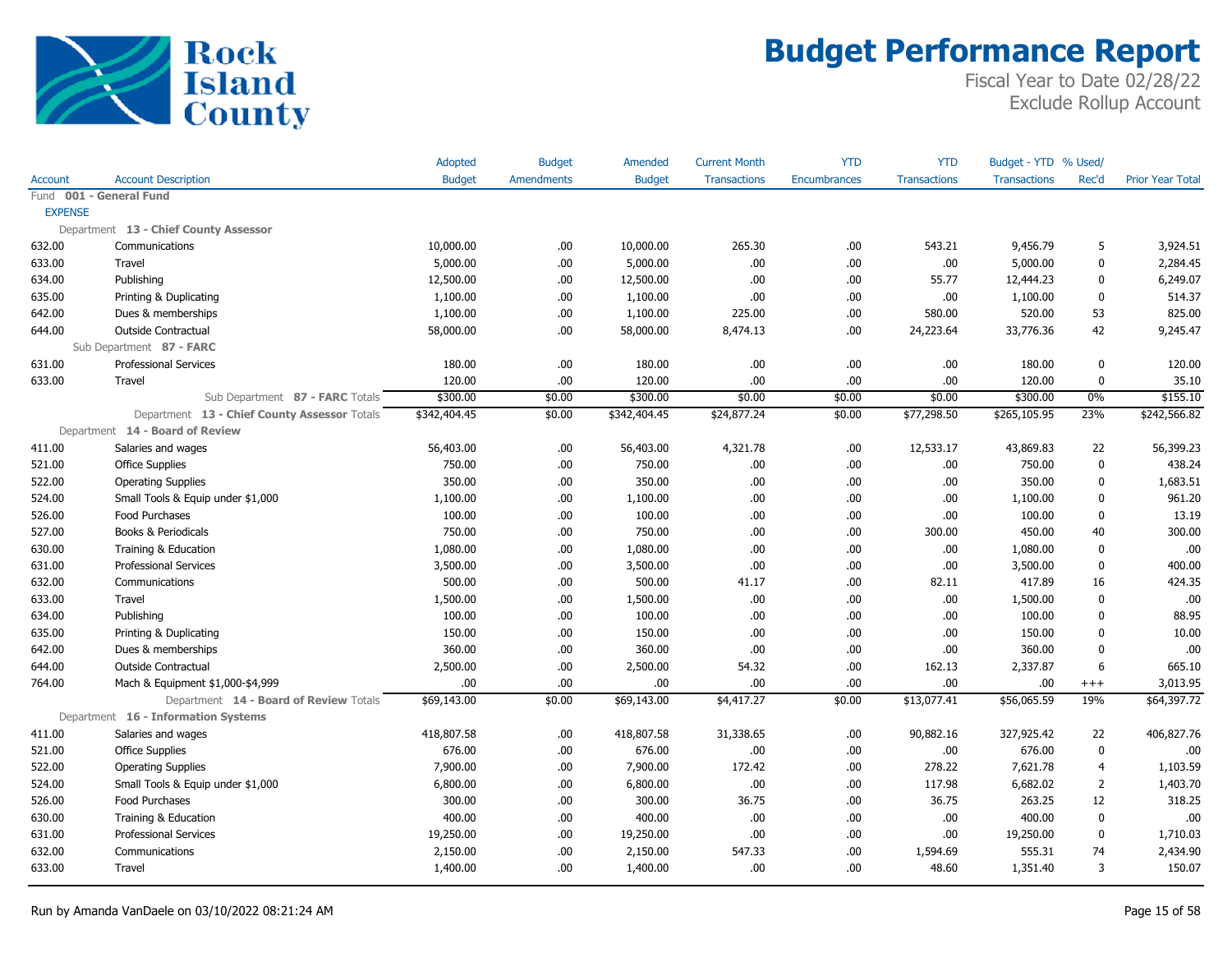# Budget Performance Report

Fiscal Year to Date 02/28/22
Exclude Rollup Account

| Account | Account Description | Adopted Budget | Budget Amendments | Amended Budget | Current Month Transactions | YTD Encumbrances | YTD Transactions | Budget - YTD Transactions | % Used/ Rec'd | Prior Year Total |
|---|---|---|---|---|---|---|---|---|---|---|
| Fund **001 - General Fund** | | | | | | | | | | |
| EXPENSE | | | | | | | | | | |
| Department **13 - Chief County Assessor** | | | | | | | | | | |
| 632.00 | Communications | 10,000.00 | .00 | 10,000.00 | 265.30 | .00 | 543.21 | 9,456.79 | 5 | 3,924.51 |
| 633.00 | Travel | 5,000.00 | .00 | 5,000.00 | .00 | .00 | .00 | 5,000.00 | 0 | 2,284.45 |
| 634.00 | Publishing | 12,500.00 | .00 | 12,500.00 | .00 | .00 | 55.77 | 12,444.23 | 0 | 6,249.07 |
| 635.00 | Printing & Duplicating | 1,100.00 | .00 | 1,100.00 | .00 | .00 | .00 | 1,100.00 | 0 | 514.37 |
| 642.00 | Dues & memberships | 1,100.00 | .00 | 1,100.00 | 225.00 | .00 | 580.00 | 520.00 | 53 | 825.00 |
| 644.00 | Outside Contractual | 58,000.00 | .00 | 58,000.00 | 8,474.13 | .00 | 24,223.64 | 33,776.36 | 42 | 9,245.47 |
| Sub Department **87 - FARC** | | | | | | | | | | |
| 631.00 | Professional Services | 180.00 | .00 | 180.00 | .00 | .00 | .00 | 180.00 | 0 | 120.00 |
| 633.00 | Travel | 120.00 | .00 | 120.00 | .00 | .00 | .00 | 120.00 | 0 | 35.10 |
| | Sub Department **87 - FARC** Totals | $300.00 | $0.00 | $300.00 | $0.00 | $0.00 | $0.00 | $300.00 | 0% | $155.10 |
| | Department **13 - Chief County Assessor** Totals | $342,404.45 | $0.00 | $342,404.45 | $24,877.24 | $0.00 | $77,298.50 | $265,105.95 | 23% | $242,566.82 |
| Department **14 - Board of Review** | | | | | | | | | | |
| 411.00 | Salaries and wages | 56,403.00 | .00 | 56,403.00 | 4,321.78 | .00 | 12,533.17 | 43,869.83 | 22 | 56,399.23 |
| 521.00 | Office Supplies | 750.00 | .00 | 750.00 | .00 | .00 | .00 | 750.00 | 0 | 438.24 |
| 522.00 | Operating Supplies | 350.00 | .00 | 350.00 | .00 | .00 | .00 | 350.00 | 0 | 1,683.51 |
| 524.00 | Small Tools & Equip under $1,000 | 1,100.00 | .00 | 1,100.00 | .00 | .00 | .00 | 1,100.00 | 0 | 961.20 |
| 526.00 | Food Purchases | 100.00 | .00 | 100.00 | .00 | .00 | .00 | 100.00 | 0 | 13.19 |
| 527.00 | Books & Periodicals | 750.00 | .00 | 750.00 | .00 | .00 | 300.00 | 450.00 | 40 | 300.00 |
| 630.00 | Training & Education | 1,080.00 | .00 | 1,080.00 | .00 | .00 | .00 | 1,080.00 | 0 | .00 |
| 631.00 | Professional Services | 3,500.00 | .00 | 3,500.00 | .00 | .00 | .00 | 3,500.00 | 0 | 400.00 |
| 632.00 | Communications | 500.00 | .00 | 500.00 | 41.17 | .00 | 82.11 | 417.89 | 16 | 424.35 |
| 633.00 | Travel | 1,500.00 | .00 | 1,500.00 | .00 | .00 | .00 | 1,500.00 | 0 | .00 |
| 634.00 | Publishing | 100.00 | .00 | 100.00 | .00 | .00 | .00 | 100.00 | 0 | 88.95 |
| 635.00 | Printing & Duplicating | 150.00 | .00 | 150.00 | .00 | .00 | .00 | 150.00 | 0 | 10.00 |
| 642.00 | Dues & memberships | 360.00 | .00 | 360.00 | .00 | .00 | .00 | 360.00 | 0 | .00 |
| 644.00 | Outside Contractual | 2,500.00 | .00 | 2,500.00 | 54.32 | .00 | 162.13 | 2,337.87 | 6 | 665.10 |
| 764.00 | Mach & Equipment $1,000-$4,999 | .00 | .00 | .00 | .00 | .00 | .00 | .00 | +++ | 3,013.95 |
| | Department **14 - Board of Review** Totals | $69,143.00 | $0.00 | $69,143.00 | $4,417.27 | $0.00 | $13,077.41 | $56,065.59 | 19% | $64,397.72 |
| Department **16 - Information Systems** | | | | | | | | | | |
| 411.00 | Salaries and wages | 418,807.58 | .00 | 418,807.58 | 31,338.65 | .00 | 90,882.16 | 327,925.42 | 22 | 406,827.76 |
| 521.00 | Office Supplies | 676.00 | .00 | 676.00 | .00 | .00 | .00 | 676.00 | 0 | .00 |
| 522.00 | Operating Supplies | 7,900.00 | .00 | 7,900.00 | 172.42 | .00 | 278.22 | 7,621.78 | 4 | 1,103.59 |
| 524.00 | Small Tools & Equip under $1,000 | 6,800.00 | .00 | 6,800.00 | .00 | .00 | 117.98 | 6,682.02 | 2 | 1,403.70 |
| 526.00 | Food Purchases | 300.00 | .00 | 300.00 | 36.75 | .00 | 36.75 | 263.25 | 12 | 318.25 |
| 630.00 | Training & Education | 400.00 | .00 | 400.00 | .00 | .00 | .00 | 400.00 | 0 | .00 |
| 631.00 | Professional Services | 19,250.00 | .00 | 19,250.00 | .00 | .00 | .00 | 19,250.00 | 0 | 1,710.03 |
| 632.00 | Communications | 2,150.00 | .00 | 2,150.00 | 547.33 | .00 | 1,594.69 | 555.31 | 74 | 2,434.90 |
| 633.00 | Travel | 1,400.00 | .00 | 1,400.00 | .00 | .00 | 48.60 | 1,351.40 | 3 | 150.07 |

Run by Amanda VanDaele on 03/10/2022 08:21:24 AM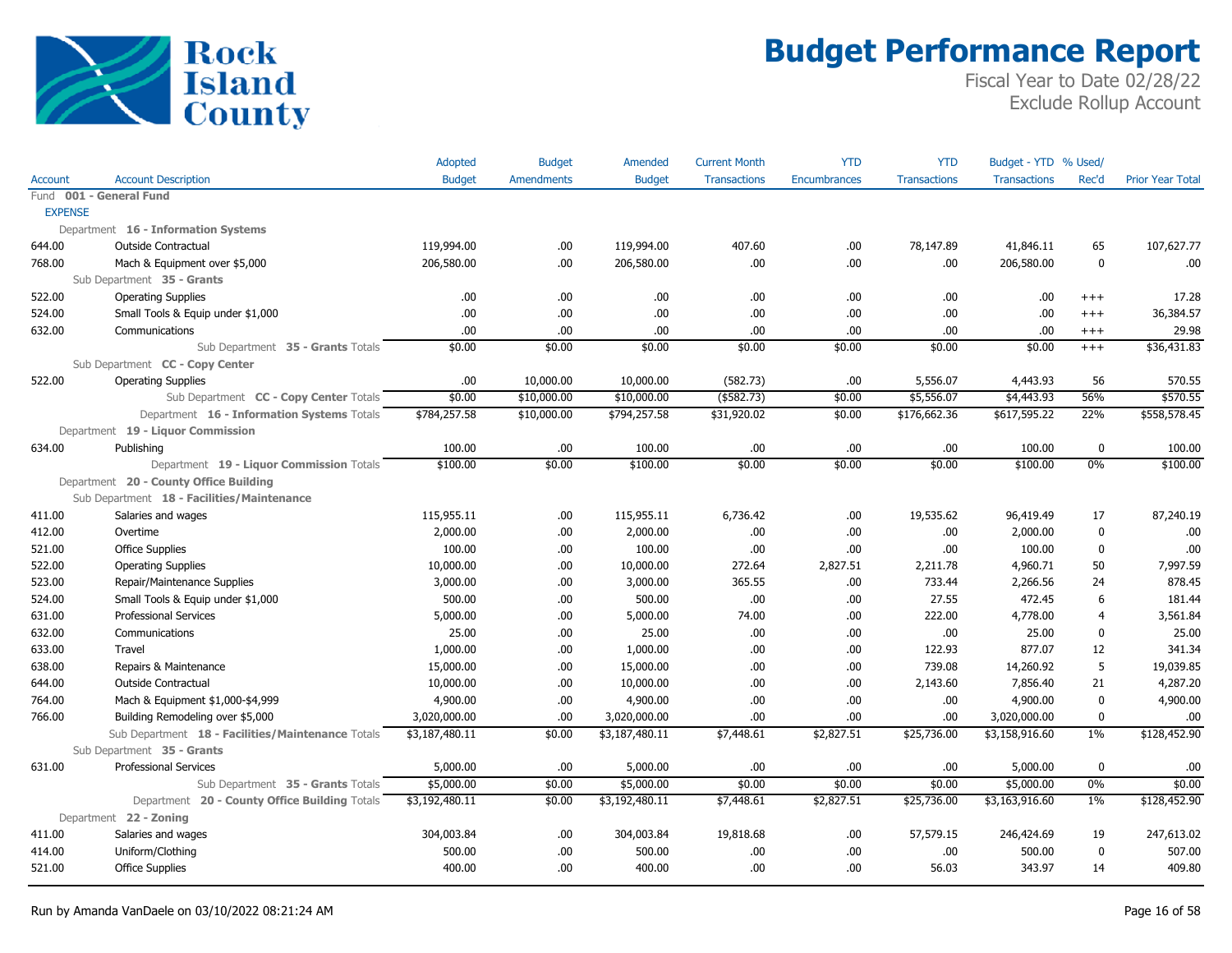# Budget Performance Report

Fiscal Year to Date 02/28/22
Exclude Rollup Account

| Account | Account Description | Adopted Budget | Budget Amendments | Amended Budget | Current Month Transactions | YTD Encumbrances | YTD Transactions | Budget - YTD Transactions | % Used/ Rec'd | Prior Year Total |
|---|---|---|---|---|---|---|---|---|---|---|
| Fund **001 - General Fund** | | | | | | | | | | |
| EXPENSE | | | | | | | | | | |
| Department **16 - Information Systems** | | | | | | | | | | |
| 644.00 | Outside Contractual | 119,994.00 | .00 | 119,994.00 | 407.60 | .00 | 78,147.89 | 41,846.11 | 65 | 107,627.77 |
| 768.00 | Mach & Equipment over $5,000 | 206,580.00 | .00 | 206,580.00 | .00 | .00 | .00 | 206,580.00 | 0 | .00 |
| Sub Department **35 - Grants** | | | | | | | | | | |
| 522.00 | Operating Supplies | .00 | .00 | .00 | .00 | .00 | .00 | .00 | +++ | 17.28 |
| 524.00 | Small Tools & Equip under $1,000 | .00 | .00 | .00 | .00 | .00 | .00 | .00 | +++ | 36,384.57 |
| 632.00 | Communications | .00 | .00 | .00 | .00 | .00 | .00 | .00 | +++ | 29.98 |
| | Sub Department **35 - Grants** Totals | $0.00 | $0.00 | $0.00 | $0.00 | $0.00 | $0.00 | $0.00 | +++ | $36,431.83 |
| Sub Department **CC - Copy Center** | | | | | | | | | | |
| 522.00 | Operating Supplies | .00 | 10,000.00 | 10,000.00 | (582.73) | .00 | 5,556.07 | 4,443.93 | 56 | 570.55 |
| | Sub Department **CC - Copy Center** Totals | $0.00 | $10,000.00 | $10,000.00 | ($582.73) | $0.00 | $5,556.07 | $4,443.93 | 56% | $570.55 |
| | Department **16 - Information Systems** Totals | $784,257.58 | $10,000.00 | $794,257.58 | $31,920.02 | $0.00 | $176,662.36 | $617,595.22 | 22% | $558,578.45 |
| Department **19 - Liquor Commission** | | | | | | | | | | |
| 634.00 | Publishing | 100.00 | .00 | 100.00 | .00 | .00 | .00 | 100.00 | 0 | 100.00 |
| | Department **19 - Liquor Commission** Totals | $100.00 | $0.00 | $100.00 | $0.00 | $0.00 | $0.00 | $100.00 | 0% | $100.00 |
| Department **20 - County Office Building** | | | | | | | | | | |
| Sub Department **18 - Facilities/Maintenance** | | | | | | | | | | |
| 411.00 | Salaries and wages | 115,955.11 | .00 | 115,955.11 | 6,736.42 | .00 | 19,535.62 | 96,419.49 | 17 | 87,240.19 |
| 412.00 | Overtime | 2,000.00 | .00 | 2,000.00 | .00 | .00 | .00 | 2,000.00 | 0 | .00 |
| 521.00 | Office Supplies | 100.00 | .00 | 100.00 | .00 | .00 | .00 | 100.00 | 0 | .00 |
| 522.00 | Operating Supplies | 10,000.00 | .00 | 10,000.00 | 272.64 | 2,827.51 | 2,211.78 | 4,960.71 | 50 | 7,997.59 |
| 523.00 | Repair/Maintenance Supplies | 3,000.00 | .00 | 3,000.00 | 365.55 | .00 | 733.44 | 2,266.56 | 24 | 878.45 |
| 524.00 | Small Tools & Equip under $1,000 | 500.00 | .00 | 500.00 | .00 | .00 | 27.55 | 472.45 | 6 | 181.44 |
| 631.00 | Professional Services | 5,000.00 | .00 | 5,000.00 | 74.00 | .00 | 222.00 | 4,778.00 | 4 | 3,561.84 |
| 632.00 | Communications | 25.00 | .00 | 25.00 | .00 | .00 | .00 | 25.00 | 0 | 25.00 |
| 633.00 | Travel | 1,000.00 | .00 | 1,000.00 | .00 | .00 | 122.93 | 877.07 | 12 | 341.34 |
| 638.00 | Repairs & Maintenance | 15,000.00 | .00 | 15,000.00 | .00 | .00 | 739.08 | 14,260.92 | 5 | 19,039.85 |
| 644.00 | Outside Contractual | 10,000.00 | .00 | 10,000.00 | .00 | .00 | 2,143.60 | 7,856.40 | 21 | 4,287.20 |
| 764.00 | Mach & Equipment $1,000-$4,999 | 4,900.00 | .00 | 4,900.00 | .00 | .00 | .00 | 4,900.00 | 0 | 4,900.00 |
| 766.00 | Building Remodeling over $5,000 | 3,020,000.00 | .00 | 3,020,000.00 | .00 | .00 | .00 | 3,020,000.00 | 0 | .00 |
| | Sub Department **18 - Facilities/Maintenance** Totals | $3,187,480.11 | $0.00 | $3,187,480.11 | $7,448.61 | $2,827.51 | $25,736.00 | $3,158,916.60 | 1% | $128,452.90 |
| Sub Department **35 - Grants** | | | | | | | | | | |
| 631.00 | Professional Services | 5,000.00 | .00 | 5,000.00 | .00 | .00 | .00 | 5,000.00 | 0 | .00 |
| | Sub Department **35 - Grants** Totals | $5,000.00 | $0.00 | $5,000.00 | $0.00 | $0.00 | $0.00 | $5,000.00 | 0% | $0.00 |
| | Department **20 - County Office Building** Totals | $3,192,480.11 | $0.00 | $3,192,480.11 | $7,448.61 | $2,827.51 | $25,736.00 | $3,163,916.60 | 1% | $128,452.90 |
| Department **22 - Zoning** | | | | | | | | | | |
| 411.00 | Salaries and wages | 304,003.84 | .00 | 304,003.84 | 19,818.68 | .00 | 57,579.15 | 246,424.69 | 19 | 247,613.02 |
| 414.00 | Uniform/Clothing | 500.00 | .00 | 500.00 | .00 | .00 | .00 | 500.00 | 0 | 507.00 |
| 521.00 | Office Supplies | 400.00 | .00 | 400.00 | .00 | .00 | 56.03 | 343.97 | 14 | 409.80 |

Run by Amanda VanDaele on 03/10/2022 08:21:24 AM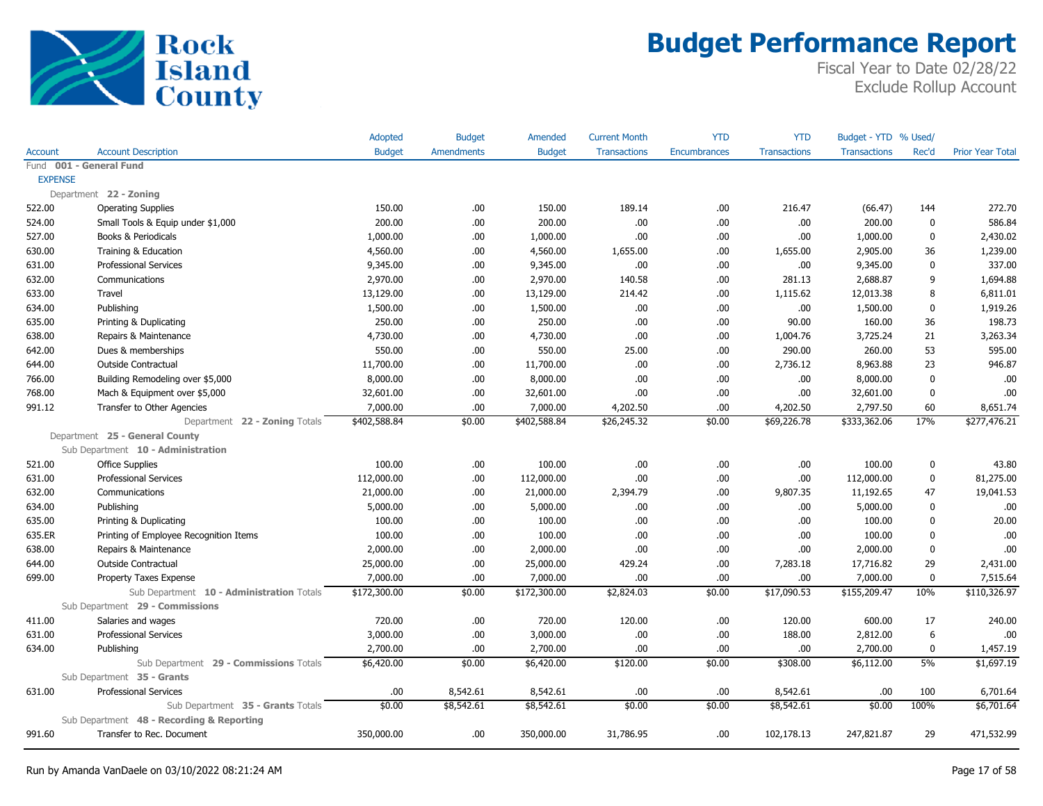# Budget Performance Report

Fiscal Year to Date 02/28/22
Exclude Rollup Account

| Account | Account Description | Adopted Budget | Budget Amendments | Amended Budget | Current Month Transactions | YTD Encumbrances | YTD Transactions | Budget - YTD Transactions | % Used/ Rec'd | Prior Year Total |
|---|---|---|---|---|---|---|---|---|---|---|
| Fund **001 - General Fund** | | | | | | | | | | |
| EXPENSE | | | | | | | | | | |
| Department **22 - Zoning** | | | | | | | | | | |
| 522.00 | Operating Supplies | 150.00 | .00 | 150.00 | 189.14 | .00 | 216.47 | (66.47) | 144 | 272.70 |
| 524.00 | Small Tools & Equip under $1,000 | 200.00 | .00 | 200.00 | .00 | .00 | .00 | 200.00 | 0 | 586.84 |
| 527.00 | Books & Periodicals | 1,000.00 | .00 | 1,000.00 | .00 | .00 | .00 | 1,000.00 | 0 | 2,430.02 |
| 630.00 | Training & Education | 4,560.00 | .00 | 4,560.00 | 1,655.00 | .00 | 1,655.00 | 2,905.00 | 36 | 1,239.00 |
| 631.00 | Professional Services | 9,345.00 | .00 | 9,345.00 | .00 | .00 | .00 | 9,345.00 | 0 | 337.00 |
| 632.00 | Communications | 2,970.00 | .00 | 2,970.00 | 140.58 | .00 | 281.13 | 2,688.87 | 9 | 1,694.88 |
| 633.00 | Travel | 13,129.00 | .00 | 13,129.00 | 214.42 | .00 | 1,115.62 | 12,013.38 | 8 | 6,811.01 |
| 634.00 | Publishing | 1,500.00 | .00 | 1,500.00 | .00 | .00 | .00 | 1,500.00 | 0 | 1,919.26 |
| 635.00 | Printing & Duplicating | 250.00 | .00 | 250.00 | .00 | .00 | 90.00 | 160.00 | 36 | 198.73 |
| 638.00 | Repairs & Maintenance | 4,730.00 | .00 | 4,730.00 | .00 | .00 | 1,004.76 | 3,725.24 | 21 | 3,263.34 |
| 642.00 | Dues & memberships | 550.00 | .00 | 550.00 | 25.00 | .00 | 290.00 | 260.00 | 53 | 595.00 |
| 644.00 | Outside Contractual | 11,700.00 | .00 | 11,700.00 | .00 | .00 | 2,736.12 | 8,963.88 | 23 | 946.87 |
| 766.00 | Building Remodeling over $5,000 | 8,000.00 | .00 | 8,000.00 | .00 | .00 | .00 | 8,000.00 | 0 | .00 |
| 768.00 | Mach & Equipment over $5,000 | 32,601.00 | .00 | 32,601.00 | .00 | .00 | .00 | 32,601.00 | 0 | .00 |
| 991.12 | Transfer to Other Agencies | 7,000.00 | .00 | 7,000.00 | 4,202.50 | .00 | 4,202.50 | 2,797.50 | 60 | 8,651.74 |
| | Department **22 - Zoning** Totals | $402,588.84 | $0.00 | $402,588.84 | $26,245.32 | $0.00 | $69,226.78 | $333,362.06 | 17% | $277,476.21 |
| Department **25 - General County** | | | | | | | | | | |
| Sub Department **10 - Administration** | | | | | | | | | | |
| 521.00 | Office Supplies | 100.00 | .00 | 100.00 | .00 | .00 | .00 | 100.00 | 0 | 43.80 |
| 631.00 | Professional Services | 112,000.00 | .00 | 112,000.00 | .00 | .00 | .00 | 112,000.00 | 0 | 81,275.00 |
| 632.00 | Communications | 21,000.00 | .00 | 21,000.00 | 2,394.79 | .00 | 9,807.35 | 11,192.65 | 47 | 19,041.53 |
| 634.00 | Publishing | 5,000.00 | .00 | 5,000.00 | .00 | .00 | .00 | 5,000.00 | 0 | .00 |
| 635.00 | Printing & Duplicating | 100.00 | .00 | 100.00 | .00 | .00 | .00 | 100.00 | 0 | 20.00 |
| 635.ER | Printing of Employee Recognition Items | 100.00 | .00 | 100.00 | .00 | .00 | .00 | 100.00 | 0 | .00 |
| 638.00 | Repairs & Maintenance | 2,000.00 | .00 | 2,000.00 | .00 | .00 | .00 | 2,000.00 | 0 | .00 |
| 644.00 | Outside Contractual | 25,000.00 | .00 | 25,000.00 | 429.24 | .00 | 7,283.18 | 17,716.82 | 29 | 2,431.00 |
| 699.00 | Property Taxes Expense | 7,000.00 | .00 | 7,000.00 | .00 | .00 | .00 | 7,000.00 | 0 | 7,515.64 |
| | Sub Department **10 - Administration** Totals | $172,300.00 | $0.00 | $172,300.00 | $2,824.03 | $0.00 | $17,090.53 | $155,209.47 | 10% | $110,326.97 |
| Sub Department **29 - Commissions** | | | | | | | | | | |
| 411.00 | Salaries and wages | 720.00 | .00 | 720.00 | 120.00 | .00 | 120.00 | 600.00 | 17 | 240.00 |
| 631.00 | Professional Services | 3,000.00 | .00 | 3,000.00 | .00 | .00 | 188.00 | 2,812.00 | 6 | .00 |
| 634.00 | Publishing | 2,700.00 | .00 | 2,700.00 | .00 | .00 | .00 | 2,700.00 | 0 | 1,457.19 |
| | Sub Department **29 - Commissions** Totals | $6,420.00 | $0.00 | $6,420.00 | $120.00 | $0.00 | $308.00 | $6,112.00 | 5% | $1,697.19 |
| Sub Department **35 - Grants** | | | | | | | | | | |
| 631.00 | Professional Services | .00 | 8,542.61 | 8,542.61 | .00 | .00 | 8,542.61 | .00 | 100 | 6,701.64 |
| | Sub Department **35 - Grants** Totals | $0.00 | $8,542.61 | $8,542.61 | $0.00 | $0.00 | $8,542.61 | $0.00 | 100% | $6,701.64 |
| Sub Department **48 - Recording & Reporting** | | | | | | | | | | |
| 991.60 | Transfer to Rec. Document | 350,000.00 | .00 | 350,000.00 | 31,786.95 | .00 | 102,178.13 | 247,821.87 | 29 | 471,532.99 |

Run by Amanda VanDaele on 03/10/2022 08:21:24 AM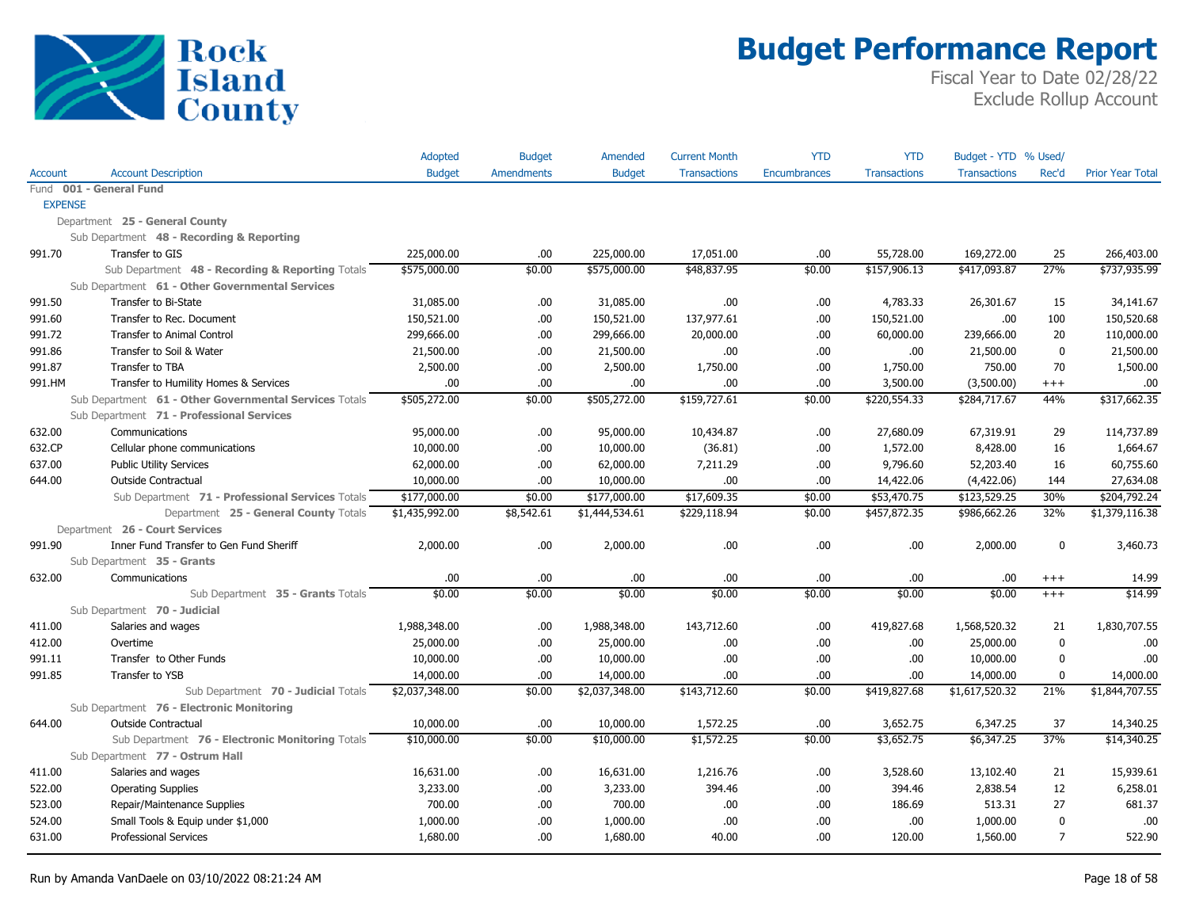# Budget Performance Report

Fiscal Year to Date 02/28/22
Exclude Rollup Account

Rock Island County

| Account | Account Description | Adopted Budget | Budget Amendments | Amended Budget | Current Month Transactions | YTD Encumbrances | YTD Transactions | Budget - YTD Transactions | % Used/ Rec'd | Prior Year Total |
|---|---|---|---|---|---|---|---|---|---|---|
| Fund **001 - General Fund** | | | | | | | | | | |
| EXPENSE | | | | | | | | | | |
| Department **25 - General County** | | | | | | | | | | |
| Sub Department **48 - Recording & Reporting** | | | | | | | | | | |
| 991.70 | Transfer to GIS | 225,000.00 | .00 | 225,000.00 | 17,051.00 | .00 | 55,728.00 | 169,272.00 | 25 | 266,403.00 |
| | Sub Department **48 - Recording & Reporting** Totals | $575,000.00 | $0.00 | $575,000.00 | $48,837.95 | $0.00 | $157,906.13 | $417,093.87 | 27% | $737,935.99 |
| Sub Department **61 - Other Governmental Services** | | | | | | | | | | |
| 991.50 | Transfer to Bi-State | 31,085.00 | .00 | 31,085.00 | .00 | .00 | 4,783.33 | 26,301.67 | 15 | 34,141.67 |
| 991.60 | Transfer to Rec. Document | 150,521.00 | .00 | 150,521.00 | 137,977.61 | .00 | 150,521.00 | .00 | 100 | 150,520.68 |
| 991.72 | Transfer to Animal Control | 299,666.00 | .00 | 299,666.00 | 20,000.00 | .00 | 60,000.00 | 239,666.00 | 20 | 110,000.00 |
| 991.86 | Transfer to Soil & Water | 21,500.00 | .00 | 21,500.00 | .00 | .00 | .00 | 21,500.00 | 0 | 21,500.00 |
| 991.87 | Transfer to TBA | 2,500.00 | .00 | 2,500.00 | 1,750.00 | .00 | 1,750.00 | 750.00 | 70 | 1,500.00 |
| 991.HM | Transfer to Humility Homes & Services | .00 | .00 | .00 | .00 | .00 | 3,500.00 | (3,500.00) | +++ | .00 |
| | Sub Department **61 - Other Governmental Services** Totals | $505,272.00 | $0.00 | $505,272.00 | $159,727.61 | $0.00 | $220,554.33 | $284,717.67 | 44% | $317,662.35 |
| Sub Department **71 - Professional Services** | | | | | | | | | | |
| 632.00 | Communications | 95,000.00 | .00 | 95,000.00 | 10,434.87 | .00 | 27,680.09 | 67,319.91 | 29 | 114,737.89 |
| 632.CP | Cellular phone communications | 10,000.00 | .00 | 10,000.00 | (36.81) | .00 | 1,572.00 | 8,428.00 | 16 | 1,664.67 |
| 637.00 | Public Utility Services | 62,000.00 | .00 | 62,000.00 | 7,211.29 | .00 | 9,796.60 | 52,203.40 | 16 | 60,755.60 |
| 644.00 | Outside Contractual | 10,000.00 | .00 | 10,000.00 | .00 | .00 | 14,422.06 | (4,422.06) | 144 | 27,634.08 |
| | Sub Department **71 - Professional Services** Totals | $177,000.00 | $0.00 | $177,000.00 | $17,609.35 | $0.00 | $53,470.75 | $123,529.25 | 30% | $204,792.24 |
| | Department **25 - General County** Totals | $1,435,992.00 | $8,542.61 | $1,444,534.61 | $229,118.94 | $0.00 | $457,872.35 | $986,662.26 | 32% | $1,379,116.38 |
| Department **26 - Court Services** | | | | | | | | | | |
| 991.90 | Inner Fund Transfer to Gen Fund Sheriff | 2,000.00 | .00 | 2,000.00 | .00 | .00 | .00 | 2,000.00 | 0 | 3,460.73 |
| Sub Department **35 - Grants** | | | | | | | | | | |
| 632.00 | Communications | .00 | .00 | .00 | .00 | .00 | .00 | .00 | +++ | 14.99 |
| | Sub Department **35 - Grants** Totals | $0.00 | $0.00 | $0.00 | $0.00 | $0.00 | $0.00 | $0.00 | +++ | $14.99 |
| Sub Department **70 - Judicial** | | | | | | | | | | |
| 411.00 | Salaries and wages | 1,988,348.00 | .00 | 1,988,348.00 | 143,712.60 | .00 | 419,827.68 | 1,568,520.32 | 21 | 1,830,707.55 |
| 412.00 | Overtime | 25,000.00 | .00 | 25,000.00 | .00 | .00 | .00 | 25,000.00 | 0 | .00 |
| 991.11 | Transfer to Other Funds | 10,000.00 | .00 | 10,000.00 | .00 | .00 | .00 | 10,000.00 | 0 | .00 |
| 991.85 | Transfer to YSB | 14,000.00 | .00 | 14,000.00 | .00 | .00 | .00 | 14,000.00 | 0 | 14,000.00 |
| | Sub Department **70 - Judicial** Totals | $2,037,348.00 | $0.00 | $2,037,348.00 | $143,712.60 | $0.00 | $419,827.68 | $1,617,520.32 | 21% | $1,844,707.55 |
| Sub Department **76 - Electronic Monitoring** | | | | | | | | | | |
| 644.00 | Outside Contractual | 10,000.00 | .00 | 10,000.00 | 1,572.25 | .00 | 3,652.75 | 6,347.25 | 37 | 14,340.25 |
| | Sub Department **76 - Electronic Monitoring** Totals | $10,000.00 | $0.00 | $10,000.00 | $1,572.25 | $0.00 | $3,652.75 | $6,347.25 | 37% | $14,340.25 |
| Sub Department **77 - Ostrum Hall** | | | | | | | | | | |
| 411.00 | Salaries and wages | 16,631.00 | .00 | 16,631.00 | 1,216.76 | .00 | 3,528.60 | 13,102.40 | 21 | 15,939.61 |
| 522.00 | Operating Supplies | 3,233.00 | .00 | 3,233.00 | 394.46 | .00 | 394.46 | 2,838.54 | 12 | 6,258.01 |
| 523.00 | Repair/Maintenance Supplies | 700.00 | .00 | 700.00 | .00 | .00 | 186.69 | 513.31 | 27 | 681.37 |
| 524.00 | Small Tools & Equip under $1,000 | 1,000.00 | .00 | 1,000.00 | .00 | .00 | .00 | 1,000.00 | 0 | .00 |
| 631.00 | Professional Services | 1,680.00 | .00 | 1,680.00 | 40.00 | .00 | 120.00 | 1,560.00 | 7 | 522.90 |

Run by Amanda VanDaele on 03/10/2022 08:21:24 AM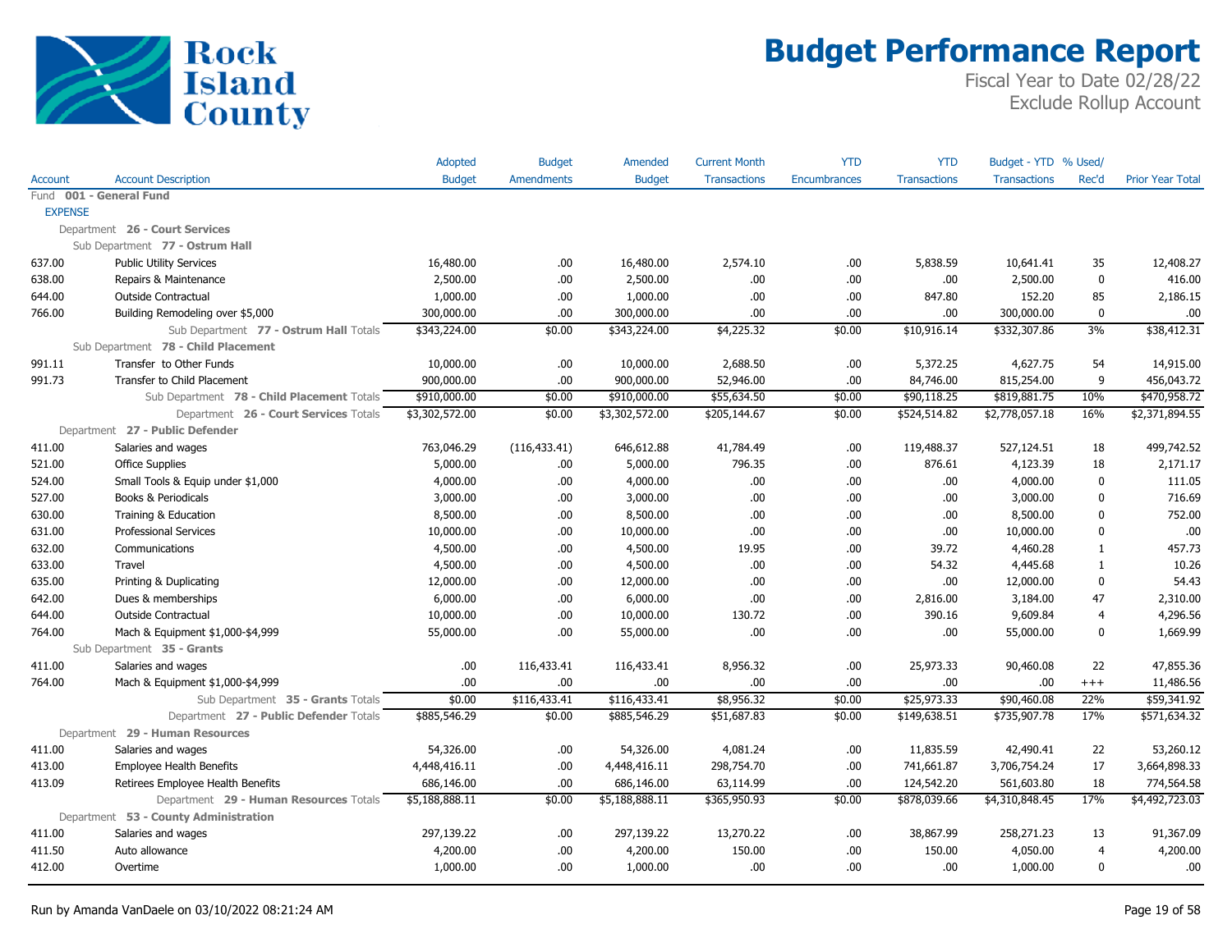# Budget Performance Report

Fiscal Year to Date 02/28/22
Exclude Rollup Account

| Account | Account Description | Adopted Budget | Budget Amendments | Amended Budget | Current Month Transactions | YTD Encumbrances | YTD Transactions | Budget - YTD Transactions | % Used/ Rec'd | Prior Year Total |
|---|---|---|---|---|---|---|---|---|---|---|
| Fund **001 - General Fund** | | | | | | | | | | |
| EXPENSE | | | | | | | | | | |
| Department **26 - Court Services** | | | | | | | | | | |
| Sub Department **77 - Ostrum Hall** | | | | | | | | | | |
| 637.00 | Public Utility Services | 16,480.00 | .00 | 16,480.00 | 2,574.10 | .00 | 5,838.59 | 10,641.41 | 35 | 12,408.27 |
| 638.00 | Repairs & Maintenance | 2,500.00 | .00 | 2,500.00 | .00 | .00 | .00 | 2,500.00 | 0 | 416.00 |
| 644.00 | Outside Contractual | 1,000.00 | .00 | 1,000.00 | .00 | .00 | 847.80 | 152.20 | 85 | 2,186.15 |
| 766.00 | Building Remodeling over $5,000 | 300,000.00 | .00 | 300,000.00 | .00 | .00 | .00 | 300,000.00 | 0 | .00 |
| | Sub Department **77 - Ostrum Hall** Totals | $343,224.00 | $0.00 | $343,224.00 | $4,225.32 | $0.00 | $10,916.14 | $332,307.86 | 3% | $38,412.31 |
| Sub Department **78 - Child Placement** | | | | | | | | | | |
| 991.11 | Transfer to Other Funds | 10,000.00 | .00 | 10,000.00 | 2,688.50 | .00 | 5,372.25 | 4,627.75 | 54 | 14,915.00 |
| 991.73 | Transfer to Child Placement | 900,000.00 | .00 | 900,000.00 | 52,946.00 | .00 | 84,746.00 | 815,254.00 | 9 | 456,043.72 |
| | Sub Department **78 - Child Placement** Totals | $910,000.00 | $0.00 | $910,000.00 | $55,634.50 | $0.00 | $90,118.25 | $819,881.75 | 10% | $470,958.72 |
| | Department **26 - Court Services** Totals | $3,302,572.00 | $0.00 | $3,302,572.00 | $205,144.67 | $0.00 | $524,514.82 | $2,778,057.18 | 16% | $2,371,894.55 |
| Department **27 - Public Defender** | | | | | | | | | | |
| 411.00 | Salaries and wages | 763,046.29 | (116,433.41) | 646,612.88 | 41,784.49 | .00 | 119,488.37 | 527,124.51 | 18 | 499,742.52 |
| 521.00 | Office Supplies | 5,000.00 | .00 | 5,000.00 | 796.35 | .00 | 876.61 | 4,123.39 | 18 | 2,171.17 |
| 524.00 | Small Tools & Equip under $1,000 | 4,000.00 | .00 | 4,000.00 | .00 | .00 | .00 | 4,000.00 | 0 | 111.05 |
| 527.00 | Books & Periodicals | 3,000.00 | .00 | 3,000.00 | .00 | .00 | .00 | 3,000.00 | 0 | 716.69 |
| 630.00 | Training & Education | 8,500.00 | .00 | 8,500.00 | .00 | .00 | .00 | 8,500.00 | 0 | 752.00 |
| 631.00 | Professional Services | 10,000.00 | .00 | 10,000.00 | .00 | .00 | .00 | 10,000.00 | 0 | .00 |
| 632.00 | Communications | 4,500.00 | .00 | 4,500.00 | 19.95 | .00 | 39.72 | 4,460.28 | 1 | 457.73 |
| 633.00 | Travel | 4,500.00 | .00 | 4,500.00 | .00 | .00 | 54.32 | 4,445.68 | 1 | 10.26 |
| 635.00 | Printing & Duplicating | 12,000.00 | .00 | 12,000.00 | .00 | .00 | .00 | 12,000.00 | 0 | 54.43 |
| 642.00 | Dues & memberships | 6,000.00 | .00 | 6,000.00 | .00 | .00 | 2,816.00 | 3,184.00 | 47 | 2,310.00 |
| 644.00 | Outside Contractual | 10,000.00 | .00 | 10,000.00 | 130.72 | .00 | 390.16 | 9,609.84 | 4 | 4,296.56 |
| 764.00 | Mach & Equipment $1,000-$4,999 | 55,000.00 | .00 | 55,000.00 | .00 | .00 | .00 | 55,000.00 | 0 | 1,669.99 |
| Sub Department **35 - Grants** | | | | | | | | | | |
| 411.00 | Salaries and wages | .00 | 116,433.41 | 116,433.41 | 8,956.32 | .00 | 25,973.33 | 90,460.08 | 22 | 47,855.36 |
| 764.00 | Mach & Equipment $1,000-$4,999 | .00 | .00 | .00 | .00 | .00 | .00 | .00 | +++ | 11,486.56 |
| | Sub Department **35 - Grants** Totals | $0.00 | $116,433.41 | $116,433.41 | $8,956.32 | $0.00 | $25,973.33 | $90,460.08 | 22% | $59,341.92 |
| | Department **27 - Public Defender** Totals | $885,546.29 | $0.00 | $885,546.29 | $51,687.83 | $0.00 | $149,638.51 | $735,907.78 | 17% | $571,634.32 |
| Department **29 - Human Resources** | | | | | | | | | | |
| 411.00 | Salaries and wages | 54,326.00 | .00 | 54,326.00 | 4,081.24 | .00 | 11,835.59 | 42,490.41 | 22 | 53,260.12 |
| 413.00 | Employee Health Benefits | 4,448,416.11 | .00 | 4,448,416.11 | 298,754.70 | .00 | 741,661.87 | 3,706,754.24 | 17 | 3,664,898.33 |
| 413.09 | Retirees Employee Health Benefits | 686,146.00 | .00 | 686,146.00 | 63,114.99 | .00 | 124,542.20 | 561,603.80 | 18 | 774,564.58 |
| | Department **29 - Human Resources** Totals | $5,188,888.11 | $0.00 | $5,188,888.11 | $365,950.93 | $0.00 | $878,039.66 | $4,310,848.45 | 17% | $4,492,723.03 |
| Department **53 - County Administration** | | | | | | | | | | |
| 411.00 | Salaries and wages | 297,139.22 | .00 | 297,139.22 | 13,270.22 | .00 | 38,867.99 | 258,271.23 | 13 | 91,367.09 |
| 411.50 | Auto allowance | 4,200.00 | .00 | 4,200.00 | 150.00 | .00 | 150.00 | 4,050.00 | 4 | 4,200.00 |
| 412.00 | Overtime | 1,000.00 | .00 | 1,000.00 | .00 | .00 | .00 | 1,000.00 | 0 | .00 |

Run by Amanda VanDaele on 03/10/2022 08:21:24 AM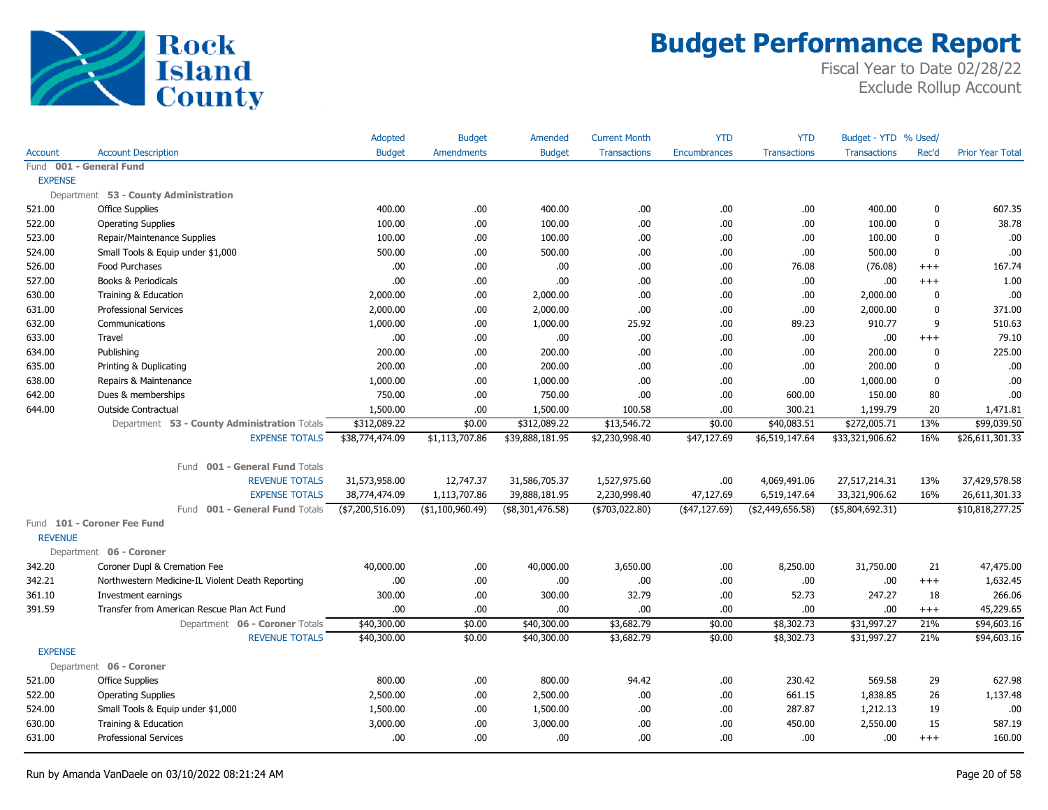# Budget Performance Report

Fiscal Year to Date 02/28/22
Exclude Rollup Account

| Account | Account Description | Adopted Budget | Budget Amendments | Amended Budget | Current Month Transactions | YTD Encumbrances | YTD Transactions | Budget - YTD Transactions | % Used/ Rec'd | Prior Year Total |
|---|---|---|---|---|---|---|---|---|---|---|
| Fund **001 - General Fund** | | | | | | | | | | |
| EXPENSE | | | | | | | | | | |
| Department **53 - County Administration** | | | | | | | | | | |
| 521.00 | Office Supplies | 400.00 | .00 | 400.00 | .00 | .00 | .00 | 400.00 | 0 | 607.35 |
| 522.00 | Operating Supplies | 100.00 | .00 | 100.00 | .00 | .00 | .00 | 100.00 | 0 | 38.78 |
| 523.00 | Repair/Maintenance Supplies | 100.00 | .00 | 100.00 | .00 | .00 | .00 | 100.00 | 0 | .00 |
| 524.00 | Small Tools & Equip under $1,000 | 500.00 | .00 | 500.00 | .00 | .00 | .00 | 500.00 | 0 | .00 |
| 526.00 | Food Purchases | .00 | .00 | .00 | .00 | .00 | 76.08 | (76.08) | +++ | 167.74 |
| 527.00 | Books & Periodicals | .00 | .00 | .00 | .00 | .00 | .00 | .00 | +++ | 1.00 |
| 630.00 | Training & Education | 2,000.00 | .00 | 2,000.00 | .00 | .00 | .00 | 2,000.00 | 0 | .00 |
| 631.00 | Professional Services | 2,000.00 | .00 | 2,000.00 | .00 | .00 | .00 | 2,000.00 | 0 | 371.00 |
| 632.00 | Communications | 1,000.00 | .00 | 1,000.00 | 25.92 | .00 | 89.23 | 910.77 | 9 | 510.63 |
| 633.00 | Travel | .00 | .00 | .00 | .00 | .00 | .00 | .00 | +++ | 79.10 |
| 634.00 | Publishing | 200.00 | .00 | 200.00 | .00 | .00 | .00 | 200.00 | 0 | 225.00 |
| 635.00 | Printing & Duplicating | 200.00 | .00 | 200.00 | .00 | .00 | .00 | 200.00 | 0 | .00 |
| 638.00 | Repairs & Maintenance | 1,000.00 | .00 | 1,000.00 | .00 | .00 | .00 | 1,000.00 | 0 | .00 |
| 642.00 | Dues & memberships | 750.00 | .00 | 750.00 | .00 | .00 | 600.00 | 150.00 | 80 | .00 |
| 644.00 | Outside Contractual | 1,500.00 | .00 | 1,500.00 | 100.58 | .00 | 300.21 | 1,199.79 | 20 | 1,471.81 |
| | Department **53 - County Administration** Totals | $312,089.22 | $0.00 | $312,089.22 | $13,546.72 | $0.00 | $40,083.51 | $272,005.71 | 13% | $99,039.50 |
| | EXPENSE TOTALS | $38,774,474.09 | $1,113,707.86 | $39,888,181.95 | $2,230,998.40 | $47,127.69 | $6,519,147.64 | $33,321,906.62 | 16% | $26,611,301.33 |
| | Fund **001 - General Fund** Totals | | | | | | | | | |
| | REVENUE TOTALS | 31,573,958.00 | 12,747.37 | 31,586,705.37 | 1,527,975.60 | .00 | 4,069,491.06 | 27,517,214.31 | 13% | 37,429,578.58 |
| | EXPENSE TOTALS | 38,774,474.09 | 1,113,707.86 | 39,888,181.95 | 2,230,998.40 | 47,127.69 | 6,519,147.64 | 33,321,906.62 | 16% | 26,611,301.33 |
| | Fund **001 - General Fund** Totals | ($7,200,516.09) | ($1,100,960.49) | ($8,301,476.58) | ($703,022.80) | ($47,127.69) | ($2,449,656.58) | ($5,804,692.31) | | $10,818,277.25 |
| Fund **101 - Coroner Fee Fund** | | | | | | | | | | |
| REVENUE | | | | | | | | | | |
| Department **06 - Coroner** | | | | | | | | | | |
| 342.20 | Coroner Dupl & Cremation Fee | 40,000.00 | .00 | 40,000.00 | 3,650.00 | .00 | 8,250.00 | 31,750.00 | 21 | 47,475.00 |
| 342.21 | Northwestern Medicine-IL Violent Death Reporting | .00 | .00 | .00 | .00 | .00 | .00 | .00 | +++ | 1,632.45 |
| 361.10 | Investment earnings | 300.00 | .00 | 300.00 | 32.79 | .00 | 52.73 | 247.27 | 18 | 266.06 |
| 391.59 | Transfer from American Rescue Plan Act Fund | .00 | .00 | .00 | .00 | .00 | .00 | .00 | +++ | 45,229.65 |
| | Department **06 - Coroner** Totals | $40,300.00 | $0.00 | $40,300.00 | $3,682.79 | $0.00 | $8,302.73 | $31,997.27 | 21% | $94,603.16 |
| | REVENUE TOTALS | $40,300.00 | $0.00 | $40,300.00 | $3,682.79 | $0.00 | $8,302.73 | $31,997.27 | 21% | $94,603.16 |
| EXPENSE | | | | | | | | | | |
| Department **06 - Coroner** | | | | | | | | | | |
| 521.00 | Office Supplies | 800.00 | .00 | 800.00 | 94.42 | .00 | 230.42 | 569.58 | 29 | 627.98 |
| 522.00 | Operating Supplies | 2,500.00 | .00 | 2,500.00 | .00 | .00 | 661.15 | 1,838.85 | 26 | 1,137.48 |
| 524.00 | Small Tools & Equip under $1,000 | 1,500.00 | .00 | 1,500.00 | .00 | .00 | 287.87 | 1,212.13 | 19 | .00 |
| 630.00 | Training & Education | 3,000.00 | .00 | 3,000.00 | .00 | .00 | 450.00 | 2,550.00 | 15 | 587.19 |
| 631.00 | Professional Services | .00 | .00 | .00 | .00 | .00 | .00 | .00 | +++ | 160.00 |

Run by Amanda VanDaele on 03/10/2022 08:21:24 AM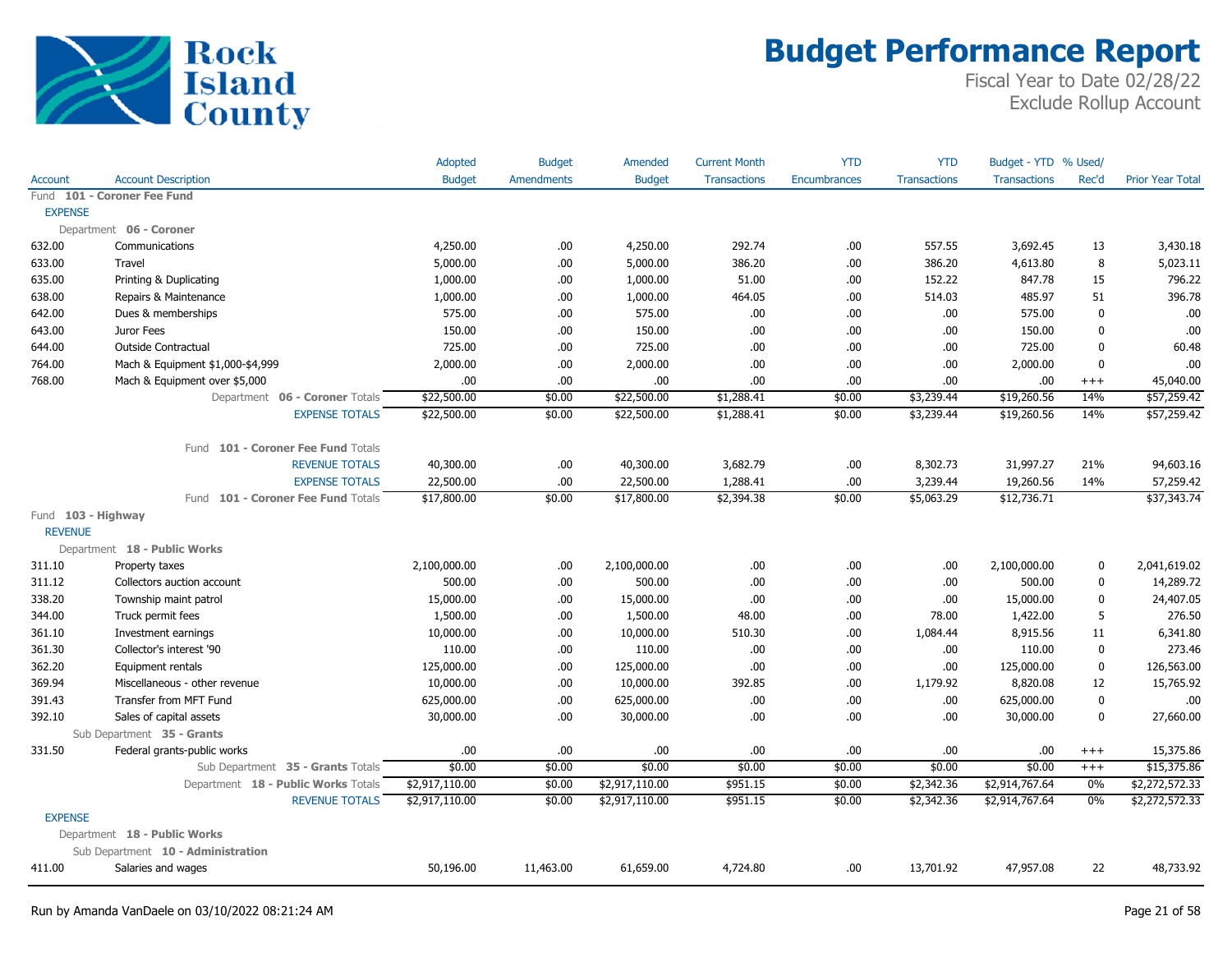# Budget Performance Report

Fiscal Year to Date 02/28/22
Exclude Rollup Account

Rock Island County

| Account | Account Description | Adopted Budget | Budget Amendments | Amended Budget | Current Month Transactions | YTD Encumbrances | YTD Transactions | Budget - YTD Transactions | % Used/ Rec'd | Prior Year Total |
|---|---|---|---|---|---|---|---|---|---|---|
| Fund **101 - Coroner Fee Fund** | | | | | | | | | | |
| EXPENSE | | | | | | | | | | |
| Department **06 - Coroner** | | | | | | | | | | |
| 632.00 | Communications | 4,250.00 | .00 | 4,250.00 | 292.74 | .00 | 557.55 | 3,692.45 | 13 | 3,430.18 |
| 633.00 | Travel | 5,000.00 | .00 | 5,000.00 | 386.20 | .00 | 386.20 | 4,613.80 | 8 | 5,023.11 |
| 635.00 | Printing & Duplicating | 1,000.00 | .00 | 1,000.00 | 51.00 | .00 | 152.22 | 847.78 | 15 | 796.22 |
| 638.00 | Repairs & Maintenance | 1,000.00 | .00 | 1,000.00 | 464.05 | .00 | 514.03 | 485.97 | 51 | 396.78 |
| 642.00 | Dues & memberships | 575.00 | .00 | 575.00 | .00 | .00 | .00 | 575.00 | 0 | .00 |
| 643.00 | Juror Fees | 150.00 | .00 | 150.00 | .00 | .00 | .00 | 150.00 | 0 | .00 |
| 644.00 | Outside Contractual | 725.00 | .00 | 725.00 | .00 | .00 | .00 | 725.00 | 0 | 60.48 |
| 764.00 | Mach & Equipment $1,000-$4,999 | 2,000.00 | .00 | 2,000.00 | .00 | .00 | .00 | 2,000.00 | 0 | .00 |
| 768.00 | Mach & Equipment over $5,000 | .00 | .00 | .00 | .00 | .00 | .00 | .00 | +++ | 45,040.00 |
| | Department **06 - Coroner** Totals | $22,500.00 | $0.00 | $22,500.00 | $1,288.41 | $0.00 | $3,239.44 | $19,260.56 | 14% | $57,259.42 |
| | EXPENSE TOTALS | $22,500.00 | $0.00 | $22,500.00 | $1,288.41 | $0.00 | $3,239.44 | $19,260.56 | 14% | $57,259.42 |
| | Fund **101 - Coroner Fee Fund** Totals | | | | | | | | | |
| | REVENUE TOTALS | 40,300.00 | .00 | 40,300.00 | 3,682.79 | .00 | 8,302.73 | 31,997.27 | 21% | 94,603.16 |
| | EXPENSE TOTALS | 22,500.00 | .00 | 22,500.00 | 1,288.41 | .00 | 3,239.44 | 19,260.56 | 14% | 57,259.42 |
| | Fund **101 - Coroner Fee Fund** Totals | $17,800.00 | $0.00 | $17,800.00 | $2,394.38 | $0.00 | $5,063.29 | $12,736.71 | | $37,343.74 |
| Fund **103 - Highway** | | | | | | | | | | |
| REVENUE | | | | | | | | | | |
| Department **18 - Public Works** | | | | | | | | | | |
| 311.10 | Property taxes | 2,100,000.00 | .00 | 2,100,000.00 | .00 | .00 | .00 | 2,100,000.00 | 0 | 2,041,619.02 |
| 311.12 | Collectors auction account | 500.00 | .00 | 500.00 | .00 | .00 | .00 | 500.00 | 0 | 14,289.72 |
| 338.20 | Township maint patrol | 15,000.00 | .00 | 15,000.00 | .00 | .00 | .00 | 15,000.00 | 0 | 24,407.05 |
| 344.00 | Truck permit fees | 1,500.00 | .00 | 1,500.00 | 48.00 | .00 | 78.00 | 1,422.00 | 5 | 276.50 |
| 361.10 | Investment earnings | 10,000.00 | .00 | 10,000.00 | 510.30 | .00 | 1,084.44 | 8,915.56 | 11 | 6,341.80 |
| 361.30 | Collector's interest '90 | 110.00 | .00 | 110.00 | .00 | .00 | .00 | 110.00 | 0 | 273.46 |
| 362.20 | Equipment rentals | 125,000.00 | .00 | 125,000.00 | .00 | .00 | .00 | 125,000.00 | 0 | 126,563.00 |
| 369.94 | Miscellaneous - other revenue | 10,000.00 | .00 | 10,000.00 | 392.85 | .00 | 1,179.92 | 8,820.08 | 12 | 15,765.92 |
| 391.43 | Transfer from MFT Fund | 625,000.00 | .00 | 625,000.00 | .00 | .00 | .00 | 625,000.00 | 0 | .00 |
| 392.10 | Sales of capital assets | 30,000.00 | .00 | 30,000.00 | .00 | .00 | .00 | 30,000.00 | 0 | 27,660.00 |
| Sub Department **35 - Grants** | | | | | | | | | | |
| 331.50 | Federal grants-public works | .00 | .00 | .00 | .00 | .00 | .00 | .00 | +++ | 15,375.86 |
| | Sub Department **35 - Grants** Totals | $0.00 | $0.00 | $0.00 | $0.00 | $0.00 | $0.00 | $0.00 | +++ | $15,375.86 |
| | Department **18 - Public Works** Totals | $2,917,110.00 | $0.00 | $2,917,110.00 | $951.15 | $0.00 | $2,342.36 | $2,914,767.64 | 0% | $2,272,572.33 |
| | REVENUE TOTALS | $2,917,110.00 | $0.00 | $2,917,110.00 | $951.15 | $0.00 | $2,342.36 | $2,914,767.64 | 0% | $2,272,572.33 |
| EXPENSE | | | | | | | | | | |
| Department **18 - Public Works** | | | | | | | | | | |
| Sub Department **10 - Administration** | | | | | | | | | | |
| 411.00 | Salaries and wages | 50,196.00 | 11,463.00 | 61,659.00 | 4,724.80 | .00 | 13,701.92 | 47,957.08 | 22 | 48,733.92 |

Run by Amanda VanDaele on 03/10/2022 08:21:24 AM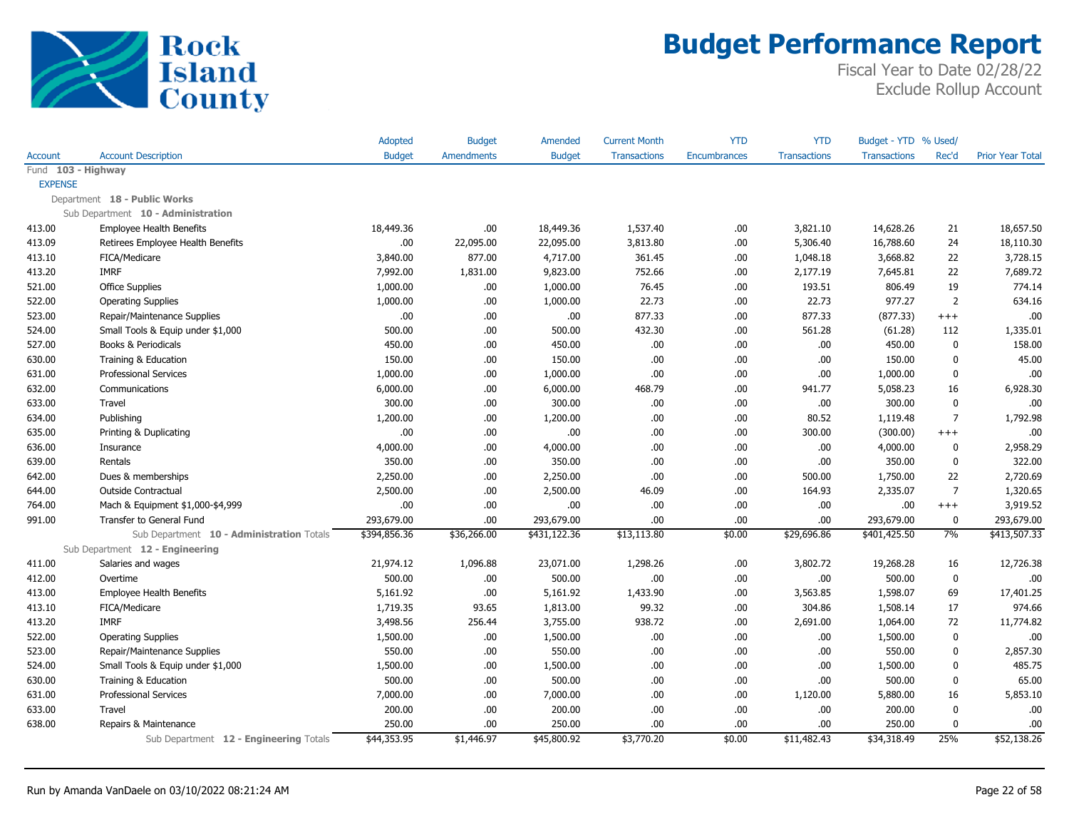# Rock Island County

# Budget Performance Report

Fiscal Year to Date 02/28/22
Exclude Rollup Account

| Account | Account Description | Adopted Budget | Budget Amendments | Amended Budget | Current Month Transactions | YTD Encumbrances | YTD Transactions | Budget - YTD Transactions | % Used/ Rec'd | Prior Year Total |
|---|---|---|---|---|---|---|---|---|---|---|
| Fund **103 - Highway** | | | | | | | | | | |
| EXPENSE | | | | | | | | | | |
| Department **18 - Public Works** | | | | | | | | | | |
| Sub Department **10 - Administration** | | | | | | | | | | |
| 413.00 | Employee Health Benefits | 18,449.36 | .00 | 18,449.36 | 1,537.40 | .00 | 3,821.10 | 14,628.26 | 21 | 18,657.50 |
| 413.09 | Retirees Employee Health Benefits | .00 | 22,095.00 | 22,095.00 | 3,813.80 | .00 | 5,306.40 | 16,788.60 | 24 | 18,110.30 |
| 413.10 | FICA/Medicare | 3,840.00 | 877.00 | 4,717.00 | 361.45 | .00 | 1,048.18 | 3,668.82 | 22 | 3,728.15 |
| 413.20 | IMRF | 7,992.00 | 1,831.00 | 9,823.00 | 752.66 | .00 | 2,177.19 | 7,645.81 | 22 | 7,689.72 |
| 521.00 | Office Supplies | 1,000.00 | .00 | 1,000.00 | 76.45 | .00 | 193.51 | 806.49 | 19 | 774.14 |
| 522.00 | Operating Supplies | 1,000.00 | .00 | 1,000.00 | 22.73 | .00 | 22.73 | 977.27 | 2 | 634.16 |
| 523.00 | Repair/Maintenance Supplies | .00 | .00 | .00 | 877.33 | .00 | 877.33 | (877.33) | +++ | .00 |
| 524.00 | Small Tools & Equip under $1,000 | 500.00 | .00 | 500.00 | 432.30 | .00 | 561.28 | (61.28) | 112 | 1,335.01 |
| 527.00 | Books & Periodicals | 450.00 | .00 | 450.00 | .00 | .00 | .00 | 450.00 | 0 | 158.00 |
| 630.00 | Training & Education | 150.00 | .00 | 150.00 | .00 | .00 | .00 | 150.00 | 0 | 45.00 |
| 631.00 | Professional Services | 1,000.00 | .00 | 1,000.00 | .00 | .00 | .00 | 1,000.00 | 0 | .00 |
| 632.00 | Communications | 6,000.00 | .00 | 6,000.00 | 468.79 | .00 | 941.77 | 5,058.23 | 16 | 6,928.30 |
| 633.00 | Travel | 300.00 | .00 | 300.00 | .00 | .00 | .00 | 300.00 | 0 | .00 |
| 634.00 | Publishing | 1,200.00 | .00 | 1,200.00 | .00 | .00 | 80.52 | 1,119.48 | 7 | 1,792.98 |
| 635.00 | Printing & Duplicating | .00 | .00 | .00 | .00 | .00 | 300.00 | (300.00) | +++ | .00 |
| 636.00 | Insurance | 4,000.00 | .00 | 4,000.00 | .00 | .00 | .00 | 4,000.00 | 0 | 2,958.29 |
| 639.00 | Rentals | 350.00 | .00 | 350.00 | .00 | .00 | .00 | 350.00 | 0 | 322.00 |
| 642.00 | Dues & memberships | 2,250.00 | .00 | 2,250.00 | .00 | .00 | 500.00 | 1,750.00 | 22 | 2,720.69 |
| 644.00 | Outside Contractual | 2,500.00 | .00 | 2,500.00 | 46.09 | .00 | 164.93 | 2,335.07 | 7 | 1,320.65 |
| 764.00 | Mach & Equipment $1,000-$4,999 | .00 | .00 | .00 | .00 | .00 | .00 | .00 | +++ | 3,919.52 |
| 991.00 | Transfer to General Fund | 293,679.00 | .00 | 293,679.00 | .00 | .00 | .00 | 293,679.00 | 0 | 293,679.00 |
| | Sub Department **10 - Administration** Totals | $394,856.36 | $36,266.00 | $431,122.36 | $13,113.80 | $0.00 | $29,696.86 | $401,425.50 | 7% | $413,507.33 |
| Sub Department **12 - Engineering** | | | | | | | | | | |
| 411.00 | Salaries and wages | 21,974.12 | 1,096.88 | 23,071.00 | 1,298.26 | .00 | 3,802.72 | 19,268.28 | 16 | 12,726.38 |
| 412.00 | Overtime | 500.00 | .00 | 500.00 | .00 | .00 | .00 | 500.00 | 0 | .00 |
| 413.00 | Employee Health Benefits | 5,161.92 | .00 | 5,161.92 | 1,433.90 | .00 | 3,563.85 | 1,598.07 | 69 | 17,401.25 |
| 413.10 | FICA/Medicare | 1,719.35 | 93.65 | 1,813.00 | 99.32 | .00 | 304.86 | 1,508.14 | 17 | 974.66 |
| 413.20 | IMRF | 3,498.56 | 256.44 | 3,755.00 | 938.72 | .00 | 2,691.00 | 1,064.00 | 72 | 11,774.82 |
| 522.00 | Operating Supplies | 1,500.00 | .00 | 1,500.00 | .00 | .00 | .00 | 1,500.00 | 0 | .00 |
| 523.00 | Repair/Maintenance Supplies | 550.00 | .00 | 550.00 | .00 | .00 | .00 | 550.00 | 0 | 2,857.30 |
| 524.00 | Small Tools & Equip under $1,000 | 1,500.00 | .00 | 1,500.00 | .00 | .00 | .00 | 1,500.00 | 0 | 485.75 |
| 630.00 | Training & Education | 500.00 | .00 | 500.00 | .00 | .00 | .00 | 500.00 | 0 | 65.00 |
| 631.00 | Professional Services | 7,000.00 | .00 | 7,000.00 | .00 | .00 | 1,120.00 | 5,880.00 | 16 | 5,853.10 |
| 633.00 | Travel | 200.00 | .00 | 200.00 | .00 | .00 | .00 | 200.00 | 0 | .00 |
| 638.00 | Repairs & Maintenance | 250.00 | .00 | 250.00 | .00 | .00 | .00 | 250.00 | 0 | .00 |
| | Sub Department **12 - Engineering** Totals | $44,353.95 | $1,446.97 | $45,800.92 | $3,770.20 | $0.00 | $11,482.43 | $34,318.49 | 25% | $52,138.26 |

Run by Amanda VanDaele on 03/10/2022 08:21:24 AM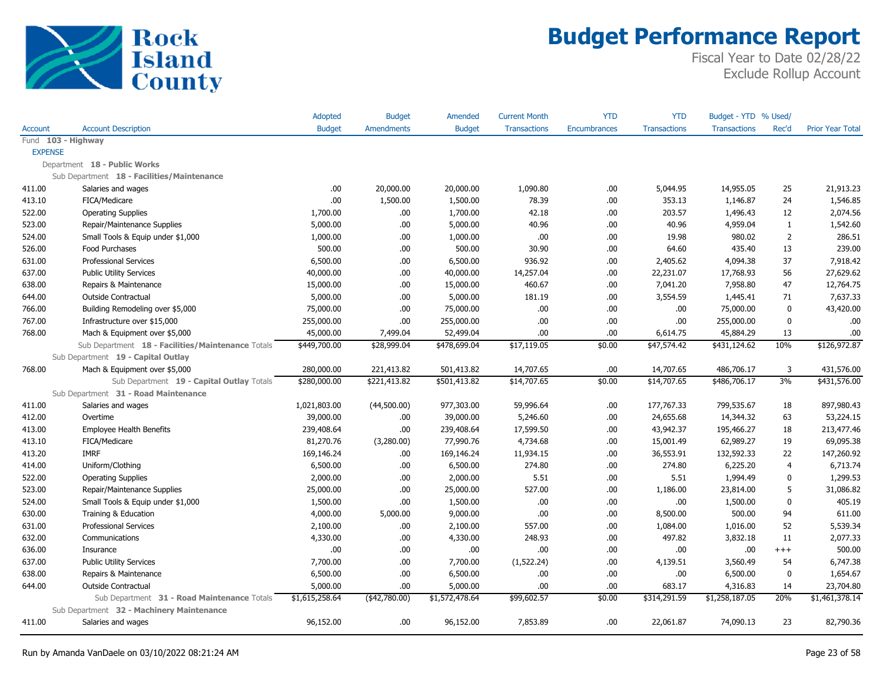# Budget Performance Report

Fiscal Year to Date 02/28/22
Exclude Rollup Account

| Account | Account Description | Adopted Budget | Budget Amendments | Amended Budget | Current Month Transactions | YTD Encumbrances | YTD Transactions | Budget - YTD Transactions | % Used/ Rec'd | Prior Year Total |
|---|---|---|---|---|---|---|---|---|---|---|
| Fund **103 - Highway** | | | | | | | | | | |
| EXPENSE | | | | | | | | | | |
| Department **18 - Public Works** | | | | | | | | | | |
| Sub Department **18 - Facilities/Maintenance** | | | | | | | | | | |
| 411.00 | Salaries and wages | .00 | 20,000.00 | 20,000.00 | 1,090.80 | .00 | 5,044.95 | 14,955.05 | 25 | 21,913.23 |
| 413.10 | FICA/Medicare | .00 | 1,500.00 | 1,500.00 | 78.39 | .00 | 353.13 | 1,146.87 | 24 | 1,546.85 |
| 522.00 | Operating Supplies | 1,700.00 | .00 | 1,700.00 | 42.18 | .00 | 203.57 | 1,496.43 | 12 | 2,074.56 |
| 523.00 | Repair/Maintenance Supplies | 5,000.00 | .00 | 5,000.00 | 40.96 | .00 | 40.96 | 4,959.04 | 1 | 1,542.60 |
| 524.00 | Small Tools & Equip under $1,000 | 1,000.00 | .00 | 1,000.00 | .00 | .00 | 19.98 | 980.02 | 2 | 286.51 |
| 526.00 | Food Purchases | 500.00 | .00 | 500.00 | 30.90 | .00 | 64.60 | 435.40 | 13 | 239.00 |
| 631.00 | Professional Services | 6,500.00 | .00 | 6,500.00 | 936.92 | .00 | 2,405.62 | 4,094.38 | 37 | 7,918.42 |
| 637.00 | Public Utility Services | 40,000.00 | .00 | 40,000.00 | 14,257.04 | .00 | 22,231.07 | 17,768.93 | 56 | 27,629.62 |
| 638.00 | Repairs & Maintenance | 15,000.00 | .00 | 15,000.00 | 460.67 | .00 | 7,041.20 | 7,958.80 | 47 | 12,764.75 |
| 644.00 | Outside Contractual | 5,000.00 | .00 | 5,000.00 | 181.19 | .00 | 3,554.59 | 1,445.41 | 71 | 7,637.33 |
| 766.00 | Building Remodeling over $5,000 | 75,000.00 | .00 | 75,000.00 | .00 | .00 | .00 | 75,000.00 | 0 | 43,420.00 |
| 767.00 | Infrastructure over $15,000 | 255,000.00 | .00 | 255,000.00 | .00 | .00 | .00 | 255,000.00 | 0 | .00 |
| 768.00 | Mach & Equipment over $5,000 | 45,000.00 | 7,499.04 | 52,499.04 | .00 | .00 | 6,614.75 | 45,884.29 | 13 | .00 |
| | Sub Department **18 - Facilities/Maintenance** Totals | $449,700.00 | $28,999.04 | $478,699.04 | $17,119.05 | $0.00 | $47,574.42 | $431,124.62 | 10% | $126,972.87 |
| Sub Department **19 - Capital Outlay** | | | | | | | | | | |
| 768.00 | Mach & Equipment over $5,000 | 280,000.00 | 221,413.82 | 501,413.82 | 14,707.65 | .00 | 14,707.65 | 486,706.17 | 3 | 431,576.00 |
| | Sub Department **19 - Capital Outlay** Totals | $280,000.00 | $221,413.82 | $501,413.82 | $14,707.65 | $0.00 | $14,707.65 | $486,706.17 | 3% | $431,576.00 |
| Sub Department **31 - Road Maintenance** | | | | | | | | | | |
| 411.00 | Salaries and wages | 1,021,803.00 | (44,500.00) | 977,303.00 | 59,996.64 | .00 | 177,767.33 | 799,535.67 | 18 | 897,980.43 |
| 412.00 | Overtime | 39,000.00 | .00 | 39,000.00 | 5,246.60 | .00 | 24,655.68 | 14,344.32 | 63 | 53,224.15 |
| 413.00 | Employee Health Benefits | 239,408.64 | .00 | 239,408.64 | 17,599.50 | .00 | 43,942.37 | 195,466.27 | 18 | 213,477.46 |
| 413.10 | FICA/Medicare | 81,270.76 | (3,280.00) | 77,990.76 | 4,734.68 | .00 | 15,001.49 | 62,989.27 | 19 | 69,095.38 |
| 413.20 | IMRF | 169,146.24 | .00 | 169,146.24 | 11,934.15 | .00 | 36,553.91 | 132,592.33 | 22 | 147,260.92 |
| 414.00 | Uniform/Clothing | 6,500.00 | .00 | 6,500.00 | 274.80 | .00 | 274.80 | 6,225.20 | 4 | 6,713.74 |
| 522.00 | Operating Supplies | 2,000.00 | .00 | 2,000.00 | 5.51 | .00 | 5.51 | 1,994.49 | 0 | 1,299.53 |
| 523.00 | Repair/Maintenance Supplies | 25,000.00 | .00 | 25,000.00 | 527.00 | .00 | 1,186.00 | 23,814.00 | 5 | 31,086.82 |
| 524.00 | Small Tools & Equip under $1,000 | 1,500.00 | .00 | 1,500.00 | .00 | .00 | .00 | 1,500.00 | 0 | 405.19 |
| 630.00 | Training & Education | 4,000.00 | 5,000.00 | 9,000.00 | .00 | .00 | 8,500.00 | 500.00 | 94 | 611.00 |
| 631.00 | Professional Services | 2,100.00 | .00 | 2,100.00 | 557.00 | .00 | 1,084.00 | 1,016.00 | 52 | 5,539.34 |
| 632.00 | Communications | 4,330.00 | .00 | 4,330.00 | 248.93 | .00 | 497.82 | 3,832.18 | 11 | 2,077.33 |
| 636.00 | Insurance | .00 | .00 | .00 | .00 | .00 | .00 | .00 | +++ | 500.00 |
| 637.00 | Public Utility Services | 7,700.00 | .00 | 7,700.00 | (1,522.24) | .00 | 4,139.51 | 3,560.49 | 54 | 6,747.38 |
| 638.00 | Repairs & Maintenance | 6,500.00 | .00 | 6,500.00 | .00 | .00 | .00 | 6,500.00 | 0 | 1,654.67 |
| 644.00 | Outside Contractual | 5,000.00 | .00 | 5,000.00 | .00 | .00 | 683.17 | 4,316.83 | 14 | 23,704.80 |
| | Sub Department **31 - Road Maintenance** Totals | $1,615,258.64 | ($42,780.00) | $1,572,478.64 | $99,602.57 | $0.00 | $314,291.59 | $1,258,187.05 | 20% | $1,461,378.14 |
| Sub Department **32 - Machinery Maintenance** | | | | | | | | | | |
| 411.00 | Salaries and wages | 96,152.00 | .00 | 96,152.00 | 7,853.89 | .00 | 22,061.87 | 74,090.13 | 23 | 82,790.36 |

Run by Amanda VanDaele on 03/10/2022 08:21:24 AM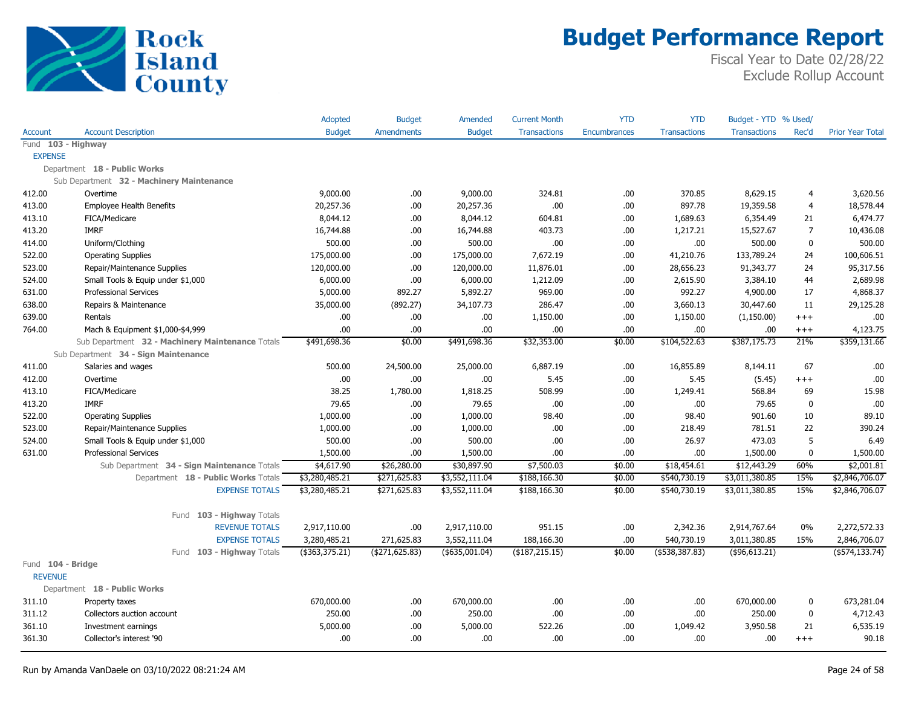# Budget Performance Report

Fiscal Year to Date 02/28/22
Exclude Rollup Account

| Account | Account Description | Adopted Budget | Budget Amendments | Amended Budget | Current Month Transactions | YTD Encumbrances | YTD Transactions | Budget - YTD Transactions | % Used/ Rec'd | Prior Year Total |
|---|---|---|---|---|---|---|---|---|---|---|
| Fund **103 - Highway** | | | | | | | | | | |
| EXPENSE | | | | | | | | | | |
| Department **18 - Public Works** | | | | | | | | | | |
| Sub Department **32 - Machinery Maintenance** | | | | | | | | | | |
| 412.00 | Overtime | 9,000.00 | .00 | 9,000.00 | 324.81 | .00 | 370.85 | 8,629.15 | 4 | 3,620.56 |
| 413.00 | Employee Health Benefits | 20,257.36 | .00 | 20,257.36 | .00 | .00 | 897.78 | 19,359.58 | 4 | 18,578.44 |
| 413.10 | FICA/Medicare | 8,044.12 | .00 | 8,044.12 | 604.81 | .00 | 1,689.63 | 6,354.49 | 21 | 6,474.77 |
| 413.20 | IMRF | 16,744.88 | .00 | 16,744.88 | 403.73 | .00 | 1,217.21 | 15,527.67 | 7 | 10,436.08 |
| 414.00 | Uniform/Clothing | 500.00 | .00 | 500.00 | .00 | .00 | .00 | 500.00 | 0 | 500.00 |
| 522.00 | Operating Supplies | 175,000.00 | .00 | 175,000.00 | 7,672.19 | .00 | 41,210.76 | 133,789.24 | 24 | 100,606.51 |
| 523.00 | Repair/Maintenance Supplies | 120,000.00 | .00 | 120,000.00 | 11,876.01 | .00 | 28,656.23 | 91,343.77 | 24 | 95,317.56 |
| 524.00 | Small Tools & Equip under $1,000 | 6,000.00 | .00 | 6,000.00 | 1,212.09 | .00 | 2,615.90 | 3,384.10 | 44 | 2,689.98 |
| 631.00 | Professional Services | 5,000.00 | 892.27 | 5,892.27 | 969.00 | .00 | 992.27 | 4,900.00 | 17 | 4,868.37 |
| 638.00 | Repairs & Maintenance | 35,000.00 | (892.27) | 34,107.73 | 286.47 | .00 | 3,660.13 | 30,447.60 | 11 | 29,125.28 |
| 639.00 | Rentals | .00 | .00 | .00 | 1,150.00 | .00 | 1,150.00 | (1,150.00) | +++ | .00 |
| 764.00 | Mach & Equipment $1,000-$4,999 | .00 | .00 | .00 | .00 | .00 | .00 | .00 | +++ | 4,123.75 |
| | Sub Department **32 - Machinery Maintenance** Totals | $491,698.36 | $0.00 | $491,698.36 | $32,353.00 | $0.00 | $104,522.63 | $387,175.73 | 21% | $359,131.66 |
| Sub Department **34 - Sign Maintenance** | | | | | | | | | | |
| 411.00 | Salaries and wages | 500.00 | 24,500.00 | 25,000.00 | 6,887.19 | .00 | 16,855.89 | 8,144.11 | 67 | .00 |
| 412.00 | Overtime | .00 | .00 | .00 | 5.45 | .00 | 5.45 | (5.45) | +++ | .00 |
| 413.10 | FICA/Medicare | 38.25 | 1,780.00 | 1,818.25 | 508.99 | .00 | 1,249.41 | 568.84 | 69 | 15.98 |
| 413.20 | IMRF | 79.65 | .00 | 79.65 | .00 | .00 | .00 | 79.65 | 0 | .00 |
| 522.00 | Operating Supplies | 1,000.00 | .00 | 1,000.00 | 98.40 | .00 | 98.40 | 901.60 | 10 | 89.10 |
| 523.00 | Repair/Maintenance Supplies | 1,000.00 | .00 | 1,000.00 | .00 | .00 | 218.49 | 781.51 | 22 | 390.24 |
| 524.00 | Small Tools & Equip under $1,000 | 500.00 | .00 | 500.00 | .00 | .00 | 26.97 | 473.03 | 5 | 6.49 |
| 631.00 | Professional Services | 1,500.00 | .00 | 1,500.00 | .00 | .00 | .00 | 1,500.00 | 0 | 1,500.00 |
| | Sub Department **34 - Sign Maintenance** Totals | $4,617.90 | $26,280.00 | $30,897.90 | $7,500.03 | $0.00 | $18,454.61 | $12,443.29 | 60% | $2,001.81 |
| | Department **18 - Public Works** Totals | $3,280,485.21 | $271,625.83 | $3,552,111.04 | $188,166.30 | $0.00 | $540,730.19 | $3,011,380.85 | 15% | $2,846,706.07 |
| | EXPENSE TOTALS | $3,280,485.21 | $271,625.83 | $3,552,111.04 | $188,166.30 | $0.00 | $540,730.19 | $3,011,380.85 | 15% | $2,846,706.07 |
| | Fund **103 - Highway** Totals | | | | | | | | | |
| | REVENUE TOTALS | 2,917,110.00 | .00 | 2,917,110.00 | 951.15 | .00 | 2,342.36 | 2,914,767.64 | 0% | 2,272,572.33 |
| | EXPENSE TOTALS | 3,280,485.21 | 271,625.83 | 3,552,111.04 | 188,166.30 | .00 | 540,730.19 | 3,011,380.85 | 15% | 2,846,706.07 |
| | Fund **103 - Highway** Totals | ($363,375.21) | ($271,625.83) | ($635,001.04) | ($187,215.15) | $0.00 | ($538,387.83) | ($96,613.21) | | ($574,133.74) |
| Fund **104 - Bridge** | | | | | | | | | | |
| REVENUE | | | | | | | | | | |
| Department **18 - Public Works** | | | | | | | | | | |
| 311.10 | Property taxes | 670,000.00 | .00 | 670,000.00 | .00 | .00 | .00 | 670,000.00 | 0 | 673,281.04 |
| 311.12 | Collectors auction account | 250.00 | .00 | 250.00 | .00 | .00 | .00 | 250.00 | 0 | 4,712.43 |
| 361.10 | Investment earnings | 5,000.00 | .00 | 5,000.00 | 522.26 | .00 | 1,049.42 | 3,950.58 | 21 | 6,535.19 |
| 361.30 | Collector's interest '90 | .00 | .00 | .00 | .00 | .00 | .00 | .00 | +++ | 90.18 |

Run by Amanda VanDaele on 03/10/2022 08:21:24 AM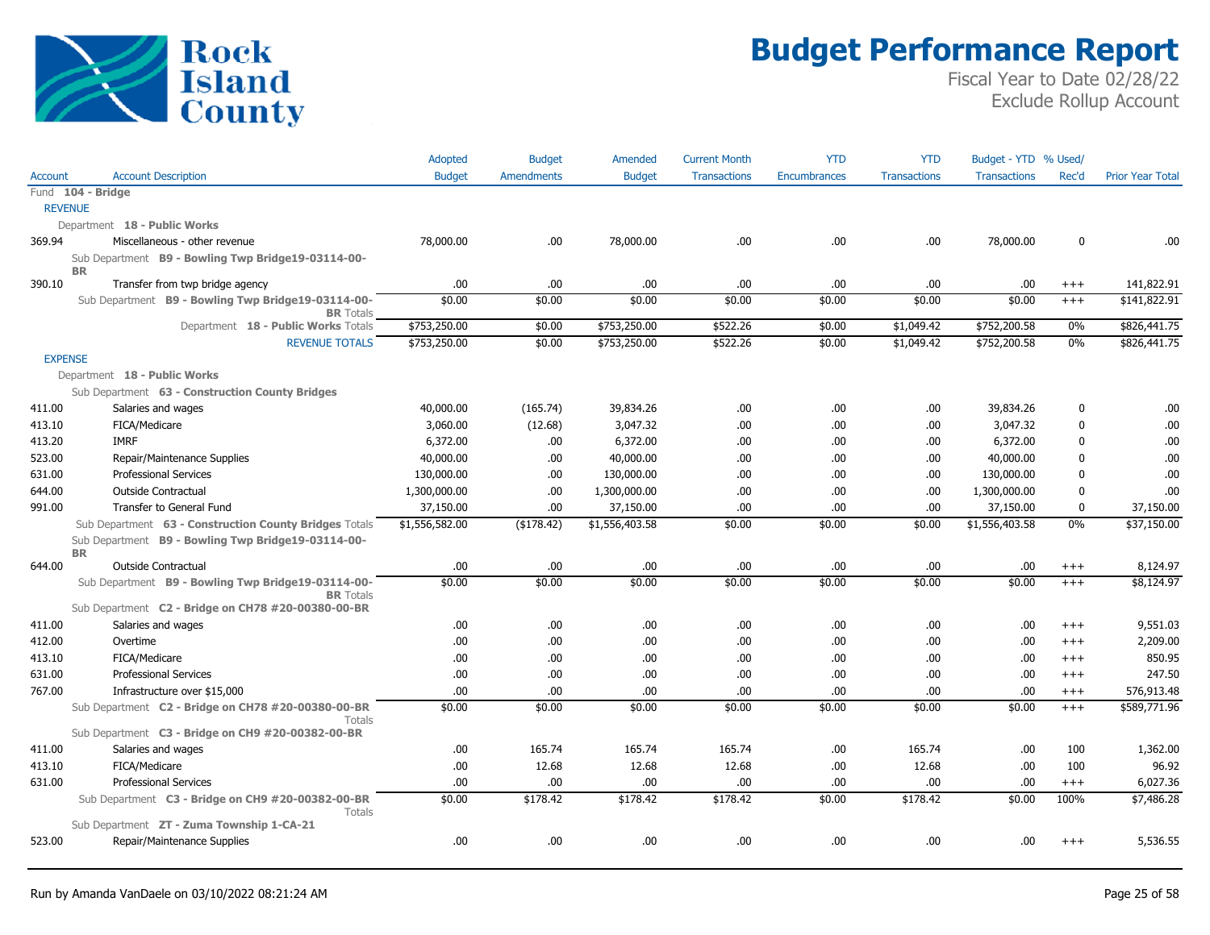# Budget Performance Report

Fiscal Year to Date 02/28/22
Exclude Rollup Account

| Account | Account Description | Adopted Budget | Budget Amendments | Amended Budget | Current Month Transactions | YTD Encumbrances | YTD Transactions | Budget - YTD Transactions | % Used/ Rec'd | Prior Year Total |
|---|---|---|---|---|---|---|---|---|---|---|
| Fund **104 - Bridge** | | | | | | | | | | |
| REVENUE | | | | | | | | | | |
| | Department **18 - Public Works** | | | | | | | | | |
| 369.94 | Miscellaneous - other revenue | 78,000.00 | .00 | 78,000.00 | .00 | .00 | .00 | 78,000.00 | 0 | .00 |
| | Sub Department **B9 - Bowling Twp Bridge19-03114-00-BR** | | | | | | | | | |
| 390.10 | Transfer from twp bridge agency | .00 | .00 | .00 | .00 | .00 | .00 | .00 | +++ | 141,822.91 |
| | Sub Department **B9 - Bowling Twp Bridge19-03114-00-BR** Totals | $0.00 | $0.00 | $0.00 | $0.00 | $0.00 | $0.00 | $0.00 | +++ | $141,822.91 |
| | Department **18 - Public Works** Totals | $753,250.00 | $0.00 | $753,250.00 | $522.26 | $0.00 | $1,049.42 | $752,200.58 | 0% | $826,441.75 |
| | REVENUE TOTALS | $753,250.00 | $0.00 | $753,250.00 | $522.26 | $0.00 | $1,049.42 | $752,200.58 | 0% | $826,441.75 |
| EXPENSE | | | | | | | | | | |
| | Department **18 - Public Works** | | | | | | | | | |
| | Sub Department **63 - Construction County Bridges** | | | | | | | | | |
| 411.00 | Salaries and wages | 40,000.00 | (165.74) | 39,834.26 | .00 | .00 | .00 | 39,834.26 | 0 | .00 |
| 413.10 | FICA/Medicare | 3,060.00 | (12.68) | 3,047.32 | .00 | .00 | .00 | 3,047.32 | 0 | .00 |
| 413.20 | IMRF | 6,372.00 | .00 | 6,372.00 | .00 | .00 | .00 | 6,372.00 | 0 | .00 |
| 523.00 | Repair/Maintenance Supplies | 40,000.00 | .00 | 40,000.00 | .00 | .00 | .00 | 40,000.00 | 0 | .00 |
| 631.00 | Professional Services | 130,000.00 | .00 | 130,000.00 | .00 | .00 | .00 | 130,000.00 | 0 | .00 |
| 644.00 | Outside Contractual | 1,300,000.00 | .00 | 1,300,000.00 | .00 | .00 | .00 | 1,300,000.00 | 0 | .00 |
| 991.00 | Transfer to General Fund | 37,150.00 | .00 | 37,150.00 | .00 | .00 | .00 | 37,150.00 | 0 | 37,150.00 |
| | Sub Department **63 - Construction County Bridges** Totals | $1,556,582.00 | ($178.42) | $1,556,403.58 | $0.00 | $0.00 | $0.00 | $1,556,403.58 | 0% | $37,150.00 |
| | Sub Department **B9 - Bowling Twp Bridge19-03114-00-BR** | | | | | | | | | |
| 644.00 | Outside Contractual | .00 | .00 | .00 | .00 | .00 | .00 | .00 | +++ | 8,124.97 |
| | Sub Department **B9 - Bowling Twp Bridge19-03114-00-BR** Totals | $0.00 | $0.00 | $0.00 | $0.00 | $0.00 | $0.00 | $0.00 | +++ | $8,124.97 |
| | Sub Department **C2 - Bridge on CH78 #20-00380-00-BR** | | | | | | | | | |
| 411.00 | Salaries and wages | .00 | .00 | .00 | .00 | .00 | .00 | .00 | +++ | 9,551.03 |
| 412.00 | Overtime | .00 | .00 | .00 | .00 | .00 | .00 | .00 | +++ | 2,209.00 |
| 413.10 | FICA/Medicare | .00 | .00 | .00 | .00 | .00 | .00 | .00 | +++ | 850.95 |
| 631.00 | Professional Services | .00 | .00 | .00 | .00 | .00 | .00 | .00 | +++ | 247.50 |
| 767.00 | Infrastructure over $15,000 | .00 | .00 | .00 | .00 | .00 | .00 | .00 | +++ | 576,913.48 |
| | Sub Department **C2 - Bridge on CH78 #20-00380-00-BR** Totals | $0.00 | $0.00 | $0.00 | $0.00 | $0.00 | $0.00 | $0.00 | +++ | $589,771.96 |
| | Sub Department **C3 - Bridge on CH9 #20-00382-00-BR** | | | | | | | | | |
| 411.00 | Salaries and wages | .00 | 165.74 | 165.74 | 165.74 | .00 | 165.74 | .00 | 100 | 1,362.00 |
| 413.10 | FICA/Medicare | .00 | 12.68 | 12.68 | 12.68 | .00 | 12.68 | .00 | 100 | 96.92 |
| 631.00 | Professional Services | .00 | .00 | .00 | .00 | .00 | .00 | .00 | +++ | 6,027.36 |
| | Sub Department **C3 - Bridge on CH9 #20-00382-00-BR** Totals | $0.00 | $178.42 | $178.42 | $178.42 | $0.00 | $178.42 | $0.00 | 100% | $7,486.28 |
| | Sub Department **ZT - Zuma Township 1-CA-21** | | | | | | | | | |
| 523.00 | Repair/Maintenance Supplies | .00 | .00 | .00 | .00 | .00 | .00 | .00 | +++ | 5,536.55 |

Run by Amanda VanDaele on 03/10/2022 08:21:24 AM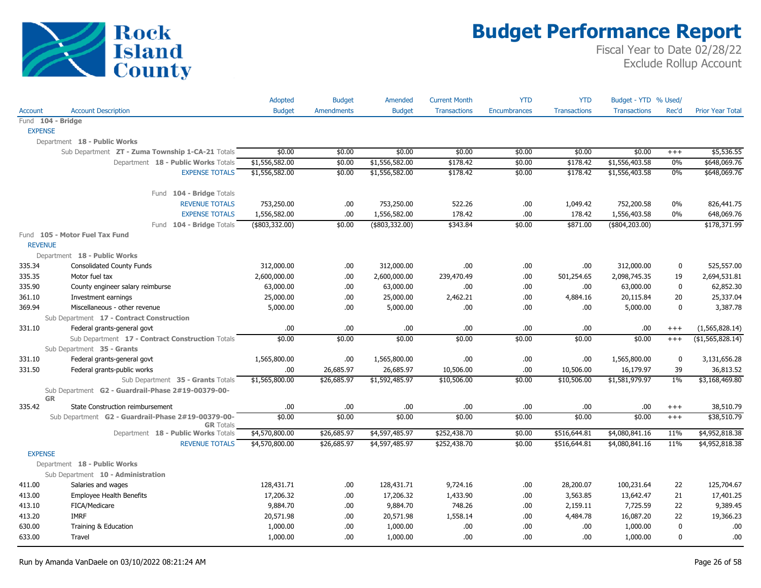# Budget Performance Report

Fiscal Year to Date 02/28/22
Exclude Rollup Account

Rock Island County

| Account | Account Description | Adopted Budget | Budget Amendments | Amended Budget | Current Month Transactions | YTD Encumbrances | YTD Transactions | Budget - YTD Transactions | % Used/ Rec'd | Prior Year Total |
|---|---|---|---|---|---|---|---|---|---|---|
| Fund **104 - Bridge** | | | | | | | | | | |
| EXPENSE | | | | | | | | | | |
| Department **18 - Public Works** | | | | | | | | | | |
| | Sub Department **ZT - Zuma Township 1-CA-21** Totals | $0.00 | $0.00 | $0.00 | $0.00 | $0.00 | $0.00 | $0.00 | +++ | $5,536.55 |
| | Department **18 - Public Works** Totals | $1,556,582.00 | $0.00 | $1,556,582.00 | $178.42 | $0.00 | $178.42 | $1,556,403.58 | 0% | $648,069.76 |
| | EXPENSE TOTALS | $1,556,582.00 | $0.00 | $1,556,582.00 | $178.42 | $0.00 | $178.42 | $1,556,403.58 | 0% | $648,069.76 |
| | Fund **104 - Bridge** Totals | | | | | | | | | |
| | REVENUE TOTALS | 753,250.00 | .00 | 753,250.00 | 522.26 | .00 | 1,049.42 | 752,200.58 | 0% | 826,441.75 |
| | EXPENSE TOTALS | 1,556,582.00 | .00 | 1,556,582.00 | 178.42 | .00 | 178.42 | 1,556,403.58 | 0% | 648,069.76 |
| | Fund **104 - Bridge** Totals | ($803,332.00) | $0.00 | ($803,332.00) | $343.84 | $0.00 | $871.00 | ($804,203.00) | | $178,371.99 |
| Fund **105 - Motor Fuel Tax Fund** | | | | | | | | | | |
| REVENUE | | | | | | | | | | |
| Department **18 - Public Works** | | | | | | | | | | |
| 335.34 | Consolidated County Funds | 312,000.00 | .00 | 312,000.00 | .00 | .00 | .00 | 312,000.00 | 0 | 525,557.00 |
| 335.35 | Motor fuel tax | 2,600,000.00 | .00 | 2,600,000.00 | 239,470.49 | .00 | 501,254.65 | 2,098,745.35 | 19 | 2,694,531.81 |
| 335.90 | County engineer salary reimburse | 63,000.00 | .00 | 63,000.00 | .00 | .00 | .00 | 63,000.00 | 0 | 62,852.30 |
| 361.10 | Investment earnings | 25,000.00 | .00 | 25,000.00 | 2,462.21 | .00 | 4,884.16 | 20,115.84 | 20 | 25,337.04 |
| 369.94 | Miscellaneous - other revenue | 5,000.00 | .00 | 5,000.00 | .00 | .00 | .00 | 5,000.00 | 0 | 3,387.78 |
| Sub Department **17 - Contract Construction** | | | | | | | | | | |
| 331.10 | Federal grants-general govt | .00 | .00 | .00 | .00 | .00 | .00 | .00 | +++ | (1,565,828.14) |
| | Sub Department **17 - Contract Construction** Totals | $0.00 | $0.00 | $0.00 | $0.00 | $0.00 | $0.00 | $0.00 | +++ | ($1,565,828.14) |
| Sub Department **35 - Grants** | | | | | | | | | | |
| 331.10 | Federal grants-general govt | 1,565,800.00 | .00 | 1,565,800.00 | .00 | .00 | .00 | 1,565,800.00 | 0 | 3,131,656.28 |
| 331.50 | Federal grants-public works | .00 | 26,685.97 | 26,685.97 | 10,506.00 | .00 | 10,506.00 | 16,179.97 | 39 | 36,813.52 |
| | Sub Department **35 - Grants** Totals | $1,565,800.00 | $26,685.97 | $1,592,485.97 | $10,506.00 | $0.00 | $10,506.00 | $1,581,979.97 | 1% | $3,168,469.80 |
| Sub Department **G2 - Guardrail-Phase 2#19-00379-00-GR** | | | | | | | | | | |
| 335.42 | State Construction reimbursement | .00 | .00 | .00 | .00 | .00 | .00 | .00 | +++ | 38,510.79 |
| | Sub Department **G2 - Guardrail-Phase 2#19-00379-00-GR** Totals | $0.00 | $0.00 | $0.00 | $0.00 | $0.00 | $0.00 | $0.00 | +++ | $38,510.79 |
| | Department **18 - Public Works** Totals | $4,570,800.00 | $26,685.97 | $4,597,485.97 | $252,438.70 | $0.00 | $516,644.81 | $4,080,841.16 | 11% | $4,952,818.38 |
| | REVENUE TOTALS | $4,570,800.00 | $26,685.97 | $4,597,485.97 | $252,438.70 | $0.00 | $516,644.81 | $4,080,841.16 | 11% | $4,952,818.38 |
| EXPENSE | | | | | | | | | | |
| Department **18 - Public Works** | | | | | | | | | | |
| Sub Department **10 - Administration** | | | | | | | | | | |
| 411.00 | Salaries and wages | 128,431.71 | .00 | 128,431.71 | 9,724.16 | .00 | 28,200.07 | 100,231.64 | 22 | 125,704.67 |
| 413.00 | Employee Health Benefits | 17,206.32 | .00 | 17,206.32 | 1,433.90 | .00 | 3,563.85 | 13,642.47 | 21 | 17,401.25 |
| 413.10 | FICA/Medicare | 9,884.70 | .00 | 9,884.70 | 748.26 | .00 | 2,159.11 | 7,725.59 | 22 | 9,389.45 |
| 413.20 | IMRF | 20,571.98 | .00 | 20,571.98 | 1,558.14 | .00 | 4,484.78 | 16,087.20 | 22 | 19,366.23 |
| 630.00 | Training & Education | 1,000.00 | .00 | 1,000.00 | .00 | .00 | .00 | 1,000.00 | 0 | .00 |
| 633.00 | Travel | 1,000.00 | .00 | 1,000.00 | .00 | .00 | .00 | 1,000.00 | 0 | .00 |

Run by Amanda VanDaele on 03/10/2022 08:21:24 AM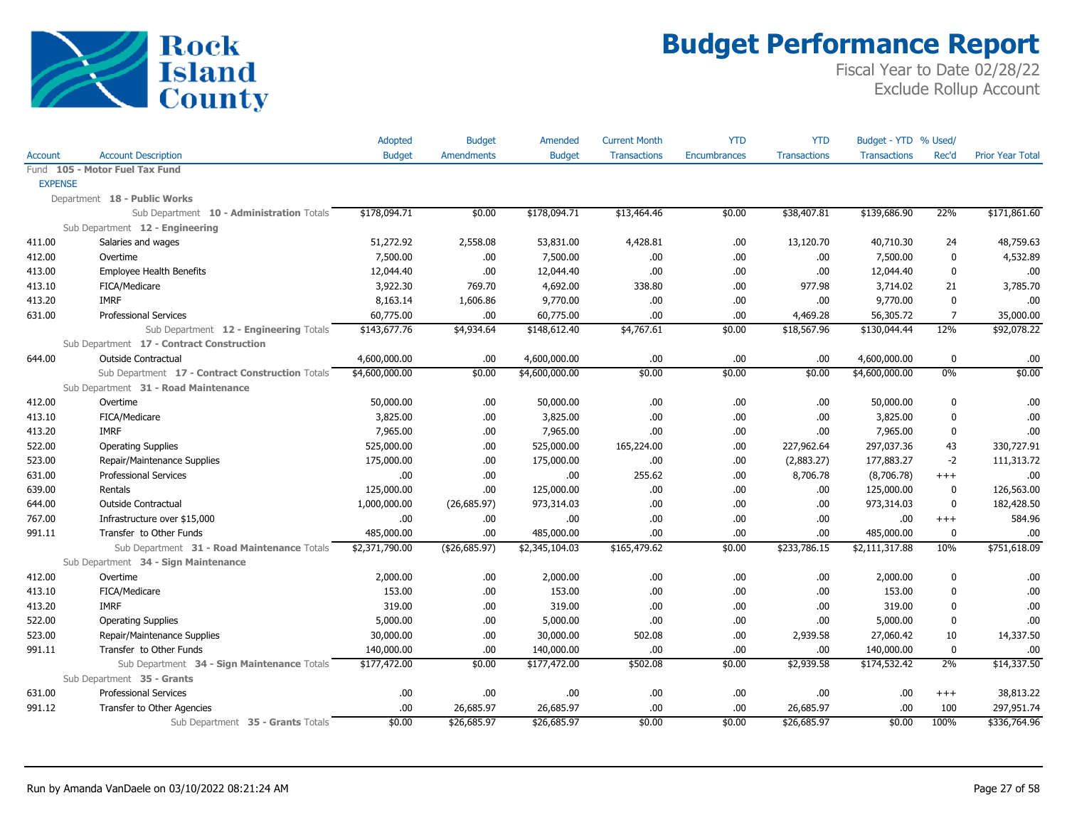# Budget Performance Report

Fiscal Year to Date 02/28/22
Exclude Rollup Account

| Account | Account Description | Adopted Budget | Budget Amendments | Amended Budget | Current Month Transactions | YTD Encumbrances | YTD Transactions | Budget - YTD Transactions | % Used/ Rec'd | Prior Year Total |
|---|---|---|---|---|---|---|---|---|---|---|
| Fund **105 - Motor Fuel Tax Fund** | | | | | | | | | | |
| EXPENSE | | | | | | | | | | |
| Department **18 - Public Works** | | | | | | | | | | |
| | Sub Department **10 - Administration** Totals | $178,094.71 | $0.00 | $178,094.71 | $13,464.46 | $0.00 | $38,407.81 | $139,686.90 | 22% | $171,861.60 |
| Sub Department **12 - Engineering** | | | | | | | | | | |
| 411.00 | Salaries and wages | 51,272.92 | 2,558.08 | 53,831.00 | 4,428.81 | .00 | 13,120.70 | 40,710.30 | 24 | 48,759.63 |
| 412.00 | Overtime | 7,500.00 | .00 | 7,500.00 | .00 | .00 | .00 | 7,500.00 | 0 | 4,532.89 |
| 413.00 | Employee Health Benefits | 12,044.40 | .00 | 12,044.40 | .00 | .00 | .00 | 12,044.40 | 0 | .00 |
| 413.10 | FICA/Medicare | 3,922.30 | 769.70 | 4,692.00 | 338.80 | .00 | 977.98 | 3,714.02 | 21 | 3,785.70 |
| 413.20 | IMRF | 8,163.14 | 1,606.86 | 9,770.00 | .00 | .00 | .00 | 9,770.00 | 0 | .00 |
| 631.00 | Professional Services | 60,775.00 | .00 | 60,775.00 | .00 | .00 | 4,469.28 | 56,305.72 | 7 | 35,000.00 |
| | Sub Department **12 - Engineering** Totals | $143,677.76 | $4,934.64 | $148,612.40 | $4,767.61 | $0.00 | $18,567.96 | $130,044.44 | 12% | $92,078.22 |
| Sub Department **17 - Contract Construction** | | | | | | | | | | |
| 644.00 | Outside Contractual | 4,600,000.00 | .00 | 4,600,000.00 | .00 | .00 | .00 | 4,600,000.00 | 0 | .00 |
| | Sub Department **17 - Contract Construction** Totals | $4,600,000.00 | $0.00 | $4,600,000.00 | $0.00 | $0.00 | $0.00 | $4,600,000.00 | 0% | $0.00 |
| Sub Department **31 - Road Maintenance** | | | | | | | | | | |
| 412.00 | Overtime | 50,000.00 | .00 | 50,000.00 | .00 | .00 | .00 | 50,000.00 | 0 | .00 |
| 413.10 | FICA/Medicare | 3,825.00 | .00 | 3,825.00 | .00 | .00 | .00 | 3,825.00 | 0 | .00 |
| 413.20 | IMRF | 7,965.00 | .00 | 7,965.00 | .00 | .00 | .00 | 7,965.00 | 0 | .00 |
| 522.00 | Operating Supplies | 525,000.00 | .00 | 525,000.00 | 165,224.00 | .00 | 227,962.64 | 297,037.36 | 43 | 330,727.91 |
| 523.00 | Repair/Maintenance Supplies | 175,000.00 | .00 | 175,000.00 | .00 | .00 | (2,883.27) | 177,883.27 | -2 | 111,313.72 |
| 631.00 | Professional Services | .00 | .00 | .00 | 255.62 | .00 | 8,706.78 | (8,706.78) | +++ | .00 |
| 639.00 | Rentals | 125,000.00 | .00 | 125,000.00 | .00 | .00 | .00 | 125,000.00 | 0 | 126,563.00 |
| 644.00 | Outside Contractual | 1,000,000.00 | (26,685.97) | 973,314.03 | .00 | .00 | .00 | 973,314.03 | 0 | 182,428.50 |
| 767.00 | Infrastructure over $15,000 | .00 | .00 | .00 | .00 | .00 | .00 | .00 | +++ | 584.96 |
| 991.11 | Transfer to Other Funds | 485,000.00 | .00 | 485,000.00 | .00 | .00 | .00 | 485,000.00 | 0 | .00 |
| | Sub Department **31 - Road Maintenance** Totals | $2,371,790.00 | ($26,685.97) | $2,345,104.03 | $165,479.62 | $0.00 | $233,786.15 | $2,111,317.88 | 10% | $751,618.09 |
| Sub Department **34 - Sign Maintenance** | | | | | | | | | | |
| 412.00 | Overtime | 2,000.00 | .00 | 2,000.00 | .00 | .00 | .00 | 2,000.00 | 0 | .00 |
| 413.10 | FICA/Medicare | 153.00 | .00 | 153.00 | .00 | .00 | .00 | 153.00 | 0 | .00 |
| 413.20 | IMRF | 319.00 | .00 | 319.00 | .00 | .00 | .00 | 319.00 | 0 | .00 |
| 522.00 | Operating Supplies | 5,000.00 | .00 | 5,000.00 | .00 | .00 | .00 | 5,000.00 | 0 | .00 |
| 523.00 | Repair/Maintenance Supplies | 30,000.00 | .00 | 30,000.00 | 502.08 | .00 | 2,939.58 | 27,060.42 | 10 | 14,337.50 |
| 991.11 | Transfer to Other Funds | 140,000.00 | .00 | 140,000.00 | .00 | .00 | .00 | 140,000.00 | 0 | .00 |
| | Sub Department **34 - Sign Maintenance** Totals | $177,472.00 | $0.00 | $177,472.00 | $502.08 | $0.00 | $2,939.58 | $174,532.42 | 2% | $14,337.50 |
| Sub Department **35 - Grants** | | | | | | | | | | |
| 631.00 | Professional Services | .00 | .00 | .00 | .00 | .00 | .00 | .00 | +++ | 38,813.22 |
| 991.12 | Transfer to Other Agencies | .00 | 26,685.97 | 26,685.97 | .00 | .00 | 26,685.97 | .00 | 100 | 297,951.74 |
| | Sub Department **35 - Grants** Totals | $0.00 | $26,685.97 | $26,685.97 | $0.00 | $0.00 | $26,685.97 | $0.00 | 100% | $336,764.96 |

Run by Amanda VanDaele on 03/10/2022 08:21:24 AM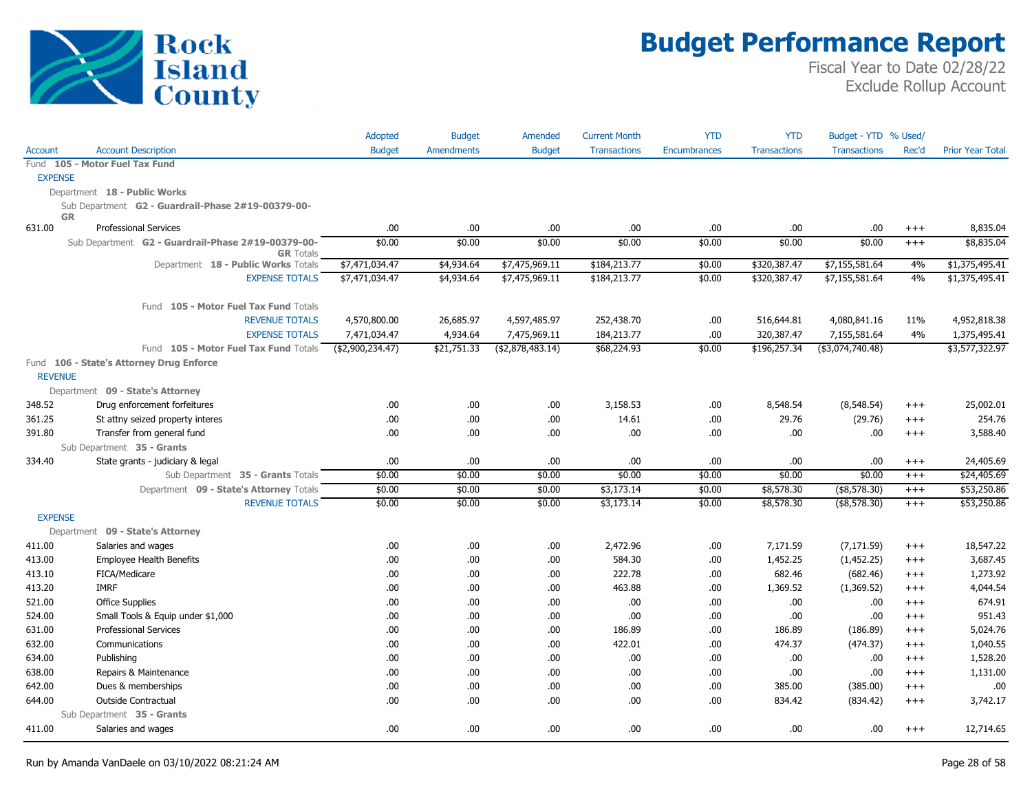# Budget Performance Report

Fiscal Year to Date 02/28/22
Exclude Rollup Account

| Account | Account Description | Adopted Budget | Budget Amendments | Amended Budget | Current Month Transactions | YTD Encumbrances | YTD Transactions | Budget - YTD Transactions | % Used/ Rec'd | Prior Year Total |
|---|---|---|---|---|---|---|---|---|---|---|
| Fund **105 - Motor Fuel Tax Fund** | | | | | | | | | | |
| EXPENSE | | | | | | | | | | |
| | Department **18 - Public Works** | | | | | | | | | |
| | Sub Department **G2 - Guardrail-Phase 2#19-00379-00-GR** | | | | | | | | | |
| 631.00 | Professional Services | .00 | .00 | .00 | .00 | .00 | .00 | .00 | +++ | 8,835.04 |
| | Sub Department **G2 - Guardrail-Phase 2#19-00379-00-GR** Totals | $0.00 | $0.00 | $0.00 | $0.00 | $0.00 | $0.00 | $0.00 | +++ | $8,835.04 |
| | Department **18 - Public Works** Totals | $7,471,034.47 | $4,934.64 | $7,475,969.11 | $184,213.77 | $0.00 | $320,387.47 | $7,155,581.64 | 4% | $1,375,495.41 |
| | EXPENSE TOTALS | $7,471,034.47 | $4,934.64 | $7,475,969.11 | $184,213.77 | $0.00 | $320,387.47 | $7,155,581.64 | 4% | $1,375,495.41 |
| | Fund **105 - Motor Fuel Tax Fund** Totals | | | | | | | | | |
| | REVENUE TOTALS | 4,570,800.00 | 26,685.97 | 4,597,485.97 | 252,438.70 | .00 | 516,644.81 | 4,080,841.16 | 11% | 4,952,818.38 |
| | EXPENSE TOTALS | 7,471,034.47 | 4,934.64 | 7,475,969.11 | 184,213.77 | .00 | 320,387.47 | 7,155,581.64 | 4% | 1,375,495.41 |
| | Fund **105 - Motor Fuel Tax Fund** Totals | ($2,900,234.47) | $21,751.33 | ($2,878,483.14) | $68,224.93 | $0.00 | $196,257.34 | ($3,074,740.48) | | $3,577,322.97 |
| Fund **106 - State's Attorney Drug Enforce** | | | | | | | | | | |
| REVENUE | | | | | | | | | | |
| | Department **09 - State's Attorney** | | | | | | | | | |
| 348.52 | Drug enforcement forfeitures | .00 | .00 | .00 | 3,158.53 | .00 | 8,548.54 | (8,548.54) | +++ | 25,002.01 |
| 361.25 | St attny seized property interes | .00 | .00 | .00 | 14.61 | .00 | 29.76 | (29.76) | +++ | 254.76 |
| 391.80 | Transfer from general fund | .00 | .00 | .00 | .00 | .00 | .00 | .00 | +++ | 3,588.40 |
| | Sub Department **35 - Grants** | | | | | | | | | |
| 334.40 | State grants - judiciary & legal | .00 | .00 | .00 | .00 | .00 | .00 | .00 | +++ | 24,405.69 |
| | Sub Department **35 - Grants** Totals | $0.00 | $0.00 | $0.00 | $0.00 | $0.00 | $0.00 | $0.00 | +++ | $24,405.69 |
| | Department **09 - State's Attorney** Totals | $0.00 | $0.00 | $0.00 | $3,173.14 | $0.00 | $8,578.30 | ($8,578.30) | +++ | $53,250.86 |
| | REVENUE TOTALS | $0.00 | $0.00 | $0.00 | $3,173.14 | $0.00 | $8,578.30 | ($8,578.30) | +++ | $53,250.86 |
| EXPENSE | | | | | | | | | | |
| | Department **09 - State's Attorney** | | | | | | | | | |
| 411.00 | Salaries and wages | .00 | .00 | .00 | 2,472.96 | .00 | 7,171.59 | (7,171.59) | +++ | 18,547.22 |
| 413.00 | Employee Health Benefits | .00 | .00 | .00 | 584.30 | .00 | 1,452.25 | (1,452.25) | +++ | 3,687.45 |
| 413.10 | FICA/Medicare | .00 | .00 | .00 | 222.78 | .00 | 682.46 | (682.46) | +++ | 1,273.92 |
| 413.20 | IMRF | .00 | .00 | .00 | 463.88 | .00 | 1,369.52 | (1,369.52) | +++ | 4,044.54 |
| 521.00 | Office Supplies | .00 | .00 | .00 | .00 | .00 | .00 | .00 | +++ | 674.91 |
| 524.00 | Small Tools & Equip under $1,000 | .00 | .00 | .00 | .00 | .00 | .00 | .00 | +++ | 951.43 |
| 631.00 | Professional Services | .00 | .00 | .00 | 186.89 | .00 | 186.89 | (186.89) | +++ | 5,024.76 |
| 632.00 | Communications | .00 | .00 | .00 | 422.01 | .00 | 474.37 | (474.37) | +++ | 1,040.55 |
| 634.00 | Publishing | .00 | .00 | .00 | .00 | .00 | .00 | .00 | +++ | 1,528.20 |
| 638.00 | Repairs & Maintenance | .00 | .00 | .00 | .00 | .00 | .00 | .00 | +++ | 1,131.00 |
| 642.00 | Dues & memberships | .00 | .00 | .00 | .00 | .00 | 385.00 | (385.00) | +++ | .00 |
| 644.00 | Outside Contractual | .00 | .00 | .00 | .00 | .00 | 834.42 | (834.42) | +++ | 3,742.17 |
| | Sub Department **35 - Grants** | | | | | | | | | |
| 411.00 | Salaries and wages | .00 | .00 | .00 | .00 | .00 | .00 | .00 | +++ | 12,714.65 |

Run by Amanda VanDaele on 03/10/2022 08:21:24 AM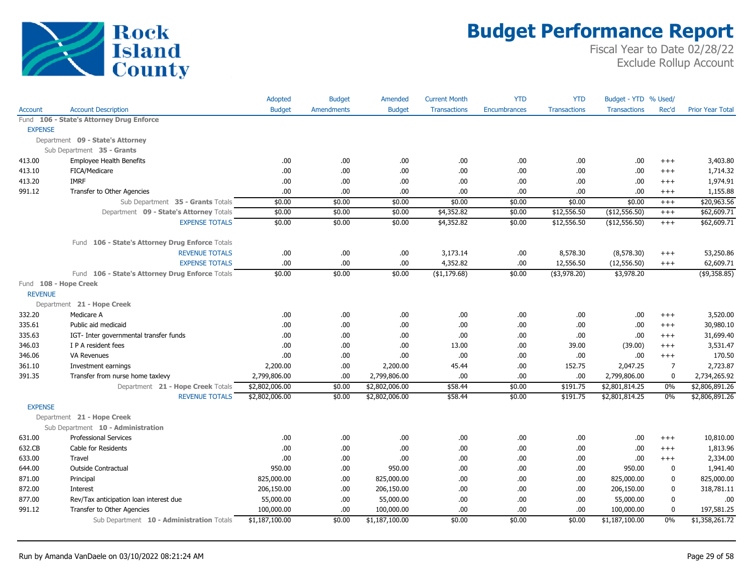# Budget Performance Report

Fiscal Year to Date 02/28/22
Exclude Rollup Account

| Account | Account Description | Adopted Budget | Budget Amendments | Amended Budget | Current Month Transactions | YTD Encumbrances | YTD Transactions | Budget - YTD Transactions | % Used/ Rec'd | Prior Year Total |
|---|---|---|---|---|---|---|---|---|---|---|
| Fund 106 - State's Attorney Drug Enforce | | | | | | | | | | |
| EXPENSE | | | | | | | | | | |
| Department 09 - State's Attorney | | | | | | | | | | |
| Sub Department 35 - Grants | | | | | | | | | | |
| 413.00 | Employee Health Benefits | .00 | .00 | .00 | .00 | .00 | .00 | .00 | +++ | 3,403.80 |
| 413.10 | FICA/Medicare | .00 | .00 | .00 | .00 | .00 | .00 | .00 | +++ | 1,714.32 |
| 413.20 | IMRF | .00 | .00 | .00 | .00 | .00 | .00 | .00 | +++ | 1,974.91 |
| 991.12 | Transfer to Other Agencies | .00 | .00 | .00 | .00 | .00 | .00 | .00 | +++ | 1,155.88 |
| | Sub Department 35 - Grants Totals | $0.00 | $0.00 | $0.00 | $0.00 | $0.00 | $0.00 | $0.00 | +++ | $20,963.56 |
| | Department 09 - State's Attorney Totals | $0.00 | $0.00 | $0.00 | $4,352.82 | $0.00 | $12,556.50 | ($12,556.50) | +++ | $62,609.71 |
| | EXPENSE TOTALS | $0.00 | $0.00 | $0.00 | $4,352.82 | $0.00 | $12,556.50 | ($12,556.50) | +++ | $62,609.71 |
| | Fund 106 - State's Attorney Drug Enforce Totals | | | | | | | | | |
| | REVENUE TOTALS | .00 | .00 | .00 | 3,173.14 | .00 | 8,578.30 | (8,578.30) | +++ | 53,250.86 |
| | EXPENSE TOTALS | .00 | .00 | .00 | 4,352.82 | .00 | 12,556.50 | (12,556.50) | +++ | 62,609.71 |
| | Fund 106 - State's Attorney Drug Enforce Totals | $0.00 | $0.00 | $0.00 | ($1,179.68) | $0.00 | ($3,978.20) | $3,978.20 | | ($9,358.85) |
| Fund 108 - Hope Creek | | | | | | | | | | |
| REVENUE | | | | | | | | | | |
| Department 21 - Hope Creek | | | | | | | | | | |
| 332.20 | Medicare A | .00 | .00 | .00 | .00 | .00 | .00 | .00 | +++ | 3,520.00 |
| 335.61 | Public aid medicaid | .00 | .00 | .00 | .00 | .00 | .00 | .00 | +++ | 30,980.10 |
| 335.63 | IGT- Inter governmental transfer funds | .00 | .00 | .00 | .00 | .00 | .00 | .00 | +++ | 31,699.40 |
| 346.03 | I P A resident fees | .00 | .00 | .00 | 13.00 | .00 | 39.00 | (39.00) | +++ | 3,531.47 |
| 346.06 | VA Revenues | .00 | .00 | .00 | .00 | .00 | .00 | .00 | +++ | 170.50 |
| 361.10 | Investment earnings | 2,200.00 | .00 | 2,200.00 | 45.44 | .00 | 152.75 | 2,047.25 | 7 | 2,723.87 |
| 391.35 | Transfer from nurse home taxlevy | 2,799,806.00 | .00 | 2,799,806.00 | .00 | .00 | .00 | 2,799,806.00 | 0 | 2,734,265.92 |
| | Department 21 - Hope Creek Totals | $2,802,006.00 | $0.00 | $2,802,006.00 | $58.44 | $0.00 | $191.75 | $2,801,814.25 | 0% | $2,806,891.26 |
| | REVENUE TOTALS | $2,802,006.00 | $0.00 | $2,802,006.00 | $58.44 | $0.00 | $191.75 | $2,801,814.25 | 0% | $2,806,891.26 |
| EXPENSE | | | | | | | | | | |
| Department 21 - Hope Creek | | | | | | | | | | |
| Sub Department 10 - Administration | | | | | | | | | | |
| 631.00 | Professional Services | .00 | .00 | .00 | .00 | .00 | .00 | .00 | +++ | 10,810.00 |
| 632.CB | Cable for Residents | .00 | .00 | .00 | .00 | .00 | .00 | .00 | +++ | 1,813.96 |
| 633.00 | Travel | .00 | .00 | .00 | .00 | .00 | .00 | .00 | +++ | 2,334.00 |
| 644.00 | Outside Contractual | 950.00 | .00 | 950.00 | .00 | .00 | .00 | 950.00 | 0 | 1,941.40 |
| 871.00 | Principal | 825,000.00 | .00 | 825,000.00 | .00 | .00 | .00 | 825,000.00 | 0 | 825,000.00 |
| 872.00 | Interest | 206,150.00 | .00 | 206,150.00 | .00 | .00 | .00 | 206,150.00 | 0 | 318,781.11 |
| 877.00 | Rev/Tax anticipation loan interest due | 55,000.00 | .00 | 55,000.00 | .00 | .00 | .00 | 55,000.00 | 0 | .00 |
| 991.12 | Transfer to Other Agencies | 100,000.00 | .00 | 100,000.00 | .00 | .00 | .00 | 100,000.00 | 0 | 197,581.25 |
| | Sub Department 10 - Administration Totals | $1,187,100.00 | $0.00 | $1,187,100.00 | $0.00 | $0.00 | $0.00 | $1,187,100.00 | 0% | $1,358,261.72 |

Run by Amanda VanDaele on 03/10/2022 08:21:24 AM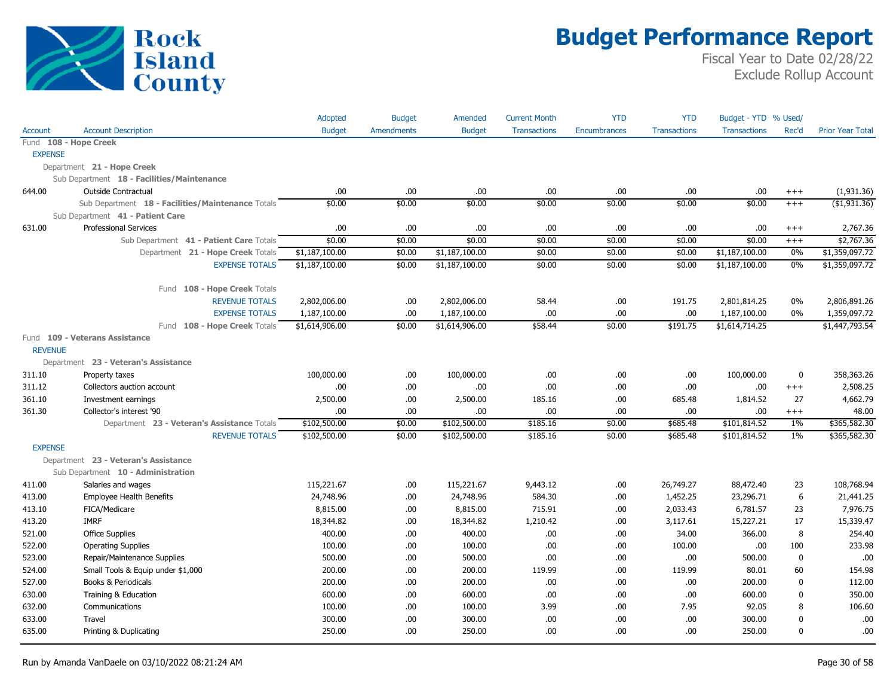# Budget Performance Report

Fiscal Year to Date 02/28/22
Exclude Rollup Account

| Account | Account Description | Adopted Budget | Budget Amendments | Amended Budget | Current Month Transactions | YTD Encumbrances | YTD Transactions | Budget - YTD Transactions | % Used/ Rec'd | Prior Year Total |
|---|---|---|---|---|---|---|---|---|---|---|
| Fund 108 - Hope Creek | | | | | | | | | | |
| EXPENSE | | | | | | | | | | |
| Department 21 - Hope Creek | | | | | | | | | | |
| Sub Department 18 - Facilities/Maintenance | | | | | | | | | | |
| 644.00 | Outside Contractual | .00 | .00 | .00 | .00 | .00 | .00 | .00 | +++ | (1,931.36) |
| | Sub Department 18 - Facilities/Maintenance Totals | $0.00 | $0.00 | $0.00 | $0.00 | $0.00 | $0.00 | $0.00 | +++ | ($1,931.36) |
| Sub Department 41 - Patient Care | | | | | | | | | | |
| 631.00 | Professional Services | .00 | .00 | .00 | .00 | .00 | .00 | .00 | +++ | 2,767.36 |
| | Sub Department 41 - Patient Care Totals | $0.00 | $0.00 | $0.00 | $0.00 | $0.00 | $0.00 | $0.00 | +++ | $2,767.36 |
| | Department 21 - Hope Creek Totals | $1,187,100.00 | $0.00 | $1,187,100.00 | $0.00 | $0.00 | $0.00 | $1,187,100.00 | 0% | $1,359,097.72 |
| | EXPENSE TOTALS | $1,187,100.00 | $0.00 | $1,187,100.00 | $0.00 | $0.00 | $0.00 | $1,187,100.00 | 0% | $1,359,097.72 |
| | Fund 108 - Hope Creek Totals | | | | | | | | | |
| | REVENUE TOTALS | 2,802,006.00 | .00 | 2,802,006.00 | 58.44 | .00 | 191.75 | 2,801,814.25 | 0% | 2,806,891.26 |
| | EXPENSE TOTALS | 1,187,100.00 | .00 | 1,187,100.00 | .00 | .00 | .00 | 1,187,100.00 | 0% | 1,359,097.72 |
| | Fund 108 - Hope Creek Totals | $1,614,906.00 | $0.00 | $1,614,906.00 | $58.44 | $0.00 | $191.75 | $1,614,714.25 | | $1,447,793.54 |
| Fund 109 - Veterans Assistance | | | | | | | | | | |
| REVENUE | | | | | | | | | | |
| Department 23 - Veteran's Assistance | | | | | | | | | | |
| 311.10 | Property taxes | 100,000.00 | .00 | 100,000.00 | .00 | .00 | .00 | 100,000.00 | 0 | 358,363.26 |
| 311.12 | Collectors auction account | .00 | .00 | .00 | .00 | .00 | .00 | .00 | +++ | 2,508.25 |
| 361.10 | Investment earnings | 2,500.00 | .00 | 2,500.00 | 185.16 | .00 | 685.48 | 1,814.52 | 27 | 4,662.79 |
| 361.30 | Collector's interest '90 | .00 | .00 | .00 | .00 | .00 | .00 | .00 | +++ | 48.00 |
| | Department 23 - Veteran's Assistance Totals | $102,500.00 | $0.00 | $102,500.00 | $185.16 | $0.00 | $685.48 | $101,814.52 | 1% | $365,582.30 |
| | REVENUE TOTALS | $102,500.00 | $0.00 | $102,500.00 | $185.16 | $0.00 | $685.48 | $101,814.52 | 1% | $365,582.30 |
| EXPENSE | | | | | | | | | | |
| Department 23 - Veteran's Assistance | | | | | | | | | | |
| Sub Department 10 - Administration | | | | | | | | | | |
| 411.00 | Salaries and wages | 115,221.67 | .00 | 115,221.67 | 9,443.12 | .00 | 26,749.27 | 88,472.40 | 23 | 108,768.94 |
| 413.00 | Employee Health Benefits | 24,748.96 | .00 | 24,748.96 | 584.30 | .00 | 1,452.25 | 23,296.71 | 6 | 21,441.25 |
| 413.10 | FICA/Medicare | 8,815.00 | .00 | 8,815.00 | 715.91 | .00 | 2,033.43 | 6,781.57 | 23 | 7,976.75 |
| 413.20 | IMRF | 18,344.82 | .00 | 18,344.82 | 1,210.42 | .00 | 3,117.61 | 15,227.21 | 17 | 15,339.47 |
| 521.00 | Office Supplies | 400.00 | .00 | 400.00 | .00 | .00 | 34.00 | 366.00 | 8 | 254.40 |
| 522.00 | Operating Supplies | 100.00 | .00 | 100.00 | .00 | .00 | 100.00 | .00 | 100 | 233.98 |
| 523.00 | Repair/Maintenance Supplies | 500.00 | .00 | 500.00 | .00 | .00 | .00 | 500.00 | 0 | .00 |
| 524.00 | Small Tools & Equip under $1,000 | 200.00 | .00 | 200.00 | 119.99 | .00 | 119.99 | 80.01 | 60 | 154.98 |
| 527.00 | Books & Periodicals | 200.00 | .00 | 200.00 | .00 | .00 | .00 | 200.00 | 0 | 112.00 |
| 630.00 | Training & Education | 600.00 | .00 | 600.00 | .00 | .00 | .00 | 600.00 | 0 | 350.00 |
| 632.00 | Communications | 100.00 | .00 | 100.00 | 3.99 | .00 | 7.95 | 92.05 | 8 | 106.60 |
| 633.00 | Travel | 300.00 | .00 | 300.00 | .00 | .00 | .00 | 300.00 | 0 | .00 |
| 635.00 | Printing & Duplicating | 250.00 | .00 | 250.00 | .00 | .00 | .00 | 250.00 | 0 | .00 |

Run by Amanda VanDaele on 03/10/2022 08:21:24 AM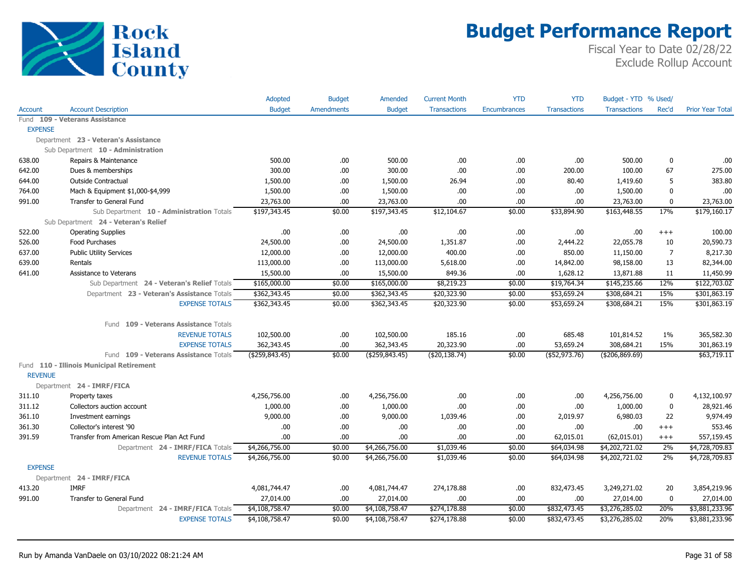# Budget Performance Report

Fiscal Year to Date 02/28/22
Exclude Rollup Account

| Account | Account Description | Adopted Budget | Budget Amendments | Amended Budget | Current Month Transactions | YTD Encumbrances | YTD Transactions | Budget - YTD Transactions | % Used/ Rec'd | Prior Year Total |
|---|---|---|---|---|---|---|---|---|---|---|
| Fund **109 - Veterans Assistance** | | | | | | | | | | |
| **EXPENSE** | | | | | | | | | | |
| Department **23 - Veteran's Assistance** | | | | | | | | | | |
| Sub Department **10 - Administration** | | | | | | | | | | |
| 638.00 | Repairs & Maintenance | 500.00 | .00 | 500.00 | .00 | .00 | .00 | 500.00 | 0 | .00 |
| 642.00 | Dues & memberships | 300.00 | .00 | 300.00 | .00 | .00 | 200.00 | 100.00 | 67 | 275.00 |
| 644.00 | Outside Contractual | 1,500.00 | .00 | 1,500.00 | 26.94 | .00 | 80.40 | 1,419.60 | 5 | 383.80 |
| 764.00 | Mach & Equipment $1,000-$4,999 | 1,500.00 | .00 | 1,500.00 | .00 | .00 | .00 | 1,500.00 | 0 | .00 |
| 991.00 | Transfer to General Fund | 23,763.00 | .00 | 23,763.00 | .00 | .00 | .00 | 23,763.00 | 0 | 23,763.00 |
| | Sub Department **10 - Administration** Totals | $197,343.45 | $0.00 | $197,343.45 | $12,104.67 | $0.00 | $33,894.90 | $163,448.55 | 17% | $179,160.17 |
| Sub Department **24 - Veteran's Relief** | | | | | | | | | | |
| 522.00 | Operating Supplies | .00 | .00 | .00 | .00 | .00 | .00 | .00 | +++ | 100.00 |
| 526.00 | Food Purchases | 24,500.00 | .00 | 24,500.00 | 1,351.87 | .00 | 2,444.22 | 22,055.78 | 10 | 20,590.73 |
| 637.00 | Public Utility Services | 12,000.00 | .00 | 12,000.00 | 400.00 | .00 | 850.00 | 11,150.00 | 7 | 8,217.30 |
| 639.00 | Rentals | 113,000.00 | .00 | 113,000.00 | 5,618.00 | .00 | 14,842.00 | 98,158.00 | 13 | 82,344.00 |
| 641.00 | Assistance to Veterans | 15,500.00 | .00 | 15,500.00 | 849.36 | .00 | 1,628.12 | 13,871.88 | 11 | 11,450.99 |
| | Sub Department **24 - Veteran's Relief** Totals | $165,000.00 | $0.00 | $165,000.00 | $8,219.23 | $0.00 | $19,764.34 | $145,235.66 | 12% | $122,703.02 |
| | Department **23 - Veteran's Assistance** Totals | $362,343.45 | $0.00 | $362,343.45 | $20,323.90 | $0.00 | $53,659.24 | $308,684.21 | 15% | $301,863.19 |
| | EXPENSE TOTALS | $362,343.45 | $0.00 | $362,343.45 | $20,323.90 | $0.00 | $53,659.24 | $308,684.21 | 15% | $301,863.19 |
| | Fund **109 - Veterans Assistance** Totals | | | | | | | | | |
| | REVENUE TOTALS | 102,500.00 | .00 | 102,500.00 | 185.16 | .00 | 685.48 | 101,814.52 | 1% | 365,582.30 |
| | EXPENSE TOTALS | 362,343.45 | .00 | 362,343.45 | 20,323.90 | .00 | 53,659.24 | 308,684.21 | 15% | 301,863.19 |
| | Fund **109 - Veterans Assistance** Totals | ($259,843.45) | $0.00 | ($259,843.45) | ($20,138.74) | $0.00 | ($52,973.76) | ($206,869.69) | | $63,719.11 |
| Fund **110 - Illinois Municipal Retirement** | | | | | | | | | | |
| **REVENUE** | | | | | | | | | | |
| Department **24 - IMRF/FICA** | | | | | | | | | | |
| 311.10 | Property taxes | 4,256,756.00 | .00 | 4,256,756.00 | .00 | .00 | .00 | 4,256,756.00 | 0 | 4,132,100.97 |
| 311.12 | Collectors auction account | 1,000.00 | .00 | 1,000.00 | .00 | .00 | .00 | 1,000.00 | 0 | 28,921.46 |
| 361.10 | Investment earnings | 9,000.00 | .00 | 9,000.00 | 1,039.46 | .00 | 2,019.97 | 6,980.03 | 22 | 9,974.49 |
| 361.30 | Collector's interest '90 | .00 | .00 | .00 | .00 | .00 | .00 | .00 | +++ | 553.46 |
| 391.59 | Transfer from American Rescue Plan Act Fund | .00 | .00 | .00 | .00 | .00 | 62,015.01 | (62,015.01) | +++ | 557,159.45 |
| | Department **24 - IMRF/FICA** Totals | $4,266,756.00 | $0.00 | $4,266,756.00 | $1,039.46 | $0.00 | $64,034.98 | $4,202,721.02 | 2% | $4,728,709.83 |
| | REVENUE TOTALS | $4,266,756.00 | $0.00 | $4,266,756.00 | $1,039.46 | $0.00 | $64,034.98 | $4,202,721.02 | 2% | $4,728,709.83 |
| **EXPENSE** | | | | | | | | | | |
| Department **24 - IMRF/FICA** | | | | | | | | | | |
| 413.20 | IMRF | 4,081,744.47 | .00 | 4,081,744.47 | 274,178.88 | .00 | 832,473.45 | 3,249,271.02 | 20 | 3,854,219.96 |
| 991.00 | Transfer to General Fund | 27,014.00 | .00 | 27,014.00 | .00 | .00 | .00 | 27,014.00 | 0 | 27,014.00 |
| | Department **24 - IMRF/FICA** Totals | $4,108,758.47 | $0.00 | $4,108,758.47 | $274,178.88 | $0.00 | $832,473.45 | $3,276,285.02 | 20% | $3,881,233.96 |
| | EXPENSE TOTALS | $4,108,758.47 | $0.00 | $4,108,758.47 | $274,178.88 | $0.00 | $832,473.45 | $3,276,285.02 | 20% | $3,881,233.96 |

Run by Amanda VanDaele on 03/10/2022 08:21:24 AM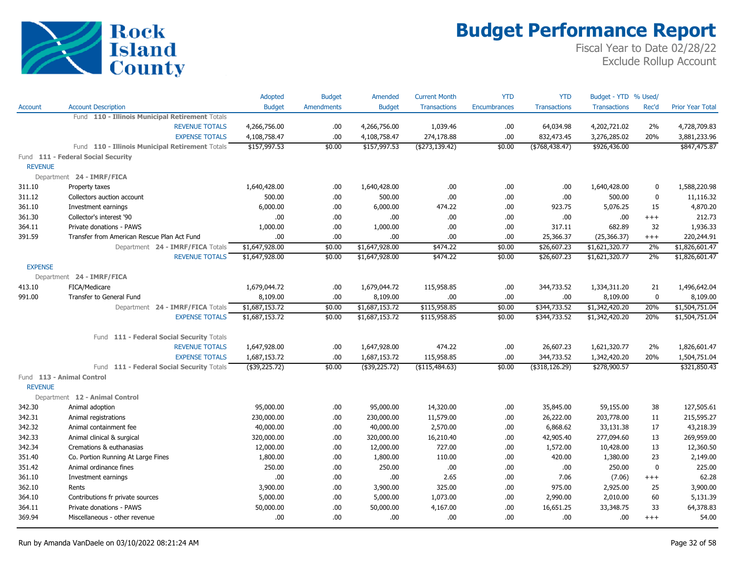# Rock Island County

# Budget Performance Report

Fiscal Year to Date 02/28/22
Exclude Rollup Account

| Account | Account Description | Adopted Budget | Budget Amendments | Amended Budget | Current Month Transactions | YTD Encumbrances | YTD Transactions | Budget - YTD Transactions | % Used/ Rec'd | Prior Year Total |
|---|---|---|---|---|---|---|---|---|---|---|
| | Fund **110 - Illinois Municipal Retirement** Totals | | | | | | | | | |
| | REVENUE TOTALS | 4,266,756.00 | .00 | 4,266,756.00 | 1,039.46 | .00 | 64,034.98 | 4,202,721.02 | 2% | 4,728,709.83 |
| | EXPENSE TOTALS | 4,108,758.47 | .00 | 4,108,758.47 | 274,178.88 | .00 | 832,473.45 | 3,276,285.02 | 20% | 3,881,233.96 |
| | Fund **110 - Illinois Municipal Retirement** Totals | $157,997.53 | $0.00 | $157,997.53 | ($273,139.42) | $0.00 | ($768,438.47) | $926,436.00 | | $847,475.87 |
| Fund **111 - Federal Social Security** | | | | | | | | | | |
| REVENUE | | | | | | | | | | |
| Department **24 - IMRF/FICA** | | | | | | | | | | |
| 311.10 | Property taxes | 1,640,428.00 | .00 | 1,640,428.00 | .00 | .00 | .00 | 1,640,428.00 | 0 | 1,588,220.98 |
| 311.12 | Collectors auction account | 500.00 | .00 | 500.00 | .00 | .00 | .00 | 500.00 | 0 | 11,116.32 |
| 361.10 | Investment earnings | 6,000.00 | .00 | 6,000.00 | 474.22 | .00 | 923.75 | 5,076.25 | 15 | 4,870.20 |
| 361.30 | Collector's interest '90 | .00 | .00 | .00 | .00 | .00 | .00 | .00 | +++ | 212.73 |
| 364.11 | Private donations - PAWS | 1,000.00 | .00 | 1,000.00 | .00 | .00 | 317.11 | 682.89 | 32 | 1,936.33 |
| 391.59 | Transfer from American Rescue Plan Act Fund | .00 | .00 | .00 | .00 | .00 | 25,366.37 | (25,366.37) | +++ | 220,244.91 |
| | Department **24 - IMRF/FICA** Totals | $1,647,928.00 | $0.00 | $1,647,928.00 | $474.22 | $0.00 | $26,607.23 | $1,621,320.77 | 2% | $1,826,601.47 |
| | REVENUE TOTALS | $1,647,928.00 | $0.00 | $1,647,928.00 | $474.22 | $0.00 | $26,607.23 | $1,621,320.77 | 2% | $1,826,601.47 |
| EXPENSE | | | | | | | | | | |
| Department **24 - IMRF/FICA** | | | | | | | | | | |
| 413.10 | FICA/Medicare | 1,679,044.72 | .00 | 1,679,044.72 | 115,958.85 | .00 | 344,733.52 | 1,334,311.20 | 21 | 1,496,642.04 |
| 991.00 | Transfer to General Fund | 8,109.00 | .00 | 8,109.00 | .00 | .00 | .00 | 8,109.00 | 0 | 8,109.00 |
| | Department **24 - IMRF/FICA** Totals | $1,687,153.72 | $0.00 | $1,687,153.72 | $115,958.85 | $0.00 | $344,733.52 | $1,342,420.20 | 20% | $1,504,751.04 |
| | EXPENSE TOTALS | $1,687,153.72 | $0.00 | $1,687,153.72 | $115,958.85 | $0.00 | $344,733.52 | $1,342,420.20 | 20% | $1,504,751.04 |
| | Fund **111 - Federal Social Security** Totals | | | | | | | | | |
| | REVENUE TOTALS | 1,647,928.00 | .00 | 1,647,928.00 | 474.22 | .00 | 26,607.23 | 1,621,320.77 | 2% | 1,826,601.47 |
| | EXPENSE TOTALS | 1,687,153.72 | .00 | 1,687,153.72 | 115,958.85 | .00 | 344,733.52 | 1,342,420.20 | 20% | 1,504,751.04 |
| | Fund **111 - Federal Social Security** Totals | ($39,225.72) | $0.00 | ($39,225.72) | ($115,484.63) | $0.00 | ($318,126.29) | $278,900.57 | | $321,850.43 |
| Fund **113 - Animal Control** | | | | | | | | | | |
| REVENUE | | | | | | | | | | |
| Department **12 - Animal Control** | | | | | | | | | | |
| 342.30 | Animal adoption | 95,000.00 | .00 | 95,000.00 | 14,320.00 | .00 | 35,845.00 | 59,155.00 | 38 | 127,505.61 |
| 342.31 | Animal registrations | 230,000.00 | .00 | 230,000.00 | 11,579.00 | .00 | 26,222.00 | 203,778.00 | 11 | 215,595.27 |
| 342.32 | Animal containment fee | 40,000.00 | .00 | 40,000.00 | 2,570.00 | .00 | 6,868.62 | 33,131.38 | 17 | 43,218.39 |
| 342.33 | Animal clinical & surgical | 320,000.00 | .00 | 320,000.00 | 16,210.40 | .00 | 42,905.40 | 277,094.60 | 13 | 269,959.00 |
| 342.34 | Cremations & euthanasias | 12,000.00 | .00 | 12,000.00 | 727.00 | .00 | 1,572.00 | 10,428.00 | 13 | 12,360.50 |
| 351.40 | Co. Portion Running At Large Fines | 1,800.00 | .00 | 1,800.00 | 110.00 | .00 | 420.00 | 1,380.00 | 23 | 2,149.00 |
| 351.42 | Animal ordinance fines | 250.00 | .00 | 250.00 | .00 | .00 | .00 | 250.00 | 0 | 225.00 |
| 361.10 | Investment earnings | .00 | .00 | .00 | 2.65 | .00 | 7.06 | (7.06) | +++ | 62.28 |
| 362.10 | Rents | 3,900.00 | .00 | 3,900.00 | 325.00 | .00 | 975.00 | 2,925.00 | 25 | 3,900.00 |
| 364.10 | Contributions fr private sources | 5,000.00 | .00 | 5,000.00 | 1,073.00 | .00 | 2,990.00 | 2,010.00 | 60 | 5,131.39 |
| 364.11 | Private donations - PAWS | 50,000.00 | .00 | 50,000.00 | 4,167.00 | .00 | 16,651.25 | 33,348.75 | 33 | 64,378.83 |
| 369.94 | Miscellaneous - other revenue | .00 | .00 | .00 | .00 | .00 | .00 | .00 | +++ | 54.00 |

Run by Amanda VanDaele on 03/10/2022 08:21:24 AM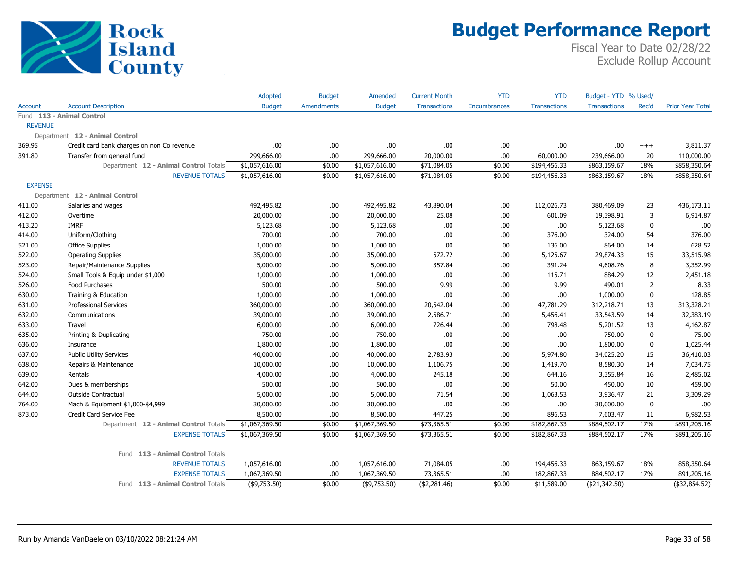# Budget Performance Report

Fiscal Year to Date 02/28/22
Exclude Rollup Account

| Account | Account Description | Adopted Budget | Budget Amendments | Amended Budget | Current Month Transactions | YTD Encumbrances | YTD Transactions | Budget - YTD Transactions | % Used/ Rec'd | Prior Year Total |
|---|---|---|---|---|---|---|---|---|---|---|
| Fund **113 - Animal Control** | | | | | | | | | | |
| REVENUE | | | | | | | | | | |
| Department **12 - Animal Control** | | | | | | | | | | |
| 369.95 | Credit card bank charges on non Co revenue | .00 | .00 | .00 | .00 | .00 | .00 | .00 | +++ | 3,811.37 |
| 391.80 | Transfer from general fund | 299,666.00 | .00 | 299,666.00 | 20,000.00 | .00 | 60,000.00 | 239,666.00 | 20 | 110,000.00 |
| | Department **12 - Animal Control** Totals | $1,057,616.00 | $0.00 | $1,057,616.00 | $71,084.05 | $0.00 | $194,456.33 | $863,159.67 | 18% | $858,350.64 |
| | REVENUE TOTALS | $1,057,616.00 | $0.00 | $1,057,616.00 | $71,084.05 | $0.00 | $194,456.33 | $863,159.67 | 18% | $858,350.64 |
| EXPENSE | | | | | | | | | | |
| Department **12 - Animal Control** | | | | | | | | | | |
| 411.00 | Salaries and wages | 492,495.82 | .00 | 492,495.82 | 43,890.04 | .00 | 112,026.73 | 380,469.09 | 23 | 436,173.11 |
| 412.00 | Overtime | 20,000.00 | .00 | 20,000.00 | 25.08 | .00 | 601.09 | 19,398.91 | 3 | 6,914.87 |
| 413.20 | IMRF | 5,123.68 | .00 | 5,123.68 | .00 | .00 | .00 | 5,123.68 | 0 | .00 |
| 414.00 | Uniform/Clothing | 700.00 | .00 | 700.00 | .00 | .00 | 376.00 | 324.00 | 54 | 376.00 |
| 521.00 | Office Supplies | 1,000.00 | .00 | 1,000.00 | .00 | .00 | 136.00 | 864.00 | 14 | 628.52 |
| 522.00 | Operating Supplies | 35,000.00 | .00 | 35,000.00 | 572.72 | .00 | 5,125.67 | 29,874.33 | 15 | 33,515.98 |
| 523.00 | Repair/Maintenance Supplies | 5,000.00 | .00 | 5,000.00 | 357.84 | .00 | 391.24 | 4,608.76 | 8 | 3,352.99 |
| 524.00 | Small Tools & Equip under $1,000 | 1,000.00 | .00 | 1,000.00 | .00 | .00 | 115.71 | 884.29 | 12 | 2,451.18 |
| 526.00 | Food Purchases | 500.00 | .00 | 500.00 | 9.99 | .00 | 9.99 | 490.01 | 2 | 8.33 |
| 630.00 | Training & Education | 1,000.00 | .00 | 1,000.00 | .00 | .00 | .00 | 1,000.00 | 0 | 128.85 |
| 631.00 | Professional Services | 360,000.00 | .00 | 360,000.00 | 20,542.04 | .00 | 47,781.29 | 312,218.71 | 13 | 313,328.21 |
| 632.00 | Communications | 39,000.00 | .00 | 39,000.00 | 2,586.71 | .00 | 5,456.41 | 33,543.59 | 14 | 32,383.19 |
| 633.00 | Travel | 6,000.00 | .00 | 6,000.00 | 726.44 | .00 | 798.48 | 5,201.52 | 13 | 4,162.87 |
| 635.00 | Printing & Duplicating | 750.00 | .00 | 750.00 | .00 | .00 | .00 | 750.00 | 0 | 75.00 |
| 636.00 | Insurance | 1,800.00 | .00 | 1,800.00 | .00 | .00 | .00 | 1,800.00 | 0 | 1,025.44 |
| 637.00 | Public Utility Services | 40,000.00 | .00 | 40,000.00 | 2,783.93 | .00 | 5,974.80 | 34,025.20 | 15 | 36,410.03 |
| 638.00 | Repairs & Maintenance | 10,000.00 | .00 | 10,000.00 | 1,106.75 | .00 | 1,419.70 | 8,580.30 | 14 | 7,034.75 |
| 639.00 | Rentals | 4,000.00 | .00 | 4,000.00 | 245.18 | .00 | 644.16 | 3,355.84 | 16 | 2,485.02 |
| 642.00 | Dues & memberships | 500.00 | .00 | 500.00 | .00 | .00 | 50.00 | 450.00 | 10 | 459.00 |
| 644.00 | Outside Contractual | 5,000.00 | .00 | 5,000.00 | 71.54 | .00 | 1,063.53 | 3,936.47 | 21 | 3,309.29 |
| 764.00 | Mach & Equipment $1,000-$4,999 | 30,000.00 | .00 | 30,000.00 | .00 | .00 | .00 | 30,000.00 | 0 | .00 |
| 873.00 | Credit Card Service Fee | 8,500.00 | .00 | 8,500.00 | 447.25 | .00 | 896.53 | 7,603.47 | 11 | 6,982.53 |
| | Department **12 - Animal Control** Totals | $1,067,369.50 | $0.00 | $1,067,369.50 | $73,365.51 | $0.00 | $182,867.33 | $884,502.17 | 17% | $891,205.16 |
| | EXPENSE TOTALS | $1,067,369.50 | $0.00 | $1,067,369.50 | $73,365.51 | $0.00 | $182,867.33 | $884,502.17 | 17% | $891,205.16 |
| | Fund **113 - Animal Control** Totals | | | | | | | | | |
| | REVENUE TOTALS | 1,057,616.00 | .00 | 1,057,616.00 | 71,084.05 | .00 | 194,456.33 | 863,159.67 | 18% | 858,350.64 |
| | EXPENSE TOTALS | 1,067,369.50 | .00 | 1,067,369.50 | 73,365.51 | .00 | 182,867.33 | 884,502.17 | 17% | 891,205.16 |
| | Fund **113 - Animal Control** Totals | ($9,753.50) | $0.00 | ($9,753.50) | ($2,281.46) | $0.00 | $11,589.00 | ($21,342.50) | | ($32,854.52) |

Run by Amanda VanDaele on 03/10/2022 08:21:24 AM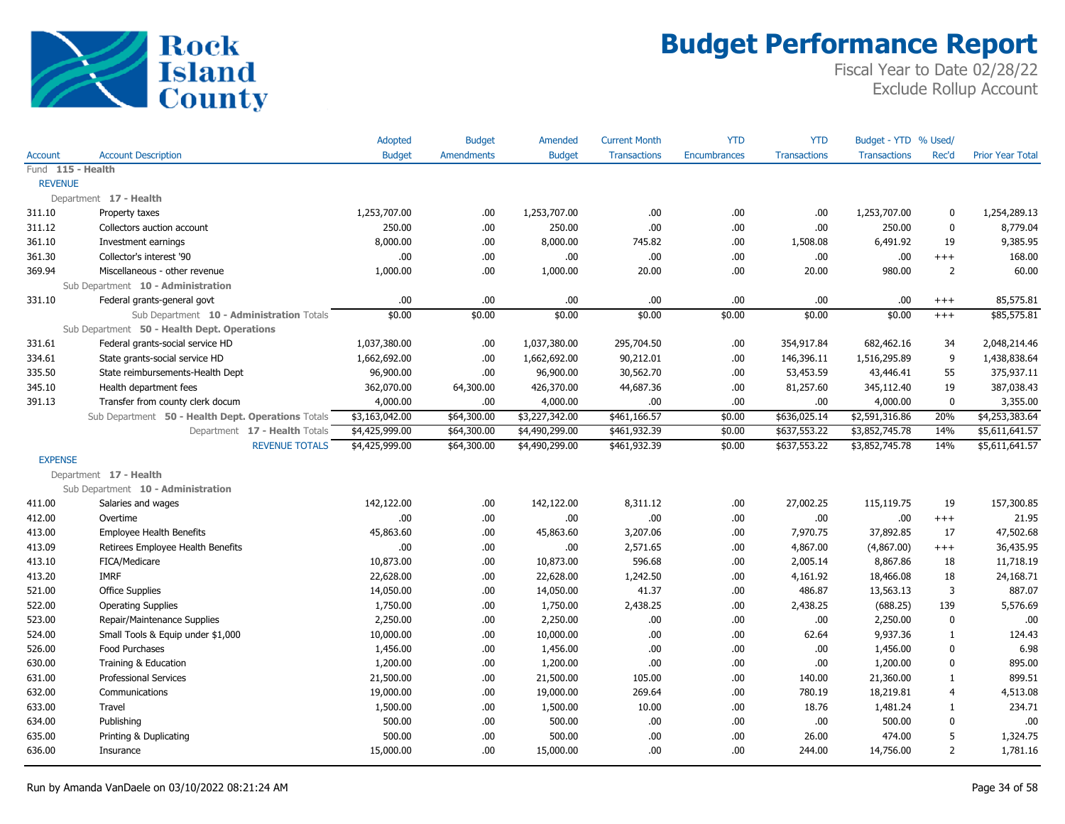# Budget Performance Report

Rock Island County

Fiscal Year to Date 02/28/22
Exclude Rollup Account

| Account | Account Description | Adopted Budget | Budget Amendments | Amended Budget | Current Month Transactions | YTD Encumbrances | YTD Transactions | Budget - YTD Transactions | % Used/ Rec'd | Prior Year Total |
|---|---|---|---|---|---|---|---|---|---|---|
| Fund **115 - Health** | | | | | | | | | | |
| REVENUE | | | | | | | | | | |
| Department **17 - Health** | | | | | | | | | | |
| 311.10 | Property taxes | 1,253,707.00 | .00 | 1,253,707.00 | .00 | .00 | .00 | 1,253,707.00 | 0 | 1,254,289.13 |
| 311.12 | Collectors auction account | 250.00 | .00 | 250.00 | .00 | .00 | .00 | 250.00 | 0 | 8,779.04 |
| 361.10 | Investment earnings | 8,000.00 | .00 | 8,000.00 | 745.82 | .00 | 1,508.08 | 6,491.92 | 19 | 9,385.95 |
| 361.30 | Collector's interest '90 | .00 | .00 | .00 | .00 | .00 | .00 | .00 | +++ | 168.00 |
| 369.94 | Miscellaneous - other revenue | 1,000.00 | .00 | 1,000.00 | 20.00 | .00 | 20.00 | 980.00 | 2 | 60.00 |
| Sub Department **10 - Administration** | | | | | | | | | | |
| 331.10 | Federal grants-general govt | .00 | .00 | .00 | .00 | .00 | .00 | .00 | +++ | 85,575.81 |
| | Sub Department **10 - Administration** Totals | $0.00 | $0.00 | $0.00 | $0.00 | $0.00 | $0.00 | $0.00 | +++ | $85,575.81 |
| Sub Department **50 - Health Dept. Operations** | | | | | | | | | | |
| 331.61 | Federal grants-social service HD | 1,037,380.00 | .00 | 1,037,380.00 | 295,704.50 | .00 | 354,917.84 | 682,462.16 | 34 | 2,048,214.46 |
| 334.61 | State grants-social service HD | 1,662,692.00 | .00 | 1,662,692.00 | 90,212.01 | .00 | 146,396.11 | 1,516,295.89 | 9 | 1,438,838.64 |
| 335.50 | State reimbursements-Health Dept | 96,900.00 | .00 | 96,900.00 | 30,562.70 | .00 | 53,453.59 | 43,446.41 | 55 | 375,937.11 |
| 345.10 | Health department fees | 362,070.00 | 64,300.00 | 426,370.00 | 44,687.36 | .00 | 81,257.60 | 345,112.40 | 19 | 387,038.43 |
| 391.13 | Transfer from county clerk docum | 4,000.00 | .00 | 4,000.00 | .00 | .00 | .00 | 4,000.00 | 0 | 3,355.00 |
| | Sub Department **50 - Health Dept. Operations** Totals | $3,163,042.00 | $64,300.00 | $3,227,342.00 | $461,166.57 | $0.00 | $636,025.14 | $2,591,316.86 | 20% | $4,253,383.64 |
| | Department **17 - Health** Totals | $4,425,999.00 | $64,300.00 | $4,490,299.00 | $461,932.39 | $0.00 | $637,553.22 | $3,852,745.78 | 14% | $5,611,641.57 |
| | REVENUE TOTALS | $4,425,999.00 | $64,300.00 | $4,490,299.00 | $461,932.39 | $0.00 | $637,553.22 | $3,852,745.78 | 14% | $5,611,641.57 |
| EXPENSE | | | | | | | | | | |
| Department **17 - Health** | | | | | | | | | | |
| Sub Department **10 - Administration** | | | | | | | | | | |
| 411.00 | Salaries and wages | 142,122.00 | .00 | 142,122.00 | 8,311.12 | .00 | 27,002.25 | 115,119.75 | 19 | 157,300.85 |
| 412.00 | Overtime | .00 | .00 | .00 | .00 | .00 | .00 | .00 | +++ | 21.95 |
| 413.00 | Employee Health Benefits | 45,863.60 | .00 | 45,863.60 | 3,207.06 | .00 | 7,970.75 | 37,892.85 | 17 | 47,502.68 |
| 413.09 | Retirees Employee Health Benefits | .00 | .00 | .00 | 2,571.65 | .00 | 4,867.00 | (4,867.00) | +++ | 36,435.95 |
| 413.10 | FICA/Medicare | 10,873.00 | .00 | 10,873.00 | 596.68 | .00 | 2,005.14 | 8,867.86 | 18 | 11,718.19 |
| 413.20 | IMRF | 22,628.00 | .00 | 22,628.00 | 1,242.50 | .00 | 4,161.92 | 18,466.08 | 18 | 24,168.71 |
| 521.00 | Office Supplies | 14,050.00 | .00 | 14,050.00 | 41.37 | .00 | 486.87 | 13,563.13 | 3 | 887.07 |
| 522.00 | Operating Supplies | 1,750.00 | .00 | 1,750.00 | 2,438.25 | .00 | 2,438.25 | (688.25) | 139 | 5,576.69 |
| 523.00 | Repair/Maintenance Supplies | 2,250.00 | .00 | 2,250.00 | .00 | .00 | .00 | 2,250.00 | 0 | .00 |
| 524.00 | Small Tools & Equip under $1,000 | 10,000.00 | .00 | 10,000.00 | .00 | .00 | 62.64 | 9,937.36 | 1 | 124.43 |
| 526.00 | Food Purchases | 1,456.00 | .00 | 1,456.00 | .00 | .00 | .00 | 1,456.00 | 0 | 6.98 |
| 630.00 | Training & Education | 1,200.00 | .00 | 1,200.00 | .00 | .00 | .00 | 1,200.00 | 0 | 895.00 |
| 631.00 | Professional Services | 21,500.00 | .00 | 21,500.00 | 105.00 | .00 | 140.00 | 21,360.00 | 1 | 899.51 |
| 632.00 | Communications | 19,000.00 | .00 | 19,000.00 | 269.64 | .00 | 780.19 | 18,219.81 | 4 | 4,513.08 |
| 633.00 | Travel | 1,500.00 | .00 | 1,500.00 | 10.00 | .00 | 18.76 | 1,481.24 | 1 | 234.71 |
| 634.00 | Publishing | 500.00 | .00 | 500.00 | .00 | .00 | .00 | 500.00 | 0 | .00 |
| 635.00 | Printing & Duplicating | 500.00 | .00 | 500.00 | .00 | .00 | 26.00 | 474.00 | 5 | 1,324.75 |
| 636.00 | Insurance | 15,000.00 | .00 | 15,000.00 | .00 | .00 | 244.00 | 14,756.00 | 2 | 1,781.16 |

Run by Amanda VanDaele on 03/10/2022 08:21:24 AM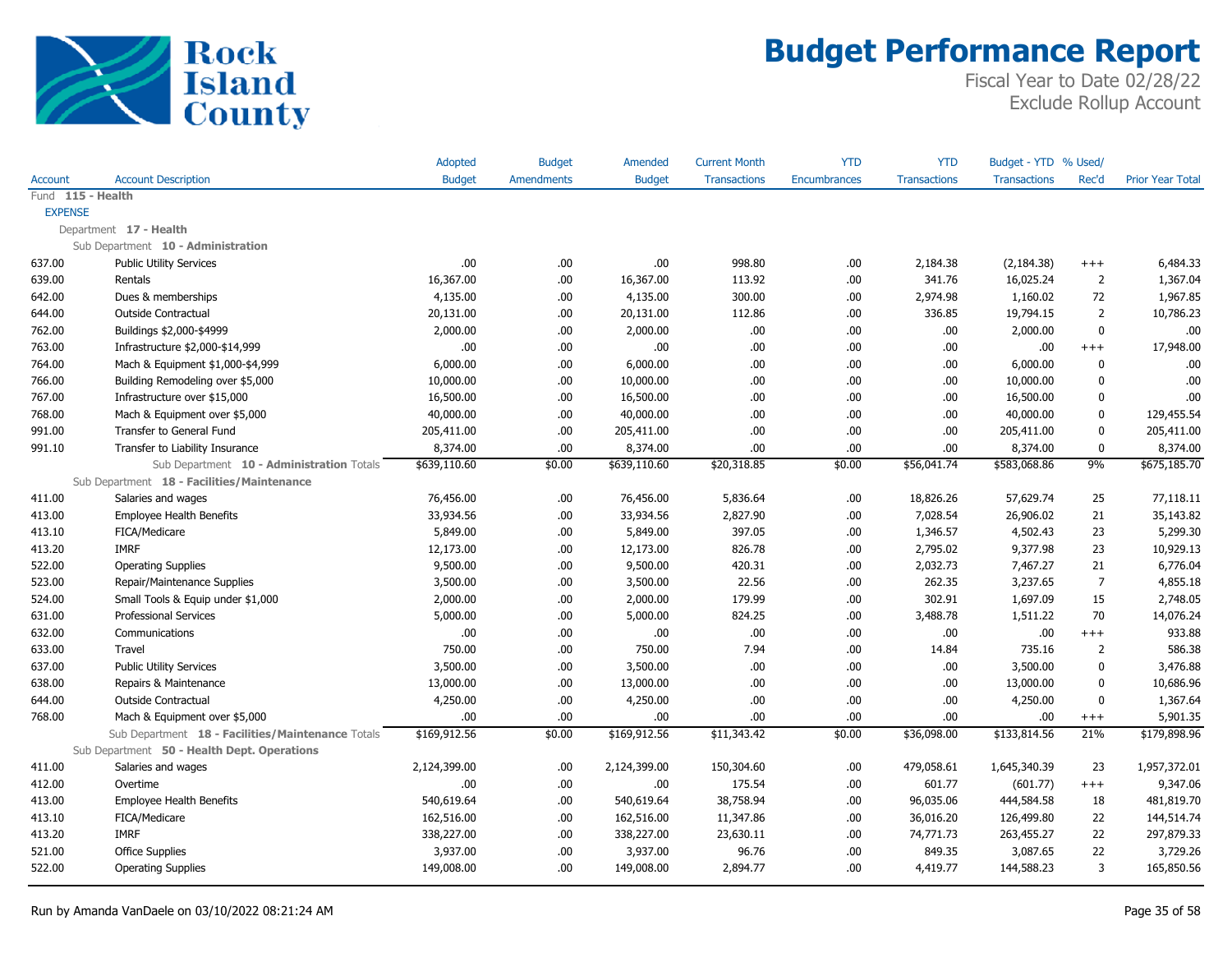# Budget Performance Report

Fiscal Year to Date 02/28/22
Exclude Rollup Account

Rock Island County

| Account | Account Description | Adopted Budget | Budget Amendments | Amended Budget | Current Month Transactions | YTD Encumbrances | YTD Transactions | Budget - YTD Transactions | % Used/ Rec'd | Prior Year Total |
|---|---|---|---|---|---|---|---|---|---|---|
| Fund **115 - Health** | | | | | | | | | | |
| EXPENSE | | | | | | | | | | |
| Department **17 - Health** | | | | | | | | | | |
| Sub Department **10 - Administration** | | | | | | | | | | |
| 637.00 | Public Utility Services | .00 | .00 | .00 | 998.80 | .00 | 2,184.38 | (2,184.38) | +++ | 6,484.33 |
| 639.00 | Rentals | 16,367.00 | .00 | 16,367.00 | 113.92 | .00 | 341.76 | 16,025.24 | 2 | 1,367.04 |
| 642.00 | Dues & memberships | 4,135.00 | .00 | 4,135.00 | 300.00 | .00 | 2,974.98 | 1,160.02 | 72 | 1,967.85 |
| 644.00 | Outside Contractual | 20,131.00 | .00 | 20,131.00 | 112.86 | .00 | 336.85 | 19,794.15 | 2 | 10,786.23 |
| 762.00 | Buildings $2,000-$4999 | 2,000.00 | .00 | 2,000.00 | .00 | .00 | .00 | 2,000.00 | 0 | .00 |
| 763.00 | Infrastructure $2,000-$14,999 | .00 | .00 | .00 | .00 | .00 | .00 | .00 | +++ | 17,948.00 |
| 764.00 | Mach & Equipment $1,000-$4,999 | 6,000.00 | .00 | 6,000.00 | .00 | .00 | .00 | 6,000.00 | 0 | .00 |
| 766.00 | Building Remodeling over $5,000 | 10,000.00 | .00 | 10,000.00 | .00 | .00 | .00 | 10,000.00 | 0 | .00 |
| 767.00 | Infrastructure over $15,000 | 16,500.00 | .00 | 16,500.00 | .00 | .00 | .00 | 16,500.00 | 0 | .00 |
| 768.00 | Mach & Equipment over $5,000 | 40,000.00 | .00 | 40,000.00 | .00 | .00 | .00 | 40,000.00 | 0 | 129,455.54 |
| 991.00 | Transfer to General Fund | 205,411.00 | .00 | 205,411.00 | .00 | .00 | .00 | 205,411.00 | 0 | 205,411.00 |
| 991.10 | Transfer to Liability Insurance | 8,374.00 | .00 | 8,374.00 | .00 | .00 | .00 | 8,374.00 | 0 | 8,374.00 |
| | Sub Department **10 - Administration** Totals | $639,110.60 | $0.00 | $639,110.60 | $20,318.85 | $0.00 | $56,041.74 | $583,068.86 | 9% | $675,185.70 |
| Sub Department **18 - Facilities/Maintenance** | | | | | | | | | | |
| 411.00 | Salaries and wages | 76,456.00 | .00 | 76,456.00 | 5,836.64 | .00 | 18,826.26 | 57,629.74 | 25 | 77,118.11 |
| 413.00 | Employee Health Benefits | 33,934.56 | .00 | 33,934.56 | 2,827.90 | .00 | 7,028.54 | 26,906.02 | 21 | 35,143.82 |
| 413.10 | FICA/Medicare | 5,849.00 | .00 | 5,849.00 | 397.05 | .00 | 1,346.57 | 4,502.43 | 23 | 5,299.30 |
| 413.20 | IMRF | 12,173.00 | .00 | 12,173.00 | 826.78 | .00 | 2,795.02 | 9,377.98 | 23 | 10,929.13 |
| 522.00 | Operating Supplies | 9,500.00 | .00 | 9,500.00 | 420.31 | .00 | 2,032.73 | 7,467.27 | 21 | 6,776.04 |
| 523.00 | Repair/Maintenance Supplies | 3,500.00 | .00 | 3,500.00 | 22.56 | .00 | 262.35 | 3,237.65 | 7 | 4,855.18 |
| 524.00 | Small Tools & Equip under $1,000 | 2,000.00 | .00 | 2,000.00 | 179.99 | .00 | 302.91 | 1,697.09 | 15 | 2,748.05 |
| 631.00 | Professional Services | 5,000.00 | .00 | 5,000.00 | 824.25 | .00 | 3,488.78 | 1,511.22 | 70 | 14,076.24 |
| 632.00 | Communications | .00 | .00 | .00 | .00 | .00 | .00 | .00 | +++ | 933.88 |
| 633.00 | Travel | 750.00 | .00 | 750.00 | 7.94 | .00 | 14.84 | 735.16 | 2 | 586.38 |
| 637.00 | Public Utility Services | 3,500.00 | .00 | 3,500.00 | .00 | .00 | .00 | 3,500.00 | 0 | 3,476.88 |
| 638.00 | Repairs & Maintenance | 13,000.00 | .00 | 13,000.00 | .00 | .00 | .00 | 13,000.00 | 0 | 10,686.96 |
| 644.00 | Outside Contractual | 4,250.00 | .00 | 4,250.00 | .00 | .00 | .00 | 4,250.00 | 0 | 1,367.64 |
| 768.00 | Mach & Equipment over $5,000 | .00 | .00 | .00 | .00 | .00 | .00 | .00 | +++ | 5,901.35 |
| | Sub Department **18 - Facilities/Maintenance** Totals | $169,912.56 | $0.00 | $169,912.56 | $11,343.42 | $0.00 | $36,098.00 | $133,814.56 | 21% | $179,898.96 |
| Sub Department **50 - Health Dept. Operations** | | | | | | | | | | |
| 411.00 | Salaries and wages | 2,124,399.00 | .00 | 2,124,399.00 | 150,304.60 | .00 | 479,058.61 | 1,645,340.39 | 23 | 1,957,372.01 |
| 412.00 | Overtime | .00 | .00 | .00 | 175.54 | .00 | 601.77 | (601.77) | +++ | 9,347.06 |
| 413.00 | Employee Health Benefits | 540,619.64 | .00 | 540,619.64 | 38,758.94 | .00 | 96,035.06 | 444,584.58 | 18 | 481,819.70 |
| 413.10 | FICA/Medicare | 162,516.00 | .00 | 162,516.00 | 11,347.86 | .00 | 36,016.20 | 126,499.80 | 22 | 144,514.74 |
| 413.20 | IMRF | 338,227.00 | .00 | 338,227.00 | 23,630.11 | .00 | 74,771.73 | 263,455.27 | 22 | 297,879.33 |
| 521.00 | Office Supplies | 3,937.00 | .00 | 3,937.00 | 96.76 | .00 | 849.35 | 3,087.65 | 22 | 3,729.26 |
| 522.00 | Operating Supplies | 149,008.00 | .00 | 149,008.00 | 2,894.77 | .00 | 4,419.77 | 144,588.23 | 3 | 165,850.56 |

Run by Amanda VanDaele on 03/10/2022 08:21:24 AM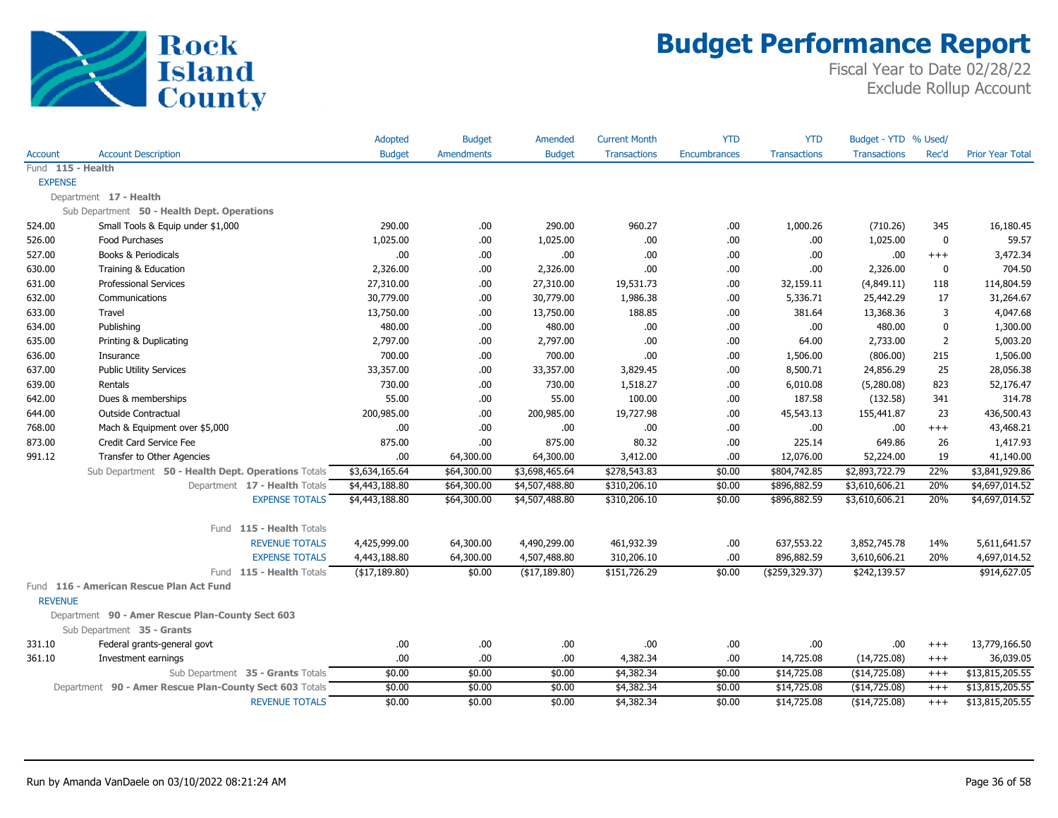# Rock Island County

# Budget Performance Report

Fiscal Year to Date 02/28/22
Exclude Rollup Account

| Account | Account Description | Adopted Budget | Budget Amendments | Amended Budget | Current Month Transactions | YTD Encumbrances | YTD Transactions | Budget - YTD Transactions | % Used/ Rec'd | Prior Year Total |
|---|---|---|---|---|---|---|---|---|---|---|
| Fund **115 - Health** | | | | | | | | | | |
| EXPENSE | | | | | | | | | | |
| Department **17 - Health** | | | | | | | | | | |
| Sub Department **50 - Health Dept. Operations** | | | | | | | | | | |
| 524.00 | Small Tools & Equip under $1,000 | 290.00 | .00 | 290.00 | 960.27 | .00 | 1,000.26 | (710.26) | 345 | 16,180.45 |
| 526.00 | Food Purchases | 1,025.00 | .00 | 1,025.00 | .00 | .00 | .00 | 1,025.00 | 0 | 59.57 |
| 527.00 | Books & Periodicals | .00 | .00 | .00 | .00 | .00 | .00 | .00 | +++ | 3,472.34 |
| 630.00 | Training & Education | 2,326.00 | .00 | 2,326.00 | .00 | .00 | .00 | 2,326.00 | 0 | 704.50 |
| 631.00 | Professional Services | 27,310.00 | .00 | 27,310.00 | 19,531.73 | .00 | 32,159.11 | (4,849.11) | 118 | 114,804.59 |
| 632.00 | Communications | 30,779.00 | .00 | 30,779.00 | 1,986.38 | .00 | 5,336.71 | 25,442.29 | 17 | 31,264.67 |
| 633.00 | Travel | 13,750.00 | .00 | 13,750.00 | 188.85 | .00 | 381.64 | 13,368.36 | 3 | 4,047.68 |
| 634.00 | Publishing | 480.00 | .00 | 480.00 | .00 | .00 | .00 | 480.00 | 0 | 1,300.00 |
| 635.00 | Printing & Duplicating | 2,797.00 | .00 | 2,797.00 | .00 | .00 | 64.00 | 2,733.00 | 2 | 5,003.20 |
| 636.00 | Insurance | 700.00 | .00 | 700.00 | .00 | .00 | 1,506.00 | (806.00) | 215 | 1,506.00 |
| 637.00 | Public Utility Services | 33,357.00 | .00 | 33,357.00 | 3,829.45 | .00 | 8,500.71 | 24,856.29 | 25 | 28,056.38 |
| 639.00 | Rentals | 730.00 | .00 | 730.00 | 1,518.27 | .00 | 6,010.08 | (5,280.08) | 823 | 52,176.47 |
| 642.00 | Dues & memberships | 55.00 | .00 | 55.00 | 100.00 | .00 | 187.58 | (132.58) | 341 | 314.78 |
| 644.00 | Outside Contractual | 200,985.00 | .00 | 200,985.00 | 19,727.98 | .00 | 45,543.13 | 155,441.87 | 23 | 436,500.43 |
| 768.00 | Mach & Equipment over $5,000 | .00 | .00 | .00 | .00 | .00 | .00 | .00 | +++ | 43,468.21 |
| 873.00 | Credit Card Service Fee | 875.00 | .00 | 875.00 | 80.32 | .00 | 225.14 | 649.86 | 26 | 1,417.93 |
| 991.12 | Transfer to Other Agencies | .00 | 64,300.00 | 64,300.00 | 3,412.00 | .00 | 12,076.00 | 52,224.00 | 19 | 41,140.00 |
| | Sub Department **50 - Health Dept. Operations** Totals | $3,634,165.64 | $64,300.00 | $3,698,465.64 | $278,543.83 | $0.00 | $804,742.85 | $2,893,722.79 | 22% | $3,841,929.86 |
| | Department **17 - Health** Totals | $4,443,188.80 | $64,300.00 | $4,507,488.80 | $310,206.10 | $0.00 | $896,882.59 | $3,610,606.21 | 20% | $4,697,014.52 |
| | EXPENSE TOTALS | $4,443,188.80 | $64,300.00 | $4,507,488.80 | $310,206.10 | $0.00 | $896,882.59 | $3,610,606.21 | 20% | $4,697,014.52 |
| | Fund **115 - Health** Totals | | | | | | | | | |
| | REVENUE TOTALS | 4,425,999.00 | 64,300.00 | 4,490,299.00 | 461,932.39 | .00 | 637,553.22 | 3,852,745.78 | 14% | 5,611,641.57 |
| | EXPENSE TOTALS | 4,443,188.80 | 64,300.00 | 4,507,488.80 | 310,206.10 | .00 | 896,882.59 | 3,610,606.21 | 20% | 4,697,014.52 |
| | Fund **115 - Health** Totals | ($17,189.80) | $0.00 | ($17,189.80) | $151,726.29 | $0.00 | ($259,329.37) | $242,139.57 | | $914,627.05 |
| Fund **116 - American Rescue Plan Act Fund** | | | | | | | | | | |
| REVENUE | | | | | | | | | | |
| Department **90 - Amer Rescue Plan-County Sect 603** | | | | | | | | | | |
| Sub Department **35 - Grants** | | | | | | | | | | |
| 331.10 | Federal grants-general govt | .00 | .00 | .00 | .00 | .00 | .00 | .00 | +++ | 13,779,166.50 |
| 361.10 | Investment earnings | .00 | .00 | .00 | 4,382.34 | .00 | 14,725.08 | (14,725.08) | +++ | 36,039.05 |
| | Sub Department **35 - Grants** Totals | $0.00 | $0.00 | $0.00 | $4,382.34 | $0.00 | $14,725.08 | ($14,725.08) | +++ | $13,815,205.55 |
| | Department **90 - Amer Rescue Plan-County Sect 603** Totals | $0.00 | $0.00 | $0.00 | $4,382.34 | $0.00 | $14,725.08 | ($14,725.08) | +++ | $13,815,205.55 |
| | REVENUE TOTALS | $0.00 | $0.00 | $0.00 | $4,382.34 | $0.00 | $14,725.08 | ($14,725.08) | +++ | $13,815,205.55 |

Run by Amanda VanDaele on 03/10/2022 08:21:24 AM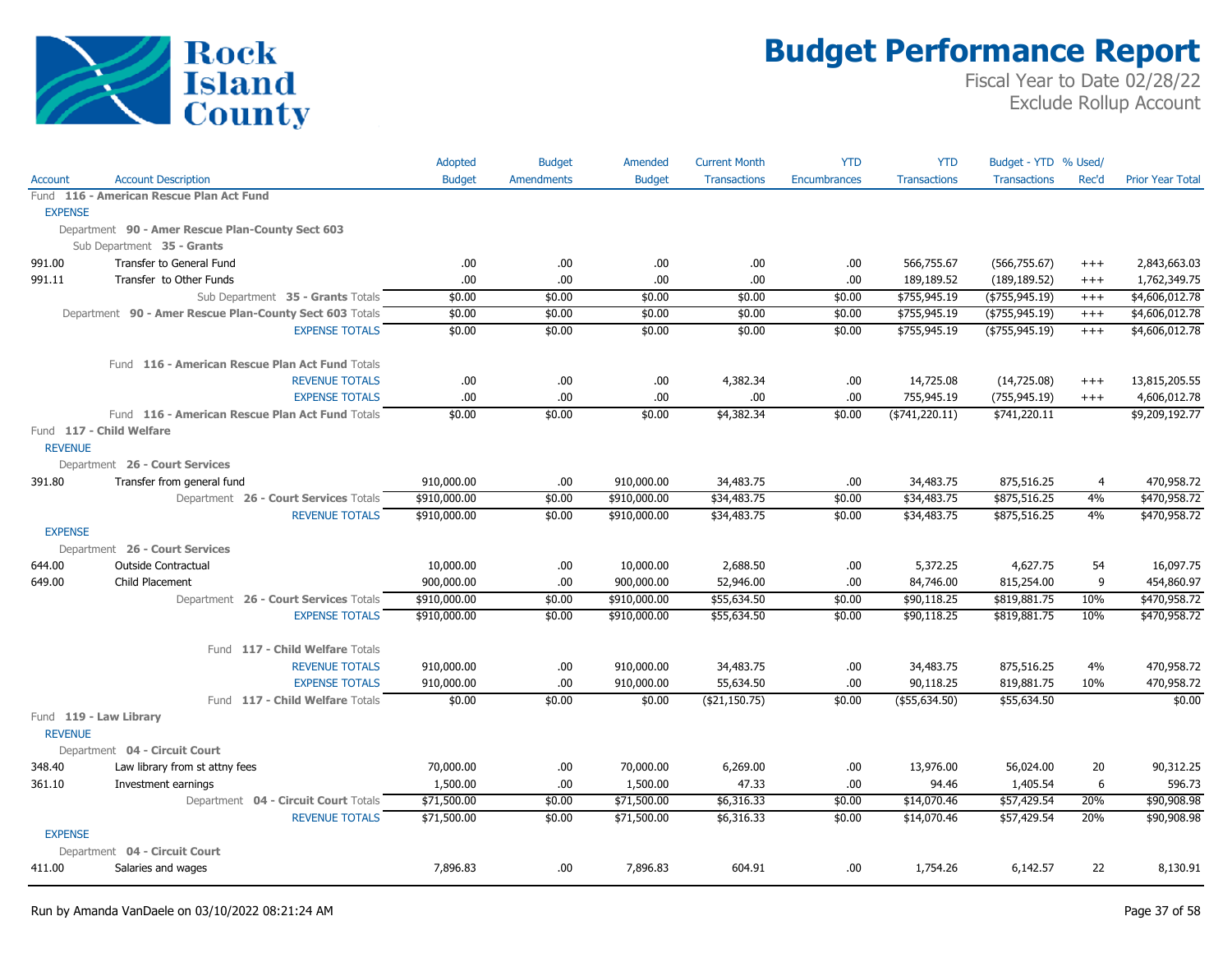# Budget Performance Report

Fiscal Year to Date 02/28/22
Exclude Rollup Account

| Account | Account Description | Adopted Budget | Budget Amendments | Amended Budget | Current Month Transactions | YTD Encumbrances | YTD Transactions | Budget - YTD Transactions | % Used/ Rec'd | Prior Year Total |
|---|---|---|---|---|---|---|---|---|---|---|
| Fund **116 - American Rescue Plan Act Fund** | | | | | | | | | | |
| EXPENSE | | | | | | | | | | |
| Department **90 - Amer Rescue Plan-County Sect 603** | | | | | | | | | | |
| Sub Department **35 - Grants** | | | | | | | | | | |
| 991.00 | Transfer to General Fund | .00 | .00 | .00 | .00 | .00 | 566,755.67 | (566,755.67) | +++ | 2,843,663.03 |
| 991.11 | Transfer to Other Funds | .00 | .00 | .00 | .00 | .00 | 189,189.52 | (189,189.52) | +++ | 1,762,349.75 |
| | Sub Department **35 - Grants** Totals | $0.00 | $0.00 | $0.00 | $0.00 | $0.00 | $755,945.19 | ($755,945.19) | +++ | $4,606,012.78 |
| | Department **90 - Amer Rescue Plan-County Sect 603** Totals | $0.00 | $0.00 | $0.00 | $0.00 | $0.00 | $755,945.19 | ($755,945.19) | +++ | $4,606,012.78 |
| | EXPENSE TOTALS | $0.00 | $0.00 | $0.00 | $0.00 | $0.00 | $755,945.19 | ($755,945.19) | +++ | $4,606,012.78 |
| | Fund **116 - American Rescue Plan Act Fund** Totals | | | | | | | | | |
| | REVENUE TOTALS | .00 | .00 | .00 | 4,382.34 | .00 | 14,725.08 | (14,725.08) | +++ | 13,815,205.55 |
| | EXPENSE TOTALS | .00 | .00 | .00 | .00 | .00 | 755,945.19 | (755,945.19) | +++ | 4,606,012.78 |
| | Fund **116 - American Rescue Plan Act Fund** Totals | $0.00 | $0.00 | $0.00 | $4,382.34 | $0.00 | ($741,220.11) | $741,220.11 | | $9,209,192.77 |
| Fund **117 - Child Welfare** | | | | | | | | | | |
| REVENUE | | | | | | | | | | |
| Department **26 - Court Services** | | | | | | | | | | |
| 391.80 | Transfer from general fund | 910,000.00 | .00 | 910,000.00 | 34,483.75 | .00 | 34,483.75 | 875,516.25 | 4 | 470,958.72 |
| | Department **26 - Court Services** Totals | $910,000.00 | $0.00 | $910,000.00 | $34,483.75 | $0.00 | $34,483.75 | $875,516.25 | 4% | $470,958.72 |
| | REVENUE TOTALS | $910,000.00 | $0.00 | $910,000.00 | $34,483.75 | $0.00 | $34,483.75 | $875,516.25 | 4% | $470,958.72 |
| EXPENSE | | | | | | | | | | |
| Department **26 - Court Services** | | | | | | | | | | |
| 644.00 | Outside Contractual | 10,000.00 | .00 | 10,000.00 | 2,688.50 | .00 | 5,372.25 | 4,627.75 | 54 | 16,097.75 |
| 649.00 | Child Placement | 900,000.00 | .00 | 900,000.00 | 52,946.00 | .00 | 84,746.00 | 815,254.00 | 9 | 454,860.97 |
| | Department **26 - Court Services** Totals | $910,000.00 | $0.00 | $910,000.00 | $55,634.50 | $0.00 | $90,118.25 | $819,881.75 | 10% | $470,958.72 |
| | EXPENSE TOTALS | $910,000.00 | $0.00 | $910,000.00 | $55,634.50 | $0.00 | $90,118.25 | $819,881.75 | 10% | $470,958.72 |
| | Fund **117 - Child Welfare** Totals | | | | | | | | | |
| | REVENUE TOTALS | 910,000.00 | .00 | 910,000.00 | 34,483.75 | .00 | 34,483.75 | 875,516.25 | 4% | 470,958.72 |
| | EXPENSE TOTALS | 910,000.00 | .00 | 910,000.00 | 55,634.50 | .00 | 90,118.25 | 819,881.75 | 10% | 470,958.72 |
| | Fund **117 - Child Welfare** Totals | $0.00 | $0.00 | $0.00 | ($21,150.75) | $0.00 | ($55,634.50) | $55,634.50 | | $0.00 |
| Fund **119 - Law Library** | | | | | | | | | | |
| REVENUE | | | | | | | | | | |
| Department **04 - Circuit Court** | | | | | | | | | | |
| 348.40 | Law library from st attny fees | 70,000.00 | .00 | 70,000.00 | 6,269.00 | .00 | 13,976.00 | 56,024.00 | 20 | 90,312.25 |
| 361.10 | Investment earnings | 1,500.00 | .00 | 1,500.00 | 47.33 | .00 | 94.46 | 1,405.54 | 6 | 596.73 |
| | Department **04 - Circuit Court** Totals | $71,500.00 | $0.00 | $71,500.00 | $6,316.33 | $0.00 | $14,070.46 | $57,429.54 | 20% | $90,908.98 |
| | REVENUE TOTALS | $71,500.00 | $0.00 | $71,500.00 | $6,316.33 | $0.00 | $14,070.46 | $57,429.54 | 20% | $90,908.98 |
| EXPENSE | | | | | | | | | | |
| Department **04 - Circuit Court** | | | | | | | | | | |
| 411.00 | Salaries and wages | 7,896.83 | .00 | 7,896.83 | 604.91 | .00 | 1,754.26 | 6,142.57 | 22 | 8,130.91 |

Run by Amanda VanDaele on 03/10/2022 08:21:24 AM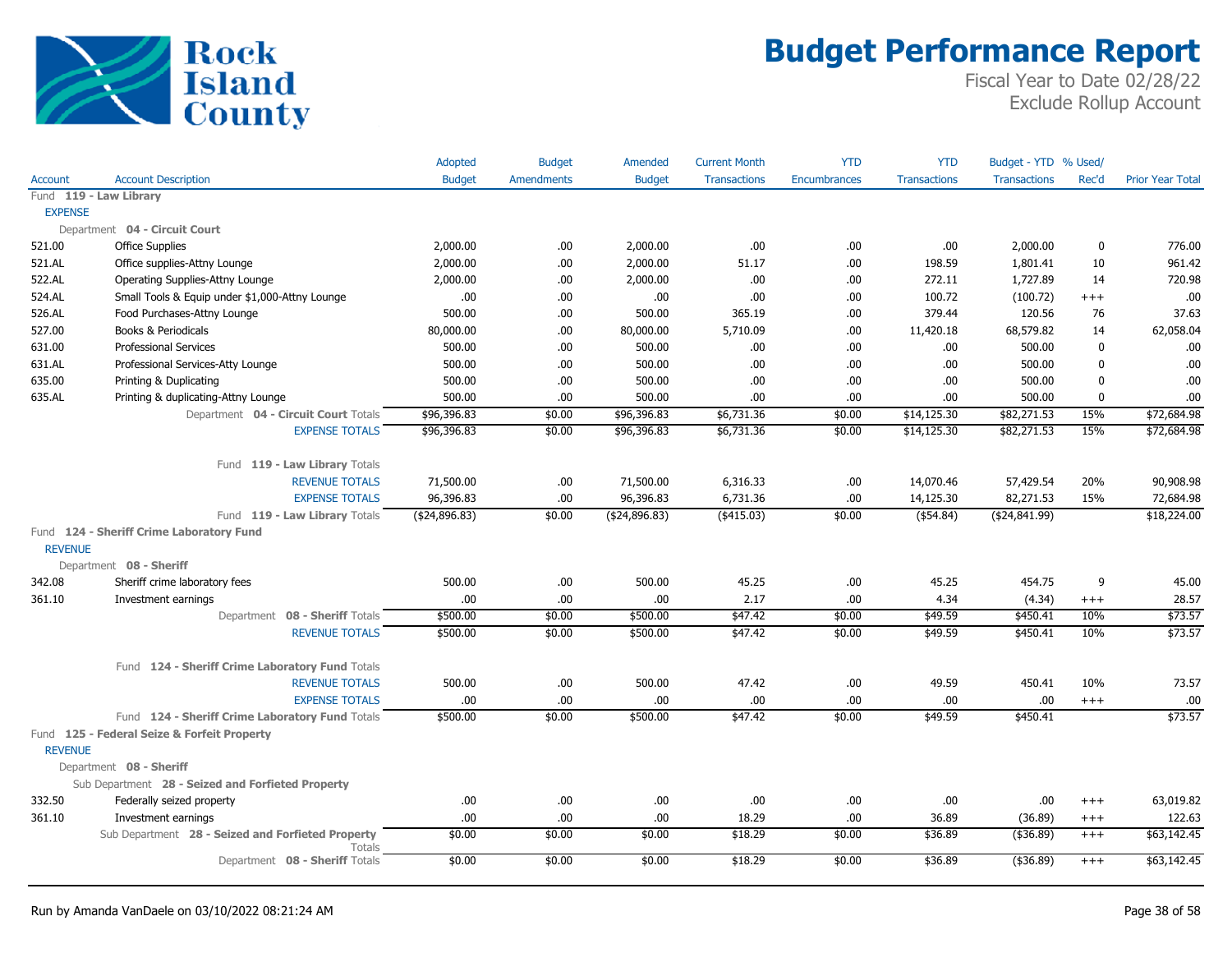# Budget Performance Report

Fiscal Year to Date 02/28/22
Exclude Rollup Account

| Account | Account Description | Adopted Budget | Budget Amendments | Amended Budget | Current Month Transactions | YTD Encumbrances | YTD Transactions | Budget - YTD Transactions | % Used/ Rec'd | Prior Year Total |
|---|---|---|---|---|---|---|---|---|---|---|
| Fund **119 - Law Library** | | | | | | | | | | |
| EXPENSE | | | | | | | | | | |
| Department **04 - Circuit Court** | | | | | | | | | | |
| 521.00 | Office Supplies | 2,000.00 | .00 | 2,000.00 | .00 | .00 | .00 | 2,000.00 | 0 | 776.00 |
| 521.AL | Office supplies-Attny Lounge | 2,000.00 | .00 | 2,000.00 | 51.17 | .00 | 198.59 | 1,801.41 | 10 | 961.42 |
| 522.AL | Operating Supplies-Attny Lounge | 2,000.00 | .00 | 2,000.00 | .00 | .00 | 272.11 | 1,727.89 | 14 | 720.98 |
| 524.AL | Small Tools & Equip under $1,000-Attny Lounge | .00 | .00 | .00 | .00 | .00 | 100.72 | (100.72) | +++ | .00 |
| 526.AL | Food Purchases-Attny Lounge | 500.00 | .00 | 500.00 | 365.19 | .00 | 379.44 | 120.56 | 76 | 37.63 |
| 527.00 | Books & Periodicals | 80,000.00 | .00 | 80,000.00 | 5,710.09 | .00 | 11,420.18 | 68,579.82 | 14 | 62,058.04 |
| 631.00 | Professional Services | 500.00 | .00 | 500.00 | .00 | .00 | .00 | 500.00 | 0 | .00 |
| 631.AL | Professional Services-Atty Lounge | 500.00 | .00 | 500.00 | .00 | .00 | .00 | 500.00 | 0 | .00 |
| 635.00 | Printing & Duplicating | 500.00 | .00 | 500.00 | .00 | .00 | .00 | 500.00 | 0 | .00 |
| 635.AL | Printing & duplicating-Attny Lounge | 500.00 | .00 | 500.00 | .00 | .00 | .00 | 500.00 | 0 | .00 |
| | Department **04 - Circuit Court** Totals | $96,396.83 | $0.00 | $96,396.83 | $6,731.36 | $0.00 | $14,125.30 | $82,271.53 | 15% | $72,684.98 |
| | EXPENSE TOTALS | $96,396.83 | $0.00 | $96,396.83 | $6,731.36 | $0.00 | $14,125.30 | $82,271.53 | 15% | $72,684.98 |
| | Fund **119 - Law Library** Totals | | | | | | | | | |
| | REVENUE TOTALS | 71,500.00 | .00 | 71,500.00 | 6,316.33 | .00 | 14,070.46 | 57,429.54 | 20% | 90,908.98 |
| | EXPENSE TOTALS | 96,396.83 | .00 | 96,396.83 | 6,731.36 | .00 | 14,125.30 | 82,271.53 | 15% | 72,684.98 |
| | Fund **119 - Law Library** Totals | ($24,896.83) | $0.00 | ($24,896.83) | ($415.03) | $0.00 | ($54.84) | ($24,841.99) | | $18,224.00 |
| Fund **124 - Sheriff Crime Laboratory Fund** | | | | | | | | | | |
| REVENUE | | | | | | | | | | |
| Department **08 - Sheriff** | | | | | | | | | | |
| 342.08 | Sheriff crime laboratory fees | 500.00 | .00 | 500.00 | 45.25 | .00 | 45.25 | 454.75 | 9 | 45.00 |
| 361.10 | Investment earnings | .00 | .00 | .00 | 2.17 | .00 | 4.34 | (4.34) | +++ | 28.57 |
| | Department **08 - Sheriff** Totals | $500.00 | $0.00 | $500.00 | $47.42 | $0.00 | $49.59 | $450.41 | 10% | $73.57 |
| | REVENUE TOTALS | $500.00 | $0.00 | $500.00 | $47.42 | $0.00 | $49.59 | $450.41 | 10% | $73.57 |
| | Fund **124 - Sheriff Crime Laboratory Fund** Totals | | | | | | | | | |
| | REVENUE TOTALS | 500.00 | .00 | 500.00 | 47.42 | .00 | 49.59 | 450.41 | 10% | 73.57 |
| | EXPENSE TOTALS | .00 | .00 | .00 | .00 | .00 | .00 | .00 | +++ | .00 |
| | Fund **124 - Sheriff Crime Laboratory Fund** Totals | $500.00 | $0.00 | $500.00 | $47.42 | $0.00 | $49.59 | $450.41 | | $73.57 |
| Fund **125 - Federal Seize & Forfeit Property** | | | | | | | | | | |
| REVENUE | | | | | | | | | | |
| Department **08 - Sheriff** | | | | | | | | | | |
| Sub Department **28 - Seized and Forfieted Property** | | | | | | | | | | |
| 332.50 | Federally seized property | .00 | .00 | .00 | .00 | .00 | .00 | .00 | +++ | 63,019.82 |
| 361.10 | Investment earnings | .00 | .00 | .00 | 18.29 | .00 | 36.89 | (36.89) | +++ | 122.63 |
| | Sub Department **28 - Seized and Forfieted Property** Totals | $0.00 | $0.00 | $0.00 | $18.29 | $0.00 | $36.89 | ($36.89) | +++ | $63,142.45 |
| | Department **08 - Sheriff** Totals | $0.00 | $0.00 | $0.00 | $18.29 | $0.00 | $36.89 | ($36.89) | +++ | $63,142.45 |

Run by Amanda VanDaele on 03/10/2022 08:21:24 AM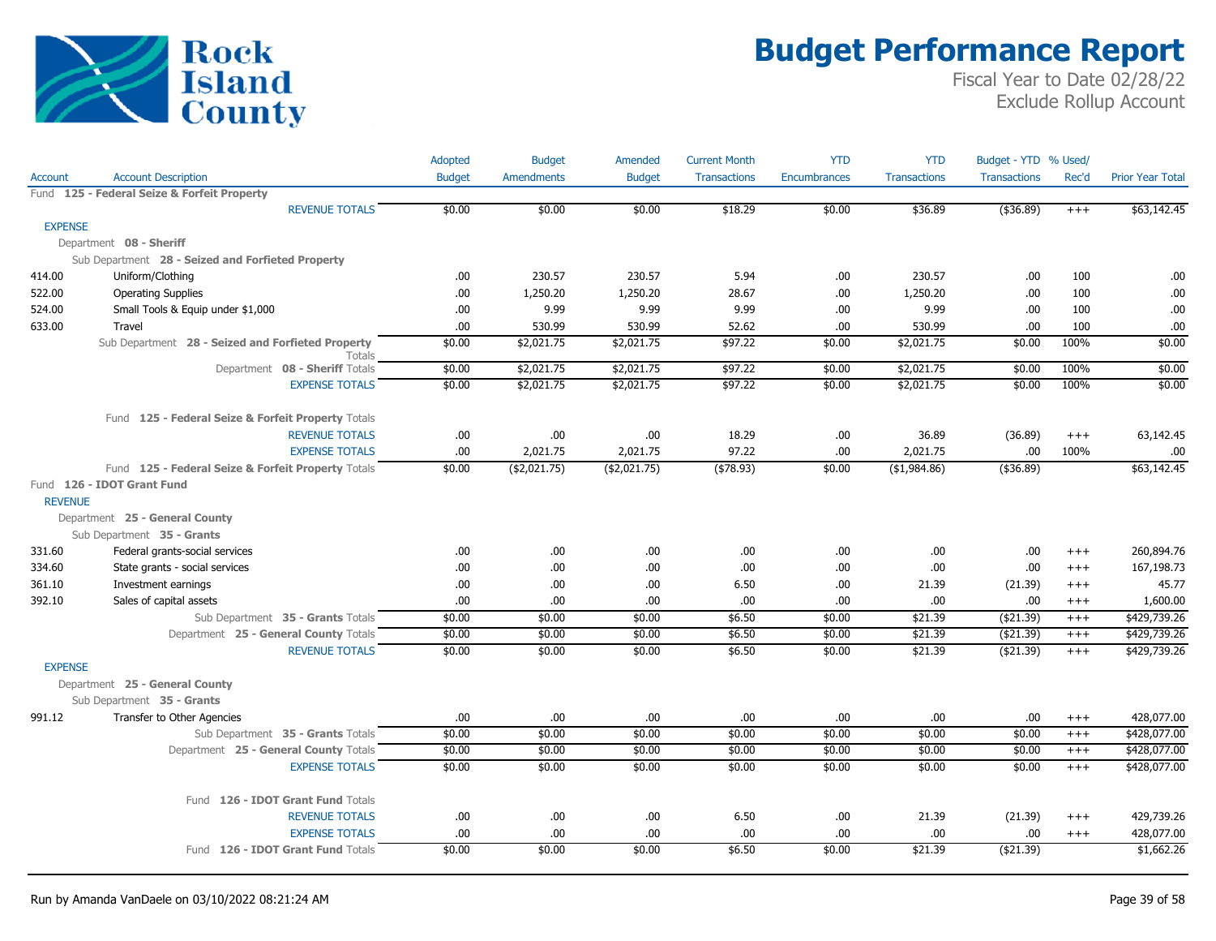# Budget Performance Report

Fiscal Year to Date 02/28/22
Exclude Rollup Account

| Account | Account Description | Adopted Budget | Budget Amendments | Amended Budget | Current Month Transactions | YTD Encumbrances | YTD Transactions | Budget - YTD Transactions | % Used/ Rec'd | Prior Year Total |
|---|---|---|---|---|---|---|---|---|---|---|
| Fund **125 - Federal Seize & Forfeit Property** | | | | | | | | | | |
| | REVENUE TOTALS | $0.00 | $0.00 | $0.00 | $18.29 | $0.00 | $36.89 | ($36.89) | +++ | $63,142.45 |
| EXPENSE | | | | | | | | | | |
| Department **08 - Sheriff** | | | | | | | | | | |
| Sub Department **28 - Seized and Forfieted Property** | | | | | | | | | | |
| 414.00 | Uniform/Clothing | .00 | 230.57 | 230.57 | 5.94 | .00 | 230.57 | .00 | 100 | .00 |
| 522.00 | Operating Supplies | .00 | 1,250.20 | 1,250.20 | 28.67 | .00 | 1,250.20 | .00 | 100 | .00 |
| 524.00 | Small Tools & Equip under $1,000 | .00 | 9.99 | 9.99 | 9.99 | .00 | 9.99 | .00 | 100 | .00 |
| 633.00 | Travel | .00 | 530.99 | 530.99 | 52.62 | .00 | 530.99 | .00 | 100 | .00 |
| | Sub Department **28 - Seized and Forfieted Property** Totals | $0.00 | $2,021.75 | $2,021.75 | $97.22 | $0.00 | $2,021.75 | $0.00 | 100% | $0.00 |
| | Department **08 - Sheriff** Totals | $0.00 | $2,021.75 | $2,021.75 | $97.22 | $0.00 | $2,021.75 | $0.00 | 100% | $0.00 |
| | EXPENSE TOTALS | $0.00 | $2,021.75 | $2,021.75 | $97.22 | $0.00 | $2,021.75 | $0.00 | 100% | $0.00 |
| | Fund **125 - Federal Seize & Forfeit Property** Totals | | | | | | | | | |
| | REVENUE TOTALS | .00 | .00 | .00 | 18.29 | .00 | 36.89 | (36.89) | +++ | 63,142.45 |
| | EXPENSE TOTALS | .00 | 2,021.75 | 2,021.75 | 97.22 | .00 | 2,021.75 | .00 | 100% | .00 |
| | Fund **125 - Federal Seize & Forfeit Property** Totals | $0.00 | ($2,021.75) | ($2,021.75) | ($78.93) | $0.00 | ($1,984.86) | ($36.89) | | $63,142.45 |
| Fund **126 - IDOT Grant Fund** | | | | | | | | | | |
| REVENUE | | | | | | | | | | |
| Department **25 - General County** | | | | | | | | | | |
| Sub Department **35 - Grants** | | | | | | | | | | |
| 331.60 | Federal grants-social services | .00 | .00 | .00 | .00 | .00 | .00 | .00 | +++ | 260,894.76 |
| 334.60 | State grants - social services | .00 | .00 | .00 | .00 | .00 | .00 | .00 | +++ | 167,198.73 |
| 361.10 | Investment earnings | .00 | .00 | .00 | 6.50 | .00 | 21.39 | (21.39) | +++ | 45.77 |
| 392.10 | Sales of capital assets | .00 | .00 | .00 | .00 | .00 | .00 | .00 | +++ | 1,600.00 |
| | Sub Department **35 - Grants** Totals | $0.00 | $0.00 | $0.00 | $6.50 | $0.00 | $21.39 | ($21.39) | +++ | $429,739.26 |
| | Department **25 - General County** Totals | $0.00 | $0.00 | $0.00 | $6.50 | $0.00 | $21.39 | ($21.39) | +++ | $429,739.26 |
| | REVENUE TOTALS | $0.00 | $0.00 | $0.00 | $6.50 | $0.00 | $21.39 | ($21.39) | +++ | $429,739.26 |
| EXPENSE | | | | | | | | | | |
| Department **25 - General County** | | | | | | | | | | |
| Sub Department **35 - Grants** | | | | | | | | | | |
| 991.12 | Transfer to Other Agencies | .00 | .00 | .00 | .00 | .00 | .00 | .00 | +++ | 428,077.00 |
| | Sub Department **35 - Grants** Totals | $0.00 | $0.00 | $0.00 | $0.00 | $0.00 | $0.00 | $0.00 | +++ | $428,077.00 |
| | Department **25 - General County** Totals | $0.00 | $0.00 | $0.00 | $0.00 | $0.00 | $0.00 | $0.00 | +++ | $428,077.00 |
| | EXPENSE TOTALS | $0.00 | $0.00 | $0.00 | $0.00 | $0.00 | $0.00 | $0.00 | +++ | $428,077.00 |
| | Fund **126 - IDOT Grant Fund** Totals | | | | | | | | | |
| | REVENUE TOTALS | .00 | .00 | .00 | 6.50 | .00 | 21.39 | (21.39) | +++ | 429,739.26 |
| | EXPENSE TOTALS | .00 | .00 | .00 | .00 | .00 | .00 | .00 | +++ | 428,077.00 |
| | Fund **126 - IDOT Grant Fund** Totals | $0.00 | $0.00 | $0.00 | $6.50 | $0.00 | $21.39 | ($21.39) | | $1,662.26 |

Run by Amanda VanDaele on 03/10/2022 08:21:24 AM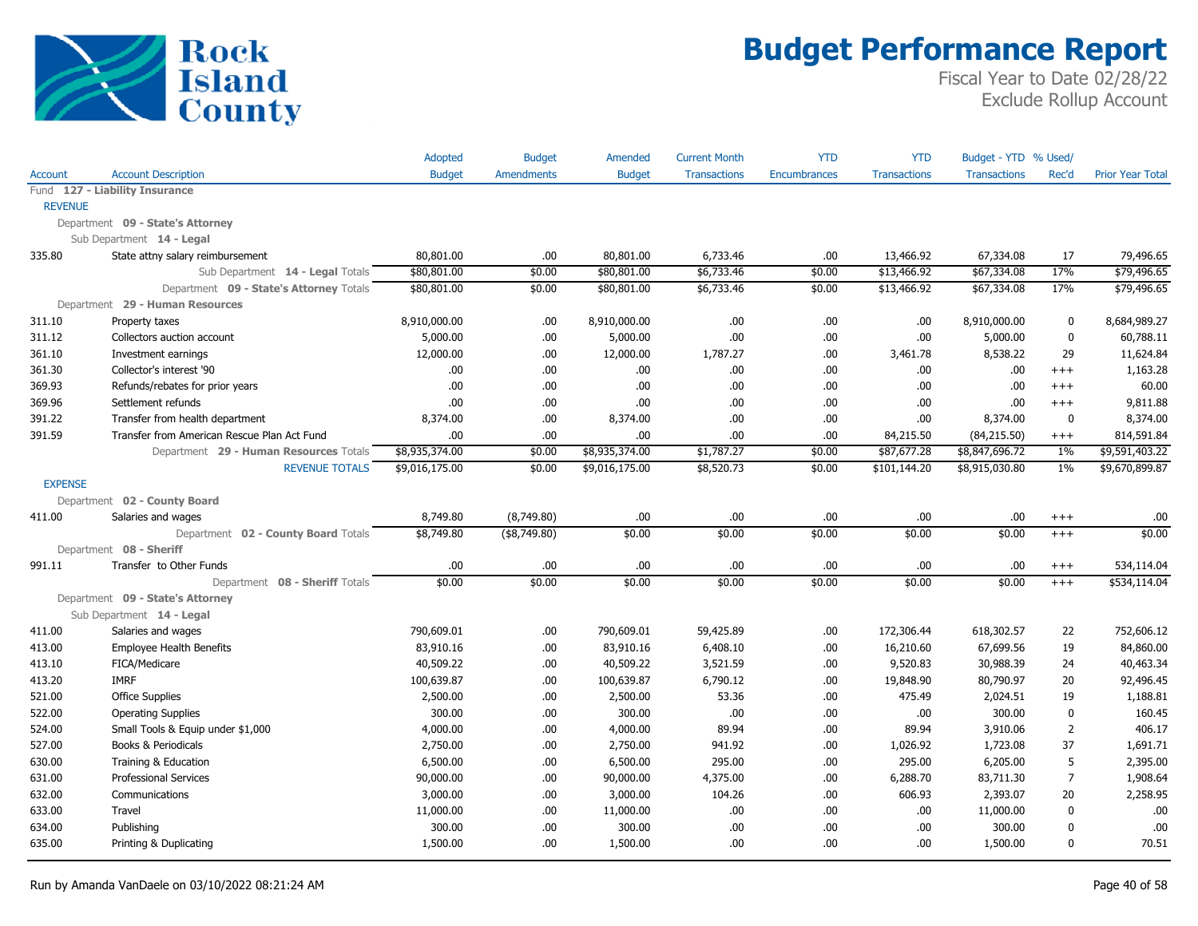# Budget Performance Report

Fiscal Year to Date 02/28/22
Exclude Rollup Account

Rock Island County

| Account | Account Description | Adopted Budget | Budget Amendments | Amended Budget | Current Month Transactions | YTD Encumbrances | YTD Transactions | Budget - YTD Transactions | % Used/ Rec'd | Prior Year Total |
|---|---|---|---|---|---|---|---|---|---|---|
| Fund **127 - Liability Insurance** | | | | | | | | | | |
| REVENUE | | | | | | | | | | |
| Department **09 - State's Attorney** | | | | | | | | | | |
| Sub Department **14 - Legal** | | | | | | | | | | |
| 335.80 | State attny salary reimbursement | 80,801.00 | .00 | 80,801.00 | 6,733.46 | .00 | 13,466.92 | 67,334.08 | 17 | 79,496.65 |
| | Sub Department **14 - Legal** Totals | $80,801.00 | $0.00 | $80,801.00 | $6,733.46 | $0.00 | $13,466.92 | $67,334.08 | 17% | $79,496.65 |
| | Department **09 - State's Attorney** Totals | $80,801.00 | $0.00 | $80,801.00 | $6,733.46 | $0.00 | $13,466.92 | $67,334.08 | 17% | $79,496.65 |
| Department **29 - Human Resources** | | | | | | | | | | |
| 311.10 | Property taxes | 8,910,000.00 | .00 | 8,910,000.00 | .00 | .00 | .00 | 8,910,000.00 | 0 | 8,684,989.27 |
| 311.12 | Collectors auction account | 5,000.00 | .00 | 5,000.00 | .00 | .00 | .00 | 5,000.00 | 0 | 60,788.11 |
| 361.10 | Investment earnings | 12,000.00 | .00 | 12,000.00 | 1,787.27 | .00 | 3,461.78 | 8,538.22 | 29 | 11,624.84 |
| 361.30 | Collector's interest '90 | .00 | .00 | .00 | .00 | .00 | .00 | .00 | +++ | 1,163.28 |
| 369.93 | Refunds/rebates for prior years | .00 | .00 | .00 | .00 | .00 | .00 | .00 | +++ | 60.00 |
| 369.96 | Settlement refunds | .00 | .00 | .00 | .00 | .00 | .00 | .00 | +++ | 9,811.88 |
| 391.22 | Transfer from health department | 8,374.00 | .00 | 8,374.00 | .00 | .00 | .00 | 8,374.00 | 0 | 8,374.00 |
| 391.59 | Transfer from American Rescue Plan Act Fund | .00 | .00 | .00 | .00 | .00 | 84,215.50 | (84,215.50) | +++ | 814,591.84 |
| | Department **29 - Human Resources** Totals | $8,935,374.00 | $0.00 | $8,935,374.00 | $1,787.27 | $0.00 | $87,677.28 | $8,847,696.72 | 1% | $9,591,403.22 |
| | REVENUE TOTALS | $9,016,175.00 | $0.00 | $9,016,175.00 | $8,520.73 | $0.00 | $101,144.20 | $8,915,030.80 | 1% | $9,670,899.87 |
| EXPENSE | | | | | | | | | | |
| Department **02 - County Board** | | | | | | | | | | |
| 411.00 | Salaries and wages | 8,749.80 | (8,749.80) | .00 | .00 | .00 | .00 | .00 | +++ | .00 |
| | Department **02 - County Board** Totals | $8,749.80 | ($8,749.80) | $0.00 | $0.00 | $0.00 | $0.00 | $0.00 | +++ | $0.00 |
| Department **08 - Sheriff** | | | | | | | | | | |
| 991.11 | Transfer to Other Funds | .00 | .00 | .00 | .00 | .00 | .00 | .00 | +++ | 534,114.04 |
| | Department **08 - Sheriff** Totals | $0.00 | $0.00 | $0.00 | $0.00 | $0.00 | $0.00 | $0.00 | +++ | $534,114.04 |
| Department **09 - State's Attorney** | | | | | | | | | | |
| Sub Department **14 - Legal** | | | | | | | | | | |
| 411.00 | Salaries and wages | 790,609.01 | .00 | 790,609.01 | 59,425.89 | .00 | 172,306.44 | 618,302.57 | 22 | 752,606.12 |
| 413.00 | Employee Health Benefits | 83,910.16 | .00 | 83,910.16 | 6,408.10 | .00 | 16,210.60 | 67,699.56 | 19 | 84,860.00 |
| 413.10 | FICA/Medicare | 40,509.22 | .00 | 40,509.22 | 3,521.59 | .00 | 9,520.83 | 30,988.39 | 24 | 40,463.34 |
| 413.20 | IMRF | 100,639.87 | .00 | 100,639.87 | 6,790.12 | .00 | 19,848.90 | 80,790.97 | 20 | 92,496.45 |
| 521.00 | Office Supplies | 2,500.00 | .00 | 2,500.00 | 53.36 | .00 | 475.49 | 2,024.51 | 19 | 1,188.81 |
| 522.00 | Operating Supplies | 300.00 | .00 | 300.00 | .00 | .00 | .00 | 300.00 | 0 | 160.45 |
| 524.00 | Small Tools & Equip under $1,000 | 4,000.00 | .00 | 4,000.00 | 89.94 | .00 | 89.94 | 3,910.06 | 2 | 406.17 |
| 527.00 | Books & Periodicals | 2,750.00 | .00 | 2,750.00 | 941.92 | .00 | 1,026.92 | 1,723.08 | 37 | 1,691.71 |
| 630.00 | Training & Education | 6,500.00 | .00 | 6,500.00 | 295.00 | .00 | 295.00 | 6,205.00 | 5 | 2,395.00 |
| 631.00 | Professional Services | 90,000.00 | .00 | 90,000.00 | 4,375.00 | .00 | 6,288.70 | 83,711.30 | 7 | 1,908.64 |
| 632.00 | Communications | 3,000.00 | .00 | 3,000.00 | 104.26 | .00 | 606.93 | 2,393.07 | 20 | 2,258.95 |
| 633.00 | Travel | 11,000.00 | .00 | 11,000.00 | .00 | .00 | .00 | 11,000.00 | 0 | .00 |
| 634.00 | Publishing | 300.00 | .00 | 300.00 | .00 | .00 | .00 | 300.00 | 0 | .00 |
| 635.00 | Printing & Duplicating | 1,500.00 | .00 | 1,500.00 | .00 | .00 | .00 | 1,500.00 | 0 | 70.51 |

Run by Amanda VanDaele on 03/10/2022 08:21:24 AM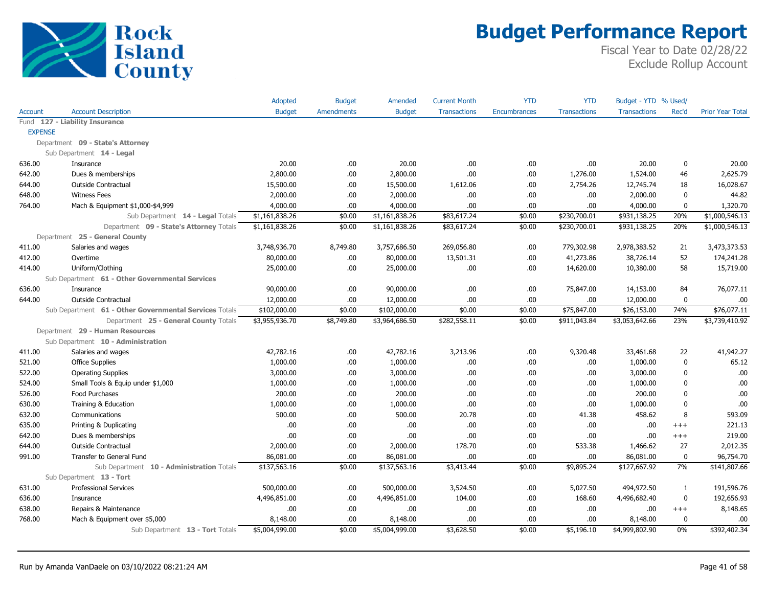# Budget Performance Report

Fiscal Year to Date 02/28/22
Exclude Rollup Account

| Account | Account Description | Adopted Budget | Budget Amendments | Amended Budget | Current Month Transactions | YTD Encumbrances | YTD Transactions | Budget - YTD Transactions | % Used/ Rec'd | Prior Year Total |
|---|---|---|---|---|---|---|---|---|---|---|
| Fund 127 - Liability Insurance | | | | | | | | | | |
| EXPENSE | | | | | | | | | | |
| Department 09 - State's Attorney | | | | | | | | | | |
| Sub Department 14 - Legal | | | | | | | | | | |
| 636.00 | Insurance | 20.00 | .00 | 20.00 | .00 | .00 | .00 | 20.00 | 0 | 20.00 |
| 642.00 | Dues & memberships | 2,800.00 | .00 | 2,800.00 | .00 | .00 | 1,276.00 | 1,524.00 | 46 | 2,625.79 |
| 644.00 | Outside Contractual | 15,500.00 | .00 | 15,500.00 | 1,612.06 | .00 | 2,754.26 | 12,745.74 | 18 | 16,028.67 |
| 648.00 | Witness Fees | 2,000.00 | .00 | 2,000.00 | .00 | .00 | .00 | 2,000.00 | 0 | 44.82 |
| 764.00 | Mach & Equipment $1,000-$4,999 | 4,000.00 | .00 | 4,000.00 | .00 | .00 | .00 | 4,000.00 | 0 | 1,320.70 |
| | Sub Department 14 - Legal Totals | $1,161,838.26 | $0.00 | $1,161,838.26 | $83,617.24 | $0.00 | $230,700.01 | $931,138.25 | 20% | $1,000,546.13 |
| | Department 09 - State's Attorney Totals | $1,161,838.26 | $0.00 | $1,161,838.26 | $83,617.24 | $0.00 | $230,700.01 | $931,138.25 | 20% | $1,000,546.13 |
| Department 25 - General County | | | | | | | | | | |
| 411.00 | Salaries and wages | 3,748,936.70 | 8,749.80 | 3,757,686.50 | 269,056.80 | .00 | 779,302.98 | 2,978,383.52 | 21 | 3,473,373.53 |
| 412.00 | Overtime | 80,000.00 | .00 | 80,000.00 | 13,501.31 | .00 | 41,273.86 | 38,726.14 | 52 | 174,241.28 |
| 414.00 | Uniform/Clothing | 25,000.00 | .00 | 25,000.00 | .00 | .00 | 14,620.00 | 10,380.00 | 58 | 15,719.00 |
| Sub Department 61 - Other Governmental Services | | | | | | | | | | |
| 636.00 | Insurance | 90,000.00 | .00 | 90,000.00 | .00 | .00 | 75,847.00 | 14,153.00 | 84 | 76,077.11 |
| 644.00 | Outside Contractual | 12,000.00 | .00 | 12,000.00 | .00 | .00 | .00 | 12,000.00 | 0 | .00 |
| | Sub Department 61 - Other Governmental Services Totals | $102,000.00 | $0.00 | $102,000.00 | $0.00 | $0.00 | $75,847.00 | $26,153.00 | 74% | $76,077.11 |
| | Department 25 - General County Totals | $3,955,936.70 | $8,749.80 | $3,964,686.50 | $282,558.11 | $0.00 | $911,043.84 | $3,053,642.66 | 23% | $3,739,410.92 |
| Department 29 - Human Resources | | | | | | | | | | |
| Sub Department 10 - Administration | | | | | | | | | | |
| 411.00 | Salaries and wages | 42,782.16 | .00 | 42,782.16 | 3,213.96 | .00 | 9,320.48 | 33,461.68 | 22 | 41,942.27 |
| 521.00 | Office Supplies | 1,000.00 | .00 | 1,000.00 | .00 | .00 | .00 | 1,000.00 | 0 | 65.12 |
| 522.00 | Operating Supplies | 3,000.00 | .00 | 3,000.00 | .00 | .00 | .00 | 3,000.00 | 0 | .00 |
| 524.00 | Small Tools & Equip under $1,000 | 1,000.00 | .00 | 1,000.00 | .00 | .00 | .00 | 1,000.00 | 0 | .00 |
| 526.00 | Food Purchases | 200.00 | .00 | 200.00 | .00 | .00 | .00 | 200.00 | 0 | .00 |
| 630.00 | Training & Education | 1,000.00 | .00 | 1,000.00 | .00 | .00 | .00 | 1,000.00 | 0 | .00 |
| 632.00 | Communications | 500.00 | .00 | 500.00 | 20.78 | .00 | 41.38 | 458.62 | 8 | 593.09 |
| 635.00 | Printing & Duplicating | .00 | .00 | .00 | .00 | .00 | .00 | .00 | +++ | 221.13 |
| 642.00 | Dues & memberships | .00 | .00 | .00 | .00 | .00 | .00 | .00 | +++ | 219.00 |
| 644.00 | Outside Contractual | 2,000.00 | .00 | 2,000.00 | 178.70 | .00 | 533.38 | 1,466.62 | 27 | 2,012.35 |
| 991.00 | Transfer to General Fund | 86,081.00 | .00 | 86,081.00 | .00 | .00 | .00 | 86,081.00 | 0 | 96,754.70 |
| | Sub Department 10 - Administration Totals | $137,563.16 | $0.00 | $137,563.16 | $3,413.44 | $0.00 | $9,895.24 | $127,667.92 | 7% | $141,807.66 |
| Sub Department 13 - Tort | | | | | | | | | | |
| 631.00 | Professional Services | 500,000.00 | .00 | 500,000.00 | 3,524.50 | .00 | 5,027.50 | 494,972.50 | 1 | 191,596.76 |
| 636.00 | Insurance | 4,496,851.00 | .00 | 4,496,851.00 | 104.00 | .00 | 168.60 | 4,496,682.40 | 0 | 192,656.93 |
| 638.00 | Repairs & Maintenance | .00 | .00 | .00 | .00 | .00 | .00 | .00 | +++ | 8,148.65 |
| 768.00 | Mach & Equipment over $5,000 | 8,148.00 | .00 | 8,148.00 | .00 | .00 | .00 | 8,148.00 | 0 | .00 |
| | Sub Department 13 - Tort Totals | $5,004,999.00 | $0.00 | $5,004,999.00 | $3,628.50 | $0.00 | $5,196.10 | $4,999,802.90 | 0% | $392,402.34 |

Run by Amanda VanDaele on 03/10/2022 08:21:24 AM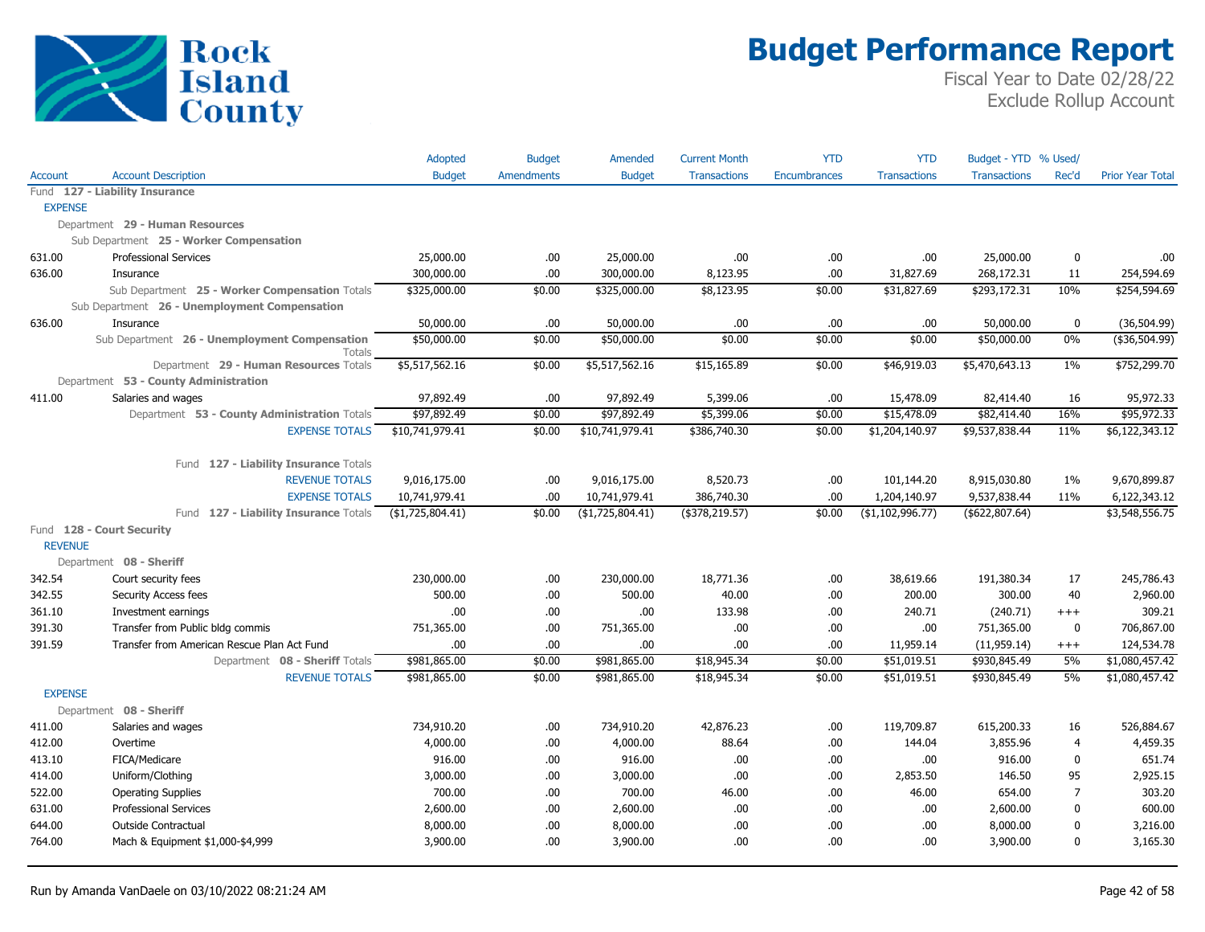# Budget Performance Report

Rock Island County

Fiscal Year to Date 02/28/22
Exclude Rollup Account

| Account | Account Description | Adopted Budget | Budget Amendments | Amended Budget | Current Month Transactions | YTD Encumbrances | YTD Transactions | Budget - YTD Transactions | % Used/ Rec'd | Prior Year Total |
|---|---|---|---|---|---|---|---|---|---|---|
| Fund 127 - Liability Insurance | | | | | | | | | | |
| EXPENSE | | | | | | | | | | |
| Department 29 - Human Resources | | | | | | | | | | |
| Sub Department 25 - Worker Compensation | | | | | | | | | | |
| 631.00 | Professional Services | 25,000.00 | .00 | 25,000.00 | .00 | .00 | .00 | 25,000.00 | 0 | .00 |
| 636.00 | Insurance | 300,000.00 | .00 | 300,000.00 | 8,123.95 | .00 | 31,827.69 | 268,172.31 | 11 | 254,594.69 |
| | Sub Department 25 - Worker Compensation Totals | $325,000.00 | $0.00 | $325,000.00 | $8,123.95 | $0.00 | $31,827.69 | $293,172.31 | 10% | $254,594.69 |
| Sub Department 26 - Unemployment Compensation | | | | | | | | | | |
| 636.00 | Insurance | 50,000.00 | .00 | 50,000.00 | .00 | .00 | .00 | 50,000.00 | 0 | (36,504.99) |
| | Sub Department 26 - Unemployment Compensation Totals | $50,000.00 | $0.00 | $50,000.00 | $0.00 | $0.00 | $0.00 | $50,000.00 | 0% | ($36,504.99) |
| | Department 29 - Human Resources Totals | $5,517,562.16 | $0.00 | $5,517,562.16 | $15,165.89 | $0.00 | $46,919.03 | $5,470,643.13 | 1% | $752,299.70 |
| Department 53 - County Administration | | | | | | | | | | |
| 411.00 | Salaries and wages | 97,892.49 | .00 | 97,892.49 | 5,399.06 | .00 | 15,478.09 | 82,414.40 | 16 | 95,972.33 |
| | Department 53 - County Administration Totals | $97,892.49 | $0.00 | $97,892.49 | $5,399.06 | $0.00 | $15,478.09 | $82,414.40 | 16% | $95,972.33 |
| | EXPENSE TOTALS | $10,741,979.41 | $0.00 | $10,741,979.41 | $386,740.30 | $0.00 | $1,204,140.97 | $9,537,838.44 | 11% | $6,122,343.12 |
| | Fund 127 - Liability Insurance Totals | | | | | | | | | |
| | REVENUE TOTALS | 9,016,175.00 | .00 | 9,016,175.00 | 8,520.73 | .00 | 101,144.20 | 8,915,030.80 | 1% | 9,670,899.87 |
| | EXPENSE TOTALS | 10,741,979.41 | .00 | 10,741,979.41 | 386,740.30 | .00 | 1,204,140.97 | 9,537,838.44 | 11% | 6,122,343.12 |
| | Fund 127 - Liability Insurance Totals | ($1,725,804.41) | $0.00 | ($1,725,804.41) | ($378,219.57) | $0.00 | ($1,102,996.77) | ($622,807.64) | | $3,548,556.75 |
| Fund 128 - Court Security | | | | | | | | | | |
| REVENUE | | | | | | | | | | |
| Department 08 - Sheriff | | | | | | | | | | |
| 342.54 | Court security fees | 230,000.00 | .00 | 230,000.00 | 18,771.36 | .00 | 38,619.66 | 191,380.34 | 17 | 245,786.43 |
| 342.55 | Security Access fees | 500.00 | .00 | 500.00 | 40.00 | .00 | 200.00 | 300.00 | 40 | 2,960.00 |
| 361.10 | Investment earnings | .00 | .00 | .00 | 133.98 | .00 | 240.71 | (240.71) | +++ | 309.21 |
| 391.30 | Transfer from Public bldg commis | 751,365.00 | .00 | 751,365.00 | .00 | .00 | .00 | 751,365.00 | 0 | 706,867.00 |
| 391.59 | Transfer from American Rescue Plan Act Fund | .00 | .00 | .00 | .00 | .00 | 11,959.14 | (11,959.14) | +++ | 124,534.78 |
| | Department 08 - Sheriff Totals | $981,865.00 | $0.00 | $981,865.00 | $18,945.34 | $0.00 | $51,019.51 | $930,845.49 | 5% | $1,080,457.42 |
| | REVENUE TOTALS | $981,865.00 | $0.00 | $981,865.00 | $18,945.34 | $0.00 | $51,019.51 | $930,845.49 | 5% | $1,080,457.42 |
| EXPENSE | | | | | | | | | | |
| Department 08 - Sheriff | | | | | | | | | | |
| 411.00 | Salaries and wages | 734,910.20 | .00 | 734,910.20 | 42,876.23 | .00 | 119,709.87 | 615,200.33 | 16 | 526,884.67 |
| 412.00 | Overtime | 4,000.00 | .00 | 4,000.00 | 88.64 | .00 | 144.04 | 3,855.96 | 4 | 4,459.35 |
| 413.10 | FICA/Medicare | 916.00 | .00 | 916.00 | .00 | .00 | .00 | 916.00 | 0 | 651.74 |
| 414.00 | Uniform/Clothing | 3,000.00 | .00 | 3,000.00 | .00 | .00 | 2,853.50 | 146.50 | 95 | 2,925.15 |
| 522.00 | Operating Supplies | 700.00 | .00 | 700.00 | 46.00 | .00 | 46.00 | 654.00 | 7 | 303.20 |
| 631.00 | Professional Services | 2,600.00 | .00 | 2,600.00 | .00 | .00 | .00 | 2,600.00 | 0 | 600.00 |
| 644.00 | Outside Contractual | 8,000.00 | .00 | 8,000.00 | .00 | .00 | .00 | 8,000.00 | 0 | 3,216.00 |
| 764.00 | Mach & Equipment $1,000-$4,999 | 3,900.00 | .00 | 3,900.00 | .00 | .00 | .00 | 3,900.00 | 0 | 3,165.30 |

Run by Amanda VanDaele on 03/10/2022 08:21:24 AM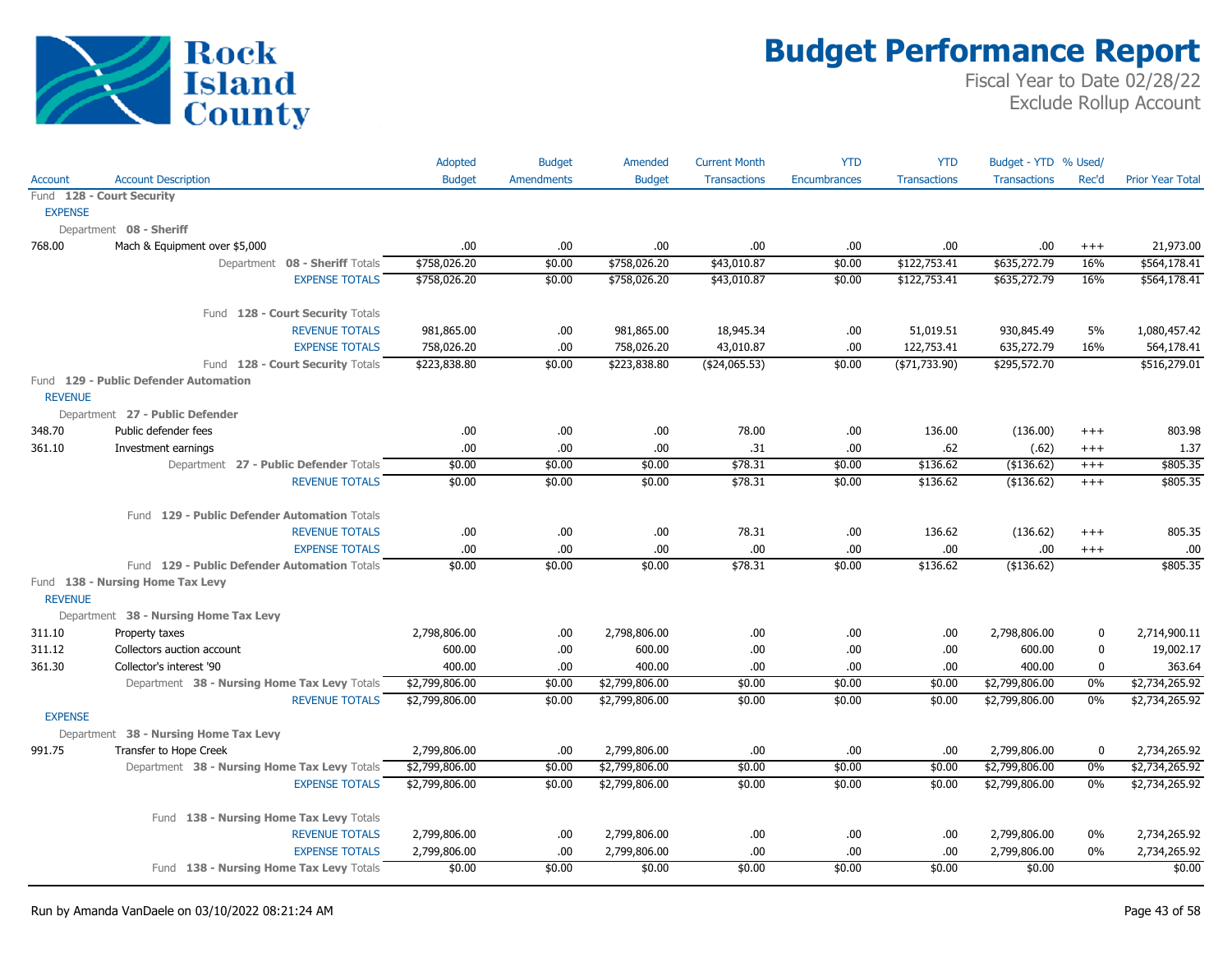# Budget Performance Report

Fiscal Year to Date 02/28/22
Exclude Rollup Account

Rock Island County

| Account | Account Description | Adopted Budget | Budget Amendments | Amended Budget | Current Month Transactions | YTD Encumbrances | YTD Transactions | Budget - YTD Transactions | % Used/ Rec'd | Prior Year Total |
|---|---|---|---|---|---|---|---|---|---|---|
| Fund **128 - Court Security** | | | | | | | | | | |
| EXPENSE | | | | | | | | | | |
| Department **08 - Sheriff** | | | | | | | | | | |
| 768.00 | Mach & Equipment over $5,000 | .00 | .00 | .00 | .00 | .00 | .00 | .00 | +++ | 21,973.00 |
| | Department **08 - Sheriff** Totals | $758,026.20 | $0.00 | $758,026.20 | $43,010.87 | $0.00 | $122,753.41 | $635,272.79 | 16% | $564,178.41 |
| | EXPENSE TOTALS | $758,026.20 | $0.00 | $758,026.20 | $43,010.87 | $0.00 | $122,753.41 | $635,272.79 | 16% | $564,178.41 |
| | Fund **128 - Court Security** Totals | | | | | | | | | |
| | REVENUE TOTALS | 981,865.00 | .00 | 981,865.00 | 18,945.34 | .00 | 51,019.51 | 930,845.49 | 5% | 1,080,457.42 |
| | EXPENSE TOTALS | 758,026.20 | .00 | 758,026.20 | 43,010.87 | .00 | 122,753.41 | 635,272.79 | 16% | 564,178.41 |
| | Fund **128 - Court Security** Totals | $223,838.80 | $0.00 | $223,838.80 | ($24,065.53) | $0.00 | ($71,733.90) | $295,572.70 | | $516,279.01 |
| Fund **129 - Public Defender Automation** | | | | | | | | | | |
| REVENUE | | | | | | | | | | |
| Department **27 - Public Defender** | | | | | | | | | | |
| 348.70 | Public defender fees | .00 | .00 | .00 | 78.00 | .00 | 136.00 | (136.00) | +++ | 803.98 |
| 361.10 | Investment earnings | .00 | .00 | .00 | .31 | .00 | .62 | (.62) | +++ | 1.37 |
| | Department **27 - Public Defender** Totals | $0.00 | $0.00 | $0.00 | $78.31 | $0.00 | $136.62 | ($136.62) | +++ | $805.35 |
| | REVENUE TOTALS | $0.00 | $0.00 | $0.00 | $78.31 | $0.00 | $136.62 | ($136.62) | +++ | $805.35 |
| | Fund **129 - Public Defender Automation** Totals | | | | | | | | | |
| | REVENUE TOTALS | .00 | .00 | .00 | 78.31 | .00 | 136.62 | (136.62) | +++ | 805.35 |
| | EXPENSE TOTALS | .00 | .00 | .00 | .00 | .00 | .00 | .00 | +++ | .00 |
| | Fund **129 - Public Defender Automation** Totals | $0.00 | $0.00 | $0.00 | $78.31 | $0.00 | $136.62 | ($136.62) | | $805.35 |
| Fund **138 - Nursing Home Tax Levy** | | | | | | | | | | |
| REVENUE | | | | | | | | | | |
| Department **38 - Nursing Home Tax Levy** | | | | | | | | | | |
| 311.10 | Property taxes | 2,798,806.00 | .00 | 2,798,806.00 | .00 | .00 | .00 | 2,798,806.00 | 0 | 2,714,900.11 |
| 311.12 | Collectors auction account | 600.00 | .00 | 600.00 | .00 | .00 | .00 | 600.00 | 0 | 19,002.17 |
| 361.30 | Collector's interest '90 | 400.00 | .00 | 400.00 | .00 | .00 | .00 | 400.00 | 0 | 363.64 |
| | Department **38 - Nursing Home Tax Levy** Totals | $2,799,806.00 | $0.00 | $2,799,806.00 | $0.00 | $0.00 | $0.00 | $2,799,806.00 | 0% | $2,734,265.92 |
| | REVENUE TOTALS | $2,799,806.00 | $0.00 | $2,799,806.00 | $0.00 | $0.00 | $0.00 | $2,799,806.00 | 0% | $2,734,265.92 |
| EXPENSE | | | | | | | | | | |
| Department **38 - Nursing Home Tax Levy** | | | | | | | | | | |
| 991.75 | Transfer to Hope Creek | 2,799,806.00 | .00 | 2,799,806.00 | .00 | .00 | .00 | 2,799,806.00 | 0 | 2,734,265.92 |
| | Department **38 - Nursing Home Tax Levy** Totals | $2,799,806.00 | $0.00 | $2,799,806.00 | $0.00 | $0.00 | $0.00 | $2,799,806.00 | 0% | $2,734,265.92 |
| | EXPENSE TOTALS | $2,799,806.00 | $0.00 | $2,799,806.00 | $0.00 | $0.00 | $0.00 | $2,799,806.00 | 0% | $2,734,265.92 |
| | Fund **138 - Nursing Home Tax Levy** Totals | | | | | | | | | |
| | REVENUE TOTALS | 2,799,806.00 | .00 | 2,799,806.00 | .00 | .00 | .00 | 2,799,806.00 | 0% | 2,734,265.92 |
| | EXPENSE TOTALS | 2,799,806.00 | .00 | 2,799,806.00 | .00 | .00 | .00 | 2,799,806.00 | 0% | 2,734,265.92 |
| | Fund **138 - Nursing Home Tax Levy** Totals | $0.00 | $0.00 | $0.00 | $0.00 | $0.00 | $0.00 | $0.00 | | $0.00 |

Run by Amanda VanDaele on 03/10/2022 08:21:24 AM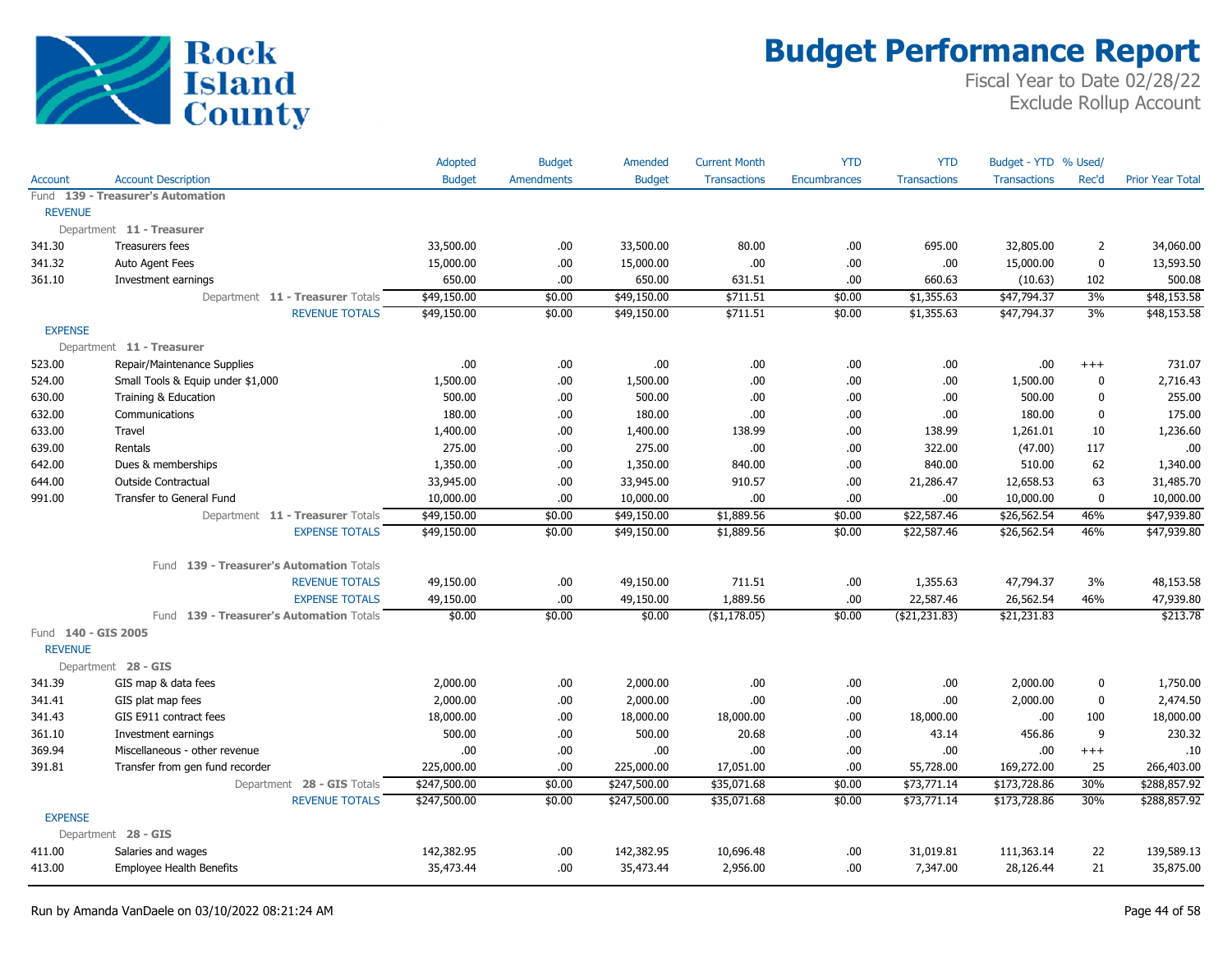# Budget Performance Report

Rock Island County

Fiscal Year to Date 02/28/22
Exclude Rollup Account

| Account | Account Description | Adopted Budget | Budget Amendments | Amended Budget | Current Month Transactions | YTD Encumbrances | YTD Transactions | Budget - YTD Transactions | % Used/ Rec'd | Prior Year Total |
|---|---|---|---|---|---|---|---|---|---|---|
| **Fund 139 - Treasurer's Automation** | | | | | | | | | | |
| REVENUE | | | | | | | | | | |
| Department 11 - Treasurer | | | | | | | | | | |
| 341.30 | Treasurers fees | 33,500.00 | .00 | 33,500.00 | 80.00 | .00 | 695.00 | 32,805.00 | 2 | 34,060.00 |
| 341.32 | Auto Agent Fees | 15,000.00 | .00 | 15,000.00 | .00 | .00 | .00 | 15,000.00 | 0 | 13,593.50 |
| 361.10 | Investment earnings | 650.00 | .00 | 650.00 | 631.51 | .00 | 660.63 | (10.63) | 102 | 500.08 |
| | Department 11 - Treasurer Totals | $49,150.00 | $0.00 | $49,150.00 | $711.51 | $0.00 | $1,355.63 | $47,794.37 | 3% | $48,153.58 |
| | REVENUE TOTALS | $49,150.00 | $0.00 | $49,150.00 | $711.51 | $0.00 | $1,355.63 | $47,794.37 | 3% | $48,153.58 |
| EXPENSE | | | | | | | | | | |
| Department 11 - Treasurer | | | | | | | | | | |
| 523.00 | Repair/Maintenance Supplies | .00 | .00 | .00 | .00 | .00 | .00 | .00 | +++ | 731.07 |
| 524.00 | Small Tools & Equip under $1,000 | 1,500.00 | .00 | 1,500.00 | .00 | .00 | .00 | 1,500.00 | 0 | 2,716.43 |
| 630.00 | Training & Education | 500.00 | .00 | 500.00 | .00 | .00 | .00 | 500.00 | 0 | 255.00 |
| 632.00 | Communications | 180.00 | .00 | 180.00 | .00 | .00 | .00 | 180.00 | 0 | 175.00 |
| 633.00 | Travel | 1,400.00 | .00 | 1,400.00 | 138.99 | .00 | 138.99 | 1,261.01 | 10 | 1,236.60 |
| 639.00 | Rentals | 275.00 | .00 | 275.00 | .00 | .00 | 322.00 | (47.00) | 117 | .00 |
| 642.00 | Dues & memberships | 1,350.00 | .00 | 1,350.00 | 840.00 | .00 | 840.00 | 510.00 | 62 | 1,340.00 |
| 644.00 | Outside Contractual | 33,945.00 | .00 | 33,945.00 | 910.57 | .00 | 21,286.47 | 12,658.53 | 63 | 31,485.70 |
| 991.00 | Transfer to General Fund | 10,000.00 | .00 | 10,000.00 | .00 | .00 | .00 | 10,000.00 | 0 | 10,000.00 |
| | Department 11 - Treasurer Totals | $49,150.00 | $0.00 | $49,150.00 | $1,889.56 | $0.00 | $22,587.46 | $26,562.54 | 46% | $47,939.80 |
| | EXPENSE TOTALS | $49,150.00 | $0.00 | $49,150.00 | $1,889.56 | $0.00 | $22,587.46 | $26,562.54 | 46% | $47,939.80 |
| | Fund 139 - Treasurer's Automation Totals | | | | | | | | | |
| | REVENUE TOTALS | 49,150.00 | .00 | 49,150.00 | 711.51 | .00 | 1,355.63 | 47,794.37 | 3% | 48,153.58 |
| | EXPENSE TOTALS | 49,150.00 | .00 | 49,150.00 | 1,889.56 | .00 | 22,587.46 | 26,562.54 | 46% | 47,939.80 |
| | Fund 139 - Treasurer's Automation Totals | $0.00 | $0.00 | $0.00 | ($1,178.05) | $0.00 | ($21,231.83) | $21,231.83 | | $213.78 |
| **Fund 140 - GIS 2005** | | | | | | | | | | |
| REVENUE | | | | | | | | | | |
| Department 28 - GIS | | | | | | | | | | |
| 341.39 | GIS map & data fees | 2,000.00 | .00 | 2,000.00 | .00 | .00 | .00 | 2,000.00 | 0 | 1,750.00 |
| 341.41 | GIS plat map fees | 2,000.00 | .00 | 2,000.00 | .00 | .00 | .00 | 2,000.00 | 0 | 2,474.50 |
| 341.43 | GIS E911 contract fees | 18,000.00 | .00 | 18,000.00 | 18,000.00 | .00 | 18,000.00 | .00 | 100 | 18,000.00 |
| 361.10 | Investment earnings | 500.00 | .00 | 500.00 | 20.68 | .00 | 43.14 | 456.86 | 9 | 230.32 |
| 369.94 | Miscellaneous - other revenue | .00 | .00 | .00 | .00 | .00 | .00 | .00 | +++ | .10 |
| 391.81 | Transfer from gen fund recorder | 225,000.00 | .00 | 225,000.00 | 17,051.00 | .00 | 55,728.00 | 169,272.00 | 25 | 266,403.00 |
| | Department 28 - GIS Totals | $247,500.00 | $0.00 | $247,500.00 | $35,071.68 | $0.00 | $73,771.14 | $173,728.86 | 30% | $288,857.92 |
| | REVENUE TOTALS | $247,500.00 | $0.00 | $247,500.00 | $35,071.68 | $0.00 | $73,771.14 | $173,728.86 | 30% | $288,857.92 |
| EXPENSE | | | | | | | | | | |
| Department 28 - GIS | | | | | | | | | | |
| 411.00 | Salaries and wages | 142,382.95 | .00 | 142,382.95 | 10,696.48 | .00 | 31,019.81 | 111,363.14 | 22 | 139,589.13 |
| 413.00 | Employee Health Benefits | 35,473.44 | .00 | 35,473.44 | 2,956.00 | .00 | 7,347.00 | 28,126.44 | 21 | 35,875.00 |

Run by Amanda VanDaele on 03/10/2022 08:21:24 AM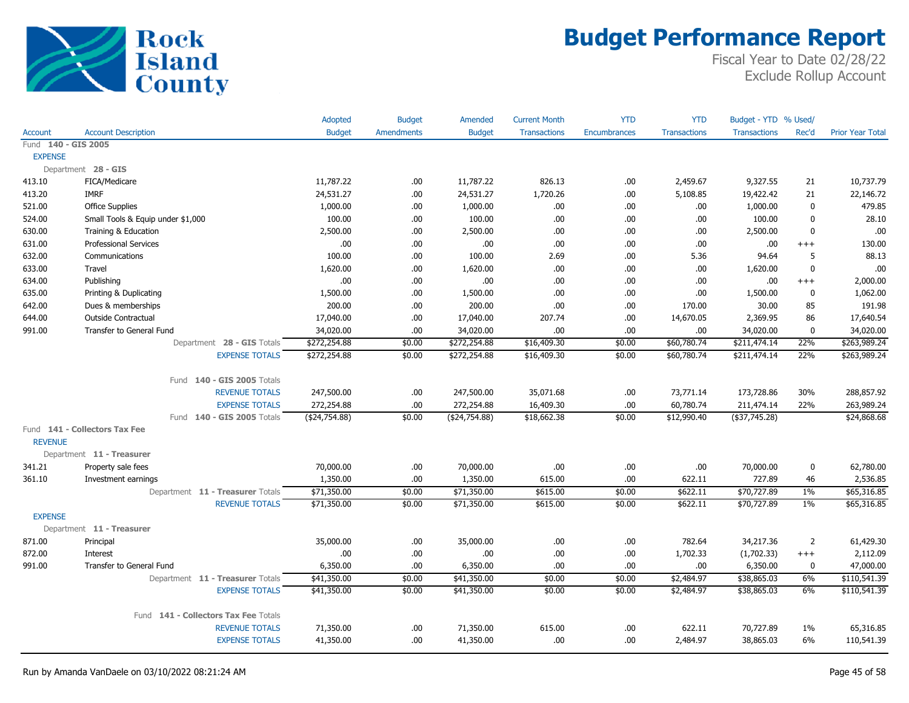# Rock Island County

# Budget Performance Report

Fiscal Year to Date 02/28/22
Exclude Rollup Account

| Account | Account Description | Adopted Budget | Budget Amendments | Amended Budget | Current Month Transactions | YTD Encumbrances | YTD Transactions | Budget - YTD Transactions | % Used/ Rec'd | Prior Year Total |
|---|---|---|---|---|---|---|---|---|---|---|
| **Fund 140 - GIS 2005** | | | | | | | | | | |
| **EXPENSE** | | | | | | | | | | |
| **Department 28 - GIS** | | | | | | | | | | |
| 413.10 | FICA/Medicare | 11,787.22 | .00 | 11,787.22 | 826.13 | .00 | 2,459.67 | 9,327.55 | 21 | 10,737.79 |
| 413.20 | IMRF | 24,531.27 | .00 | 24,531.27 | 1,720.26 | .00 | 5,108.85 | 19,422.42 | 21 | 22,146.72 |
| 521.00 | Office Supplies | 1,000.00 | .00 | 1,000.00 | .00 | .00 | .00 | 1,000.00 | 0 | 479.85 |
| 524.00 | Small Tools & Equip under $1,000 | 100.00 | .00 | 100.00 | .00 | .00 | .00 | 100.00 | 0 | 28.10 |
| 630.00 | Training & Education | 2,500.00 | .00 | 2,500.00 | .00 | .00 | .00 | 2,500.00 | 0 | .00 |
| 631.00 | Professional Services | .00 | .00 | .00 | .00 | .00 | .00 | .00 | +++ | 130.00 |
| 632.00 | Communications | 100.00 | .00 | 100.00 | 2.69 | .00 | 5.36 | 94.64 | 5 | 88.13 |
| 633.00 | Travel | 1,620.00 | .00 | 1,620.00 | .00 | .00 | .00 | 1,620.00 | 0 | .00 |
| 634.00 | Publishing | .00 | .00 | .00 | .00 | .00 | .00 | .00 | +++ | 2,000.00 |
| 635.00 | Printing & Duplicating | 1,500.00 | .00 | 1,500.00 | .00 | .00 | .00 | 1,500.00 | 0 | 1,062.00 |
| 642.00 | Dues & memberships | 200.00 | .00 | 200.00 | .00 | .00 | 170.00 | 30.00 | 85 | 191.98 |
| 644.00 | Outside Contractual | 17,040.00 | .00 | 17,040.00 | 207.74 | .00 | 14,670.05 | 2,369.95 | 86 | 17,640.54 |
| 991.00 | Transfer to General Fund | 34,020.00 | .00 | 34,020.00 | .00 | .00 | .00 | 34,020.00 | 0 | 34,020.00 |
| | Department 28 - GIS Totals | $272,254.88 | $0.00 | $272,254.88 | $16,409.30 | $0.00 | $60,780.74 | $211,474.14 | 22% | $263,989.24 |
| | EXPENSE TOTALS | $272,254.88 | $0.00 | $272,254.88 | $16,409.30 | $0.00 | $60,780.74 | $211,474.14 | 22% | $263,989.24 |
| | **Fund 140 - GIS 2005 Totals** | | | | | | | | | |
| | REVENUE TOTALS | 247,500.00 | .00 | 247,500.00 | 35,071.68 | .00 | 73,771.14 | 173,728.86 | 30% | 288,857.92 |
| | EXPENSE TOTALS | 272,254.88 | .00 | 272,254.88 | 16,409.30 | .00 | 60,780.74 | 211,474.14 | 22% | 263,989.24 |
| | Fund 140 - GIS 2005 Totals | ($24,754.88) | $0.00 | ($24,754.88) | $18,662.38 | $0.00 | $12,990.40 | ($37,745.28) | | $24,868.68 |
| **Fund 141 - Collectors Tax Fee** | | | | | | | | | | |
| **REVENUE** | | | | | | | | | | |
| **Department 11 - Treasurer** | | | | | | | | | | |
| 341.21 | Property sale fees | 70,000.00 | .00 | 70,000.00 | .00 | .00 | .00 | 70,000.00 | 0 | 62,780.00 |
| 361.10 | Investment earnings | 1,350.00 | .00 | 1,350.00 | 615.00 | .00 | 622.11 | 727.89 | 46 | 2,536.85 |
| | Department 11 - Treasurer Totals | $71,350.00 | $0.00 | $71,350.00 | $615.00 | $0.00 | $622.11 | $70,727.89 | 1% | $65,316.85 |
| | REVENUE TOTALS | $71,350.00 | $0.00 | $71,350.00 | $615.00 | $0.00 | $622.11 | $70,727.89 | 1% | $65,316.85 |
| **EXPENSE** | | | | | | | | | | |
| **Department 11 - Treasurer** | | | | | | | | | | |
| 871.00 | Principal | 35,000.00 | .00 | 35,000.00 | .00 | .00 | 782.64 | 34,217.36 | 2 | 61,429.30 |
| 872.00 | Interest | .00 | .00 | .00 | .00 | .00 | 1,702.33 | (1,702.33) | +++ | 2,112.09 |
| 991.00 | Transfer to General Fund | 6,350.00 | .00 | 6,350.00 | .00 | .00 | .00 | 6,350.00 | 0 | 47,000.00 |
| | Department 11 - Treasurer Totals | $41,350.00 | $0.00 | $41,350.00 | $0.00 | $0.00 | $2,484.97 | $38,865.03 | 6% | $110,541.39 |
| | EXPENSE TOTALS | $41,350.00 | $0.00 | $41,350.00 | $0.00 | $0.00 | $2,484.97 | $38,865.03 | 6% | $110,541.39 |
| | **Fund 141 - Collectors Tax Fee Totals** | | | | | | | | | |
| | REVENUE TOTALS | 71,350.00 | .00 | 71,350.00 | 615.00 | .00 | 622.11 | 70,727.89 | 1% | 65,316.85 |
| | EXPENSE TOTALS | 41,350.00 | .00 | 41,350.00 | .00 | .00 | 2,484.97 | 38,865.03 | 6% | 110,541.39 |

Run by Amanda VanDaele on 03/10/2022 08:21:24 AM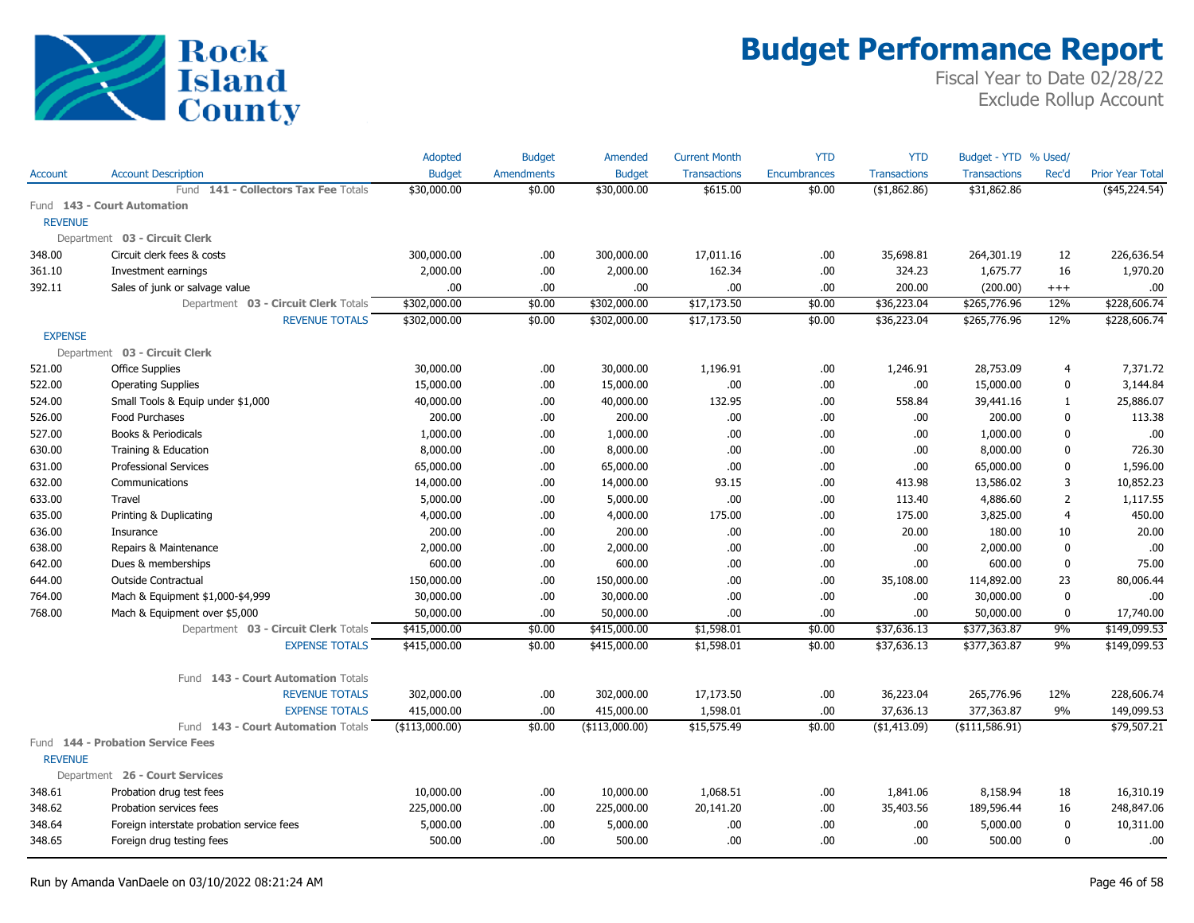# Budget Performance Report

Rock Island County

Fiscal Year to Date 02/28/22
Exclude Rollup Account

| Account | Account Description | Adopted Budget | Budget Amendments | Amended Budget | Current Month Transactions | YTD Encumbrances | YTD Transactions | Budget - YTD Transactions | % Used/ Rec'd | Prior Year Total |
|---|---|---|---|---|---|---|---|---|---|---|
| | Fund **141 - Collectors Tax Fee** Totals | $30,000.00 | $0.00 | $30,000.00 | $615.00 | $0.00 | ($1,862.86) | $31,862.86 | | ($45,224.54) |
| Fund **143 - Court Automation** | | | | | | | | | | |
| REVENUE | | | | | | | | | | |
| Department **03 - Circuit Clerk** | | | | | | | | | | |
| 348.00 | Circuit clerk fees & costs | 300,000.00 | .00 | 300,000.00 | 17,011.16 | .00 | 35,698.81 | 264,301.19 | 12 | 226,636.54 |
| 361.10 | Investment earnings | 2,000.00 | .00 | 2,000.00 | 162.34 | .00 | 324.23 | 1,675.77 | 16 | 1,970.20 |
| 392.11 | Sales of junk or salvage value | .00 | .00 | .00 | .00 | .00 | 200.00 | (200.00) | +++ | .00 |
| | Department **03 - Circuit Clerk** Totals | $302,000.00 | $0.00 | $302,000.00 | $17,173.50 | $0.00 | $36,223.04 | $265,776.96 | 12% | $228,606.74 |
| | REVENUE TOTALS | $302,000.00 | $0.00 | $302,000.00 | $17,173.50 | $0.00 | $36,223.04 | $265,776.96 | 12% | $228,606.74 |
| EXPENSE | | | | | | | | | | |
| Department **03 - Circuit Clerk** | | | | | | | | | | |
| 521.00 | Office Supplies | 30,000.00 | .00 | 30,000.00 | 1,196.91 | .00 | 1,246.91 | 28,753.09 | 4 | 7,371.72 |
| 522.00 | Operating Supplies | 15,000.00 | .00 | 15,000.00 | .00 | .00 | .00 | 15,000.00 | 0 | 3,144.84 |
| 524.00 | Small Tools & Equip under $1,000 | 40,000.00 | .00 | 40,000.00 | 132.95 | .00 | 558.84 | 39,441.16 | 1 | 25,886.07 |
| 526.00 | Food Purchases | 200.00 | .00 | 200.00 | .00 | .00 | .00 | 200.00 | 0 | 113.38 |
| 527.00 | Books & Periodicals | 1,000.00 | .00 | 1,000.00 | .00 | .00 | .00 | 1,000.00 | 0 | .00 |
| 630.00 | Training & Education | 8,000.00 | .00 | 8,000.00 | .00 | .00 | .00 | 8,000.00 | 0 | 726.30 |
| 631.00 | Professional Services | 65,000.00 | .00 | 65,000.00 | .00 | .00 | .00 | 65,000.00 | 0 | 1,596.00 |
| 632.00 | Communications | 14,000.00 | .00 | 14,000.00 | 93.15 | .00 | 413.98 | 13,586.02 | 3 | 10,852.23 |
| 633.00 | Travel | 5,000.00 | .00 | 5,000.00 | .00 | .00 | 113.40 | 4,886.60 | 2 | 1,117.55 |
| 635.00 | Printing & Duplicating | 4,000.00 | .00 | 4,000.00 | 175.00 | .00 | 175.00 | 3,825.00 | 4 | 450.00 |
| 636.00 | Insurance | 200.00 | .00 | 200.00 | .00 | .00 | 20.00 | 180.00 | 10 | 20.00 |
| 638.00 | Repairs & Maintenance | 2,000.00 | .00 | 2,000.00 | .00 | .00 | .00 | 2,000.00 | 0 | .00 |
| 642.00 | Dues & memberships | 600.00 | .00 | 600.00 | .00 | .00 | .00 | 600.00 | 0 | 75.00 |
| 644.00 | Outside Contractual | 150,000.00 | .00 | 150,000.00 | .00 | .00 | 35,108.00 | 114,892.00 | 23 | 80,006.44 |
| 764.00 | Mach & Equipment $1,000-$4,999 | 30,000.00 | .00 | 30,000.00 | .00 | .00 | .00 | 30,000.00 | 0 | .00 |
| 768.00 | Mach & Equipment over $5,000 | 50,000.00 | .00 | 50,000.00 | .00 | .00 | .00 | 50,000.00 | 0 | 17,740.00 |
| | Department **03 - Circuit Clerk** Totals | $415,000.00 | $0.00 | $415,000.00 | $1,598.01 | $0.00 | $37,636.13 | $377,363.87 | 9% | $149,099.53 |
| | EXPENSE TOTALS | $415,000.00 | $0.00 | $415,000.00 | $1,598.01 | $0.00 | $37,636.13 | $377,363.87 | 9% | $149,099.53 |
| | Fund **143 - Court Automation** Totals | | | | | | | | | |
| | REVENUE TOTALS | 302,000.00 | .00 | 302,000.00 | 17,173.50 | .00 | 36,223.04 | 265,776.96 | 12% | 228,606.74 |
| | EXPENSE TOTALS | 415,000.00 | .00 | 415,000.00 | 1,598.01 | .00 | 37,636.13 | 377,363.87 | 9% | 149,099.53 |
| | Fund **143 - Court Automation** Totals | ($113,000.00) | $0.00 | ($113,000.00) | $15,575.49 | $0.00 | ($1,413.09) | ($111,586.91) | | $79,507.21 |
| Fund **144 - Probation Service Fees** | | | | | | | | | | |
| REVENUE | | | | | | | | | | |
| Department **26 - Court Services** | | | | | | | | | | |
| 348.61 | Probation drug test fees | 10,000.00 | .00 | 10,000.00 | 1,068.51 | .00 | 1,841.06 | 8,158.94 | 18 | 16,310.19 |
| 348.62 | Probation services fees | 225,000.00 | .00 | 225,000.00 | 20,141.20 | .00 | 35,403.56 | 189,596.44 | 16 | 248,847.06 |
| 348.64 | Foreign interstate probation service fees | 5,000.00 | .00 | 5,000.00 | .00 | .00 | .00 | 5,000.00 | 0 | 10,311.00 |
| 348.65 | Foreign drug testing fees | 500.00 | .00 | 500.00 | .00 | .00 | .00 | 500.00 | 0 | .00 |

Run by Amanda VanDaele on 03/10/2022 08:21:24 AM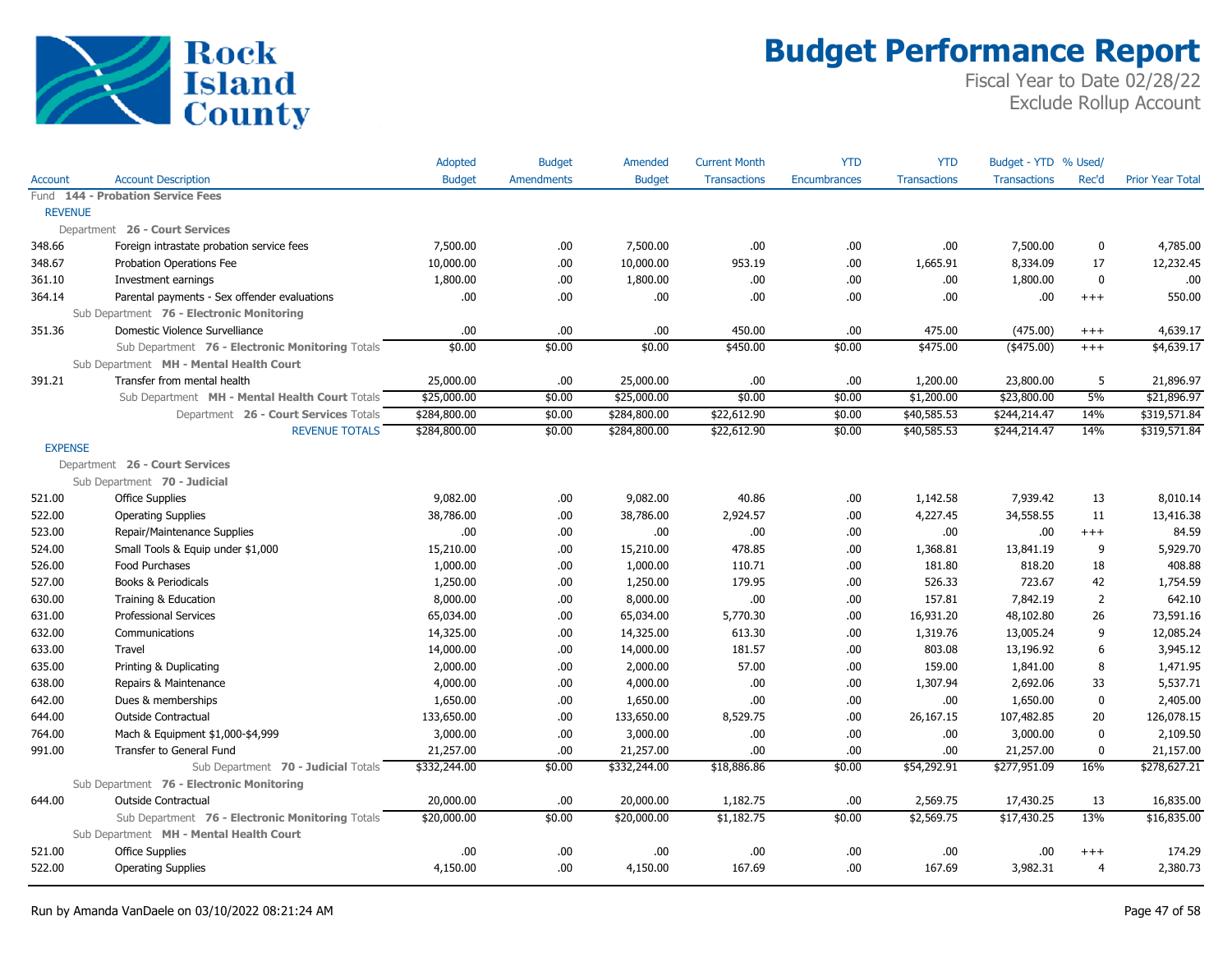# Budget Performance Report

Fiscal Year to Date 02/28/22
Exclude Rollup Account

Rock Island County

| Account | Account Description | Adopted Budget | Budget Amendments | Amended Budget | Current Month Transactions | YTD Encumbrances | YTD Transactions | Budget - YTD Transactions | % Used/ Rec'd | Prior Year Total |
|---|---|---|---|---|---|---|---|---|---|---|
| Fund **144 - Probation Service Fees** | | | | | | | | | | |
| REVENUE | | | | | | | | | | |
| Department **26 - Court Services** | | | | | | | | | | |
| 348.66 | Foreign intrastate probation service fees | 7,500.00 | .00 | 7,500.00 | .00 | .00 | .00 | 7,500.00 | 0 | 4,785.00 |
| 348.67 | Probation Operations Fee | 10,000.00 | .00 | 10,000.00 | 953.19 | .00 | 1,665.91 | 8,334.09 | 17 | 12,232.45 |
| 361.10 | Investment earnings | 1,800.00 | .00 | 1,800.00 | .00 | .00 | .00 | 1,800.00 | 0 | .00 |
| 364.14 | Parental payments - Sex offender evaluations | .00 | .00 | .00 | .00 | .00 | .00 | .00 | +++ | 550.00 |
| Sub Department **76 - Electronic Monitoring** | | | | | | | | | | |
| 351.36 | Domestic Violence Survelliance | .00 | .00 | .00 | 450.00 | .00 | 475.00 | (475.00) | +++ | 4,639.17 |
| | Sub Department **76 - Electronic Monitoring** Totals | $0.00 | $0.00 | $0.00 | $450.00 | $0.00 | $475.00 | ($475.00) | +++ | $4,639.17 |
| Sub Department **MH - Mental Health Court** | | | | | | | | | | |
| 391.21 | Transfer from mental health | 25,000.00 | .00 | 25,000.00 | .00 | .00 | 1,200.00 | 23,800.00 | 5 | 21,896.97 |
| | Sub Department **MH - Mental Health Court** Totals | $25,000.00 | $0.00 | $25,000.00 | $0.00 | $0.00 | $1,200.00 | $23,800.00 | 5% | $21,896.97 |
| | Department **26 - Court Services** Totals | $284,800.00 | $0.00 | $284,800.00 | $22,612.90 | $0.00 | $40,585.53 | $244,214.47 | 14% | $319,571.84 |
| | REVENUE TOTALS | $284,800.00 | $0.00 | $284,800.00 | $22,612.90 | $0.00 | $40,585.53 | $244,214.47 | 14% | $319,571.84 |
| EXPENSE | | | | | | | | | | |
| Department **26 - Court Services** | | | | | | | | | | |
| Sub Department **70 - Judicial** | | | | | | | | | | |
| 521.00 | Office Supplies | 9,082.00 | .00 | 9,082.00 | 40.86 | .00 | 1,142.58 | 7,939.42 | 13 | 8,010.14 |
| 522.00 | Operating Supplies | 38,786.00 | .00 | 38,786.00 | 2,924.57 | .00 | 4,227.45 | 34,558.55 | 11 | 13,416.38 |
| 523.00 | Repair/Maintenance Supplies | .00 | .00 | .00 | .00 | .00 | .00 | .00 | +++ | 84.59 |
| 524.00 | Small Tools & Equip under $1,000 | 15,210.00 | .00 | 15,210.00 | 478.85 | .00 | 1,368.81 | 13,841.19 | 9 | 5,929.70 |
| 526.00 | Food Purchases | 1,000.00 | .00 | 1,000.00 | 110.71 | .00 | 181.80 | 818.20 | 18 | 408.88 |
| 527.00 | Books & Periodicals | 1,250.00 | .00 | 1,250.00 | 179.95 | .00 | 526.33 | 723.67 | 42 | 1,754.59 |
| 630.00 | Training & Education | 8,000.00 | .00 | 8,000.00 | .00 | .00 | 157.81 | 7,842.19 | 2 | 642.10 |
| 631.00 | Professional Services | 65,034.00 | .00 | 65,034.00 | 5,770.30 | .00 | 16,931.20 | 48,102.80 | 26 | 73,591.16 |
| 632.00 | Communications | 14,325.00 | .00 | 14,325.00 | 613.30 | .00 | 1,319.76 | 13,005.24 | 9 | 12,085.24 |
| 633.00 | Travel | 14,000.00 | .00 | 14,000.00 | 181.57 | .00 | 803.08 | 13,196.92 | 6 | 3,945.12 |
| 635.00 | Printing & Duplicating | 2,000.00 | .00 | 2,000.00 | 57.00 | .00 | 159.00 | 1,841.00 | 8 | 1,471.95 |
| 638.00 | Repairs & Maintenance | 4,000.00 | .00 | 4,000.00 | .00 | .00 | 1,307.94 | 2,692.06 | 33 | 5,537.71 |
| 642.00 | Dues & memberships | 1,650.00 | .00 | 1,650.00 | .00 | .00 | .00 | 1,650.00 | 0 | 2,405.00 |
| 644.00 | Outside Contractual | 133,650.00 | .00 | 133,650.00 | 8,529.75 | .00 | 26,167.15 | 107,482.85 | 20 | 126,078.15 |
| 764.00 | Mach & Equipment $1,000-$4,999 | 3,000.00 | .00 | 3,000.00 | .00 | .00 | .00 | 3,000.00 | 0 | 2,109.50 |
| 991.00 | Transfer to General Fund | 21,257.00 | .00 | 21,257.00 | .00 | .00 | .00 | 21,257.00 | 0 | 21,157.00 |
| | Sub Department **70 - Judicial** Totals | $332,244.00 | $0.00 | $332,244.00 | $18,886.86 | $0.00 | $54,292.91 | $277,951.09 | 16% | $278,627.21 |
| Sub Department **76 - Electronic Monitoring** | | | | | | | | | | |
| 644.00 | Outside Contractual | 20,000.00 | .00 | 20,000.00 | 1,182.75 | .00 | 2,569.75 | 17,430.25 | 13 | 16,835.00 |
| | Sub Department **76 - Electronic Monitoring** Totals | $20,000.00 | $0.00 | $20,000.00 | $1,182.75 | $0.00 | $2,569.75 | $17,430.25 | 13% | $16,835.00 |
| Sub Department **MH - Mental Health Court** | | | | | | | | | | |
| 521.00 | Office Supplies | .00 | .00 | .00 | .00 | .00 | .00 | .00 | +++ | 174.29 |
| 522.00 | Operating Supplies | 4,150.00 | .00 | 4,150.00 | 167.69 | .00 | 167.69 | 3,982.31 | 4 | 2,380.73 |

Run by Amanda VanDaele on 03/10/2022 08:21:24 AM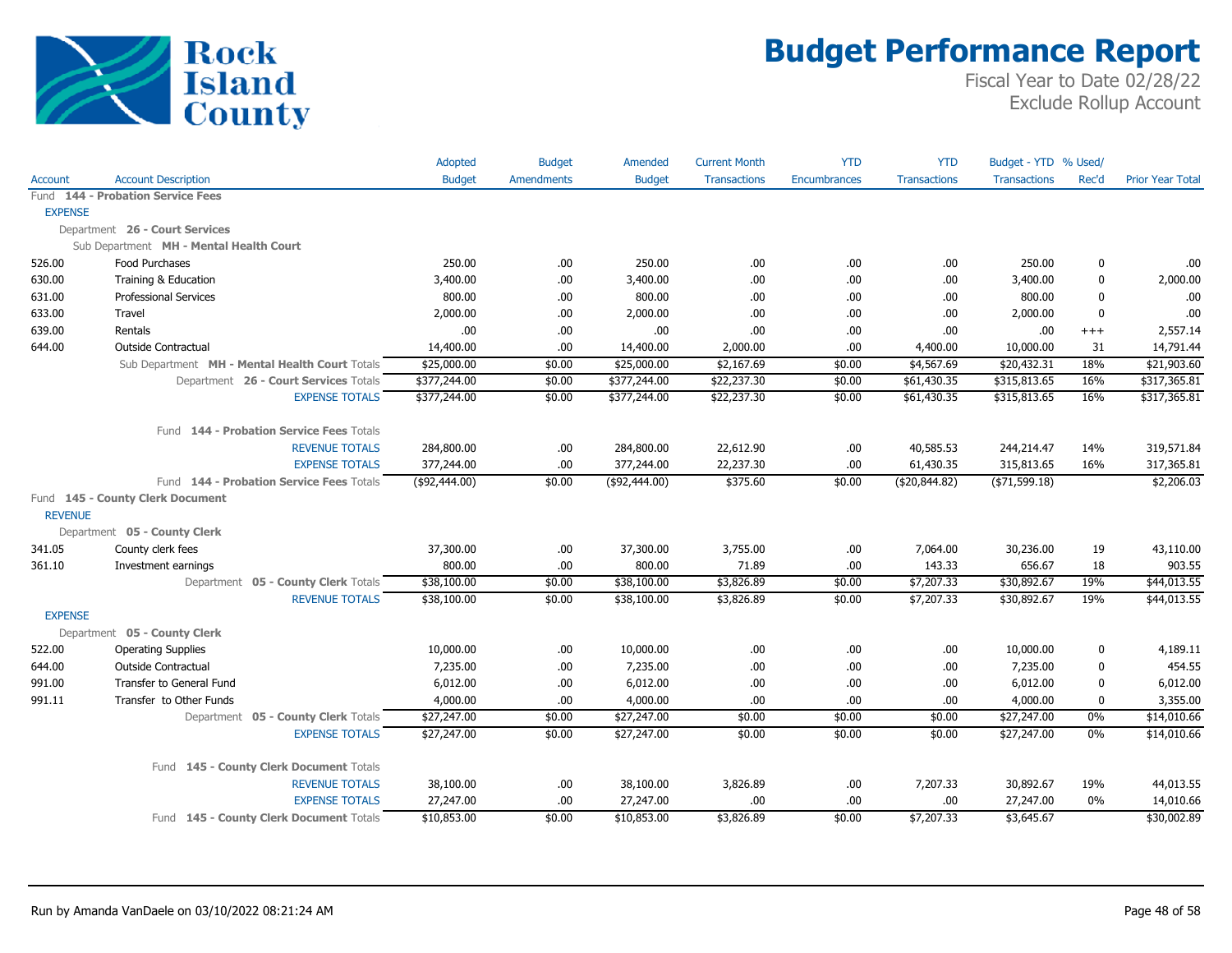# Budget Performance Report

Fiscal Year to Date 02/28/22
Exclude Rollup Account

Rock Island County

| Account | Account Description | Adopted Budget | Budget Amendments | Amended Budget | Current Month Transactions | YTD Encumbrances | YTD Transactions | Budget - YTD Transactions | % Used/ Rec'd | Prior Year Total |
|---|---|---|---|---|---|---|---|---|---|---|
| **Fund 144 - Probation Service Fees** | | | | | | | | | | |
| EXPENSE | | | | | | | | | | |
| Department **26 - Court Services** | | | | | | | | | | |
| Sub Department **MH - Mental Health Court** | | | | | | | | | | |
| 526.00 | Food Purchases | 250.00 | .00 | 250.00 | .00 | .00 | .00 | 250.00 | 0 | .00 |
| 630.00 | Training & Education | 3,400.00 | .00 | 3,400.00 | .00 | .00 | .00 | 3,400.00 | 0 | 2,000.00 |
| 631.00 | Professional Services | 800.00 | .00 | 800.00 | .00 | .00 | .00 | 800.00 | 0 | .00 |
| 633.00 | Travel | 2,000.00 | .00 | 2,000.00 | .00 | .00 | .00 | 2,000.00 | 0 | .00 |
| 639.00 | Rentals | .00 | .00 | .00 | .00 | .00 | .00 | .00 | +++ | 2,557.14 |
| 644.00 | Outside Contractual | 14,400.00 | .00 | 14,400.00 | 2,000.00 | .00 | 4,400.00 | 10,000.00 | 31 | 14,791.44 |
| | Sub Department **MH - Mental Health Court** Totals | $25,000.00 | $0.00 | $25,000.00 | $2,167.69 | $0.00 | $4,567.69 | $20,432.31 | 18% | $21,903.60 |
| | Department **26 - Court Services** Totals | $377,244.00 | $0.00 | $377,244.00 | $22,237.30 | $0.00 | $61,430.35 | $315,813.65 | 16% | $317,365.81 |
| | EXPENSE TOTALS | $377,244.00 | $0.00 | $377,244.00 | $22,237.30 | $0.00 | $61,430.35 | $315,813.65 | 16% | $317,365.81 |
| | Fund **144 - Probation Service Fees** Totals | | | | | | | | | |
| | REVENUE TOTALS | 284,800.00 | .00 | 284,800.00 | 22,612.90 | .00 | 40,585.53 | 244,214.47 | 14% | 319,571.84 |
| | EXPENSE TOTALS | 377,244.00 | .00 | 377,244.00 | 22,237.30 | .00 | 61,430.35 | 315,813.65 | 16% | 317,365.81 |
| | Fund **144 - Probation Service Fees** Totals | ($92,444.00) | $0.00 | ($92,444.00) | $375.60 | $0.00 | ($20,844.82) | ($71,599.18) | | $2,206.03 |
| **Fund 145 - County Clerk Document** | | | | | | | | | | |
| REVENUE | | | | | | | | | | |
| Department **05 - County Clerk** | | | | | | | | | | |
| 341.05 | County clerk fees | 37,300.00 | .00 | 37,300.00 | 3,755.00 | .00 | 7,064.00 | 30,236.00 | 19 | 43,110.00 |
| 361.10 | Investment earnings | 800.00 | .00 | 800.00 | 71.89 | .00 | 143.33 | 656.67 | 18 | 903.55 |
| | Department **05 - County Clerk** Totals | $38,100.00 | $0.00 | $38,100.00 | $3,826.89 | $0.00 | $7,207.33 | $30,892.67 | 19% | $44,013.55 |
| | REVENUE TOTALS | $38,100.00 | $0.00 | $38,100.00 | $3,826.89 | $0.00 | $7,207.33 | $30,892.67 | 19% | $44,013.55 |
| EXPENSE | | | | | | | | | | |
| Department **05 - County Clerk** | | | | | | | | | | |
| 522.00 | Operating Supplies | 10,000.00 | .00 | 10,000.00 | .00 | .00 | .00 | 10,000.00 | 0 | 4,189.11 |
| 644.00 | Outside Contractual | 7,235.00 | .00 | 7,235.00 | .00 | .00 | .00 | 7,235.00 | 0 | 454.55 |
| 991.00 | Transfer to General Fund | 6,012.00 | .00 | 6,012.00 | .00 | .00 | .00 | 6,012.00 | 0 | 6,012.00 |
| 991.11 | Transfer to Other Funds | 4,000.00 | .00 | 4,000.00 | .00 | .00 | .00 | 4,000.00 | 0 | 3,355.00 |
| | Department **05 - County Clerk** Totals | $27,247.00 | $0.00 | $27,247.00 | $0.00 | $0.00 | $0.00 | $27,247.00 | 0% | $14,010.66 |
| | EXPENSE TOTALS | $27,247.00 | $0.00 | $27,247.00 | $0.00 | $0.00 | $0.00 | $27,247.00 | 0% | $14,010.66 |
| | Fund **145 - County Clerk Document** Totals | | | | | | | | | |
| | REVENUE TOTALS | 38,100.00 | .00 | 38,100.00 | 3,826.89 | .00 | 7,207.33 | 30,892.67 | 19% | 44,013.55 |
| | EXPENSE TOTALS | 27,247.00 | .00 | 27,247.00 | .00 | .00 | .00 | 27,247.00 | 0% | 14,010.66 |
| | Fund **145 - County Clerk Document** Totals | $10,853.00 | $0.00 | $10,853.00 | $3,826.89 | $0.00 | $7,207.33 | $3,645.67 | | $30,002.89 |

Run by Amanda VanDaele on 03/10/2022 08:21:24 AM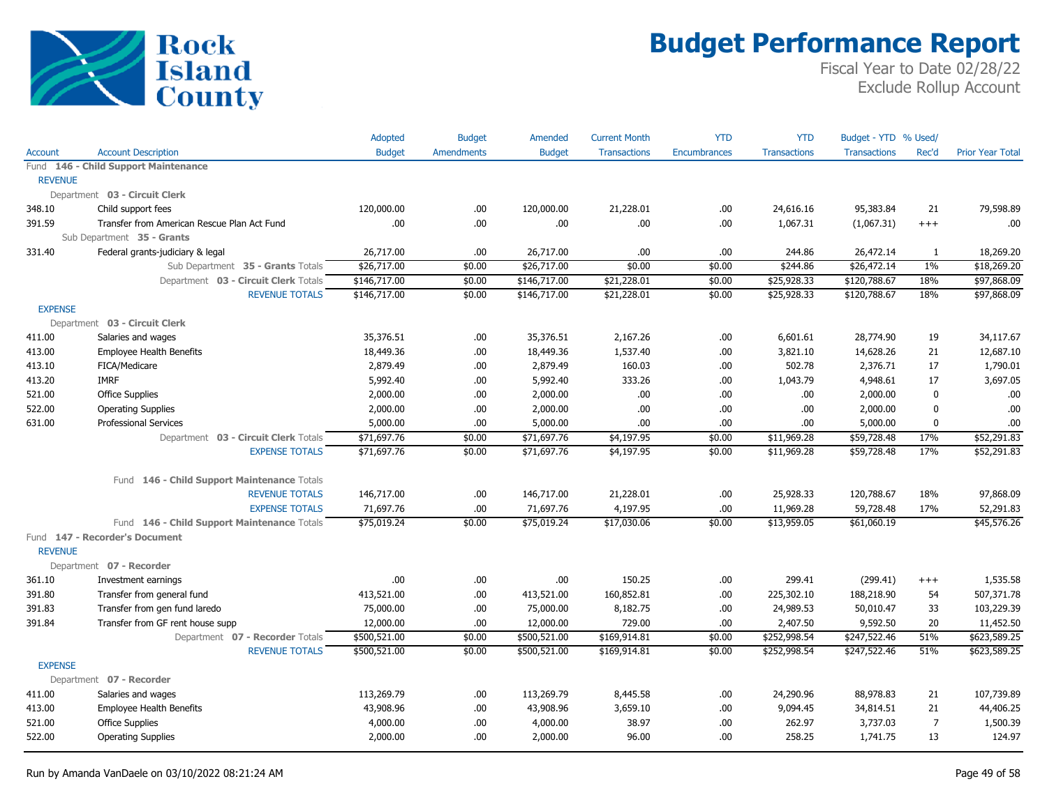# Budget Performance Report

Fiscal Year to Date 02/28/22
Exclude Rollup Account

Rock Island County

| Account | Account Description | Adopted Budget | Budget Amendments | Amended Budget | Current Month Transactions | YTD Encumbrances | YTD Transactions | Budget - YTD Transactions | % Used/ Rec'd | Prior Year Total |
|---|---|---|---|---|---|---|---|---|---|---|
| Fund **146 - Child Support Maintenance** | | | | | | | | | | |
| REVENUE | | | | | | | | | | |
| Department **03 - Circuit Clerk** | | | | | | | | | | |
| 348.10 | Child support fees | 120,000.00 | .00 | 120,000.00 | 21,228.01 | .00 | 24,616.16 | 95,383.84 | 21 | 79,598.89 |
| 391.59 | Transfer from American Rescue Plan Act Fund | .00 | .00 | .00 | .00 | .00 | 1,067.31 | (1,067.31) | +++ | .00 |
| Sub Department **35 - Grants** | | | | | | | | | | |
| 331.40 | Federal grants-judiciary & legal | 26,717.00 | .00 | 26,717.00 | .00 | .00 | 244.86 | 26,472.14 | 1 | 18,269.20 |
| | Sub Department **35 - Grants** Totals | $26,717.00 | $0.00 | $26,717.00 | $0.00 | $0.00 | $244.86 | $26,472.14 | 1% | $18,269.20 |
| | Department **03 - Circuit Clerk** Totals | $146,717.00 | $0.00 | $146,717.00 | $21,228.01 | $0.00 | $25,928.33 | $120,788.67 | 18% | $97,868.09 |
| | REVENUE TOTALS | $146,717.00 | $0.00 | $146,717.00 | $21,228.01 | $0.00 | $25,928.33 | $120,788.67 | 18% | $97,868.09 |
| EXPENSE | | | | | | | | | | |
| Department **03 - Circuit Clerk** | | | | | | | | | | |
| 411.00 | Salaries and wages | 35,376.51 | .00 | 35,376.51 | 2,167.26 | .00 | 6,601.61 | 28,774.90 | 19 | 34,117.67 |
| 413.00 | Employee Health Benefits | 18,449.36 | .00 | 18,449.36 | 1,537.40 | .00 | 3,821.10 | 14,628.26 | 21 | 12,687.10 |
| 413.10 | FICA/Medicare | 2,879.49 | .00 | 2,879.49 | 160.03 | .00 | 502.78 | 2,376.71 | 17 | 1,790.01 |
| 413.20 | IMRF | 5,992.40 | .00 | 5,992.40 | 333.26 | .00 | 1,043.79 | 4,948.61 | 17 | 3,697.05 |
| 521.00 | Office Supplies | 2,000.00 | .00 | 2,000.00 | .00 | .00 | .00 | 2,000.00 | 0 | .00 |
| 522.00 | Operating Supplies | 2,000.00 | .00 | 2,000.00 | .00 | .00 | .00 | 2,000.00 | 0 | .00 |
| 631.00 | Professional Services | 5,000.00 | .00 | 5,000.00 | .00 | .00 | .00 | 5,000.00 | 0 | .00 |
| | Department **03 - Circuit Clerk** Totals | $71,697.76 | $0.00 | $71,697.76 | $4,197.95 | $0.00 | $11,969.28 | $59,728.48 | 17% | $52,291.83 |
| | EXPENSE TOTALS | $71,697.76 | $0.00 | $71,697.76 | $4,197.95 | $0.00 | $11,969.28 | $59,728.48 | 17% | $52,291.83 |
| | Fund **146 - Child Support Maintenance** Totals | | | | | | | | | |
| | REVENUE TOTALS | 146,717.00 | .00 | 146,717.00 | 21,228.01 | .00 | 25,928.33 | 120,788.67 | 18% | 97,868.09 |
| | EXPENSE TOTALS | 71,697.76 | .00 | 71,697.76 | 4,197.95 | .00 | 11,969.28 | 59,728.48 | 17% | 52,291.83 |
| | Fund **146 - Child Support Maintenance** Totals | $75,019.24 | $0.00 | $75,019.24 | $17,030.06 | $0.00 | $13,959.05 | $61,060.19 | | $45,576.26 |
| Fund **147 - Recorder's Document** | | | | | | | | | | |
| REVENUE | | | | | | | | | | |
| Department **07 - Recorder** | | | | | | | | | | |
| 361.10 | Investment earnings | .00 | .00 | .00 | 150.25 | .00 | 299.41 | (299.41) | +++ | 1,535.58 |
| 391.80 | Transfer from general fund | 413,521.00 | .00 | 413,521.00 | 160,852.81 | .00 | 225,302.10 | 188,218.90 | 54 | 507,371.78 |
| 391.83 | Transfer from gen fund laredo | 75,000.00 | .00 | 75,000.00 | 8,182.75 | .00 | 24,989.53 | 50,010.47 | 33 | 103,229.39 |
| 391.84 | Transfer from GF rent house supp | 12,000.00 | .00 | 12,000.00 | 729.00 | .00 | 2,407.50 | 9,592.50 | 20 | 11,452.50 |
| | Department **07 - Recorder** Totals | $500,521.00 | $0.00 | $500,521.00 | $169,914.81 | $0.00 | $252,998.54 | $247,522.46 | 51% | $623,589.25 |
| | REVENUE TOTALS | $500,521.00 | $0.00 | $500,521.00 | $169,914.81 | $0.00 | $252,998.54 | $247,522.46 | 51% | $623,589.25 |
| EXPENSE | | | | | | | | | | |
| Department **07 - Recorder** | | | | | | | | | | |
| 411.00 | Salaries and wages | 113,269.79 | .00 | 113,269.79 | 8,445.58 | .00 | 24,290.96 | 88,978.83 | 21 | 107,739.89 |
| 413.00 | Employee Health Benefits | 43,908.96 | .00 | 43,908.96 | 3,659.10 | .00 | 9,094.45 | 34,814.51 | 21 | 44,406.25 |
| 521.00 | Office Supplies | 4,000.00 | .00 | 4,000.00 | 38.97 | .00 | 262.97 | 3,737.03 | 7 | 1,500.39 |
| 522.00 | Operating Supplies | 2,000.00 | .00 | 2,000.00 | 96.00 | .00 | 258.25 | 1,741.75 | 13 | 124.97 |

Run by Amanda VanDaele on 03/10/2022 08:21:24 AM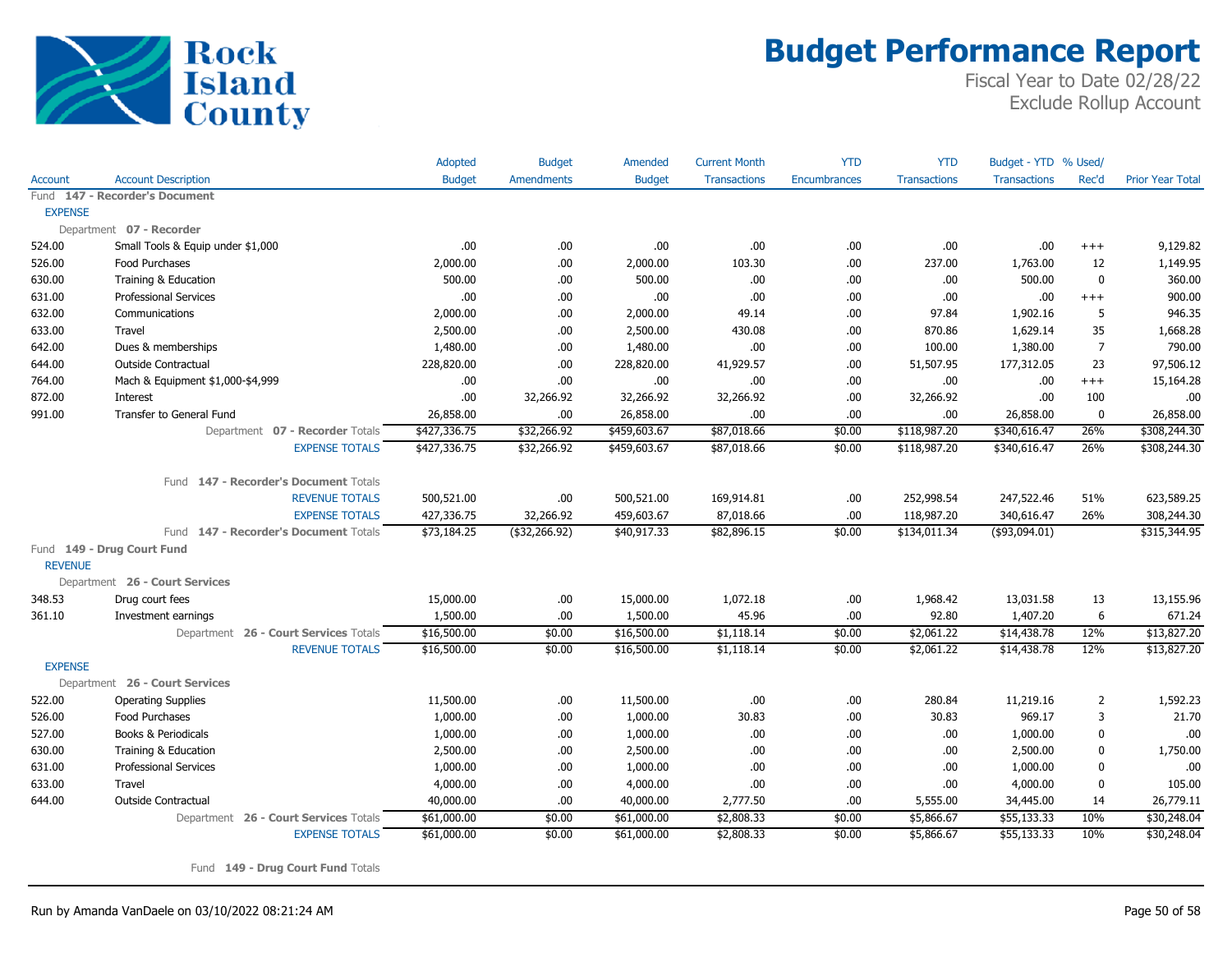# Budget Performance Report

Fiscal Year to Date 02/28/22
Exclude Rollup Account

Rock Island County

| Account | Account Description | Adopted Budget | Budget Amendments | Amended Budget | Current Month Transactions | YTD Encumbrances | YTD Transactions | Budget - YTD Transactions | % Used/ Rec'd | Prior Year Total |
|---|---|---|---|---|---|---|---|---|---|---|
| Fund **147 - Recorder's Document** | | | | | | | | | | |
| EXPENSE | | | | | | | | | | |
| Department **07 - Recorder** | | | | | | | | | | |
| 524.00 | Small Tools & Equip under $1,000 | .00 | .00 | .00 | .00 | .00 | .00 | .00 | +++ | 9,129.82 |
| 526.00 | Food Purchases | 2,000.00 | .00 | 2,000.00 | 103.30 | .00 | 237.00 | 1,763.00 | 12 | 1,149.95 |
| 630.00 | Training & Education | 500.00 | .00 | 500.00 | .00 | .00 | .00 | 500.00 | 0 | 360.00 |
| 631.00 | Professional Services | .00 | .00 | .00 | .00 | .00 | .00 | .00 | +++ | 900.00 |
| 632.00 | Communications | 2,000.00 | .00 | 2,000.00 | 49.14 | .00 | 97.84 | 1,902.16 | 5 | 946.35 |
| 633.00 | Travel | 2,500.00 | .00 | 2,500.00 | 430.08 | .00 | 870.86 | 1,629.14 | 35 | 1,668.28 |
| 642.00 | Dues & memberships | 1,480.00 | .00 | 1,480.00 | .00 | .00 | 100.00 | 1,380.00 | 7 | 790.00 |
| 644.00 | Outside Contractual | 228,820.00 | .00 | 228,820.00 | 41,929.57 | .00 | 51,507.95 | 177,312.05 | 23 | 97,506.12 |
| 764.00 | Mach & Equipment $1,000-$4,999 | .00 | .00 | .00 | .00 | .00 | .00 | .00 | +++ | 15,164.28 |
| 872.00 | Interest | .00 | 32,266.92 | 32,266.92 | 32,266.92 | .00 | 32,266.92 | .00 | 100 | .00 |
| 991.00 | Transfer to General Fund | 26,858.00 | .00 | 26,858.00 | .00 | .00 | .00 | 26,858.00 | 0 | 26,858.00 |
| | Department **07 - Recorder** Totals | $427,336.75 | $32,266.92 | $459,603.67 | $87,018.66 | $0.00 | $118,987.20 | $340,616.47 | 26% | $308,244.30 |
| | EXPENSE TOTALS | $427,336.75 | $32,266.92 | $459,603.67 | $87,018.66 | $0.00 | $118,987.20 | $340,616.47 | 26% | $308,244.30 |
| | Fund **147 - Recorder's Document** Totals | | | | | | | | | |
| | REVENUE TOTALS | 500,521.00 | .00 | 500,521.00 | 169,914.81 | .00 | 252,998.54 | 247,522.46 | 51% | 623,589.25 |
| | EXPENSE TOTALS | 427,336.75 | 32,266.92 | 459,603.67 | 87,018.66 | .00 | 118,987.20 | 340,616.47 | 26% | 308,244.30 |
| | Fund **147 - Recorder's Document** Totals | $73,184.25 | ($32,266.92) | $40,917.33 | $82,896.15 | $0.00 | $134,011.34 | ($93,094.01) | | $315,344.95 |
| Fund **149 - Drug Court Fund** | | | | | | | | | | |
| REVENUE | | | | | | | | | | |
| Department **26 - Court Services** | | | | | | | | | | |
| 348.53 | Drug court fees | 15,000.00 | .00 | 15,000.00 | 1,072.18 | .00 | 1,968.42 | 13,031.58 | 13 | 13,155.96 |
| 361.10 | Investment earnings | 1,500.00 | .00 | 1,500.00 | 45.96 | .00 | 92.80 | 1,407.20 | 6 | 671.24 |
| | Department **26 - Court Services** Totals | $16,500.00 | $0.00 | $16,500.00 | $1,118.14 | $0.00 | $2,061.22 | $14,438.78 | 12% | $13,827.20 |
| | REVENUE TOTALS | $16,500.00 | $0.00 | $16,500.00 | $1,118.14 | $0.00 | $2,061.22 | $14,438.78 | 12% | $13,827.20 |
| EXPENSE | | | | | | | | | | |
| Department **26 - Court Services** | | | | | | | | | | |
| 522.00 | Operating Supplies | 11,500.00 | .00 | 11,500.00 | .00 | .00 | 280.84 | 11,219.16 | 2 | 1,592.23 |
| 526.00 | Food Purchases | 1,000.00 | .00 | 1,000.00 | 30.83 | .00 | 30.83 | 969.17 | 3 | 21.70 |
| 527.00 | Books & Periodicals | 1,000.00 | .00 | 1,000.00 | .00 | .00 | .00 | 1,000.00 | 0 | .00 |
| 630.00 | Training & Education | 2,500.00 | .00 | 2,500.00 | .00 | .00 | .00 | 2,500.00 | 0 | 1,750.00 |
| 631.00 | Professional Services | 1,000.00 | .00 | 1,000.00 | .00 | .00 | .00 | 1,000.00 | 0 | .00 |
| 633.00 | Travel | 4,000.00 | .00 | 4,000.00 | .00 | .00 | .00 | 4,000.00 | 0 | 105.00 |
| 644.00 | Outside Contractual | 40,000.00 | .00 | 40,000.00 | 2,777.50 | .00 | 5,555.00 | 34,445.00 | 14 | 26,779.11 |
| | Department **26 - Court Services** Totals | $61,000.00 | $0.00 | $61,000.00 | $2,808.33 | $0.00 | $5,866.67 | $55,133.33 | 10% | $30,248.04 |
| | EXPENSE TOTALS | $61,000.00 | $0.00 | $61,000.00 | $2,808.33 | $0.00 | $5,866.67 | $55,133.33 | 10% | $30,248.04 |
| | Fund **149 - Drug Court Fund** Totals | | | | | | | | | |

Run by Amanda VanDaele on 03/10/2022 08:21:24 AM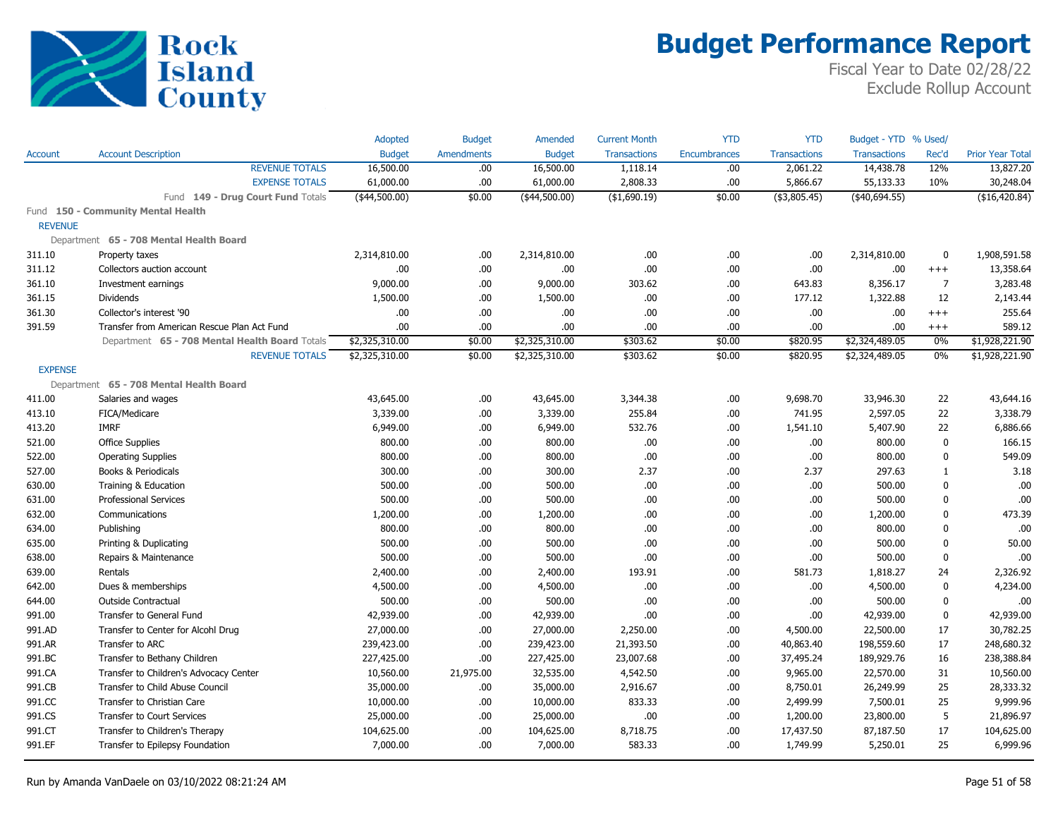# Budget Performance Report

Fiscal Year to Date 02/28/22
Exclude Rollup Account

Rock Island County

| Account | Account Description | Adopted Budget | Budget Amendments | Amended Budget | Current Month Transactions | YTD Encumbrances | YTD Transactions | Budget - YTD Transactions | % Used/ Rec'd | Prior Year Total |
|---|---|---|---|---|---|---|---|---|---|---|
| | REVENUE TOTALS | 16,500.00 | .00 | 16,500.00 | 1,118.14 | .00 | 2,061.22 | 14,438.78 | 12% | 13,827.20 |
| | EXPENSE TOTALS | 61,000.00 | .00 | 61,000.00 | 2,808.33 | .00 | 5,866.67 | 55,133.33 | 10% | 30,248.04 |
| | Fund **149 - Drug Court Fund** Totals | ($44,500.00) | $0.00 | ($44,500.00) | ($1,690.19) | $0.00 | ($3,805.45) | ($40,694.55) | | ($16,420.84) |
| Fund **150 - Community Mental Health** | | | | | | | | | | |
| REVENUE | | | | | | | | | | |
| Department **65 - 708 Mental Health Board** | | | | | | | | | | |
| 311.10 | Property taxes | 2,314,810.00 | .00 | 2,314,810.00 | .00 | .00 | .00 | 2,314,810.00 | 0 | 1,908,591.58 |
| 311.12 | Collectors auction account | .00 | .00 | .00 | .00 | .00 | .00 | .00 | +++ | 13,358.64 |
| 361.10 | Investment earnings | 9,000.00 | .00 | 9,000.00 | 303.62 | .00 | 643.83 | 8,356.17 | 7 | 3,283.48 |
| 361.15 | Dividends | 1,500.00 | .00 | 1,500.00 | .00 | .00 | 177.12 | 1,322.88 | 12 | 2,143.44 |
| 361.30 | Collector's interest '90 | .00 | .00 | .00 | .00 | .00 | .00 | .00 | +++ | 255.64 |
| 391.59 | Transfer from American Rescue Plan Act Fund | .00 | .00 | .00 | .00 | .00 | .00 | .00 | +++ | 589.12 |
| | Department **65 - 708 Mental Health Board** Totals | $2,325,310.00 | $0.00 | $2,325,310.00 | $303.62 | $0.00 | $820.95 | $2,324,489.05 | 0% | $1,928,221.90 |
| | REVENUE TOTALS | $2,325,310.00 | $0.00 | $2,325,310.00 | $303.62 | $0.00 | $820.95 | $2,324,489.05 | 0% | $1,928,221.90 |
| EXPENSE | | | | | | | | | | |
| Department **65 - 708 Mental Health Board** | | | | | | | | | | |
| 411.00 | Salaries and wages | 43,645.00 | .00 | 43,645.00 | 3,344.38 | .00 | 9,698.70 | 33,946.30 | 22 | 43,644.16 |
| 413.10 | FICA/Medicare | 3,339.00 | .00 | 3,339.00 | 255.84 | .00 | 741.95 | 2,597.05 | 22 | 3,338.79 |
| 413.20 | IMRF | 6,949.00 | .00 | 6,949.00 | 532.76 | .00 | 1,541.10 | 5,407.90 | 22 | 6,886.66 |
| 521.00 | Office Supplies | 800.00 | .00 | 800.00 | .00 | .00 | .00 | 800.00 | 0 | 166.15 |
| 522.00 | Operating Supplies | 800.00 | .00 | 800.00 | .00 | .00 | .00 | 800.00 | 0 | 549.09 |
| 527.00 | Books & Periodicals | 300.00 | .00 | 300.00 | 2.37 | .00 | 2.37 | 297.63 | 1 | 3.18 |
| 630.00 | Training & Education | 500.00 | .00 | 500.00 | .00 | .00 | .00 | 500.00 | 0 | .00 |
| 631.00 | Professional Services | 500.00 | .00 | 500.00 | .00 | .00 | .00 | 500.00 | 0 | .00 |
| 632.00 | Communications | 1,200.00 | .00 | 1,200.00 | .00 | .00 | .00 | 1,200.00 | 0 | 473.39 |
| 634.00 | Publishing | 800.00 | .00 | 800.00 | .00 | .00 | .00 | 800.00 | 0 | .00 |
| 635.00 | Printing & Duplicating | 500.00 | .00 | 500.00 | .00 | .00 | .00 | 500.00 | 0 | 50.00 |
| 638.00 | Repairs & Maintenance | 500.00 | .00 | 500.00 | .00 | .00 | .00 | 500.00 | 0 | .00 |
| 639.00 | Rentals | 2,400.00 | .00 | 2,400.00 | 193.91 | .00 | 581.73 | 1,818.27 | 24 | 2,326.92 |
| 642.00 | Dues & memberships | 4,500.00 | .00 | 4,500.00 | .00 | .00 | .00 | 4,500.00 | 0 | 4,234.00 |
| 644.00 | Outside Contractual | 500.00 | .00 | 500.00 | .00 | .00 | .00 | 500.00 | 0 | .00 |
| 991.00 | Transfer to General Fund | 42,939.00 | .00 | 42,939.00 | .00 | .00 | .00 | 42,939.00 | 0 | 42,939.00 |
| 991.AD | Transfer to Center for Alcohl Drug | 27,000.00 | .00 | 27,000.00 | 2,250.00 | .00 | 4,500.00 | 22,500.00 | 17 | 30,782.25 |
| 991.AR | Transfer to ARC | 239,423.00 | .00 | 239,423.00 | 21,393.50 | .00 | 40,863.40 | 198,559.60 | 17 | 248,680.32 |
| 991.BC | Transfer to Bethany Children | 227,425.00 | .00 | 227,425.00 | 23,007.68 | .00 | 37,495.24 | 189,929.76 | 16 | 238,388.84 |
| 991.CA | Transfer to Children's Advocacy Center | 10,560.00 | 21,975.00 | 32,535.00 | 4,542.50 | .00 | 9,965.00 | 22,570.00 | 31 | 10,560.00 |
| 991.CB | Transfer to Child Abuse Council | 35,000.00 | .00 | 35,000.00 | 2,916.67 | .00 | 8,750.01 | 26,249.99 | 25 | 28,333.32 |
| 991.CC | Transfer to Christian Care | 10,000.00 | .00 | 10,000.00 | 833.33 | .00 | 2,499.99 | 7,500.01 | 25 | 9,999.96 |
| 991.CS | Transfer to Court Services | 25,000.00 | .00 | 25,000.00 | .00 | .00 | 1,200.00 | 23,800.00 | 5 | 21,896.97 |
| 991.CT | Transfer to Children's Therapy | 104,625.00 | .00 | 104,625.00 | 8,718.75 | .00 | 17,437.50 | 87,187.50 | 17 | 104,625.00 |
| 991.EF | Transfer to Epilepsy Foundation | 7,000.00 | .00 | 7,000.00 | 583.33 | .00 | 1,749.99 | 5,250.01 | 25 | 6,999.96 |

Run by Amanda VanDaele on 03/10/2022 08:21:24 AM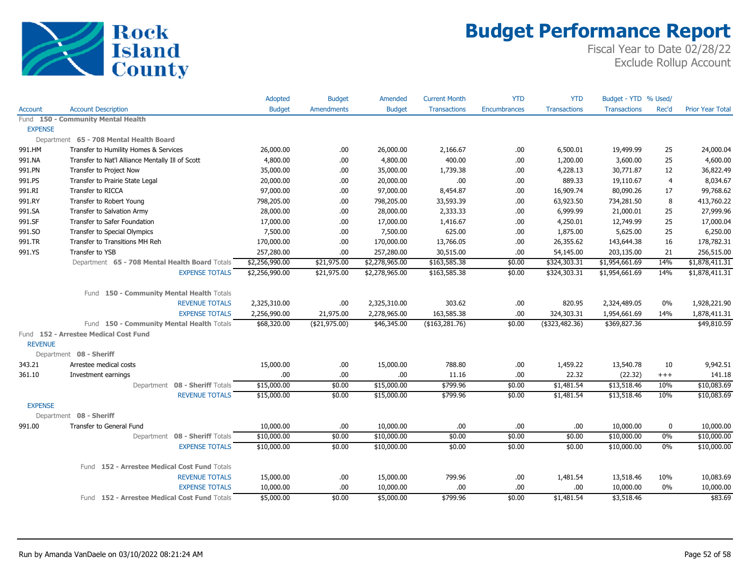# Budget Performance Report

Fiscal Year to Date 02/28/22
Exclude Rollup Account

Rock Island County

| Account | Account Description | Adopted Budget | Budget Amendments | Amended Budget | Current Month Transactions | YTD Encumbrances | YTD Transactions | Budget - YTD Transactions | % Used/ Rec'd | Prior Year Total |
|---|---|---|---|---|---|---|---|---|---|---|
| Fund **150 - Community Mental Health** | | | | | | | | | | |
| **EXPENSE** | | | | | | | | | | |
| Department **65 - 708 Mental Health Board** | | | | | | | | | | |
| 991.HM | Transfer to Humility Homes & Services | 26,000.00 | .00 | 26,000.00 | 2,166.67 | .00 | 6,500.01 | 19,499.99 | 25 | 24,000.04 |
| 991.NA | Transfer to Nat'l Alliance Mentally Ill of Scott | 4,800.00 | .00 | 4,800.00 | 400.00 | .00 | 1,200.00 | 3,600.00 | 25 | 4,600.00 |
| 991.PN | Transfer to Project Now | 35,000.00 | .00 | 35,000.00 | 1,739.38 | .00 | 4,228.13 | 30,771.87 | 12 | 36,822.49 |
| 991.PS | Transfer to Prairie State Legal | 20,000.00 | .00 | 20,000.00 | .00 | .00 | 889.33 | 19,110.67 | 4 | 8,034.67 |
| 991.RI | Transfer to RICCA | 97,000.00 | .00 | 97,000.00 | 8,454.87 | .00 | 16,909.74 | 80,090.26 | 17 | 99,768.62 |
| 991.RY | Transfer to Robert Young | 798,205.00 | .00 | 798,205.00 | 33,593.39 | .00 | 63,923.50 | 734,281.50 | 8 | 413,760.22 |
| 991.SA | Transfer to Salvation Army | 28,000.00 | .00 | 28,000.00 | 2,333.33 | .00 | 6,999.99 | 21,000.01 | 25 | 27,999.96 |
| 991.SF | Transfer to Safer Foundation | 17,000.00 | .00 | 17,000.00 | 1,416.67 | .00 | 4,250.01 | 12,749.99 | 25 | 17,000.04 |
| 991.SO | Transfer to Special Olympics | 7,500.00 | .00 | 7,500.00 | 625.00 | .00 | 1,875.00 | 5,625.00 | 25 | 6,250.00 |
| 991.TR | Transfer to Transitions MH Reh | 170,000.00 | .00 | 170,000.00 | 13,766.05 | .00 | 26,355.62 | 143,644.38 | 16 | 178,782.31 |
| 991.YS | Transfer to YSB | 257,280.00 | .00 | 257,280.00 | 30,515.00 | .00 | 54,145.00 | 203,135.00 | 21 | 256,515.00 |
| | Department **65 - 708 Mental Health Board** Totals | $2,256,990.00 | $21,975.00 | $2,278,965.00 | $163,585.38 | $0.00 | $324,303.31 | $1,954,661.69 | 14% | $1,878,411.31 |
| | EXPENSE TOTALS | $2,256,990.00 | $21,975.00 | $2,278,965.00 | $163,585.38 | $0.00 | $324,303.31 | $1,954,661.69 | 14% | $1,878,411.31 |
| | Fund **150 - Community Mental Health** Totals | | | | | | | | | |
| | REVENUE TOTALS | 2,325,310.00 | .00 | 2,325,310.00 | 303.62 | .00 | 820.95 | 2,324,489.05 | 0% | 1,928,221.90 |
| | EXPENSE TOTALS | 2,256,990.00 | 21,975.00 | 2,278,965.00 | 163,585.38 | .00 | 324,303.31 | 1,954,661.69 | 14% | 1,878,411.31 |
| | Fund **150 - Community Mental Health** Totals | $68,320.00 | ($21,975.00) | $46,345.00 | ($163,281.76) | $0.00 | ($323,482.36) | $369,827.36 | | $49,810.59 |
| Fund **152 - Arrestee Medical Cost Fund** | | | | | | | | | | |
| **REVENUE** | | | | | | | | | | |
| Department **08 - Sheriff** | | | | | | | | | | |
| 343.21 | Arrestee medical costs | 15,000.00 | .00 | 15,000.00 | 788.80 | .00 | 1,459.22 | 13,540.78 | 10 | 9,942.51 |
| 361.10 | Investment earnings | .00 | .00 | .00 | 11.16 | .00 | 22.32 | (22.32) | +++ | 141.18 |
| | Department **08 - Sheriff** Totals | $15,000.00 | $0.00 | $15,000.00 | $799.96 | $0.00 | $1,481.54 | $13,518.46 | 10% | $10,083.69 |
| | REVENUE TOTALS | $15,000.00 | $0.00 | $15,000.00 | $799.96 | $0.00 | $1,481.54 | $13,518.46 | 10% | $10,083.69 |
| **EXPENSE** | | | | | | | | | | |
| Department **08 - Sheriff** | | | | | | | | | | |
| 991.00 | Transfer to General Fund | 10,000.00 | .00 | 10,000.00 | .00 | .00 | .00 | 10,000.00 | 0 | 10,000.00 |
| | Department **08 - Sheriff** Totals | $10,000.00 | $0.00 | $10,000.00 | $0.00 | $0.00 | $0.00 | $10,000.00 | 0% | $10,000.00 |
| | EXPENSE TOTALS | $10,000.00 | $0.00 | $10,000.00 | $0.00 | $0.00 | $0.00 | $10,000.00 | 0% | $10,000.00 |
| | Fund **152 - Arrestee Medical Cost Fund** Totals | | | | | | | | | |
| | REVENUE TOTALS | 15,000.00 | .00 | 15,000.00 | 799.96 | .00 | 1,481.54 | 13,518.46 | 10% | 10,083.69 |
| | EXPENSE TOTALS | 10,000.00 | .00 | 10,000.00 | .00 | .00 | .00 | 10,000.00 | 0% | 10,000.00 |
| | Fund **152 - Arrestee Medical Cost Fund** Totals | $5,000.00 | $0.00 | $5,000.00 | $799.96 | $0.00 | $1,481.54 | $3,518.46 | | $83.69 |

Run by Amanda VanDaele on 03/10/2022 08:21:24 AM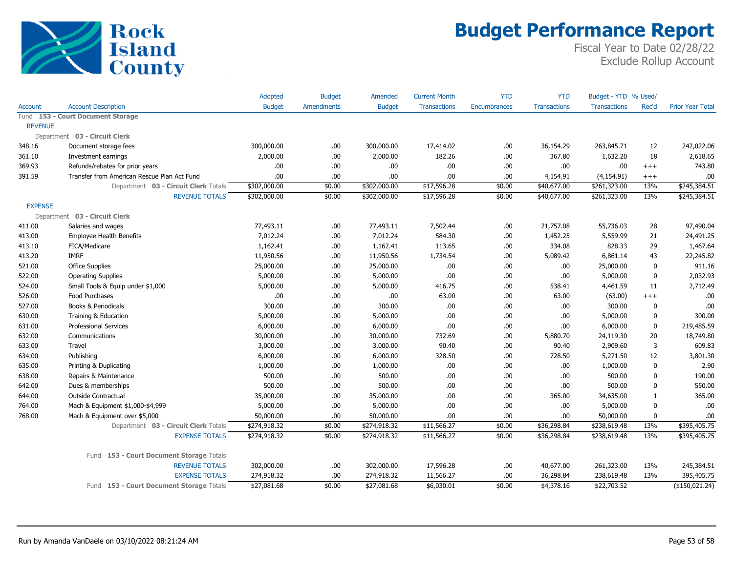# Budget Performance Report

Fiscal Year to Date 02/28/22
Exclude Rollup Account

| Account | Account Description | Adopted Budget | Budget Amendments | Amended Budget | Current Month Transactions | YTD Encumbrances | YTD Transactions | Budget - YTD Transactions | % Used/ Rec'd | Prior Year Total |
|---|---|---|---|---|---|---|---|---|---|---|
| Fund **153 - Court Document Storage** | | | | | | | | | | |
| REVENUE | | | | | | | | | | |
| Department **03 - Circuit Clerk** | | | | | | | | | | |
| 348.16 | Document storage fees | 300,000.00 | .00 | 300,000.00 | 17,414.02 | .00 | 36,154.29 | 263,845.71 | 12 | 242,022.06 |
| 361.10 | Investment earnings | 2,000.00 | .00 | 2,000.00 | 182.26 | .00 | 367.80 | 1,632.20 | 18 | 2,618.65 |
| 369.93 | Refunds/rebates for prior years | .00 | .00 | .00 | .00 | .00 | .00 | .00 | +++ | 743.80 |
| 391.59 | Transfer from American Rescue Plan Act Fund | .00 | .00 | .00 | .00 | .00 | 4,154.91 | (4,154.91) | +++ | .00 |
| | Department **03 - Circuit Clerk** Totals | $302,000.00 | $0.00 | $302,000.00 | $17,596.28 | $0.00 | $40,677.00 | $261,323.00 | 13% | $245,384.51 |
| | REVENUE TOTALS | $302,000.00 | $0.00 | $302,000.00 | $17,596.28 | $0.00 | $40,677.00 | $261,323.00 | 13% | $245,384.51 |
| EXPENSE | | | | | | | | | | |
| Department **03 - Circuit Clerk** | | | | | | | | | | |
| 411.00 | Salaries and wages | 77,493.11 | .00 | 77,493.11 | 7,502.44 | .00 | 21,757.08 | 55,736.03 | 28 | 97,490.04 |
| 413.00 | Employee Health Benefits | 7,012.24 | .00 | 7,012.24 | 584.30 | .00 | 1,452.25 | 5,559.99 | 21 | 24,491.25 |
| 413.10 | FICA/Medicare | 1,162.41 | .00 | 1,162.41 | 113.65 | .00 | 334.08 | 828.33 | 29 | 1,467.64 |
| 413.20 | IMRF | 11,950.56 | .00 | 11,950.56 | 1,734.54 | .00 | 5,089.42 | 6,861.14 | 43 | 22,245.82 |
| 521.00 | Office Supplies | 25,000.00 | .00 | 25,000.00 | .00 | .00 | .00 | 25,000.00 | 0 | 911.16 |
| 522.00 | Operating Supplies | 5,000.00 | .00 | 5,000.00 | .00 | .00 | .00 | 5,000.00 | 0 | 2,032.93 |
| 524.00 | Small Tools & Equip under $1,000 | 5,000.00 | .00 | 5,000.00 | 416.75 | .00 | 538.41 | 4,461.59 | 11 | 2,712.49 |
| 526.00 | Food Purchases | .00 | .00 | .00 | 63.00 | .00 | 63.00 | (63.00) | +++ | .00 |
| 527.00 | Books & Periodicals | 300.00 | .00 | 300.00 | .00 | .00 | .00 | 300.00 | 0 | .00 |
| 630.00 | Training & Education | 5,000.00 | .00 | 5,000.00 | .00 | .00 | .00 | 5,000.00 | 0 | 300.00 |
| 631.00 | Professional Services | 6,000.00 | .00 | 6,000.00 | .00 | .00 | .00 | 6,000.00 | 0 | 219,485.59 |
| 632.00 | Communications | 30,000.00 | .00 | 30,000.00 | 732.69 | .00 | 5,880.70 | 24,119.30 | 20 | 18,749.80 |
| 633.00 | Travel | 3,000.00 | .00 | 3,000.00 | 90.40 | .00 | 90.40 | 2,909.60 | 3 | 609.83 |
| 634.00 | Publishing | 6,000.00 | .00 | 6,000.00 | 328.50 | .00 | 728.50 | 5,271.50 | 12 | 3,801.30 |
| 635.00 | Printing & Duplicating | 1,000.00 | .00 | 1,000.00 | .00 | .00 | .00 | 1,000.00 | 0 | 2.90 |
| 638.00 | Repairs & Maintenance | 500.00 | .00 | 500.00 | .00 | .00 | .00 | 500.00 | 0 | 190.00 |
| 642.00 | Dues & memberships | 500.00 | .00 | 500.00 | .00 | .00 | .00 | 500.00 | 0 | 550.00 |
| 644.00 | Outside Contractual | 35,000.00 | .00 | 35,000.00 | .00 | .00 | 365.00 | 34,635.00 | 1 | 365.00 |
| 764.00 | Mach & Equipment $1,000-$4,999 | 5,000.00 | .00 | 5,000.00 | .00 | .00 | .00 | 5,000.00 | 0 | .00 |
| 768.00 | Mach & Equipment over $5,000 | 50,000.00 | .00 | 50,000.00 | .00 | .00 | .00 | 50,000.00 | 0 | .00 |
| | Department **03 - Circuit Clerk** Totals | $274,918.32 | $0.00 | $274,918.32 | $11,566.27 | $0.00 | $36,298.84 | $238,619.48 | 13% | $395,405.75 |
| | EXPENSE TOTALS | $274,918.32 | $0.00 | $274,918.32 | $11,566.27 | $0.00 | $36,298.84 | $238,619.48 | 13% | $395,405.75 |
| | Fund **153 - Court Document Storage** Totals | | | | | | | | | |
| | REVENUE TOTALS | 302,000.00 | .00 | 302,000.00 | 17,596.28 | .00 | 40,677.00 | 261,323.00 | 13% | 245,384.51 |
| | EXPENSE TOTALS | 274,918.32 | .00 | 274,918.32 | 11,566.27 | .00 | 36,298.84 | 238,619.48 | 13% | 395,405.75 |
| | Fund **153 - Court Document Storage** Totals | $27,081.68 | $0.00 | $27,081.68 | $6,030.01 | $0.00 | $4,378.16 | $22,703.52 | | ($150,021.24) |

Run by Amanda VanDaele on 03/10/2022 08:21:24 AM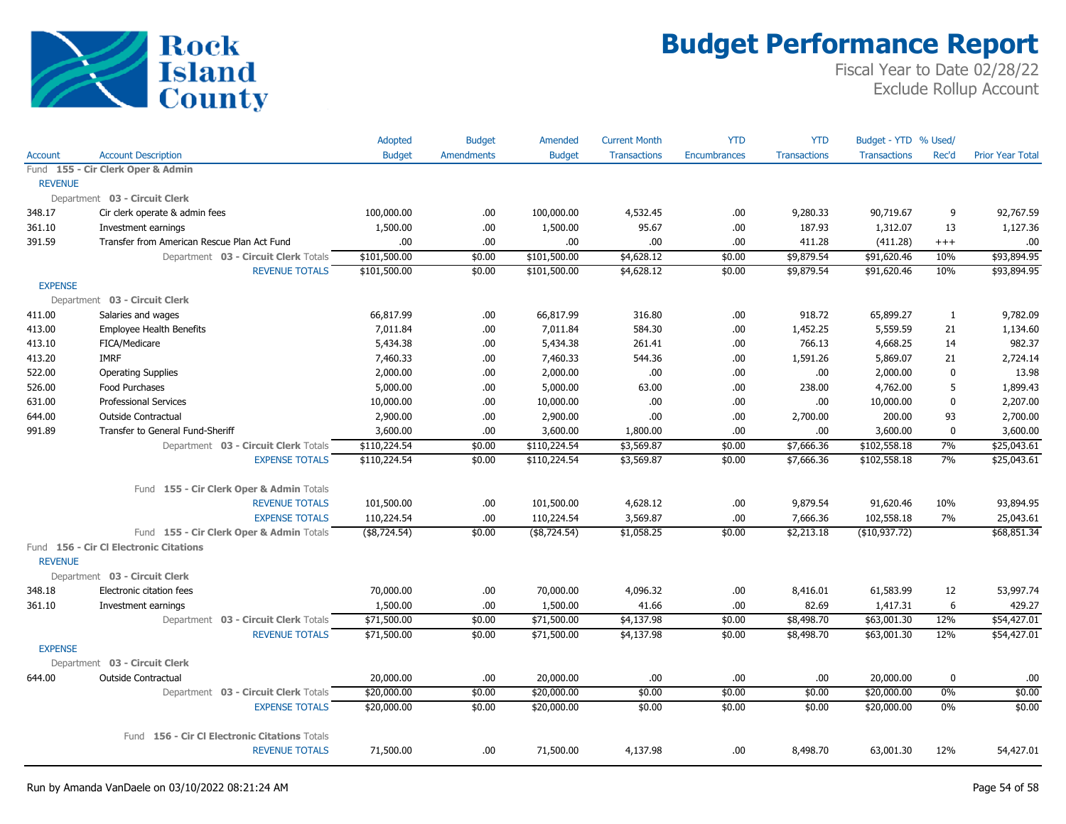# Budget Performance Report

Fiscal Year to Date 02/28/22
Exclude Rollup Account

Rock Island County

| Account | Account Description | Adopted Budget | Budget Amendments | Amended Budget | Current Month Transactions | YTD Encumbrances | YTD Transactions | Budget - YTD Transactions | % Used/ Rec'd | Prior Year Total |
|---|---|---|---|---|---|---|---|---|---|---|
| Fund **155 - Cir Clerk Oper & Admin** | | | | | | | | | | |
| REVENUE | | | | | | | | | | |
| Department **03 - Circuit Clerk** | | | | | | | | | | |
| 348.17 | Cir clerk operate & admin fees | 100,000.00 | .00 | 100,000.00 | 4,532.45 | .00 | 9,280.33 | 90,719.67 | 9 | 92,767.59 |
| 361.10 | Investment earnings | 1,500.00 | .00 | 1,500.00 | 95.67 | .00 | 187.93 | 1,312.07 | 13 | 1,127.36 |
| 391.59 | Transfer from American Rescue Plan Act Fund | .00 | .00 | .00 | .00 | .00 | 411.28 | (411.28) | +++ | .00 |
| | Department **03 - Circuit Clerk** Totals | $101,500.00 | $0.00 | $101,500.00 | $4,628.12 | $0.00 | $9,879.54 | $91,620.46 | 10% | $93,894.95 |
| | REVENUE TOTALS | $101,500.00 | $0.00 | $101,500.00 | $4,628.12 | $0.00 | $9,879.54 | $91,620.46 | 10% | $93,894.95 |
| EXPENSE | | | | | | | | | | |
| Department **03 - Circuit Clerk** | | | | | | | | | | |
| 411.00 | Salaries and wages | 66,817.99 | .00 | 66,817.99 | 316.80 | .00 | 918.72 | 65,899.27 | 1 | 9,782.09 |
| 413.00 | Employee Health Benefits | 7,011.84 | .00 | 7,011.84 | 584.30 | .00 | 1,452.25 | 5,559.59 | 21 | 1,134.60 |
| 413.10 | FICA/Medicare | 5,434.38 | .00 | 5,434.38 | 261.41 | .00 | 766.13 | 4,668.25 | 14 | 982.37 |
| 413.20 | IMRF | 7,460.33 | .00 | 7,460.33 | 544.36 | .00 | 1,591.26 | 5,869.07 | 21 | 2,724.14 |
| 522.00 | Operating Supplies | 2,000.00 | .00 | 2,000.00 | .00 | .00 | .00 | 2,000.00 | 0 | 13.98 |
| 526.00 | Food Purchases | 5,000.00 | .00 | 5,000.00 | 63.00 | .00 | 238.00 | 4,762.00 | 5 | 1,899.43 |
| 631.00 | Professional Services | 10,000.00 | .00 | 10,000.00 | .00 | .00 | .00 | 10,000.00 | 0 | 2,207.00 |
| 644.00 | Outside Contractual | 2,900.00 | .00 | 2,900.00 | .00 | .00 | 2,700.00 | 200.00 | 93 | 2,700.00 |
| 991.89 | Transfer to General Fund-Sheriff | 3,600.00 | .00 | 3,600.00 | 1,800.00 | .00 | .00 | 3,600.00 | 0 | 3,600.00 |
| | Department **03 - Circuit Clerk** Totals | $110,224.54 | $0.00 | $110,224.54 | $3,569.87 | $0.00 | $7,666.36 | $102,558.18 | 7% | $25,043.61 |
| | EXPENSE TOTALS | $110,224.54 | $0.00 | $110,224.54 | $3,569.87 | $0.00 | $7,666.36 | $102,558.18 | 7% | $25,043.61 |
| | Fund **155 - Cir Clerk Oper & Admin** Totals | | | | | | | | | |
| | REVENUE TOTALS | 101,500.00 | .00 | 101,500.00 | 4,628.12 | .00 | 9,879.54 | 91,620.46 | 10% | 93,894.95 |
| | EXPENSE TOTALS | 110,224.54 | .00 | 110,224.54 | 3,569.87 | .00 | 7,666.36 | 102,558.18 | 7% | 25,043.61 |
| | Fund **155 - Cir Clerk Oper & Admin** Totals | ($8,724.54) | $0.00 | ($8,724.54) | $1,058.25 | $0.00 | $2,213.18 | ($10,937.72) | | $68,851.34 |
| Fund **156 - Cir Cl Electronic Citations** | | | | | | | | | | |
| REVENUE | | | | | | | | | | |
| Department **03 - Circuit Clerk** | | | | | | | | | | |
| 348.18 | Electronic citation fees | 70,000.00 | .00 | 70,000.00 | 4,096.32 | .00 | 8,416.01 | 61,583.99 | 12 | 53,997.74 |
| 361.10 | Investment earnings | 1,500.00 | .00 | 1,500.00 | 41.66 | .00 | 82.69 | 1,417.31 | 6 | 429.27 |
| | Department **03 - Circuit Clerk** Totals | $71,500.00 | $0.00 | $71,500.00 | $4,137.98 | $0.00 | $8,498.70 | $63,001.30 | 12% | $54,427.01 |
| | REVENUE TOTALS | $71,500.00 | $0.00 | $71,500.00 | $4,137.98 | $0.00 | $8,498.70 | $63,001.30 | 12% | $54,427.01 |
| EXPENSE | | | | | | | | | | |
| Department **03 - Circuit Clerk** | | | | | | | | | | |
| 644.00 | Outside Contractual | 20,000.00 | .00 | 20,000.00 | .00 | .00 | .00 | 20,000.00 | 0 | .00 |
| | Department **03 - Circuit Clerk** Totals | $20,000.00 | $0.00 | $20,000.00 | $0.00 | $0.00 | $0.00 | $20,000.00 | 0% | $0.00 |
| | EXPENSE TOTALS | $20,000.00 | $0.00 | $20,000.00 | $0.00 | $0.00 | $0.00 | $20,000.00 | 0% | $0.00 |
| | Fund **156 - Cir Cl Electronic Citations** Totals | | | | | | | | | |
| | REVENUE TOTALS | 71,500.00 | .00 | 71,500.00 | 4,137.98 | .00 | 8,498.70 | 63,001.30 | 12% | 54,427.01 |

Run by Amanda VanDaele on 03/10/2022 08:21:24 AM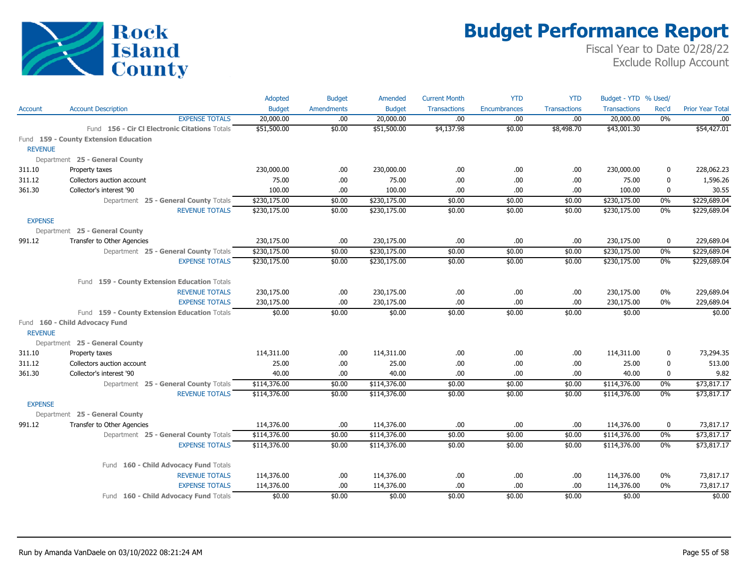# Budget Performance Report

Fiscal Year to Date 02/28/22
Exclude Rollup Account

| Account | Account Description | Adopted Budget | Budget Amendments | Amended Budget | Current Month Transactions | YTD Encumbrances | YTD Transactions | Budget - YTD Transactions | % Used/ Rec'd | Prior Year Total |
|---|---|---|---|---|---|---|---|---|---|---|
| | EXPENSE TOTALS | 20,000.00 | .00 | 20,000.00 | .00 | .00 | .00 | 20,000.00 | 0% | .00 |
| | Fund 156 - Cir Cl Electronic Citations Totals | $51,500.00 | $0.00 | $51,500.00 | $4,137.98 | $0.00 | $8,498.70 | $43,001.30 | | $54,427.01 |
| **Fund 159 - County Extension Education** | | | | | | | | | | |
| REVENUE | | | | | | | | | | |
| Department 25 - General County | | | | | | | | | | |
| 311.10 | Property taxes | 230,000.00 | .00 | 230,000.00 | .00 | .00 | .00 | 230,000.00 | 0 | 228,062.23 |
| 311.12 | Collectors auction account | 75.00 | .00 | 75.00 | .00 | .00 | .00 | 75.00 | 0 | 1,596.26 |
| 361.30 | Collector's interest '90 | 100.00 | .00 | 100.00 | .00 | .00 | .00 | 100.00 | 0 | 30.55 |
| | Department 25 - General County Totals | $230,175.00 | $0.00 | $230,175.00 | $0.00 | $0.00 | $0.00 | $230,175.00 | 0% | $229,689.04 |
| | REVENUE TOTALS | $230,175.00 | $0.00 | $230,175.00 | $0.00 | $0.00 | $0.00 | $230,175.00 | 0% | $229,689.04 |
| EXPENSE | | | | | | | | | | |
| Department 25 - General County | | | | | | | | | | |
| 991.12 | Transfer to Other Agencies | 230,175.00 | .00 | 230,175.00 | .00 | .00 | .00 | 230,175.00 | 0 | 229,689.04 |
| | Department 25 - General County Totals | $230,175.00 | $0.00 | $230,175.00 | $0.00 | $0.00 | $0.00 | $230,175.00 | 0% | $229,689.04 |
| | EXPENSE TOTALS | $230,175.00 | $0.00 | $230,175.00 | $0.00 | $0.00 | $0.00 | $230,175.00 | 0% | $229,689.04 |
| | Fund 159 - County Extension Education Totals | | | | | | | | | |
| | REVENUE TOTALS | 230,175.00 | .00 | 230,175.00 | .00 | .00 | .00 | 230,175.00 | 0% | 229,689.04 |
| | EXPENSE TOTALS | 230,175.00 | .00 | 230,175.00 | .00 | .00 | .00 | 230,175.00 | 0% | 229,689.04 |
| | Fund 159 - County Extension Education Totals | $0.00 | $0.00 | $0.00 | $0.00 | $0.00 | $0.00 | $0.00 | | $0.00 |
| **Fund 160 - Child Advocacy Fund** | | | | | | | | | | |
| REVENUE | | | | | | | | | | |
| Department 25 - General County | | | | | | | | | | |
| 311.10 | Property taxes | 114,311.00 | .00 | 114,311.00 | .00 | .00 | .00 | 114,311.00 | 0 | 73,294.35 |
| 311.12 | Collectors auction account | 25.00 | .00 | 25.00 | .00 | .00 | .00 | 25.00 | 0 | 513.00 |
| 361.30 | Collector's interest '90 | 40.00 | .00 | 40.00 | .00 | .00 | .00 | 40.00 | 0 | 9.82 |
| | Department 25 - General County Totals | $114,376.00 | $0.00 | $114,376.00 | $0.00 | $0.00 | $0.00 | $114,376.00 | 0% | $73,817.17 |
| | REVENUE TOTALS | $114,376.00 | $0.00 | $114,376.00 | $0.00 | $0.00 | $0.00 | $114,376.00 | 0% | $73,817.17 |
| EXPENSE | | | | | | | | | | |
| Department 25 - General County | | | | | | | | | | |
| 991.12 | Transfer to Other Agencies | 114,376.00 | .00 | 114,376.00 | .00 | .00 | .00 | 114,376.00 | 0 | 73,817.17 |
| | Department 25 - General County Totals | $114,376.00 | $0.00 | $114,376.00 | $0.00 | $0.00 | $0.00 | $114,376.00 | 0% | $73,817.17 |
| | EXPENSE TOTALS | $114,376.00 | $0.00 | $114,376.00 | $0.00 | $0.00 | $0.00 | $114,376.00 | 0% | $73,817.17 |
| | Fund 160 - Child Advocacy Fund Totals | | | | | | | | | |
| | REVENUE TOTALS | 114,376.00 | .00 | 114,376.00 | .00 | .00 | .00 | 114,376.00 | 0% | 73,817.17 |
| | EXPENSE TOTALS | 114,376.00 | .00 | 114,376.00 | .00 | .00 | .00 | 114,376.00 | 0% | 73,817.17 |
| | Fund 160 - Child Advocacy Fund Totals | $0.00 | $0.00 | $0.00 | $0.00 | $0.00 | $0.00 | $0.00 | | $0.00 |

Run by Amanda VanDaele on 03/10/2022 08:21:24 AM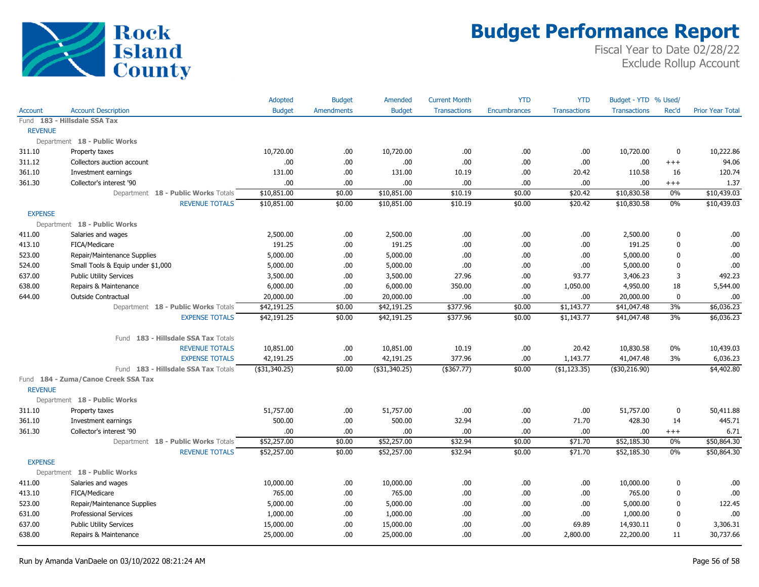# Rock Island County

# Budget Performance Report

Fiscal Year to Date 02/28/22
Exclude Rollup Account

| Account | Account Description | Adopted Budget | Budget Amendments | Amended Budget | Current Month Transactions | YTD Encumbrances | YTD Transactions | Budget - YTD Transactions | % Used/ Rec'd | Prior Year Total |
|---|---|---|---|---|---|---|---|---|---|---|
| Fund 183 - Hillsdale SSA Tax | | | | | | | | | | |
| REVENUE | | | | | | | | | | |
| Department 18 - Public Works | | | | | | | | | | |
| 311.10 | Property taxes | 10,720.00 | .00 | 10,720.00 | .00 | .00 | .00 | 10,720.00 | 0 | 10,222.86 |
| 311.12 | Collectors auction account | .00 | .00 | .00 | .00 | .00 | .00 | .00 | +++ | 94.06 |
| 361.10 | Investment earnings | 131.00 | .00 | 131.00 | 10.19 | .00 | 20.42 | 110.58 | 16 | 120.74 |
| 361.30 | Collector's interest '90 | .00 | .00 | .00 | .00 | .00 | .00 | .00 | +++ | 1.37 |
| | Department 18 - Public Works Totals | $10,851.00 | $0.00 | $10,851.00 | $10.19 | $0.00 | $20.42 | $10,830.58 | 0% | $10,439.03 |
| | REVENUE TOTALS | $10,851.00 | $0.00 | $10,851.00 | $10.19 | $0.00 | $20.42 | $10,830.58 | 0% | $10,439.03 |
| EXPENSE | | | | | | | | | | |
| Department 18 - Public Works | | | | | | | | | | |
| 411.00 | Salaries and wages | 2,500.00 | .00 | 2,500.00 | .00 | .00 | .00 | 2,500.00 | 0 | .00 |
| 413.10 | FICA/Medicare | 191.25 | .00 | 191.25 | .00 | .00 | .00 | 191.25 | 0 | .00 |
| 523.00 | Repair/Maintenance Supplies | 5,000.00 | .00 | 5,000.00 | .00 | .00 | .00 | 5,000.00 | 0 | .00 |
| 524.00 | Small Tools & Equip under $1,000 | 5,000.00 | .00 | 5,000.00 | .00 | .00 | .00 | 5,000.00 | 0 | .00 |
| 637.00 | Public Utility Services | 3,500.00 | .00 | 3,500.00 | 27.96 | .00 | 93.77 | 3,406.23 | 3 | 492.23 |
| 638.00 | Repairs & Maintenance | 6,000.00 | .00 | 6,000.00 | 350.00 | .00 | 1,050.00 | 4,950.00 | 18 | 5,544.00 |
| 644.00 | Outside Contractual | 20,000.00 | .00 | 20,000.00 | .00 | .00 | .00 | 20,000.00 | 0 | .00 |
| | Department 18 - Public Works Totals | $42,191.25 | $0.00 | $42,191.25 | $377.96 | $0.00 | $1,143.77 | $41,047.48 | 3% | $6,036.23 |
| | EXPENSE TOTALS | $42,191.25 | $0.00 | $42,191.25 | $377.96 | $0.00 | $1,143.77 | $41,047.48 | 3% | $6,036.23 |
| | Fund 183 - Hillsdale SSA Tax Totals | | | | | | | | | |
| | REVENUE TOTALS | 10,851.00 | .00 | 10,851.00 | 10.19 | .00 | 20.42 | 10,830.58 | 0% | 10,439.03 |
| | EXPENSE TOTALS | 42,191.25 | .00 | 42,191.25 | 377.96 | .00 | 1,143.77 | 41,047.48 | 3% | 6,036.23 |
| | Fund 183 - Hillsdale SSA Tax Totals | ($31,340.25) | $0.00 | ($31,340.25) | ($367.77) | $0.00 | ($1,123.35) | ($30,216.90) | | $4,402.80 |
| Fund 184 - Zuma/Canoe Creek SSA Tax | | | | | | | | | | |
| REVENUE | | | | | | | | | | |
| Department 18 - Public Works | | | | | | | | | | |
| 311.10 | Property taxes | 51,757.00 | .00 | 51,757.00 | .00 | .00 | .00 | 51,757.00 | 0 | 50,411.88 |
| 361.10 | Investment earnings | 500.00 | .00 | 500.00 | 32.94 | .00 | 71.70 | 428.30 | 14 | 445.71 |
| 361.30 | Collector's interest '90 | .00 | .00 | .00 | .00 | .00 | .00 | .00 | +++ | 6.71 |
| | Department 18 - Public Works Totals | $52,257.00 | $0.00 | $52,257.00 | $32.94 | $0.00 | $71.70 | $52,185.30 | 0% | $50,864.30 |
| | REVENUE TOTALS | $52,257.00 | $0.00 | $52,257.00 | $32.94 | $0.00 | $71.70 | $52,185.30 | 0% | $50,864.30 |
| EXPENSE | | | | | | | | | | |
| Department 18 - Public Works | | | | | | | | | | |
| 411.00 | Salaries and wages | 10,000.00 | .00 | 10,000.00 | .00 | .00 | .00 | 10,000.00 | 0 | .00 |
| 413.10 | FICA/Medicare | 765.00 | .00 | 765.00 | .00 | .00 | .00 | 765.00 | 0 | .00 |
| 523.00 | Repair/Maintenance Supplies | 5,000.00 | .00 | 5,000.00 | .00 | .00 | .00 | 5,000.00 | 0 | 122.45 |
| 631.00 | Professional Services | 1,000.00 | .00 | 1,000.00 | .00 | .00 | .00 | 1,000.00 | 0 | .00 |
| 637.00 | Public Utility Services | 15,000.00 | .00 | 15,000.00 | .00 | .00 | 69.89 | 14,930.11 | 0 | 3,306.31 |
| 638.00 | Repairs & Maintenance | 25,000.00 | .00 | 25,000.00 | .00 | .00 | 2,800.00 | 22,200.00 | 11 | 30,737.66 |

Run by Amanda VanDaele on 03/10/2022 08:21:24 AM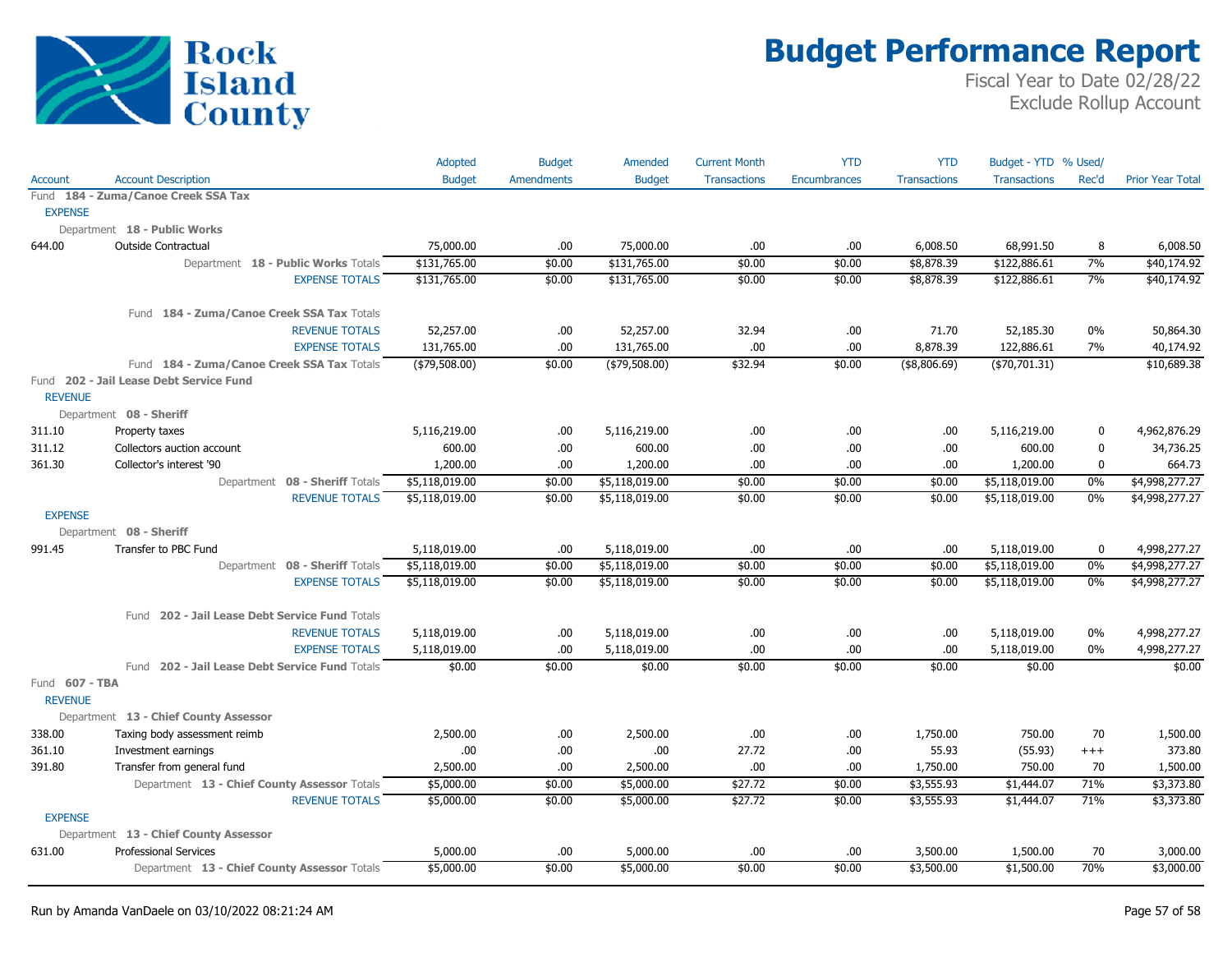# Budget Performance Report

Fiscal Year to Date 02/28/22
Exclude Rollup Account

| Account | Account Description | Adopted Budget | Budget Amendments | Amended Budget | Current Month Transactions | YTD Encumbrances | YTD Transactions | Budget - YTD Transactions | % Used/ Rec'd | Prior Year Total |
|---|---|---|---|---|---|---|---|---|---|---|
| **Fund 184 - Zuma/Canoe Creek SSA Tax** | | | | | | | | | | |
| EXPENSE | | | | | | | | | | |
| Department 18 - Public Works | | | | | | | | | | |
| 644.00 | Outside Contractual | 75,000.00 | .00 | 75,000.00 | .00 | .00 | 6,008.50 | 68,991.50 | 8 | 6,008.50 |
| | Department 18 - Public Works Totals | $131,765.00 | $0.00 | $131,765.00 | $0.00 | $0.00 | $8,878.39 | $122,886.61 | 7% | $40,174.92 |
| | EXPENSE TOTALS | $131,765.00 | $0.00 | $131,765.00 | $0.00 | $0.00 | $8,878.39 | $122,886.61 | 7% | $40,174.92 |
| | Fund 184 - Zuma/Canoe Creek SSA Tax Totals | | | | | | | | | |
| | REVENUE TOTALS | 52,257.00 | .00 | 52,257.00 | 32.94 | .00 | 71.70 | 52,185.30 | 0% | 50,864.30 |
| | EXPENSE TOTALS | 131,765.00 | .00 | 131,765.00 | .00 | .00 | 8,878.39 | 122,886.61 | 7% | 40,174.92 |
| | Fund 184 - Zuma/Canoe Creek SSA Tax Totals | ($79,508.00) | $0.00 | ($79,508.00) | $32.94 | $0.00 | ($8,806.69) | ($70,701.31) | | $10,689.38 |
| **Fund 202 - Jail Lease Debt Service Fund** | | | | | | | | | | |
| REVENUE | | | | | | | | | | |
| Department 08 - Sheriff | | | | | | | | | | |
| 311.10 | Property taxes | 5,116,219.00 | .00 | 5,116,219.00 | .00 | .00 | .00 | 5,116,219.00 | 0 | 4,962,876.29 |
| 311.12 | Collectors auction account | 600.00 | .00 | 600.00 | .00 | .00 | .00 | 600.00 | 0 | 34,736.25 |
| 361.30 | Collector's interest '90 | 1,200.00 | .00 | 1,200.00 | .00 | .00 | .00 | 1,200.00 | 0 | 664.73 |
| | Department 08 - Sheriff Totals | $5,118,019.00 | $0.00 | $5,118,019.00 | $0.00 | $0.00 | $0.00 | $5,118,019.00 | 0% | $4,998,277.27 |
| | REVENUE TOTALS | $5,118,019.00 | $0.00 | $5,118,019.00 | $0.00 | $0.00 | $0.00 | $5,118,019.00 | 0% | $4,998,277.27 |
| EXPENSE | | | | | | | | | | |
| Department 08 - Sheriff | | | | | | | | | | |
| 991.45 | Transfer to PBC Fund | 5,118,019.00 | .00 | 5,118,019.00 | .00 | .00 | .00 | 5,118,019.00 | 0 | 4,998,277.27 |
| | Department 08 - Sheriff Totals | $5,118,019.00 | $0.00 | $5,118,019.00 | $0.00 | $0.00 | $0.00 | $5,118,019.00 | 0% | $4,998,277.27 |
| | EXPENSE TOTALS | $5,118,019.00 | $0.00 | $5,118,019.00 | $0.00 | $0.00 | $0.00 | $5,118,019.00 | 0% | $4,998,277.27 |
| | Fund 202 - Jail Lease Debt Service Fund Totals | | | | | | | | | |
| | REVENUE TOTALS | 5,118,019.00 | .00 | 5,118,019.00 | .00 | .00 | .00 | 5,118,019.00 | 0% | 4,998,277.27 |
| | EXPENSE TOTALS | 5,118,019.00 | .00 | 5,118,019.00 | .00 | .00 | .00 | 5,118,019.00 | 0% | 4,998,277.27 |
| | Fund 202 - Jail Lease Debt Service Fund Totals | $0.00 | $0.00 | $0.00 | $0.00 | $0.00 | $0.00 | $0.00 | | $0.00 |
| **Fund 607 - TBA** | | | | | | | | | | |
| REVENUE | | | | | | | | | | |
| Department 13 - Chief County Assessor | | | | | | | | | | |
| 338.00 | Taxing body assessment reimb | 2,500.00 | .00 | 2,500.00 | .00 | .00 | 1,750.00 | 750.00 | 70 | 1,500.00 |
| 361.10 | Investment earnings | .00 | .00 | .00 | 27.72 | .00 | 55.93 | (55.93) | +++ | 373.80 |
| 391.80 | Transfer from general fund | 2,500.00 | .00 | 2,500.00 | .00 | .00 | 1,750.00 | 750.00 | 70 | 1,500.00 |
| | Department 13 - Chief County Assessor Totals | $5,000.00 | $0.00 | $5,000.00 | $27.72 | $0.00 | $3,555.93 | $1,444.07 | 71% | $3,373.80 |
| | REVENUE TOTALS | $5,000.00 | $0.00 | $5,000.00 | $27.72 | $0.00 | $3,555.93 | $1,444.07 | 71% | $3,373.80 |
| EXPENSE | | | | | | | | | | |
| Department 13 - Chief County Assessor | | | | | | | | | | |
| 631.00 | Professional Services | 5,000.00 | .00 | 5,000.00 | .00 | .00 | 3,500.00 | 1,500.00 | 70 | 3,000.00 |
| | Department 13 - Chief County Assessor Totals | $5,000.00 | $0.00 | $5,000.00 | $0.00 | $0.00 | $3,500.00 | $1,500.00 | 70% | $3,000.00 |

Run by Amanda VanDaele on 03/10/2022 08:21:24 AM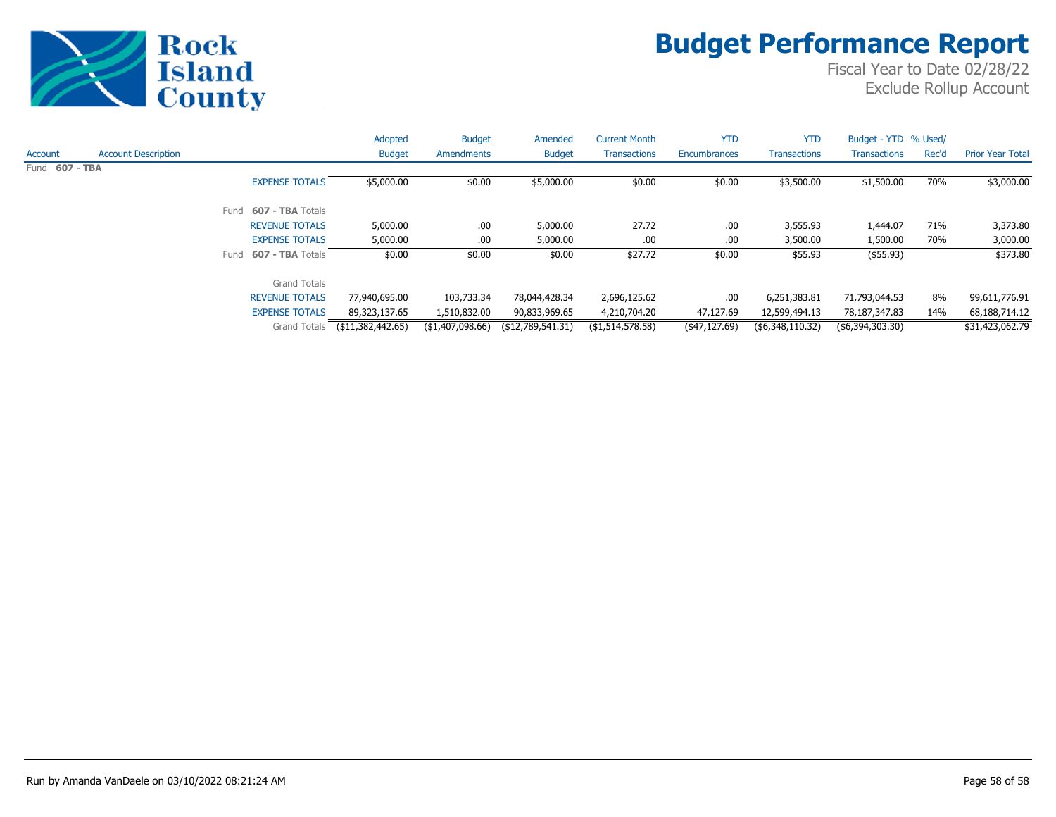# Budget Performance Report

Fiscal Year to Date 02/28/22
Exclude Rollup Account

Rock Island County

| Account | Account Description | | Adopted Budget | Budget Amendments | Amended Budget | Current Month Transactions | YTD Encumbrances | YTD Transactions | Budget - YTD Transactions | % Used/ Rec'd | Prior Year Total |
|---|---|---|---|---|---|---|---|---|---|---|---|
| Fund **607 - TBA** | | | | | | | | | | | |
| | | EXPENSE TOTALS | $5,000.00 | $0.00 | $5,000.00 | $0.00 | $0.00 | $3,500.00 | $1,500.00 | 70% | $3,000.00 |
| | | Fund **607 - TBA** Totals | | | | | | | | | |
| | | REVENUE TOTALS | 5,000.00 | .00 | 5,000.00 | 27.72 | .00 | 3,555.93 | 1,444.07 | 71% | 3,373.80 |
| | | EXPENSE TOTALS | 5,000.00 | .00 | 5,000.00 | .00 | .00 | 3,500.00 | 1,500.00 | 70% | 3,000.00 |
| | | Fund **607 - TBA** Totals | $0.00 | $0.00 | $0.00 | $27.72 | $0.00 | $55.93 | ($55.93) | | $373.80 |
| | | Grand Totals | | | | | | | | | |
| | | REVENUE TOTALS | 77,940,695.00 | 103,733.34 | 78,044,428.34 | 2,696,125.62 | .00 | 6,251,383.81 | 71,793,044.53 | 8% | 99,611,776.91 |
| | | EXPENSE TOTALS | 89,323,137.65 | 1,510,832.00 | 90,833,969.65 | 4,210,704.20 | 47,127.69 | 12,599,494.13 | 78,187,347.83 | 14% | 68,188,714.12 |
| | | Grand Totals | ($11,382,442.65) | ($1,407,098.66) | ($12,789,541.31) | ($1,514,578.58) | ($47,127.69) | ($6,348,110.32) | ($6,394,303.30) | | $31,423,062.79 |

Run by Amanda VanDaele on 03/10/2022 08:21:24 AM